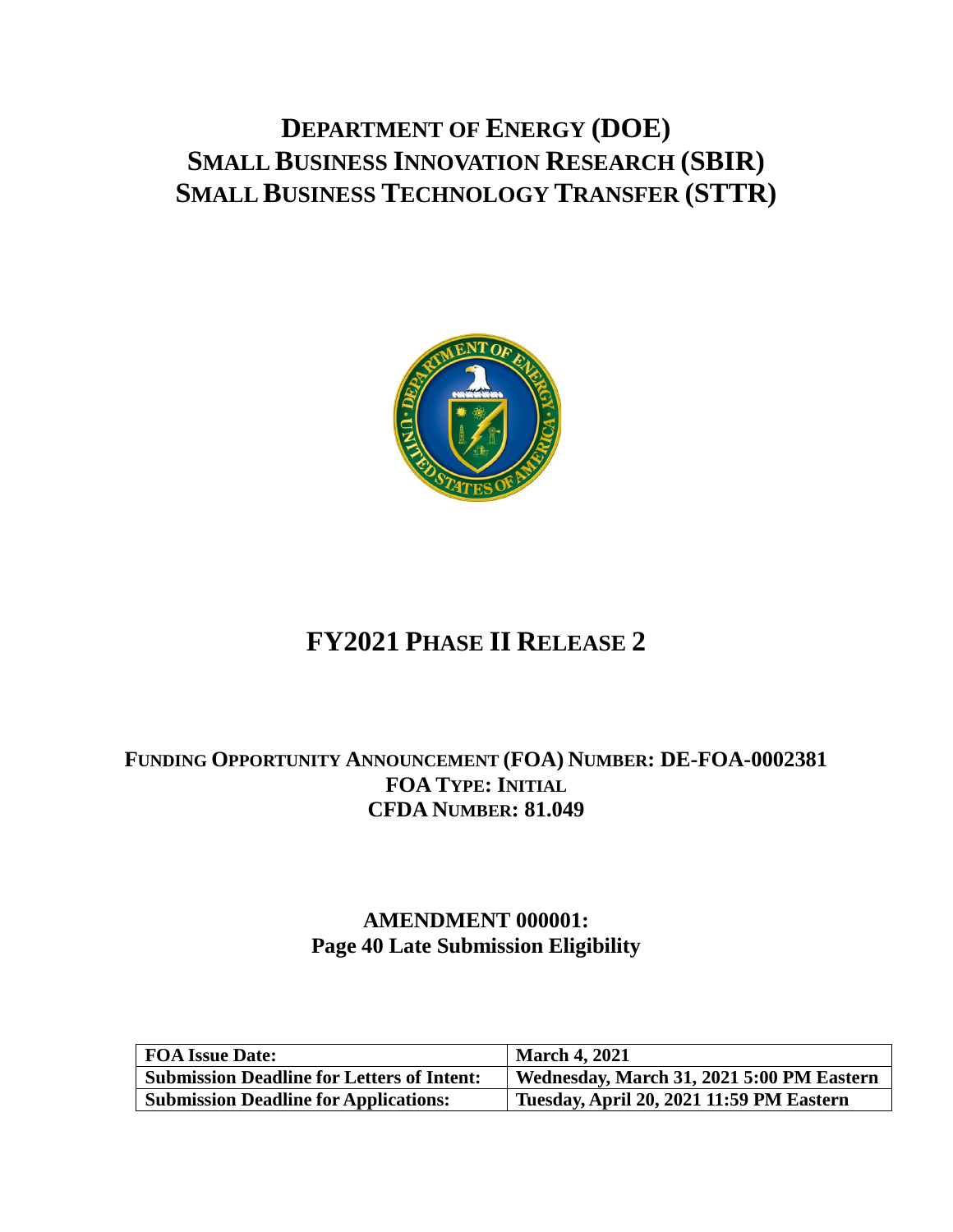# DEPARTMENT OF ENERGY (DOE)
# SMALL BUSINESS INNOVATION RESEARCH (SBIR)
# SMALL BUSINESS TECHNOLOGY TRANSFER (STTR)

# FY2021 PHASE II RELEASE 2

**FUNDING OPPORTUNITY ANNOUNCEMENT (FOA) NUMBER: DE-FOA-0002381**
**FOA TYPE: INITIAL**
**CFDA NUMBER: 81.049**

**AMENDMENT 000001:**
**Page 40 Late Submission Eligibility**

| FOA Issue Date: | March 4, 2021 |
|---|---|
| Submission Deadline for Letters of Intent: | Wednesday, March 31, 2021 5:00 PM Eastern |
| Submission Deadline for Applications: | Tuesday, April 20, 2021 11:59 PM Eastern |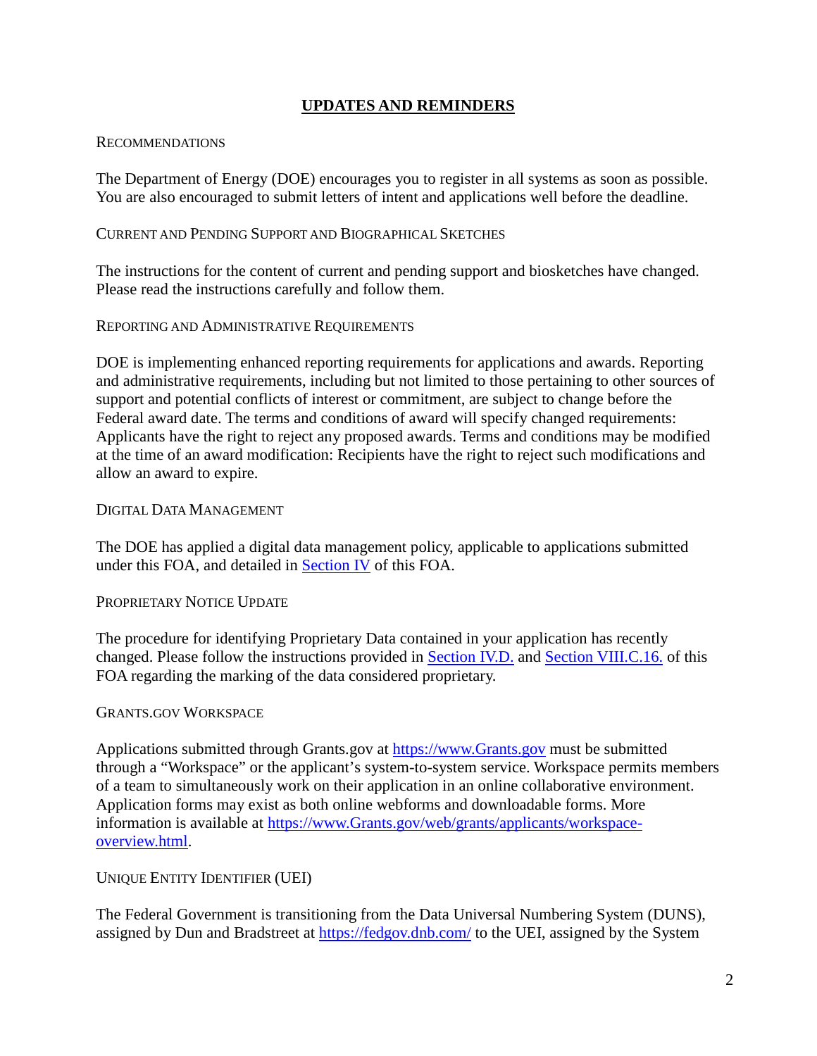# UPDATES AND REMINDERS

## Recommendations

The Department of Energy (DOE) encourages you to register in all systems as soon as possible. You are also encouraged to submit letters of intent and applications well before the deadline.

## Current and Pending Support and Biographical Sketches

The instructions for the content of current and pending support and biosketches have changed. Please read the instructions carefully and follow them.

## Reporting and Administrative Requirements

DOE is implementing enhanced reporting requirements for applications and awards. Reporting and administrative requirements, including but not limited to those pertaining to other sources of support and potential conflicts of interest or commitment, are subject to change before the Federal award date. The terms and conditions of award will specify changed requirements: Applicants have the right to reject any proposed awards. Terms and conditions may be modified at the time of an award modification: Recipients have the right to reject such modifications and allow an award to expire.

## Digital Data Management

The DOE has applied a digital data management policy, applicable to applications submitted under this FOA, and detailed in [Section IV](#) of this FOA.

## Proprietary Notice Update

The procedure for identifying Proprietary Data contained in your application has recently changed. Please follow the instructions provided in [Section IV.D.](#) and [Section VIII.C.16.](#) of this FOA regarding the marking of the data considered proprietary.

## Grants.gov Workspace

Applications submitted through Grants.gov at [https://www.Grants.gov](https://www.Grants.gov) must be submitted through a "Workspace" or the applicant's system-to-system service. Workspace permits members of a team to simultaneously work on their application in an online collaborative environment. Application forms may exist as both online webforms and downloadable forms. More information is available at [https://www.Grants.gov/web/grants/applicants/workspace-overview.html](https://www.Grants.gov/web/grants/applicants/workspace-overview.html).

## Unique Entity Identifier (UEI)

The Federal Government is transitioning from the Data Universal Numbering System (DUNS), assigned by Dun and Bradstreet at [https://fedgov.dnb.com/](https://fedgov.dnb.com/) to the UEI, assigned by the System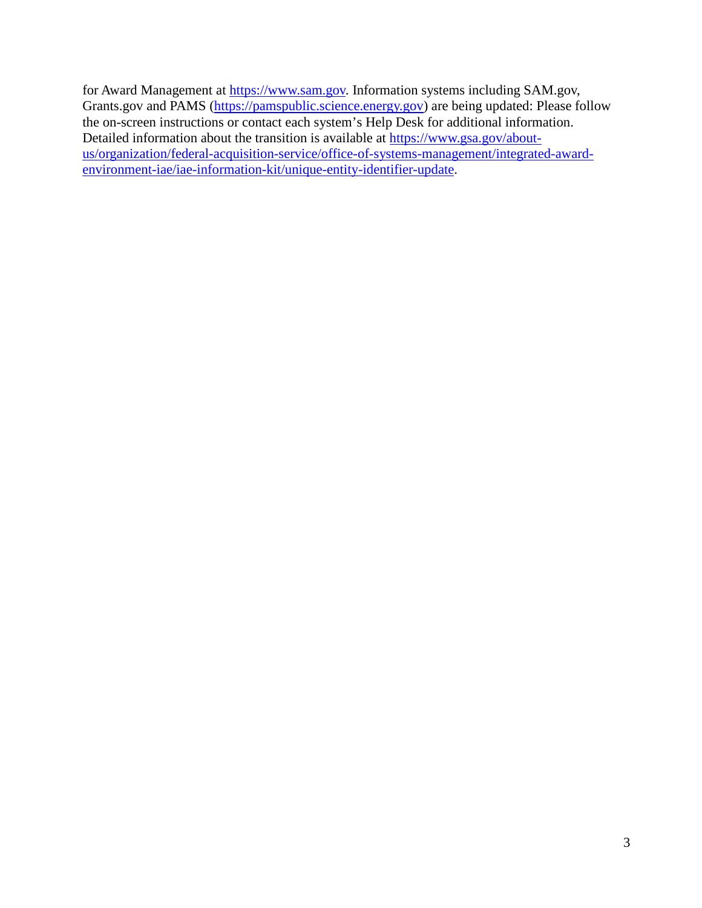for Award Management at https://www.sam.gov. Information systems including SAM.gov, Grants.gov and PAMS (https://pamspublic.science.energy.gov) are being updated: Please follow the on-screen instructions or contact each system's Help Desk for additional information. Detailed information about the transition is available at https://www.gsa.gov/about-us/organization/federal-acquisition-service/office-of-systems-management/integrated-award-environment-iae/iae-information-kit/unique-entity-identifier-update.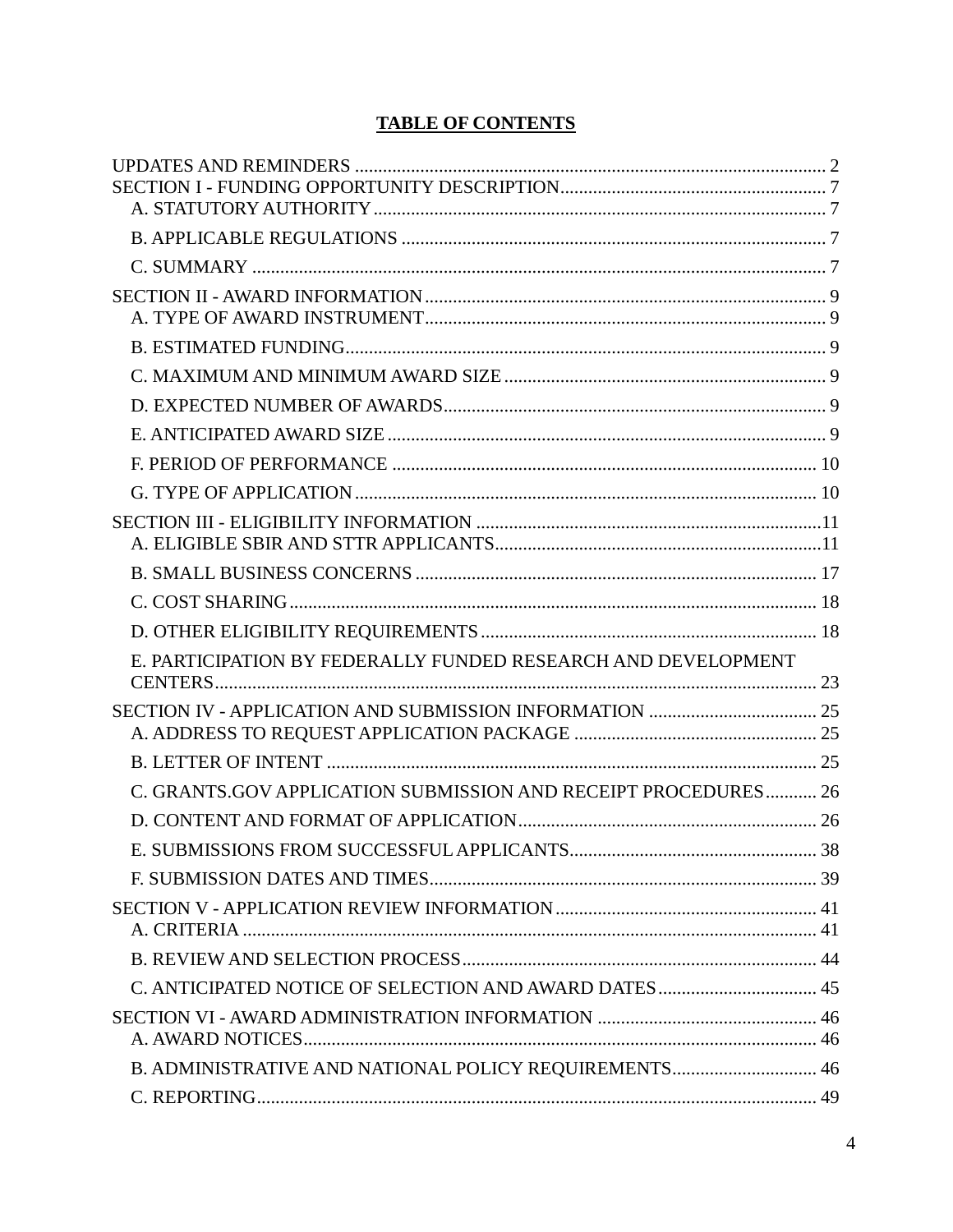# TABLE OF CONTENTS

UPDATES AND REMINDERS ..................................................................................................... 2

SECTION I - FUNDING OPPORTUNITY DESCRIPTION......................................................... 7

- A. STATUTORY AUTHORITY ................................................................................................ 7
- B. APPLICABLE REGULATIONS ........................................................................................... 7
- C. SUMMARY .......................................................................................................................... 7

SECTION II - AWARD INFORMATION ..................................................................................... 9

- A. TYPE OF AWARD INSTRUMENT...................................................................................... 9
- B. ESTIMATED FUNDING....................................................................................................... 9
- C. MAXIMUM AND MINIMUM AWARD SIZE ..................................................................... 9
- D. EXPECTED NUMBER OF AWARDS.................................................................................. 9
- E. ANTICIPATED AWARD SIZE ............................................................................................. 9
- F. PERIOD OF PERFORMANCE ........................................................................................... 10
- G. TYPE OF APPLICATION .................................................................................................. 10

SECTION III - ELIGIBILITY INFORMATION ..........................................................................11

- A. ELIGIBLE SBIR AND STTR APPLICANTS......................................................................11
- B. SMALL BUSINESS CONCERNS ...................................................................................... 17
- C. COST SHARING................................................................................................................. 18
- D. OTHER ELIGIBILITY REQUIREMENTS ....................................................................... 18
- E. PARTICIPATION BY FEDERALLY FUNDED RESEARCH AND DEVELOPMENT CENTERS................................................................................................................................. 23

SECTION IV - APPLICATION AND SUBMISSION INFORMATION .................................... 25

- A. ADDRESS TO REQUEST APPLICATION PACKAGE .................................................... 25
- B. LETTER OF INTENT ......................................................................................................... 25
- C. GRANTS.GOV APPLICATION SUBMISSION AND RECEIPT PROCEDURES........... 26
- D. CONTENT AND FORMAT OF APPLICATION................................................................ 26
- E. SUBMISSIONS FROM SUCCESSFUL APPLICANTS..................................................... 38
- F. SUBMISSION DATES AND TIMES................................................................................... 39

SECTION V - APPLICATION REVIEW INFORMATION........................................................ 41

- A. CRITERIA .......................................................................................................................... 41
- B. REVIEW AND SELECTION PROCESS............................................................................ 44
- C. ANTICIPATED NOTICE OF SELECTION AND AWARD DATES.................................. 45

SECTION VI - AWARD ADMINISTRATION INFORMATION ............................................... 46

- A. AWARD NOTICES.............................................................................................................. 46
- B. ADMINISTRATIVE AND NATIONAL POLICY REQUIREMENTS............................... 46
- C. REPORTING........................................................................................................................ 49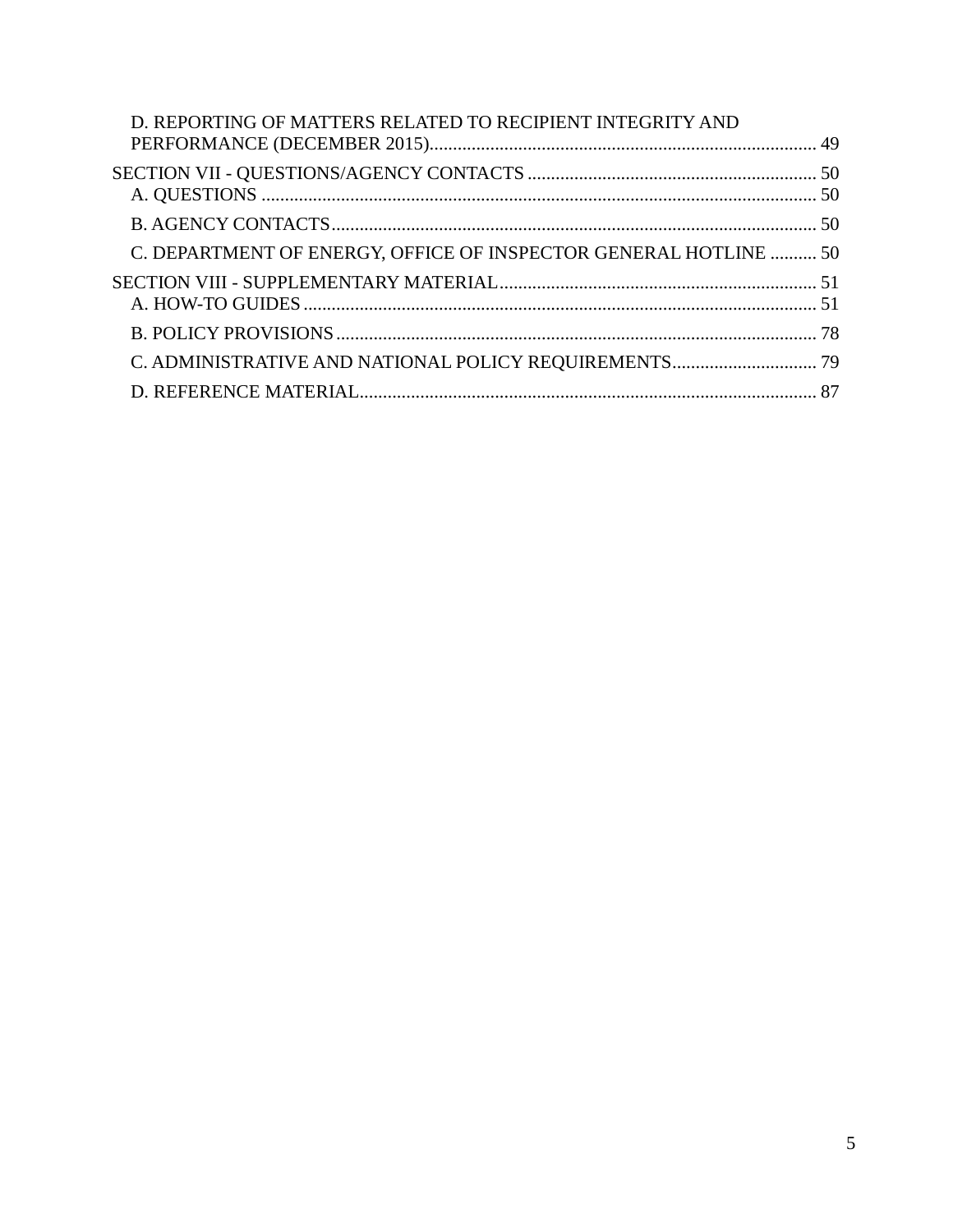D. REPORTING OF MATTERS RELATED TO RECIPIENT INTEGRITY AND PERFORMANCE (DECEMBER 2015) ........ 49

SECTION VII - QUESTIONS/AGENCY CONTACTS ........ 50

A. QUESTIONS ........ 50

B. AGENCY CONTACTS ........ 50

C. DEPARTMENT OF ENERGY, OFFICE OF INSPECTOR GENERAL HOTLINE ........ 50

SECTION VIII - SUPPLEMENTARY MATERIAL ........ 51

A. HOW-TO GUIDES ........ 51

B. POLICY PROVISIONS ........ 78

C. ADMINISTRATIVE AND NATIONAL POLICY REQUIREMENTS ........ 79

D. REFERENCE MATERIAL ........ 87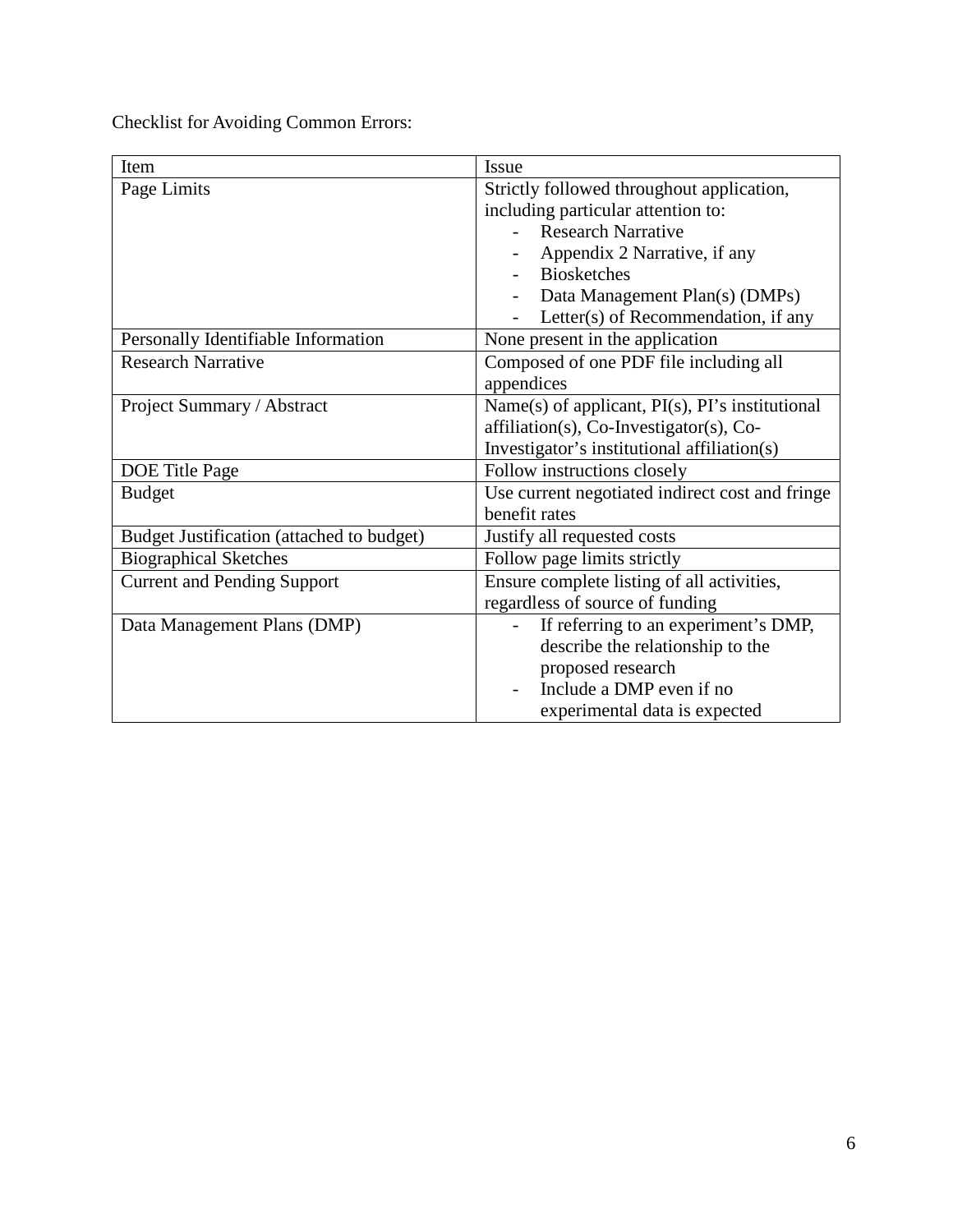Checklist for Avoiding Common Errors:

| Item | Issue |
|---|---|
| Page Limits | Strictly followed throughout application, including particular attention to:<br>- Research Narrative<br>- Appendix 2 Narrative, if any<br>- Biosketches<br>- Data Management Plan(s) (DMPs)<br>- Letter(s) of Recommendation, if any |
| Personally Identifiable Information | None present in the application |
| Research Narrative | Composed of one PDF file including all appendices |
| Project Summary / Abstract | Name(s) of applicant, PI(s), PI's institutional affiliation(s), Co-Investigator(s), Co-Investigator's institutional affiliation(s) |
| DOE Title Page | Follow instructions closely |
| Budget | Use current negotiated indirect cost and fringe benefit rates |
| Budget Justification (attached to budget) | Justify all requested costs |
| Biographical Sketches | Follow page limits strictly |
| Current and Pending Support | Ensure complete listing of all activities, regardless of source of funding |
| Data Management Plans (DMP) | - If referring to an experiment's DMP, describe the relationship to the proposed research<br>- Include a DMP even if no experimental data is expected |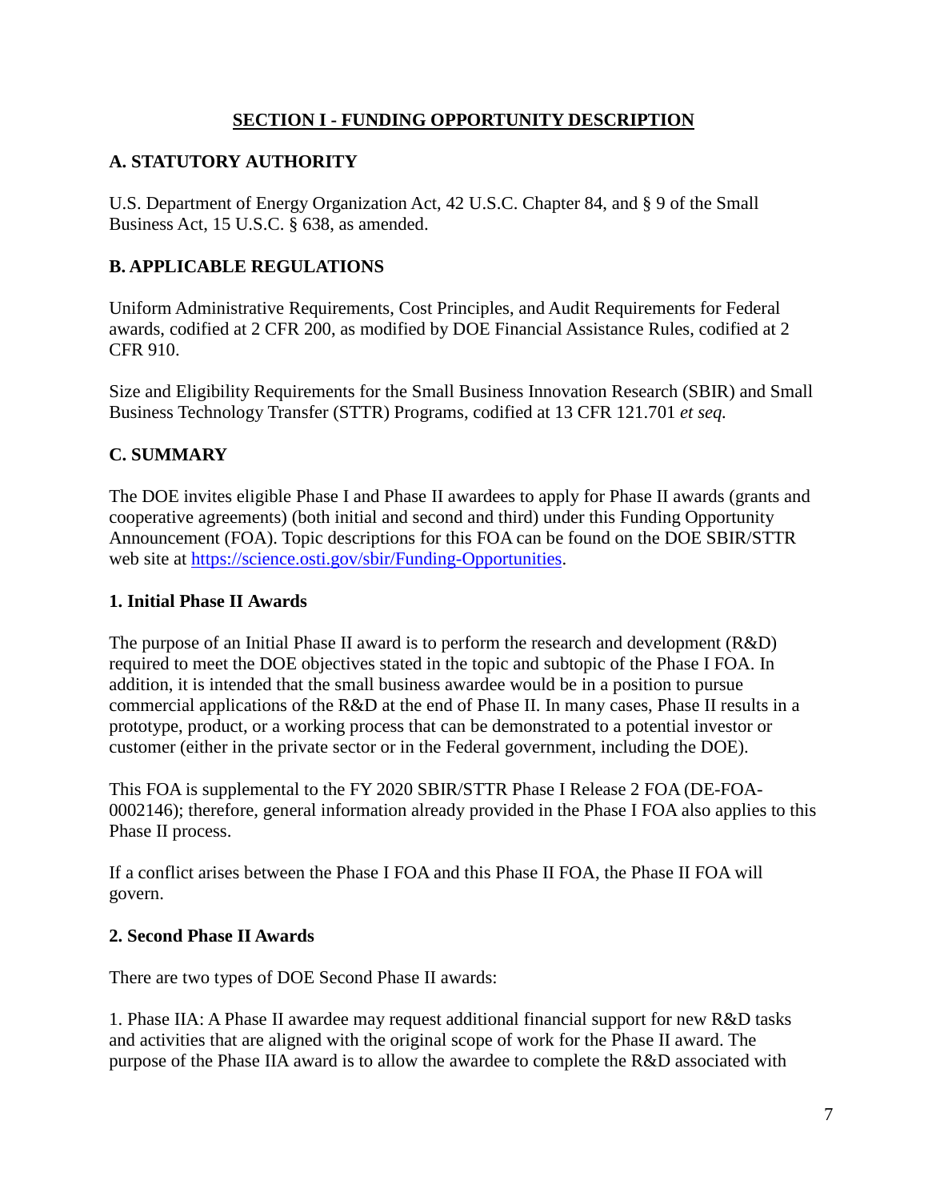## SECTION I - FUNDING OPPORTUNITY DESCRIPTION

### A. STATUTORY AUTHORITY

U.S. Department of Energy Organization Act, 42 U.S.C. Chapter 84, and § 9 of the Small Business Act, 15 U.S.C. § 638, as amended.

### B. APPLICABLE REGULATIONS

Uniform Administrative Requirements, Cost Principles, and Audit Requirements for Federal awards, codified at 2 CFR 200, as modified by DOE Financial Assistance Rules, codified at 2 CFR 910.

Size and Eligibility Requirements for the Small Business Innovation Research (SBIR) and Small Business Technology Transfer (STTR) Programs, codified at 13 CFR 121.701 *et seq.*

### C. SUMMARY

The DOE invites eligible Phase I and Phase II awardees to apply for Phase II awards (grants and cooperative agreements) (both initial and second and third) under this Funding Opportunity Announcement (FOA). Topic descriptions for this FOA can be found on the DOE SBIR/STTR web site at https://science.osti.gov/sbir/Funding-Opportunities.

#### 1. Initial Phase II Awards

The purpose of an Initial Phase II award is to perform the research and development (R&D) required to meet the DOE objectives stated in the topic and subtopic of the Phase I FOA. In addition, it is intended that the small business awardee would be in a position to pursue commercial applications of the R&D at the end of Phase II. In many cases, Phase II results in a prototype, product, or a working process that can be demonstrated to a potential investor or customer (either in the private sector or in the Federal government, including the DOE).

This FOA is supplemental to the FY 2020 SBIR/STTR Phase I Release 2 FOA (DE-FOA-0002146); therefore, general information already provided in the Phase I FOA also applies to this Phase II process.

If a conflict arises between the Phase I FOA and this Phase II FOA, the Phase II FOA will govern.

#### 2. Second Phase II Awards

There are two types of DOE Second Phase II awards:

1. Phase IIA: A Phase II awardee may request additional financial support for new R&D tasks and activities that are aligned with the original scope of work for the Phase II award. The purpose of the Phase IIA award is to allow the awardee to complete the R&D associated with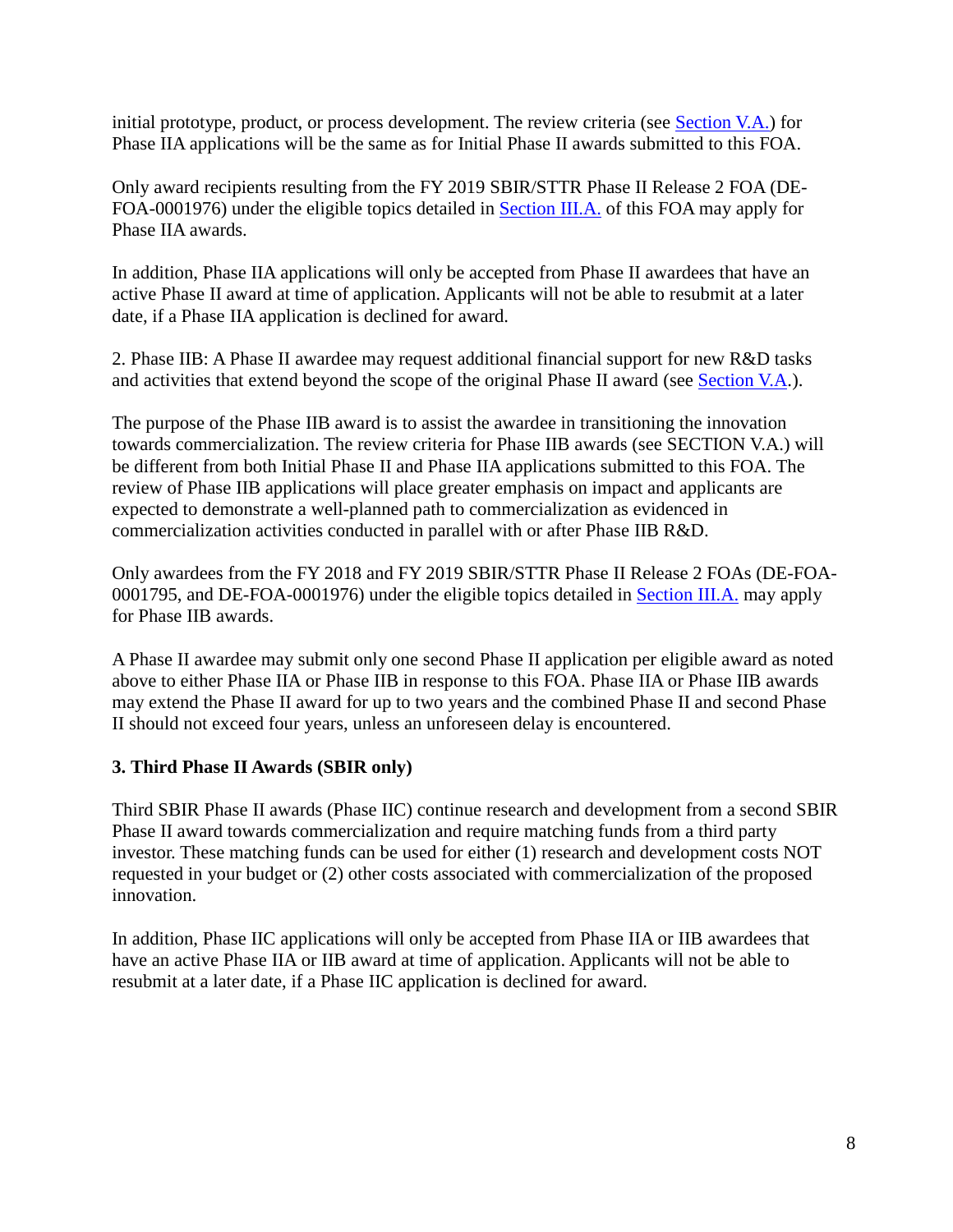initial prototype, product, or process development. The review criteria (see Section V.A.) for Phase IIA applications will be the same as for Initial Phase II awards submitted to this FOA.

Only award recipients resulting from the FY 2019 SBIR/STTR Phase II Release 2 FOA (DE-FOA-0001976) under the eligible topics detailed in Section III.A. of this FOA may apply for Phase IIA awards.

In addition, Phase IIA applications will only be accepted from Phase II awardees that have an active Phase II award at time of application. Applicants will not be able to resubmit at a later date, if a Phase IIA application is declined for award.

2. Phase IIB: A Phase II awardee may request additional financial support for new R&D tasks and activities that extend beyond the scope of the original Phase II award (see Section V.A.).

The purpose of the Phase IIB award is to assist the awardee in transitioning the innovation towards commercialization. The review criteria for Phase IIB awards (see SECTION V.A.) will be different from both Initial Phase II and Phase IIA applications submitted to this FOA. The review of Phase IIB applications will place greater emphasis on impact and applicants are expected to demonstrate a well-planned path to commercialization as evidenced in commercialization activities conducted in parallel with or after Phase IIB R&D.

Only awardees from the FY 2018 and FY 2019 SBIR/STTR Phase II Release 2 FOAs (DE-FOA-0001795, and DE-FOA-0001976) under the eligible topics detailed in Section III.A. may apply for Phase IIB awards.

A Phase II awardee may submit only one second Phase II application per eligible award as noted above to either Phase IIA or Phase IIB in response to this FOA. Phase IIA or Phase IIB awards may extend the Phase II award for up to two years and the combined Phase II and second Phase II should not exceed four years, unless an unforeseen delay is encountered.

### 3. Third Phase II Awards (SBIR only)

Third SBIR Phase II awards (Phase IIC) continue research and development from a second SBIR Phase II award towards commercialization and require matching funds from a third party investor. These matching funds can be used for either (1) research and development costs NOT requested in your budget or (2) other costs associated with commercialization of the proposed innovation.

In addition, Phase IIC applications will only be accepted from Phase IIA or IIB awardees that have an active Phase IIA or IIB award at time of application. Applicants will not be able to resubmit at a later date, if a Phase IIC application is declined for award.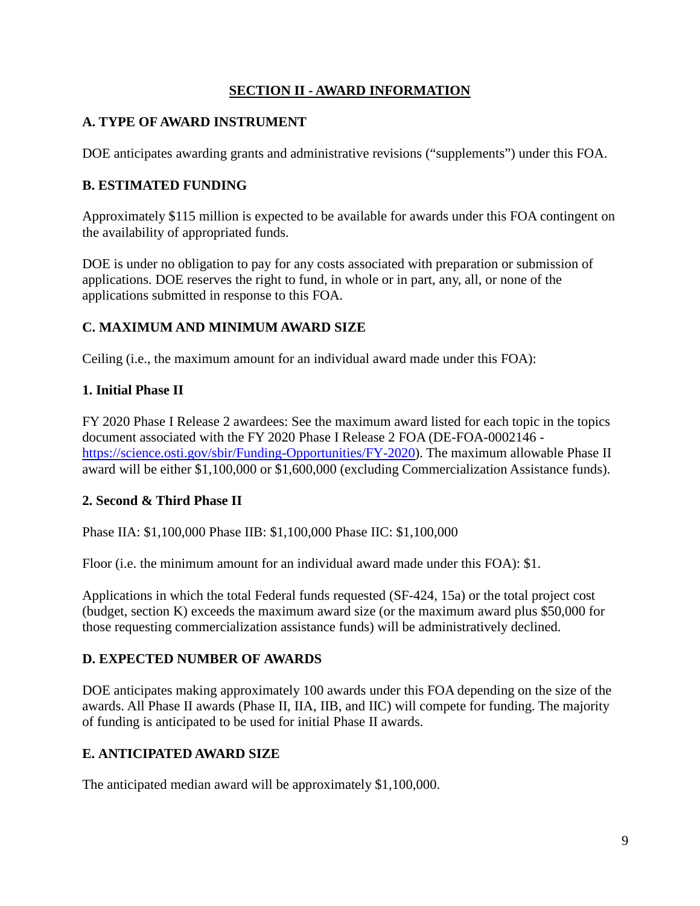## SECTION II - AWARD INFORMATION

### A. TYPE OF AWARD INSTRUMENT

DOE anticipates awarding grants and administrative revisions ("supplements") under this FOA.

### B. ESTIMATED FUNDING

Approximately $115 million is expected to be available for awards under this FOA contingent on the availability of appropriated funds.

DOE is under no obligation to pay for any costs associated with preparation or submission of applications. DOE reserves the right to fund, in whole or in part, any, all, or none of the applications submitted in response to this FOA.

### C. MAXIMUM AND MINIMUM AWARD SIZE

Ceiling (i.e., the maximum amount for an individual award made under this FOA):

#### 1. Initial Phase II

FY 2020 Phase I Release 2 awardees: See the maximum award listed for each topic in the topics document associated with the FY 2020 Phase I Release 2 FOA (DE-FOA-0002146 - [https://science.osti.gov/sbir/Funding-Opportunities/FY-2020](https://science.osti.gov/sbir/Funding-Opportunities/FY-2020)). The maximum allowable Phase II award will be either $1,100,000 or $1,600,000 (excluding Commercialization Assistance funds).

#### 2. Second & Third Phase II

Phase IIA: $1,100,000 Phase IIB: $1,100,000 Phase IIC: $1,100,000

Floor (i.e. the minimum amount for an individual award made under this FOA): $1.

Applications in which the total Federal funds requested (SF-424, 15a) or the total project cost (budget, section K) exceeds the maximum award size (or the maximum award plus $50,000 for those requesting commercialization assistance funds) will be administratively declined.

### D. EXPECTED NUMBER OF AWARDS

DOE anticipates making approximately 100 awards under this FOA depending on the size of the awards. All Phase II awards (Phase II, IIA, IIB, and IIC) will compete for funding. The majority of funding is anticipated to be used for initial Phase II awards.

### E. ANTICIPATED AWARD SIZE

The anticipated median award will be approximately $1,100,000.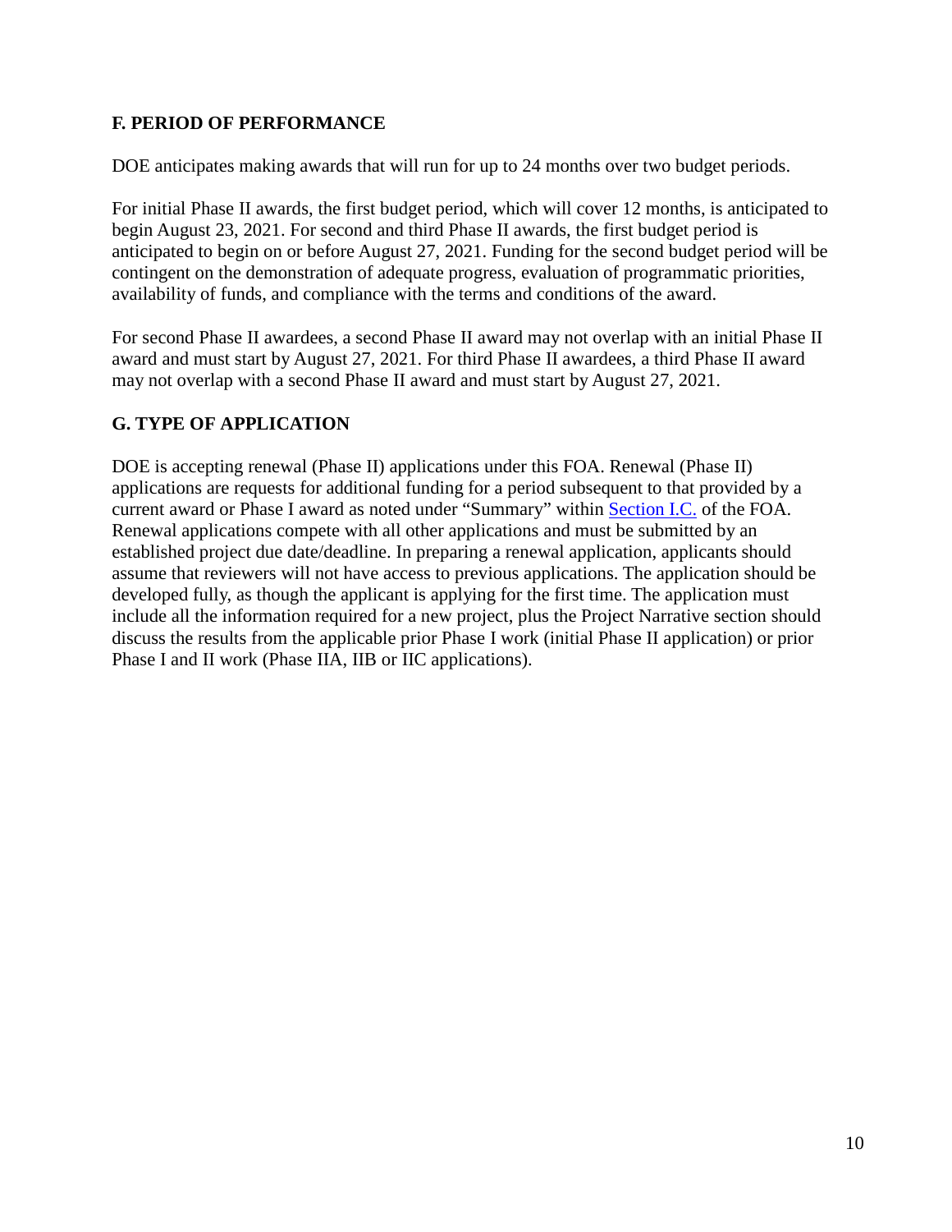## F. PERIOD OF PERFORMANCE

DOE anticipates making awards that will run for up to 24 months over two budget periods.

For initial Phase II awards, the first budget period, which will cover 12 months, is anticipated to begin August 23, 2021. For second and third Phase II awards, the first budget period is anticipated to begin on or before August 27, 2021. Funding for the second budget period will be contingent on the demonstration of adequate progress, evaluation of programmatic priorities, availability of funds, and compliance with the terms and conditions of the award.

For second Phase II awardees, a second Phase II award may not overlap with an initial Phase II award and must start by August 27, 2021. For third Phase II awardees, a third Phase II award may not overlap with a second Phase II award and must start by August 27, 2021.

## G. TYPE OF APPLICATION

DOE is accepting renewal (Phase II) applications under this FOA. Renewal (Phase II) applications are requests for additional funding for a period subsequent to that provided by a current award or Phase I award as noted under "Summary" within Section I.C. of the FOA. Renewal applications compete with all other applications and must be submitted by an established project due date/deadline. In preparing a renewal application, applicants should assume that reviewers will not have access to previous applications. The application should be developed fully, as though the applicant is applying for the first time. The application must include all the information required for a new project, plus the Project Narrative section should discuss the results from the applicable prior Phase I work (initial Phase II application) or prior Phase I and II work (Phase IIA, IIB or IIC applications).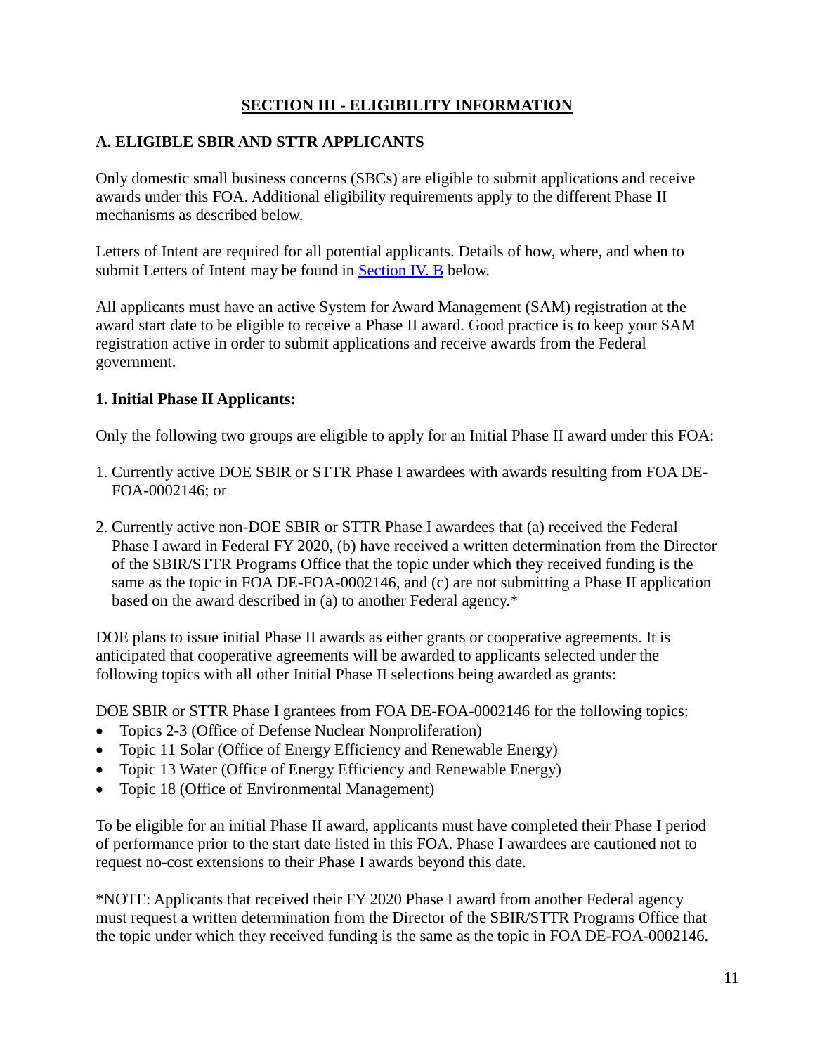## SECTION III - ELIGIBILITY INFORMATION

### A. ELIGIBLE SBIR AND STTR APPLICANTS

Only domestic small business concerns (SBCs) are eligible to submit applications and receive awards under this FOA. Additional eligibility requirements apply to the different Phase II mechanisms as described below.

Letters of Intent are required for all potential applicants. Details of how, where, and when to submit Letters of Intent may be found in Section IV. B below.

All applicants must have an active System for Award Management (SAM) registration at the award start date to be eligible to receive a Phase II award. Good practice is to keep your SAM registration active in order to submit applications and receive awards from the Federal government.

#### 1. Initial Phase II Applicants:

Only the following two groups are eligible to apply for an Initial Phase II award under this FOA:

1. Currently active DOE SBIR or STTR Phase I awardees with awards resulting from FOA DE-FOA-0002146; or
2. Currently active non-DOE SBIR or STTR Phase I awardees that (a) received the Federal Phase I award in Federal FY 2020, (b) have received a written determination from the Director of the SBIR/STTR Programs Office that the topic under which they received funding is the same as the topic in FOA DE-FOA-0002146, and (c) are not submitting a Phase II application based on the award described in (a) to another Federal agency.*

DOE plans to issue initial Phase II awards as either grants or cooperative agreements. It is anticipated that cooperative agreements will be awarded to applicants selected under the following topics with all other Initial Phase II selections being awarded as grants:

DOE SBIR or STTR Phase I grantees from FOA DE-FOA-0002146 for the following topics:

- Topics 2-3 (Office of Defense Nuclear Nonproliferation)
- Topic 11 Solar (Office of Energy Efficiency and Renewable Energy)
- Topic 13 Water (Office of Energy Efficiency and Renewable Energy)
- Topic 18 (Office of Environmental Management)

To be eligible for an initial Phase II award, applicants must have completed their Phase I period of performance prior to the start date listed in this FOA. Phase I awardees are cautioned not to request no-cost extensions to their Phase I awards beyond this date.

*NOTE: Applicants that received their FY 2020 Phase I award from another Federal agency must request a written determination from the Director of the SBIR/STTR Programs Office that the topic under which they received funding is the same as the topic in FOA DE-FOA-0002146.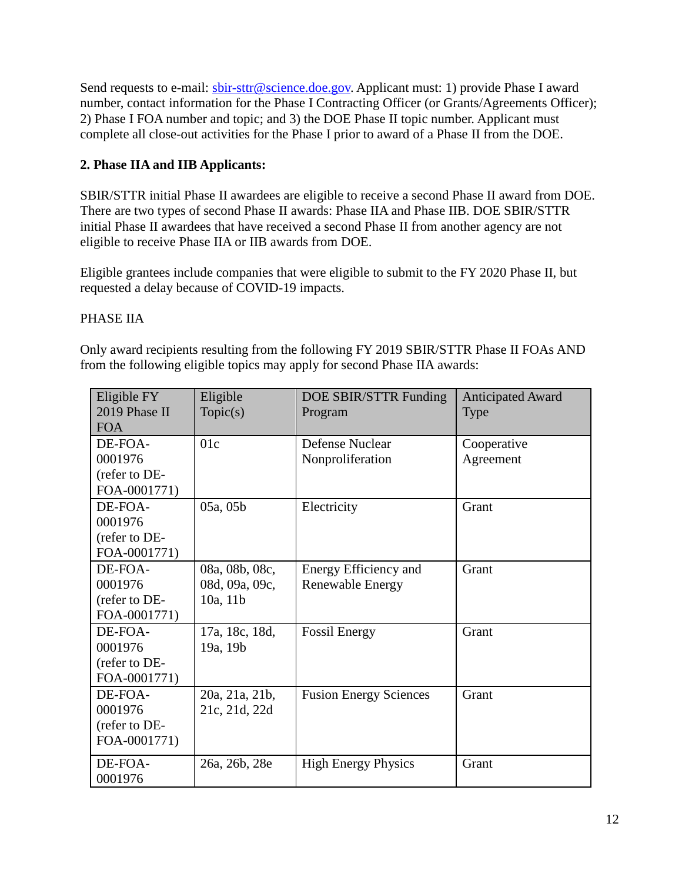Send requests to e-mail: sbir-sttr@science.doe.gov. Applicant must: 1) provide Phase I award number, contact information for the Phase I Contracting Officer (or Grants/Agreements Officer); 2) Phase I FOA number and topic; and 3) the DOE Phase II topic number. Applicant must complete all close-out activities for the Phase I prior to award of a Phase II from the DOE.

**2. Phase IIA and IIB Applicants:**

SBIR/STTR initial Phase II awardees are eligible to receive a second Phase II award from DOE. There are two types of second Phase II awards: Phase IIA and Phase IIB. DOE SBIR/STTR initial Phase II awardees that have received a second Phase II from another agency are not eligible to receive Phase IIA or IIB awards from DOE.

Eligible grantees include companies that were eligible to submit to the FY 2020 Phase II, but requested a delay because of COVID-19 impacts.

PHASE IIA

Only award recipients resulting from the following FY 2019 SBIR/STTR Phase II FOAs AND from the following eligible topics may apply for second Phase IIA awards:

| Eligible FY 2019 Phase II FOA | Eligible Topic(s) | DOE SBIR/STTR Funding Program | Anticipated Award Type |
|---|---|---|---|
| DE-FOA-0001976 (refer to DE-FOA-0001771) | 01c | Defense Nuclear Nonproliferation | Cooperative Agreement |
| DE-FOA-0001976 (refer to DE-FOA-0001771) | 05a, 05b | Electricity | Grant |
| DE-FOA-0001976 (refer to DE-FOA-0001771) | 08a, 08b, 08c, 08d, 09a, 09c, 10a, 11b | Energy Efficiency and Renewable Energy | Grant |
| DE-FOA-0001976 (refer to DE-FOA-0001771) | 17a, 18c, 18d, 19a, 19b | Fossil Energy | Grant |
| DE-FOA-0001976 (refer to DE-FOA-0001771) | 20a, 21a, 21b, 21c, 21d, 22d | Fusion Energy Sciences | Grant |
| DE-FOA-0001976 | 26a, 26b, 28e | High Energy Physics | Grant |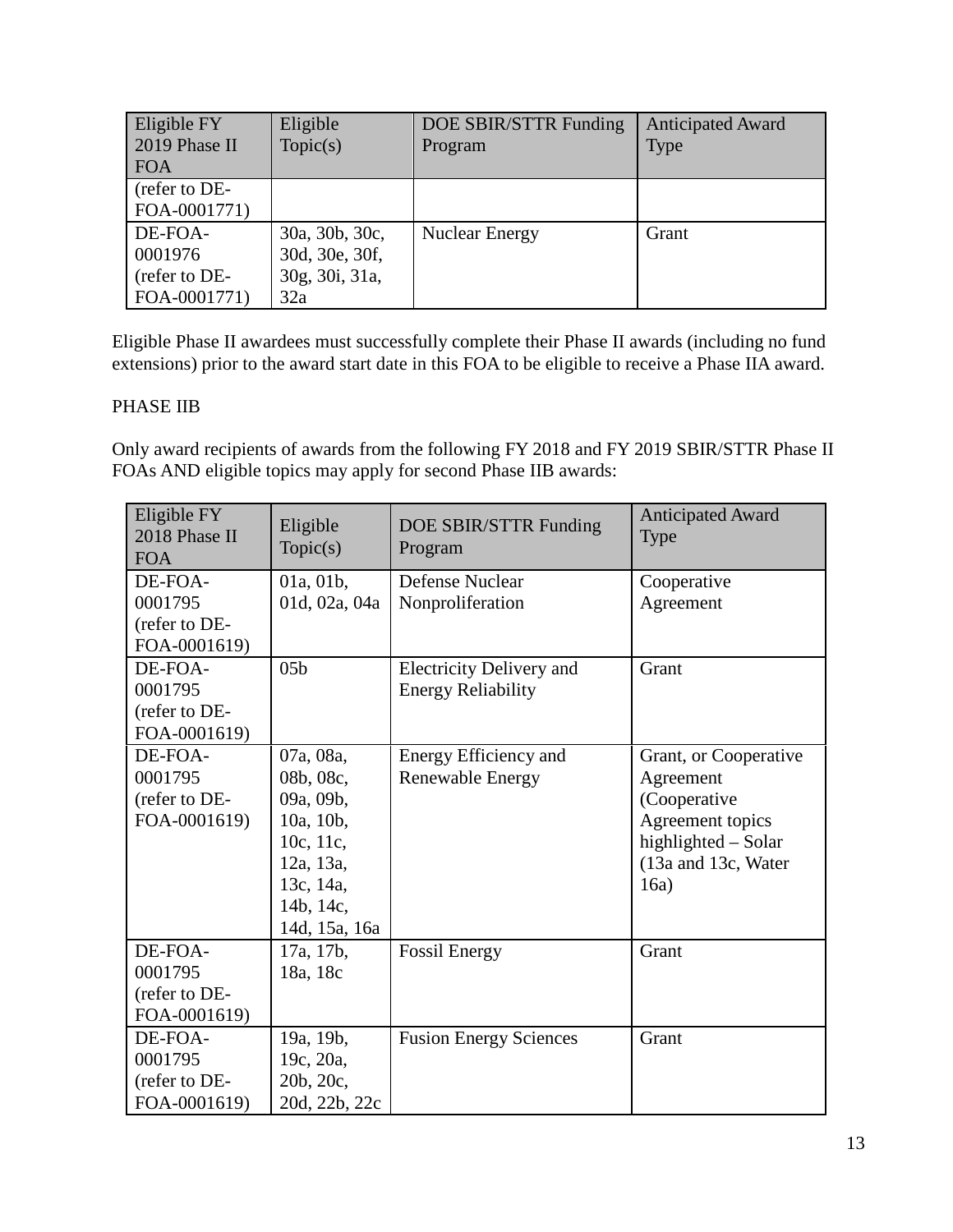| Eligible FY 2019 Phase II FOA | Eligible Topic(s) | DOE SBIR/STTR Funding Program | Anticipated Award Type |
|---|---|---|---|
| (refer to DE-FOA-0001771) | | | |
| DE-FOA-0001976 (refer to DE-FOA-0001771) | 30a, 30b, 30c, 30d, 30e, 30f, 30g, 30i, 31a, 32a | Nuclear Energy | Grant |

Eligible Phase II awardees must successfully complete their Phase II awards (including no fund extensions) prior to the award start date in this FOA to be eligible to receive a Phase IIA award.

PHASE IIB

Only award recipients of awards from the following FY 2018 and FY 2019 SBIR/STTR Phase II FOAs AND eligible topics may apply for second Phase IIB awards:

| Eligible FY 2018 Phase II FOA | Eligible Topic(s) | DOE SBIR/STTR Funding Program | Anticipated Award Type |
|---|---|---|---|
| DE-FOA-0001795 (refer to DE-FOA-0001619) | 01a, 01b, 01d, 02a, 04a | Defense Nuclear Nonproliferation | Cooperative Agreement |
| DE-FOA-0001795 (refer to DE-FOA-0001619) | 05b | Electricity Delivery and Energy Reliability | Grant |
| DE-FOA-0001795 (refer to DE-FOA-0001619) | 07a, 08a, 08b, 08c, 09a, 09b, 10a, 10b, 10c, 11c, 12a, 13a, 13c, 14a, 14b, 14c, 14d, 15a, 16a | Energy Efficiency and Renewable Energy | Grant, or Cooperative Agreement (Cooperative Agreement topics highlighted – Solar (13a and 13c, Water 16a) |
| DE-FOA-0001795 (refer to DE-FOA-0001619) | 17a, 17b, 18a, 18c | Fossil Energy | Grant |
| DE-FOA-0001795 (refer to DE-FOA-0001619) | 19a, 19b, 19c, 20a, 20b, 20c, 20d, 22b, 22c | Fusion Energy Sciences | Grant |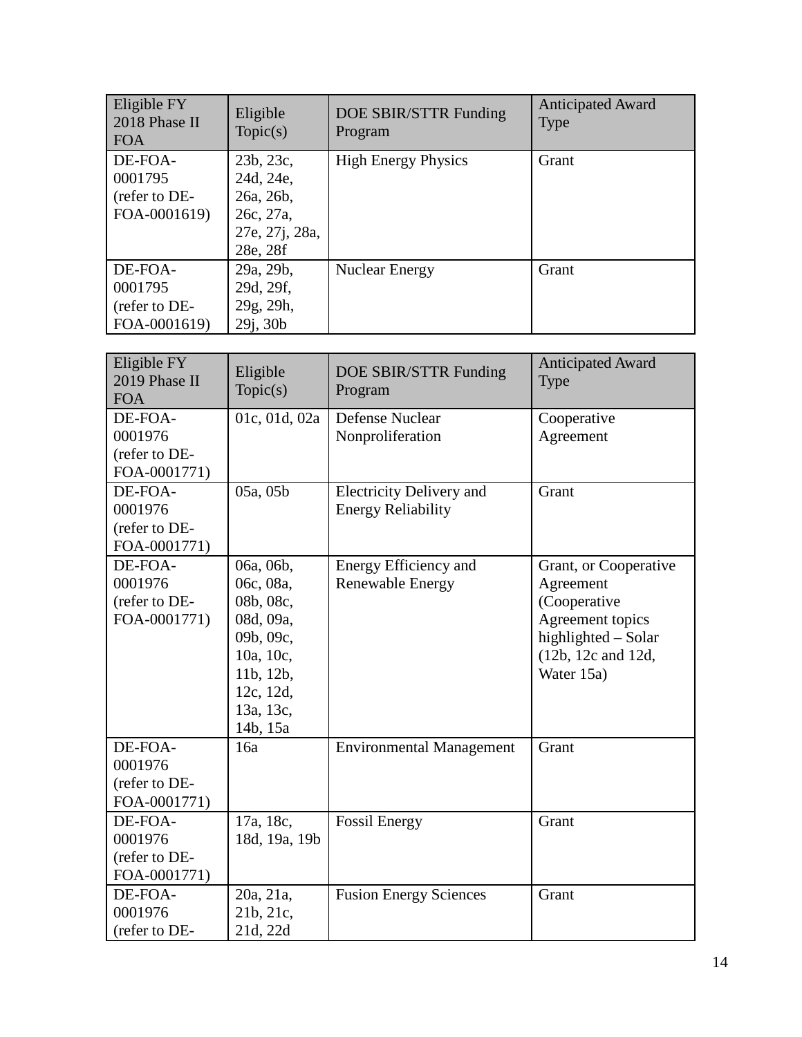| Eligible FY 2018 Phase II FOA | Eligible Topic(s) | DOE SBIR/STTR Funding Program | Anticipated Award Type |
|---|---|---|---|
| DE-FOA-0001795 (refer to DE-FOA-0001619) | 23b, 23c, 24d, 24e, 26a, 26b, 26c, 27a, 27e, 27j, 28a, 28e, 28f | High Energy Physics | Grant |
| DE-FOA-0001795 (refer to DE-FOA-0001619) | 29a, 29b, 29d, 29f, 29g, 29h, 29j, 30b | Nuclear Energy | Grant |

| Eligible FY 2019 Phase II FOA | Eligible Topic(s) | DOE SBIR/STTR Funding Program | Anticipated Award Type |
|---|---|---|---|
| DE-FOA-0001976 (refer to DE-FOA-0001771) | 01c, 01d, 02a | Defense Nuclear Nonproliferation | Cooperative Agreement |
| DE-FOA-0001976 (refer to DE-FOA-0001771) | 05a, 05b | Electricity Delivery and Energy Reliability | Grant |
| DE-FOA-0001976 (refer to DE-FOA-0001771) | 06a, 06b, 06c, 08a, 08b, 08c, 08d, 09a, 09b, 09c, 10a, 10c, 11b, 12b, 12c, 12d, 13a, 13c, 14b, 15a | Energy Efficiency and Renewable Energy | Grant, or Cooperative Agreement (Cooperative Agreement topics highlighted – Solar (12b, 12c and 12d, Water 15a) |
| DE-FOA-0001976 (refer to DE-FOA-0001771) | 16a | Environmental Management | Grant |
| DE-FOA-0001976 (refer to DE-FOA-0001771) | 17a, 18c, 18d, 19a, 19b | Fossil Energy | Grant |
| DE-FOA-0001976 (refer to DE- | 20a, 21a, 21b, 21c, 21d, 22d | Fusion Energy Sciences | Grant |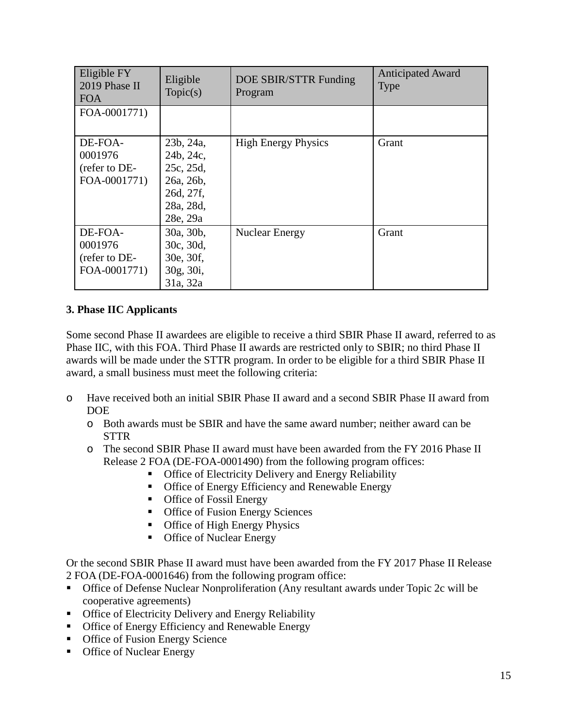| Eligible FY 2019 Phase II FOA | Eligible Topic(s) | DOE SBIR/STTR Funding Program | Anticipated Award Type |
|---|---|---|---|
| FOA-0001771) | | | |
| DE-FOA-0001976 (refer to DE-FOA-0001771) | 23b, 24a, 24b, 24c, 25c, 25d, 26a, 26b, 26d, 27f, 28a, 28d, 28e, 29a | High Energy Physics | Grant |
| DE-FOA-0001976 (refer to DE-FOA-0001771) | 30a, 30b, 30c, 30d, 30e, 30f, 30g, 30i, 31a, 32a | Nuclear Energy | Grant |

**3. Phase IIC Applicants**

Some second Phase II awardees are eligible to receive a third SBIR Phase II award, referred to as Phase IIC, with this FOA. Third Phase II awards are restricted only to SBIR; no third Phase II awards will be made under the STTR program. In order to be eligible for a third SBIR Phase II award, a small business must meet the following criteria:

- Have received both an initial SBIR Phase II award and a second SBIR Phase II award from DOE
  - Both awards must be SBIR and have the same award number; neither award can be STTR
  - The second SBIR Phase II award must have been awarded from the FY 2016 Phase II Release 2 FOA (DE-FOA-0001490) from the following program offices:
    - Office of Electricity Delivery and Energy Reliability
    - Office of Energy Efficiency and Renewable Energy
    - Office of Fossil Energy
    - Office of Fusion Energy Sciences
    - Office of High Energy Physics
    - Office of Nuclear Energy

Or the second SBIR Phase II award must have been awarded from the FY 2017 Phase II Release 2 FOA (DE-FOA-0001646) from the following program office:

- Office of Defense Nuclear Nonproliferation (Any resultant awards under Topic 2c will be cooperative agreements)
- Office of Electricity Delivery and Energy Reliability
- Office of Energy Efficiency and Renewable Energy
- Office of Fusion Energy Science
- Office of Nuclear Energy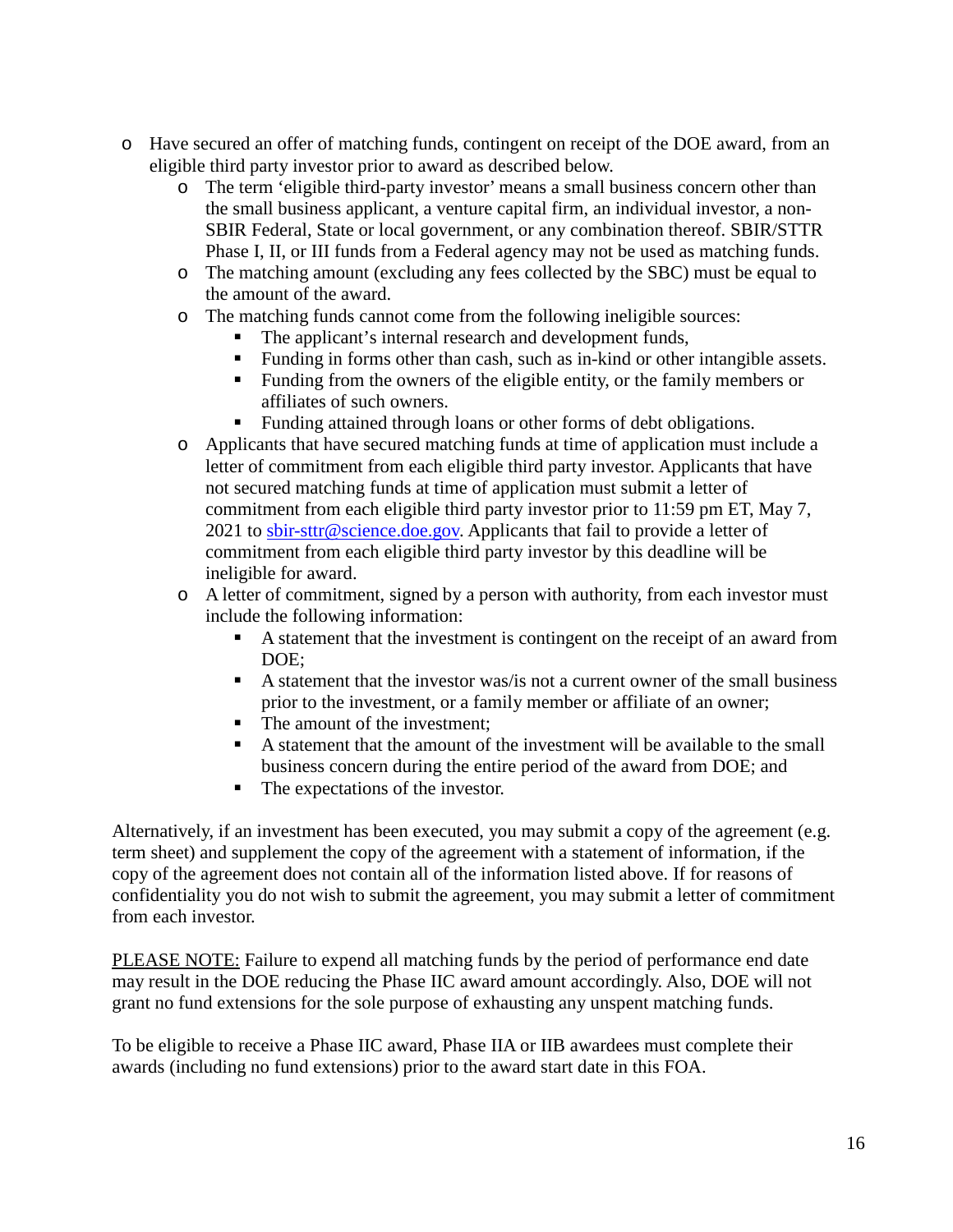- Have secured an offer of matching funds, contingent on receipt of the DOE award, from an eligible third party investor prior to award as described below.
    - The term 'eligible third-party investor' means a small business concern other than the small business applicant, a venture capital firm, an individual investor, a non-SBIR Federal, State or local government, or any combination thereof. SBIR/STTR Phase I, II, or III funds from a Federal agency may not be used as matching funds.
    - The matching amount (excluding any fees collected by the SBC) must be equal to the amount of the award.
    - The matching funds cannot come from the following ineligible sources:
        - The applicant's internal research and development funds,
        - Funding in forms other than cash, such as in-kind or other intangible assets.
        - Funding from the owners of the eligible entity, or the family members or affiliates of such owners.
        - Funding attained through loans or other forms of debt obligations.
    - Applicants that have secured matching funds at time of application must include a letter of commitment from each eligible third party investor. Applicants that have not secured matching funds at time of application must submit a letter of commitment from each eligible third party investor prior to 11:59 pm ET, May 7, 2021 to [sbir-sttr@science.doe.gov](mailto:sbir-sttr@science.doe.gov). Applicants that fail to provide a letter of commitment from each eligible third party investor by this deadline will be ineligible for award.
    - A letter of commitment, signed by a person with authority, from each investor must include the following information:
        - A statement that the investment is contingent on the receipt of an award from DOE;
        - A statement that the investor was/is not a current owner of the small business prior to the investment, or a family member or affiliate of an owner;
        - The amount of the investment;
        - A statement that the amount of the investment will be available to the small business concern during the entire period of the award from DOE; and
        - The expectations of the investor.

Alternatively, if an investment has been executed, you may submit a copy of the agreement (e.g. term sheet) and supplement the copy of the agreement with a statement of information, if the copy of the agreement does not contain all of the information listed above. If for reasons of confidentiality you do not wish to submit the agreement, you may submit a letter of commitment from each investor.

PLEASE NOTE: Failure to expend all matching funds by the period of performance end date may result in the DOE reducing the Phase IIC award amount accordingly. Also, DOE will not grant no fund extensions for the sole purpose of exhausting any unspent matching funds.

To be eligible to receive a Phase IIC award, Phase IIA or IIB awardees must complete their awards (including no fund extensions) prior to the award start date in this FOA.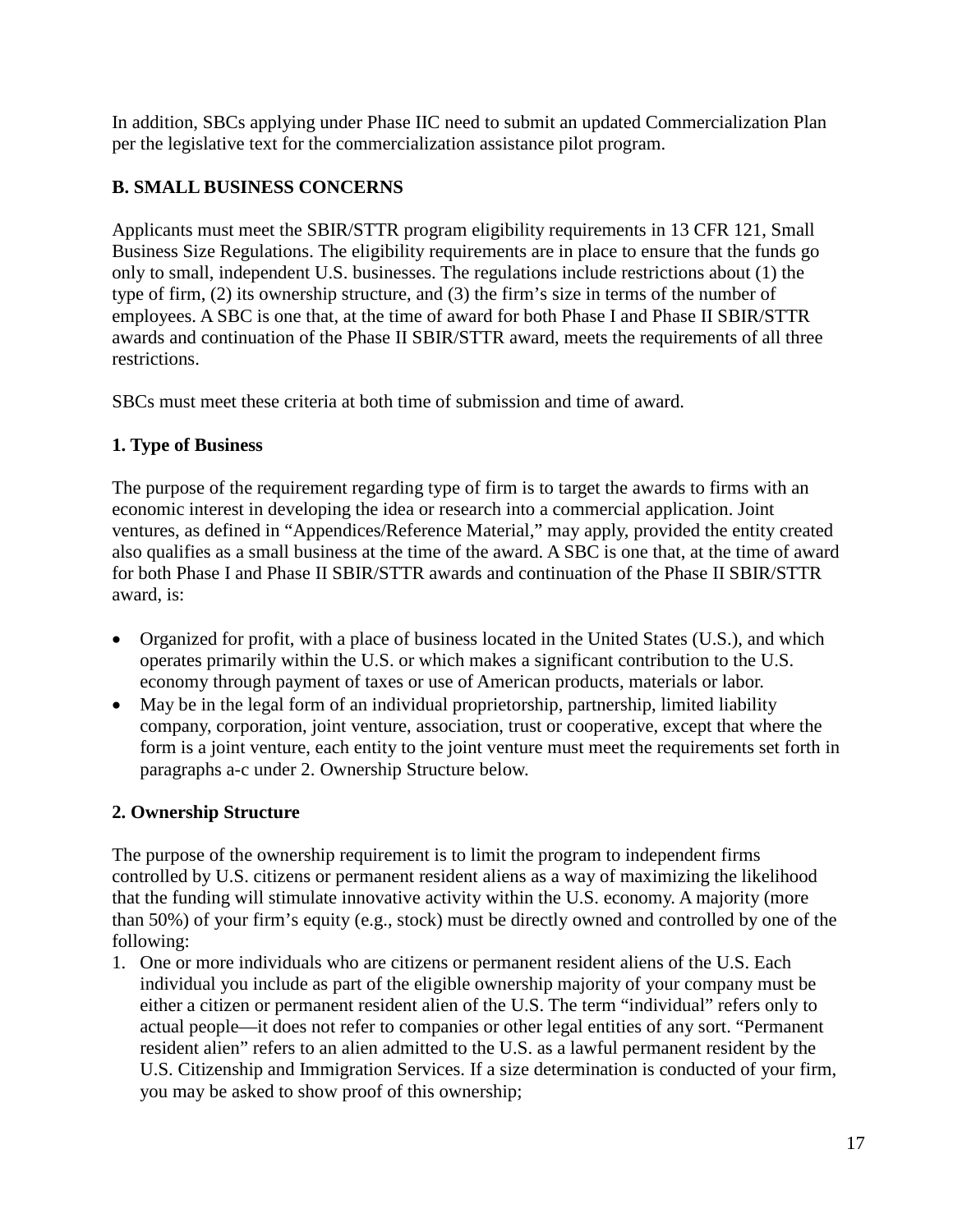In addition, SBCs applying under Phase IIC need to submit an updated Commercialization Plan per the legislative text for the commercialization assistance pilot program.

## B. SMALL BUSINESS CONCERNS

Applicants must meet the SBIR/STTR program eligibility requirements in 13 CFR 121, Small Business Size Regulations. The eligibility requirements are in place to ensure that the funds go only to small, independent U.S. businesses. The regulations include restrictions about (1) the type of firm, (2) its ownership structure, and (3) the firm's size in terms of the number of employees. A SBC is one that, at the time of award for both Phase I and Phase II SBIR/STTR awards and continuation of the Phase II SBIR/STTR award, meets the requirements of all three restrictions.

SBCs must meet these criteria at both time of submission and time of award.

### 1. Type of Business

The purpose of the requirement regarding type of firm is to target the awards to firms with an economic interest in developing the idea or research into a commercial application. Joint ventures, as defined in "Appendices/Reference Material," may apply, provided the entity created also qualifies as a small business at the time of the award. A SBC is one that, at the time of award for both Phase I and Phase II SBIR/STTR awards and continuation of the Phase II SBIR/STTR award, is:

- Organized for profit, with a place of business located in the United States (U.S.), and which operates primarily within the U.S. or which makes a significant contribution to the U.S. economy through payment of taxes or use of American products, materials or labor.
- May be in the legal form of an individual proprietorship, partnership, limited liability company, corporation, joint venture, association, trust or cooperative, except that where the form is a joint venture, each entity to the joint venture must meet the requirements set forth in paragraphs a-c under 2. Ownership Structure below.

### 2. Ownership Structure

The purpose of the ownership requirement is to limit the program to independent firms controlled by U.S. citizens or permanent resident aliens as a way of maximizing the likelihood that the funding will stimulate innovative activity within the U.S. economy. A majority (more than 50%) of your firm's equity (e.g., stock) must be directly owned and controlled by one of the following:

1. One or more individuals who are citizens or permanent resident aliens of the U.S. Each individual you include as part of the eligible ownership majority of your company must be either a citizen or permanent resident alien of the U.S. The term "individual" refers only to actual people—it does not refer to companies or other legal entities of any sort. "Permanent resident alien" refers to an alien admitted to the U.S. as a lawful permanent resident by the U.S. Citizenship and Immigration Services. If a size determination is conducted of your firm, you may be asked to show proof of this ownership;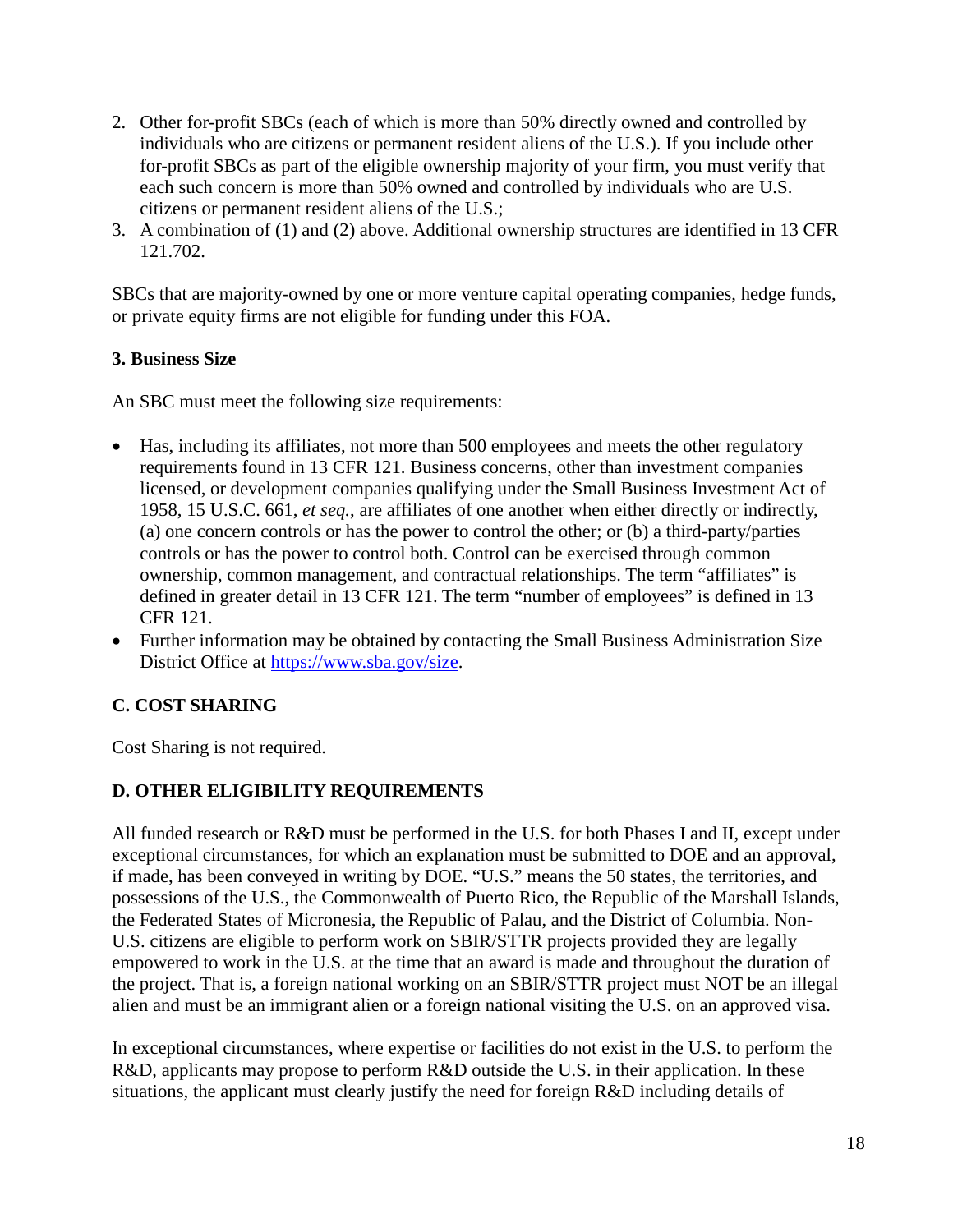2. Other for-profit SBCs (each of which is more than 50% directly owned and controlled by individuals who are citizens or permanent resident aliens of the U.S.). If you include other for-profit SBCs as part of the eligible ownership majority of your firm, you must verify that each such concern is more than 50% owned and controlled by individuals who are U.S. citizens or permanent resident aliens of the U.S.;
3. A combination of (1) and (2) above. Additional ownership structures are identified in 13 CFR 121.702.

SBCs that are majority-owned by one or more venture capital operating companies, hedge funds, or private equity firms are not eligible for funding under this FOA.

**3. Business Size**

An SBC must meet the following size requirements:

- Has, including its affiliates, not more than 500 employees and meets the other regulatory requirements found in 13 CFR 121. Business concerns, other than investment companies licensed, or development companies qualifying under the Small Business Investment Act of 1958, 15 U.S.C. 661, *et seq.*, are affiliates of one another when either directly or indirectly, (a) one concern controls or has the power to control the other; or (b) a third-party/parties controls or has the power to control both. Control can be exercised through common ownership, common management, and contractual relationships. The term "affiliates" is defined in greater detail in 13 CFR 121. The term "number of employees" is defined in 13 CFR 121.
- Further information may be obtained by contacting the Small Business Administration Size District Office at https://www.sba.gov/size.

## C. COST SHARING

Cost Sharing is not required.

## D. OTHER ELIGIBILITY REQUIREMENTS

All funded research or R&D must be performed in the U.S. for both Phases I and II, except under exceptional circumstances, for which an explanation must be submitted to DOE and an approval, if made, has been conveyed in writing by DOE. "U.S." means the 50 states, the territories, and possessions of the U.S., the Commonwealth of Puerto Rico, the Republic of the Marshall Islands, the Federated States of Micronesia, the Republic of Palau, and the District of Columbia. Non-U.S. citizens are eligible to perform work on SBIR/STTR projects provided they are legally empowered to work in the U.S. at the time that an award is made and throughout the duration of the project. That is, a foreign national working on an SBIR/STTR project must NOT be an illegal alien and must be an immigrant alien or a foreign national visiting the U.S. on an approved visa.

In exceptional circumstances, where expertise or facilities do not exist in the U.S. to perform the R&D, applicants may propose to perform R&D outside the U.S. in their application. In these situations, the applicant must clearly justify the need for foreign R&D including details of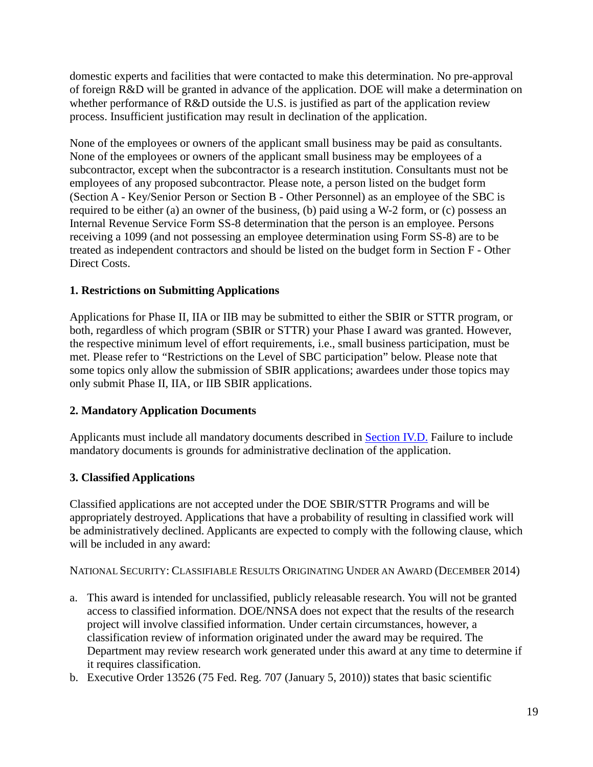domestic experts and facilities that were contacted to make this determination. No pre-approval of foreign R&D will be granted in advance of the application. DOE will make a determination on whether performance of R&D outside the U.S. is justified as part of the application review process. Insufficient justification may result in declination of the application.

None of the employees or owners of the applicant small business may be paid as consultants. None of the employees or owners of the applicant small business may be employees of a subcontractor, except when the subcontractor is a research institution. Consultants must not be employees of any proposed subcontractor. Please note, a person listed on the budget form (Section A - Key/Senior Person or Section B - Other Personnel) as an employee of the SBC is required to be either (a) an owner of the business, (b) paid using a W-2 form, or (c) possess an Internal Revenue Service Form SS-8 determination that the person is an employee. Persons receiving a 1099 (and not possessing an employee determination using Form SS-8) are to be treated as independent contractors and should be listed on the budget form in Section F - Other Direct Costs.

### 1. Restrictions on Submitting Applications

Applications for Phase II, IIA or IIB may be submitted to either the SBIR or STTR program, or both, regardless of which program (SBIR or STTR) your Phase I award was granted. However, the respective minimum level of effort requirements, i.e., small business participation, must be met. Please refer to "Restrictions on the Level of SBC participation" below. Please note that some topics only allow the submission of SBIR applications; awardees under those topics may only submit Phase II, IIA, or IIB SBIR applications.

### 2. Mandatory Application Documents

Applicants must include all mandatory documents described in Section IV.D. Failure to include mandatory documents is grounds for administrative declination of the application.

### 3. Classified Applications

Classified applications are not accepted under the DOE SBIR/STTR Programs and will be appropriately destroyed. Applications that have a probability of resulting in classified work will be administratively declined. Applicants are expected to comply with the following clause, which will be included in any award:

NATIONAL SECURITY: CLASSIFIABLE RESULTS ORIGINATING UNDER AN AWARD (DECEMBER 2014)

a. This award is intended for unclassified, publicly releasable research. You will not be granted access to classified information. DOE/NNSA does not expect that the results of the research project will involve classified information. Under certain circumstances, however, a classification review of information originated under the award may be required. The Department may review research work generated under this award at any time to determine if it requires classification.
b. Executive Order 13526 (75 Fed. Reg. 707 (January 5, 2010)) states that basic scientific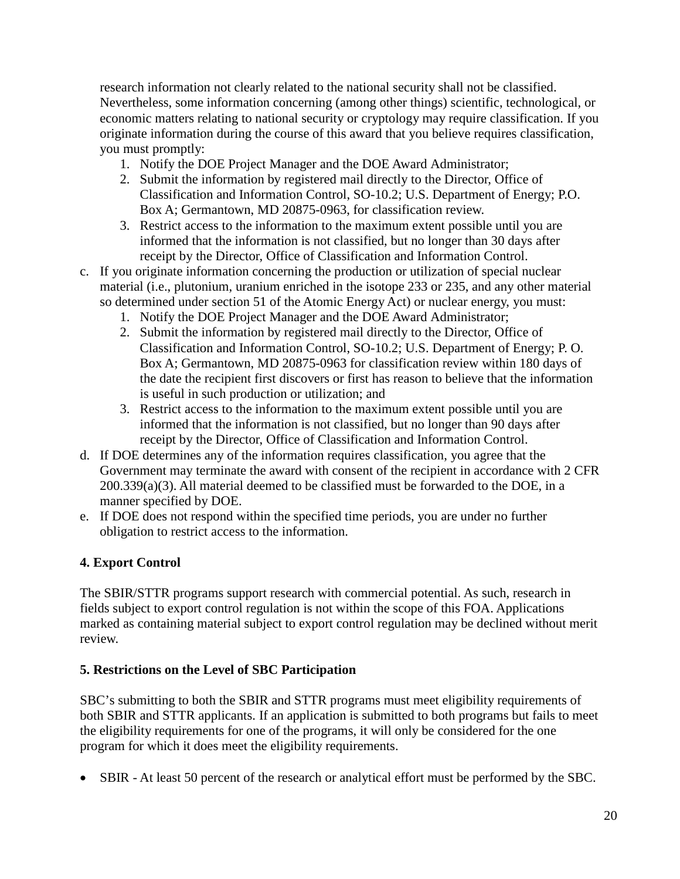research information not clearly related to the national security shall not be classified. Nevertheless, some information concerning (among other things) scientific, technological, or economic matters relating to national security or cryptology may require classification. If you originate information during the course of this award that you believe requires classification, you must promptly:

1. Notify the DOE Project Manager and the DOE Award Administrator;
2. Submit the information by registered mail directly to the Director, Office of Classification and Information Control, SO-10.2; U.S. Department of Energy; P.O. Box A; Germantown, MD 20875-0963, for classification review.
3. Restrict access to the information to the maximum extent possible until you are informed that the information is not classified, but no longer than 30 days after receipt by the Director, Office of Classification and Information Control.

c. If you originate information concerning the production or utilization of special nuclear material (i.e., plutonium, uranium enriched in the isotope 233 or 235, and any other material so determined under section 51 of the Atomic Energy Act) or nuclear energy, you must:

1. Notify the DOE Project Manager and the DOE Award Administrator;
2. Submit the information by registered mail directly to the Director, Office of Classification and Information Control, SO-10.2; U.S. Department of Energy; P. O. Box A; Germantown, MD 20875-0963 for classification review within 180 days of the date the recipient first discovers or first has reason to believe that the information is useful in such production or utilization; and
3. Restrict access to the information to the maximum extent possible until you are informed that the information is not classified, but no longer than 90 days after receipt by the Director, Office of Classification and Information Control.

d. If DOE determines any of the information requires classification, you agree that the Government may terminate the award with consent of the recipient in accordance with 2 CFR 200.339(a)(3). All material deemed to be classified must be forwarded to the DOE, in a manner specified by DOE.

e. If DOE does not respond within the specified time periods, you are under no further obligation to restrict access to the information.

**4. Export Control**

The SBIR/STTR programs support research with commercial potential. As such, research in fields subject to export control regulation is not within the scope of this FOA. Applications marked as containing material subject to export control regulation may be declined without merit review.

**5. Restrictions on the Level of SBC Participation**

SBC's submitting to both the SBIR and STTR programs must meet eligibility requirements of both SBIR and STTR applicants. If an application is submitted to both programs but fails to meet the eligibility requirements for one of the programs, it will only be considered for the one program for which it does meet the eligibility requirements.

- SBIR - At least 50 percent of the research or analytical effort must be performed by the SBC.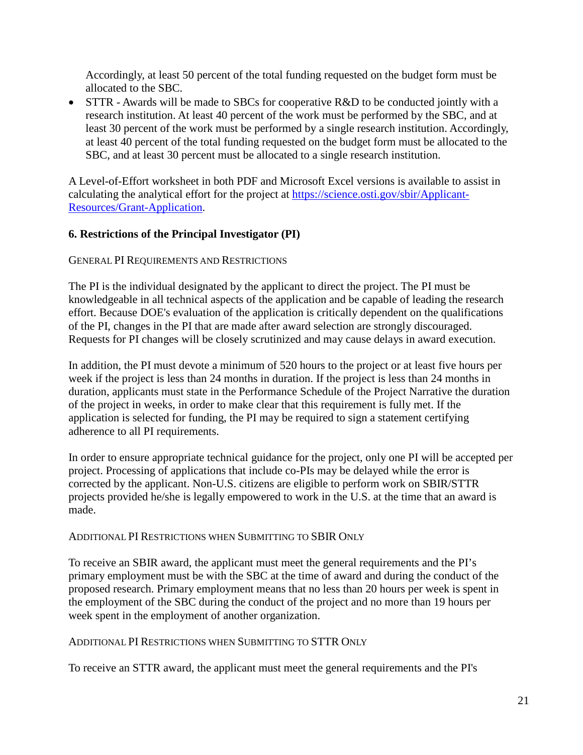Accordingly, at least 50 percent of the total funding requested on the budget form must be allocated to the SBC.

- STTR - Awards will be made to SBCs for cooperative R&D to be conducted jointly with a research institution. At least 40 percent of the work must be performed by the SBC, and at least 30 percent of the work must be performed by a single research institution. Accordingly, at least 40 percent of the total funding requested on the budget form must be allocated to the SBC, and at least 30 percent must be allocated to a single research institution.

A Level-of-Effort worksheet in both PDF and Microsoft Excel versions is available to assist in calculating the analytical effort for the project at [https://science.osti.gov/sbir/Applicant-Resources/Grant-Application](https://science.osti.gov/sbir/Applicant-Resources/Grant-Application).

### 6. Restrictions of the Principal Investigator (PI)

GENERAL PI REQUIREMENTS AND RESTRICTIONS

The PI is the individual designated by the applicant to direct the project. The PI must be knowledgeable in all technical aspects of the application and be capable of leading the research effort. Because DOE's evaluation of the application is critically dependent on the qualifications of the PI, changes in the PI that are made after award selection are strongly discouraged. Requests for PI changes will be closely scrutinized and may cause delays in award execution.

In addition, the PI must devote a minimum of 520 hours to the project or at least five hours per week if the project is less than 24 months in duration. If the project is less than 24 months in duration, applicants must state in the Performance Schedule of the Project Narrative the duration of the project in weeks, in order to make clear that this requirement is fully met. If the application is selected for funding, the PI may be required to sign a statement certifying adherence to all PI requirements.

In order to ensure appropriate technical guidance for the project, only one PI will be accepted per project. Processing of applications that include co-PIs may be delayed while the error is corrected by the applicant. Non-U.S. citizens are eligible to perform work on SBIR/STTR projects provided he/she is legally empowered to work in the U.S. at the time that an award is made.

ADDITIONAL PI RESTRICTIONS WHEN SUBMITTING TO SBIR ONLY

To receive an SBIR award, the applicant must meet the general requirements and the PI's primary employment must be with the SBC at the time of award and during the conduct of the proposed research. Primary employment means that no less than 20 hours per week is spent in the employment of the SBC during the conduct of the project and no more than 19 hours per week spent in the employment of another organization.

ADDITIONAL PI RESTRICTIONS WHEN SUBMITTING TO STTR ONLY

To receive an STTR award, the applicant must meet the general requirements and the PI's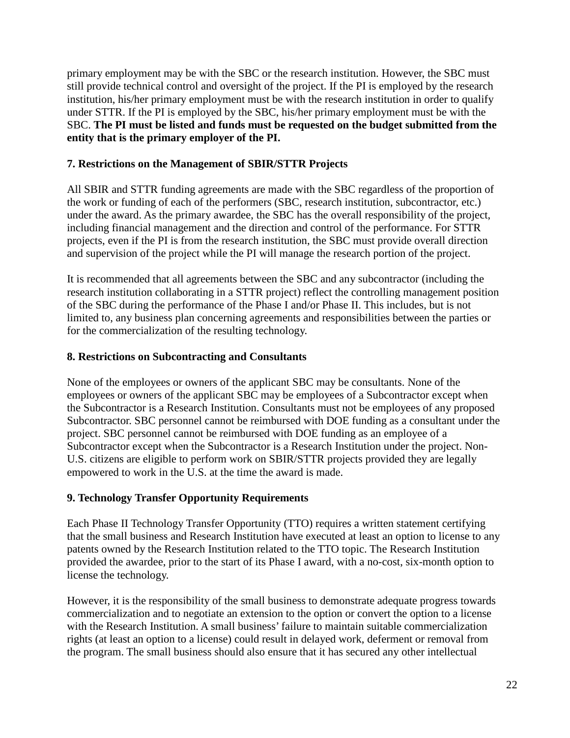primary employment may be with the SBC or the research institution. However, the SBC must still provide technical control and oversight of the project. If the PI is employed by the research institution, his/her primary employment must be with the research institution in order to qualify under STTR. If the PI is employed by the SBC, his/her primary employment must be with the SBC. **The PI must be listed and funds must be requested on the budget submitted from the entity that is the primary employer of the PI.**

### 7. Restrictions on the Management of SBIR/STTR Projects

All SBIR and STTR funding agreements are made with the SBC regardless of the proportion of the work or funding of each of the performers (SBC, research institution, subcontractor, etc.) under the award. As the primary awardee, the SBC has the overall responsibility of the project, including financial management and the direction and control of the performance. For STTR projects, even if the PI is from the research institution, the SBC must provide overall direction and supervision of the project while the PI will manage the research portion of the project.

It is recommended that all agreements between the SBC and any subcontractor (including the research institution collaborating in a STTR project) reflect the controlling management position of the SBC during the performance of the Phase I and/or Phase II. This includes, but is not limited to, any business plan concerning agreements and responsibilities between the parties or for the commercialization of the resulting technology.

### 8. Restrictions on Subcontracting and Consultants

None of the employees or owners of the applicant SBC may be consultants. None of the employees or owners of the applicant SBC may be employees of a Subcontractor except when the Subcontractor is a Research Institution. Consultants must not be employees of any proposed Subcontractor. SBC personnel cannot be reimbursed with DOE funding as a consultant under the project. SBC personnel cannot be reimbursed with DOE funding as an employee of a Subcontractor except when the Subcontractor is a Research Institution under the project. Non-U.S. citizens are eligible to perform work on SBIR/STTR projects provided they are legally empowered to work in the U.S. at the time the award is made.

### 9. Technology Transfer Opportunity Requirements

Each Phase II Technology Transfer Opportunity (TTO) requires a written statement certifying that the small business and Research Institution have executed at least an option to license to any patents owned by the Research Institution related to the TTO topic. The Research Institution provided the awardee, prior to the start of its Phase I award, with a no-cost, six-month option to license the technology.

However, it is the responsibility of the small business to demonstrate adequate progress towards commercialization and to negotiate an extension to the option or convert the option to a license with the Research Institution. A small business' failure to maintain suitable commercialization rights (at least an option to a license) could result in delayed work, deferment or removal from the program. The small business should also ensure that it has secured any other intellectual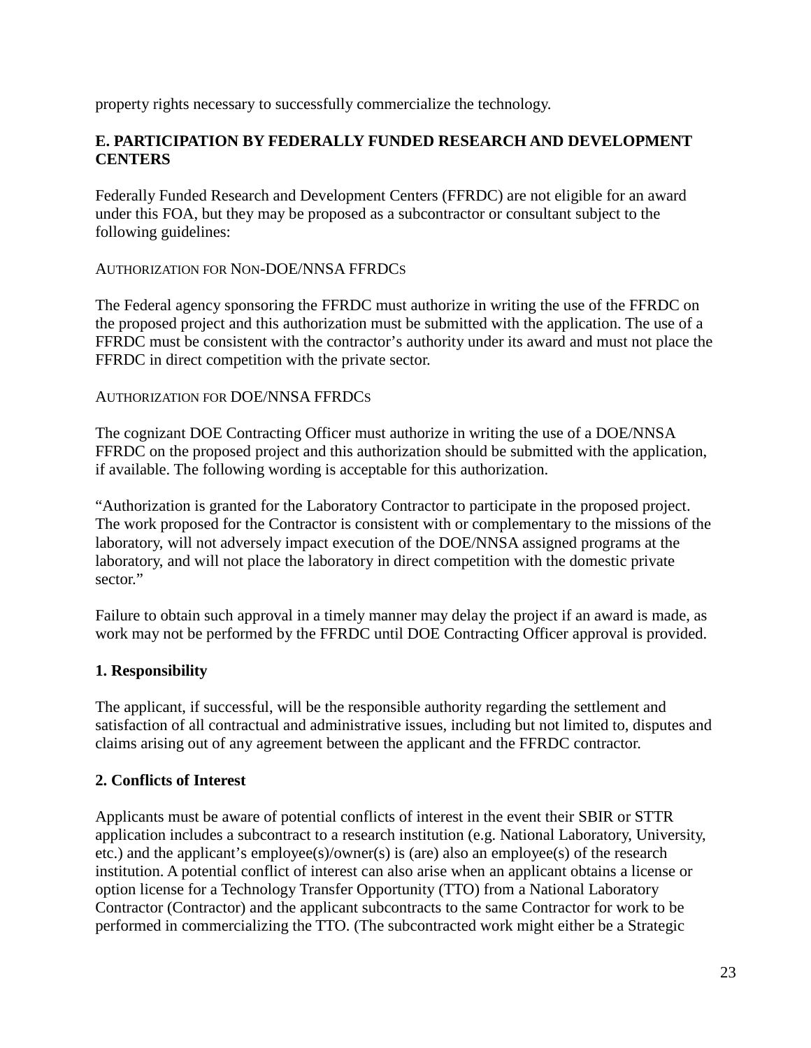property rights necessary to successfully commercialize the technology.

## E. PARTICIPATION BY FEDERALLY FUNDED RESEARCH AND DEVELOPMENT CENTERS

Federally Funded Research and Development Centers (FFRDC) are not eligible for an award under this FOA, but they may be proposed as a subcontractor or consultant subject to the following guidelines:

AUTHORIZATION FOR NON-DOE/NNSA FFRDCS

The Federal agency sponsoring the FFRDC must authorize in writing the use of the FFRDC on the proposed project and this authorization must be submitted with the application. The use of a FFRDC must be consistent with the contractor's authority under its award and must not place the FFRDC in direct competition with the private sector.

AUTHORIZATION FOR DOE/NNSA FFRDCS

The cognizant DOE Contracting Officer must authorize in writing the use of a DOE/NNSA FFRDC on the proposed project and this authorization should be submitted with the application, if available. The following wording is acceptable for this authorization.

"Authorization is granted for the Laboratory Contractor to participate in the proposed project. The work proposed for the Contractor is consistent with or complementary to the missions of the laboratory, will not adversely impact execution of the DOE/NNSA assigned programs at the laboratory, and will not place the laboratory in direct competition with the domestic private sector."

Failure to obtain such approval in a timely manner may delay the project if an award is made, as work may not be performed by the FFRDC until DOE Contracting Officer approval is provided.

### 1. Responsibility

The applicant, if successful, will be the responsible authority regarding the settlement and satisfaction of all contractual and administrative issues, including but not limited to, disputes and claims arising out of any agreement between the applicant and the FFRDC contractor.

### 2. Conflicts of Interest

Applicants must be aware of potential conflicts of interest in the event their SBIR or STTR application includes a subcontract to a research institution (e.g. National Laboratory, University, etc.) and the applicant's employee(s)/owner(s) is (are) also an employee(s) of the research institution. A potential conflict of interest can also arise when an applicant obtains a license or option license for a Technology Transfer Opportunity (TTO) from a National Laboratory Contractor (Contractor) and the applicant subcontracts to the same Contractor for work to be performed in commercializing the TTO. (The subcontracted work might either be a Strategic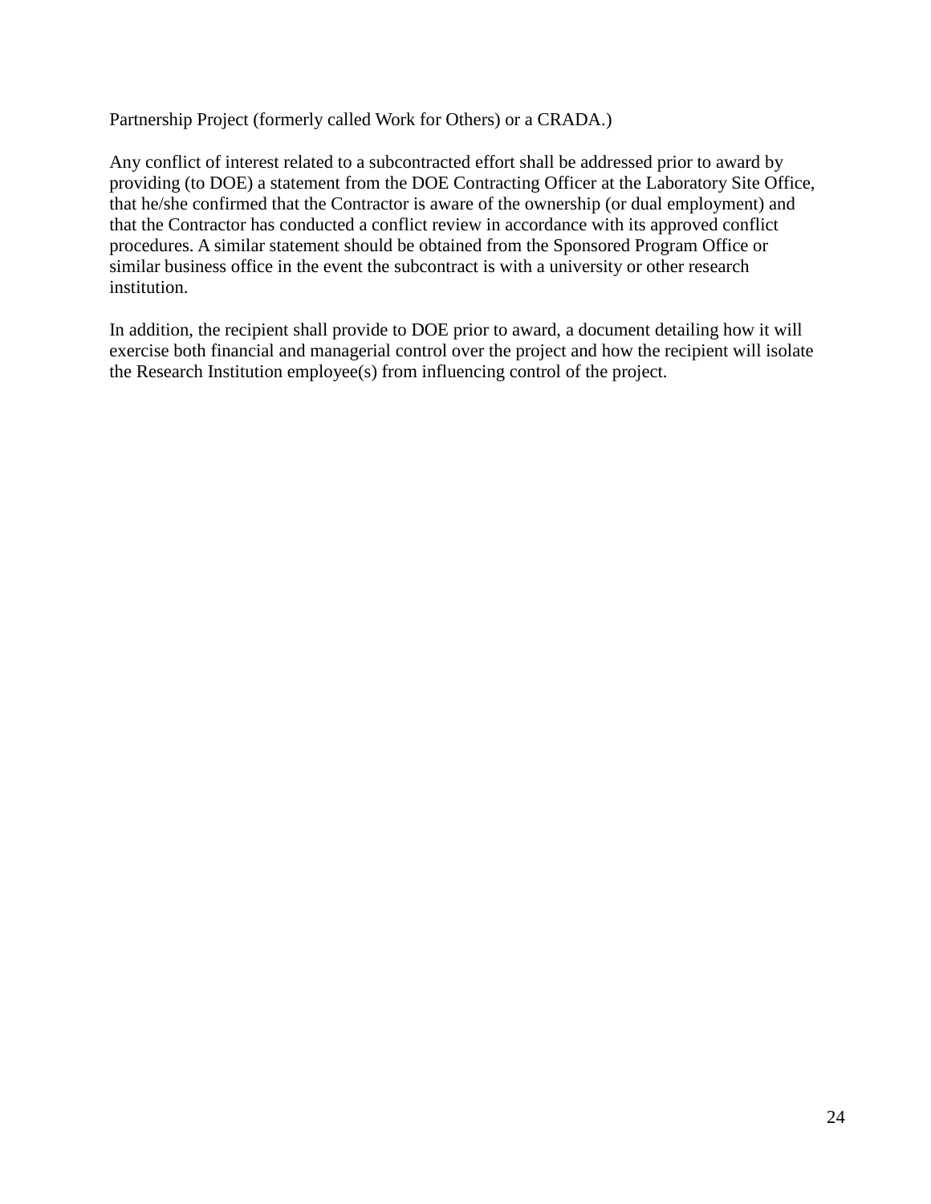Partnership Project (formerly called Work for Others) or a CRADA.)

Any conflict of interest related to a subcontracted effort shall be addressed prior to award by providing (to DOE) a statement from the DOE Contracting Officer at the Laboratory Site Office, that he/she confirmed that the Contractor is aware of the ownership (or dual employment) and that the Contractor has conducted a conflict review in accordance with its approved conflict procedures. A similar statement should be obtained from the Sponsored Program Office or similar business office in the event the subcontract is with a university or other research institution.

In addition, the recipient shall provide to DOE prior to award, a document detailing how it will exercise both financial and managerial control over the project and how the recipient will isolate the Research Institution employee(s) from influencing control of the project.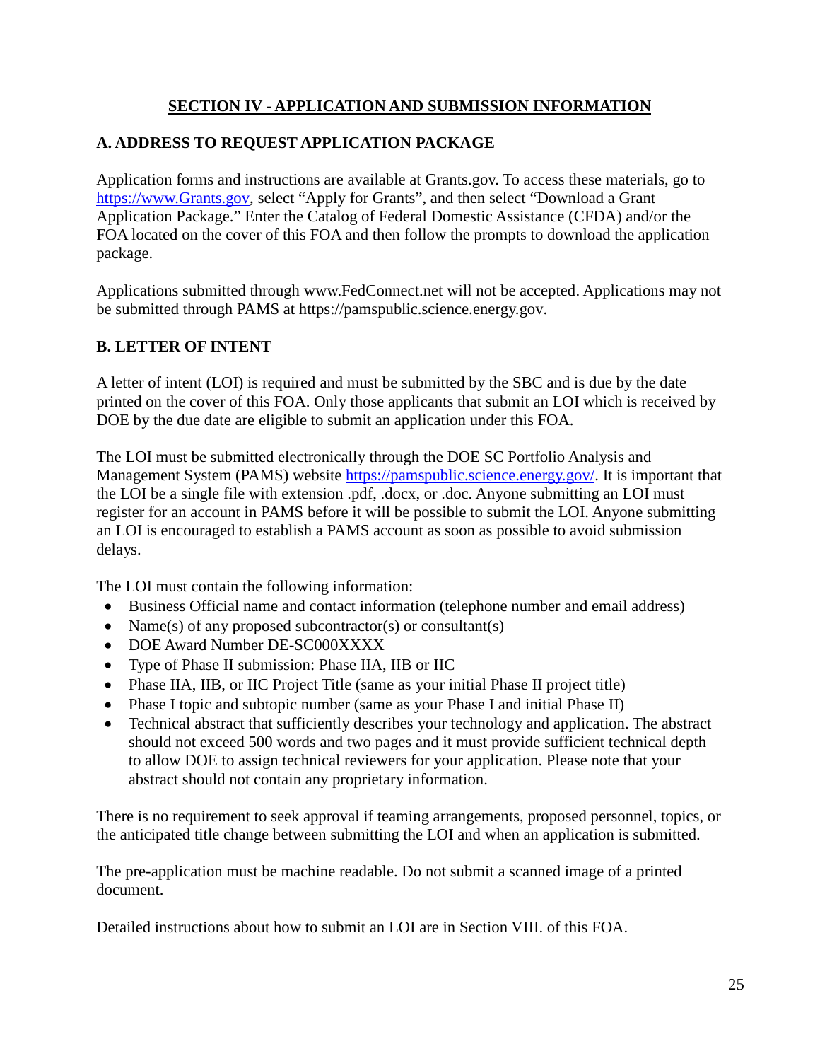## SECTION IV - APPLICATION AND SUBMISSION INFORMATION

### A. ADDRESS TO REQUEST APPLICATION PACKAGE

Application forms and instructions are available at Grants.gov. To access these materials, go to https://www.Grants.gov, select "Apply for Grants", and then select "Download a Grant Application Package." Enter the Catalog of Federal Domestic Assistance (CFDA) and/or the FOA located on the cover of this FOA and then follow the prompts to download the application package.

Applications submitted through www.FedConnect.net will not be accepted. Applications may not be submitted through PAMS at https://pamspublic.science.energy.gov.

### B. LETTER OF INTENT

A letter of intent (LOI) is required and must be submitted by the SBC and is due by the date printed on the cover of this FOA. Only those applicants that submit an LOI which is received by DOE by the due date are eligible to submit an application under this FOA.

The LOI must be submitted electronically through the DOE SC Portfolio Analysis and Management System (PAMS) website https://pamspublic.science.energy.gov/. It is important that the LOI be a single file with extension .pdf, .docx, or .doc. Anyone submitting an LOI must register for an account in PAMS before it will be possible to submit the LOI. Anyone submitting an LOI is encouraged to establish a PAMS account as soon as possible to avoid submission delays.

The LOI must contain the following information:

- Business Official name and contact information (telephone number and email address)
- Name(s) of any proposed subcontractor(s) or consultant(s)
- DOE Award Number DE-SC000XXXX
- Type of Phase II submission: Phase IIA, IIB or IIC
- Phase IIA, IIB, or IIC Project Title (same as your initial Phase II project title)
- Phase I topic and subtopic number (same as your Phase I and initial Phase II)
- Technical abstract that sufficiently describes your technology and application. The abstract should not exceed 500 words and two pages and it must provide sufficient technical depth to allow DOE to assign technical reviewers for your application. Please note that your abstract should not contain any proprietary information.

There is no requirement to seek approval if teaming arrangements, proposed personnel, topics, or the anticipated title change between submitting the LOI and when an application is submitted.

The pre-application must be machine readable. Do not submit a scanned image of a printed document.

Detailed instructions about how to submit an LOI are in Section VIII. of this FOA.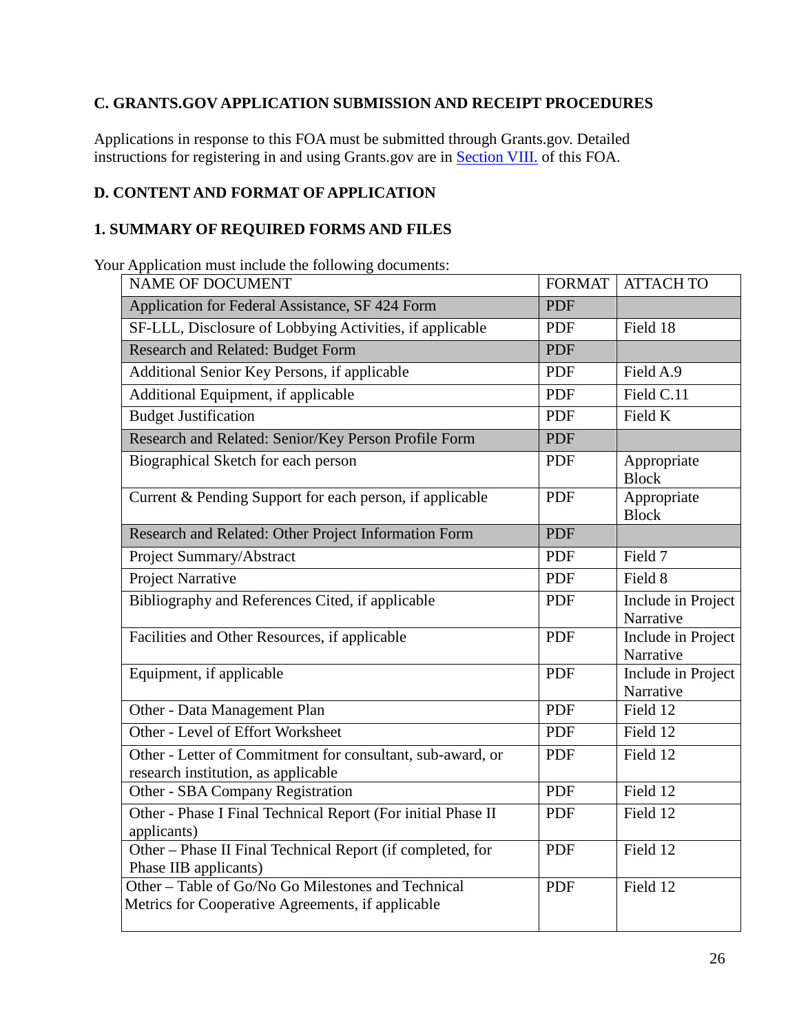## C. GRANTS.GOV APPLICATION SUBMISSION AND RECEIPT PROCEDURES

Applications in response to this FOA must be submitted through Grants.gov. Detailed instructions for registering in and using Grants.gov are in Section VIII. of this FOA.

## D. CONTENT AND FORMAT OF APPLICATION

### 1. SUMMARY OF REQUIRED FORMS AND FILES

Your Application must include the following documents:

| NAME OF DOCUMENT | FORMAT | ATTACH TO |
|---|---|---|
| Application for Federal Assistance, SF 424 Form | PDF | |
| SF-LLL, Disclosure of Lobbying Activities, if applicable | PDF | Field 18 |
| Research and Related: Budget Form | PDF | |
| Additional Senior Key Persons, if applicable | PDF | Field A.9 |
| Additional Equipment, if applicable | PDF | Field C.11 |
| Budget Justification | PDF | Field K |
| Research and Related: Senior/Key Person Profile Form | PDF | |
| Biographical Sketch for each person | PDF | Appropriate Block |
| Current & Pending Support for each person, if applicable | PDF | Appropriate Block |
| Research and Related: Other Project Information Form | PDF | |
| Project Summary/Abstract | PDF | Field 7 |
| Project Narrative | PDF | Field 8 |
| Bibliography and References Cited, if applicable | PDF | Include in Project Narrative |
| Facilities and Other Resources, if applicable | PDF | Include in Project Narrative |
| Equipment, if applicable | PDF | Include in Project Narrative |
| Other - Data Management Plan | PDF | Field 12 |
| Other - Level of Effort Worksheet | PDF | Field 12 |
| Other - Letter of Commitment for consultant, sub-award, or research institution, as applicable | PDF | Field 12 |
| Other - SBA Company Registration | PDF | Field 12 |
| Other - Phase I Final Technical Report (For initial Phase II applicants) | PDF | Field 12 |
| Other – Phase II Final Technical Report (if completed, for Phase IIB applicants) | PDF | Field 12 |
| Other – Table of Go/No Go Milestones and Technical Metrics for Cooperative Agreements, if applicable | PDF | Field 12 |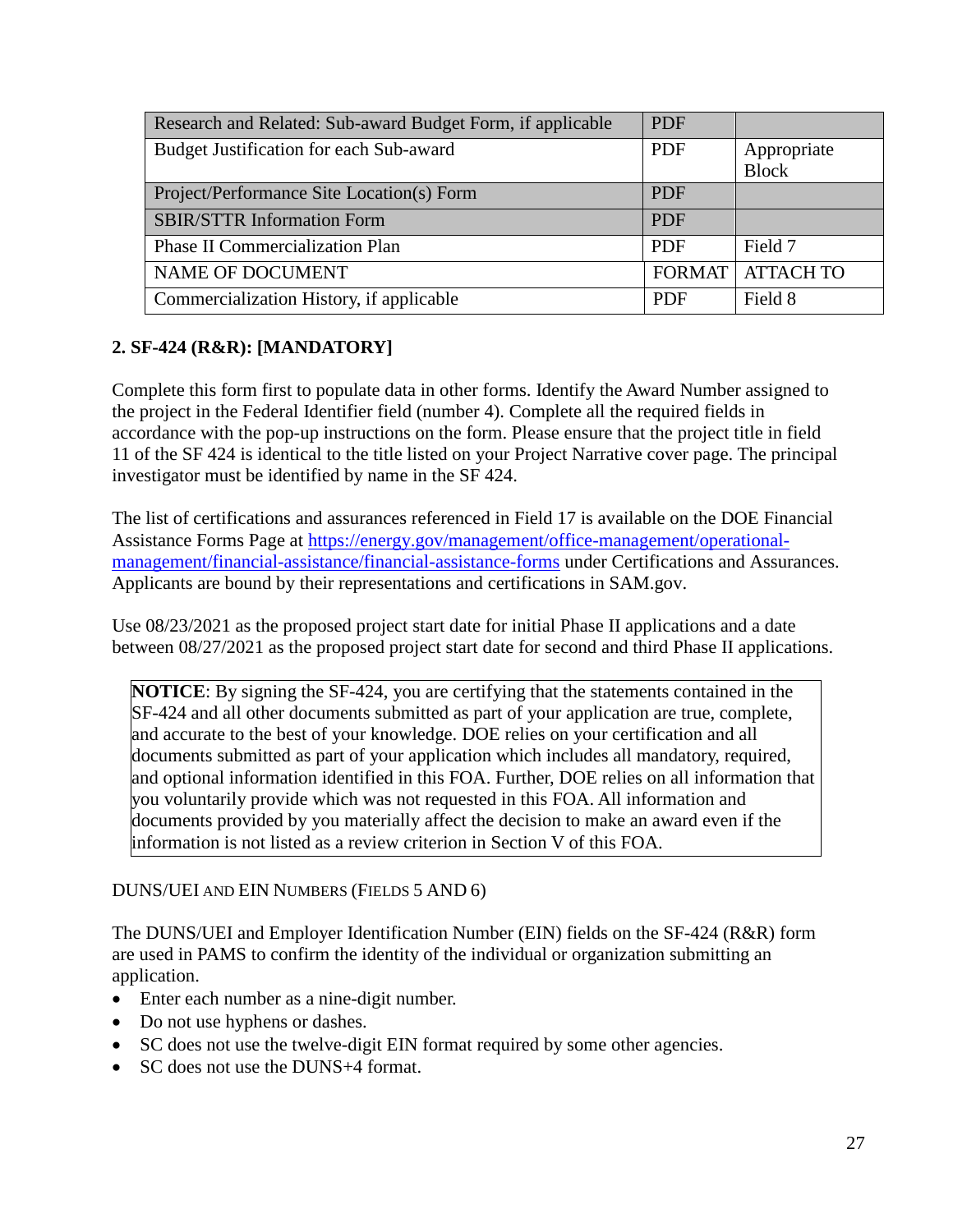| Research and Related: Sub-award Budget Form, if applicable | PDF | |
|---|---|---|
| Budget Justification for each Sub-award | PDF | Appropriate Block |
| Project/Performance Site Location(s) Form | PDF | |
| SBIR/STTR Information Form | PDF | |
| Phase II Commercialization Plan | PDF | Field 7 |
| NAME OF DOCUMENT | FORMAT | ATTACH TO |
| Commercialization History, if applicable | PDF | Field 8 |

**2. SF-424 (R&R): [MANDATORY]**

Complete this form first to populate data in other forms. Identify the Award Number assigned to the project in the Federal Identifier field (number 4). Complete all the required fields in accordance with the pop-up instructions on the form. Please ensure that the project title in field 11 of the SF 424 is identical to the title listed on your Project Narrative cover page. The principal investigator must be identified by name in the SF 424.

The list of certifications and assurances referenced in Field 17 is available on the DOE Financial Assistance Forms Page at https://energy.gov/management/office-management/operational-management/financial-assistance/financial-assistance-forms under Certifications and Assurances. Applicants are bound by their representations and certifications in SAM.gov.

Use 08/23/2021 as the proposed project start date for initial Phase II applications and a date between 08/27/2021 as the proposed project start date for second and third Phase II applications.

> **NOTICE**: By signing the SF-424, you are certifying that the statements contained in the SF-424 and all other documents submitted as part of your application are true, complete, and accurate to the best of your knowledge. DOE relies on your certification and all documents submitted as part of your application which includes all mandatory, required, and optional information identified in this FOA. Further, DOE relies on all information that you voluntarily provide which was not requested in this FOA. All information and documents provided by you materially affect the decision to make an award even if the information is not listed as a review criterion in Section V of this FOA.

DUNS/UEI AND EIN NUMBERS (FIELDS 5 AND 6)

The DUNS/UEI and Employer Identification Number (EIN) fields on the SF-424 (R&R) form are used in PAMS to confirm the identity of the individual or organization submitting an application.

- Enter each number as a nine-digit number.
- Do not use hyphens or dashes.
- SC does not use the twelve-digit EIN format required by some other agencies.
- SC does not use the DUNS+4 format.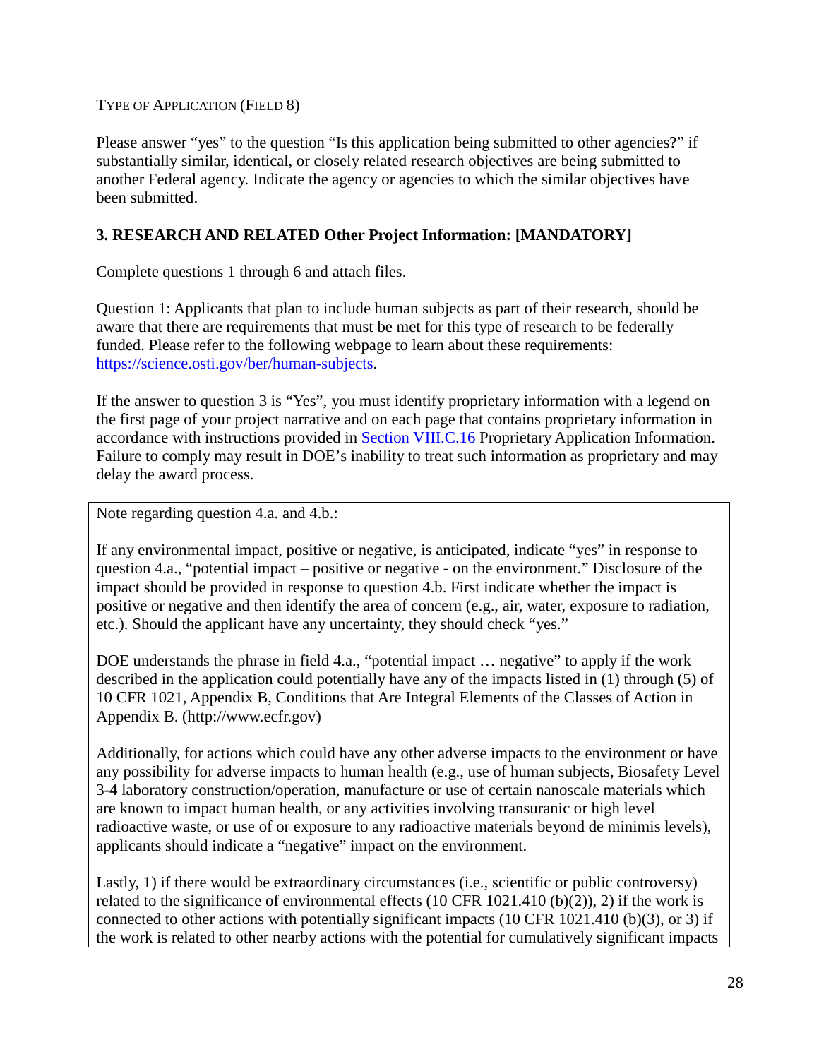TYPE OF APPLICATION (FIELD 8)

Please answer "yes" to the question "Is this application being submitted to other agencies?" if substantially similar, identical, or closely related research objectives are being submitted to another Federal agency. Indicate the agency or agencies to which the similar objectives have been submitted.

**3. RESEARCH AND RELATED Other Project Information: [MANDATORY]**

Complete questions 1 through 6 and attach files.

Question 1: Applicants that plan to include human subjects as part of their research, should be aware that there are requirements that must be met for this type of research to be federally funded. Please refer to the following webpage to learn about these requirements: [https://science.osti.gov/ber/human-subjects](https://science.osti.gov/ber/human-subjects).

If the answer to question 3 is "Yes", you must identify proprietary information with a legend on the first page of your project narrative and on each page that contains proprietary information in accordance with instructions provided in Section VIII.C.16 Proprietary Application Information. Failure to comply may result in DOE's inability to treat such information as proprietary and may delay the award process.

Note regarding question 4.a. and 4.b.:

If any environmental impact, positive or negative, is anticipated, indicate "yes" in response to question 4.a., "potential impact – positive or negative - on the environment." Disclosure of the impact should be provided in response to question 4.b. First indicate whether the impact is positive or negative and then identify the area of concern (e.g., air, water, exposure to radiation, etc.). Should the applicant have any uncertainty, they should check "yes."

DOE understands the phrase in field 4.a., "potential impact … negative" to apply if the work described in the application could potentially have any of the impacts listed in (1) through (5) of 10 CFR 1021, Appendix B, Conditions that Are Integral Elements of the Classes of Action in Appendix B. (http://www.ecfr.gov)

Additionally, for actions which could have any other adverse impacts to the environment or have any possibility for adverse impacts to human health (e.g., use of human subjects, Biosafety Level 3-4 laboratory construction/operation, manufacture or use of certain nanoscale materials which are known to impact human health, or any activities involving transuranic or high level radioactive waste, or use of or exposure to any radioactive materials beyond de minimis levels), applicants should indicate a "negative" impact on the environment.

Lastly, 1) if there would be extraordinary circumstances (i.e., scientific or public controversy) related to the significance of environmental effects (10 CFR 1021.410 (b)(2)), 2) if the work is connected to other actions with potentially significant impacts (10 CFR 1021.410 (b)(3), or 3) if the work is related to other nearby actions with the potential for cumulatively significant impacts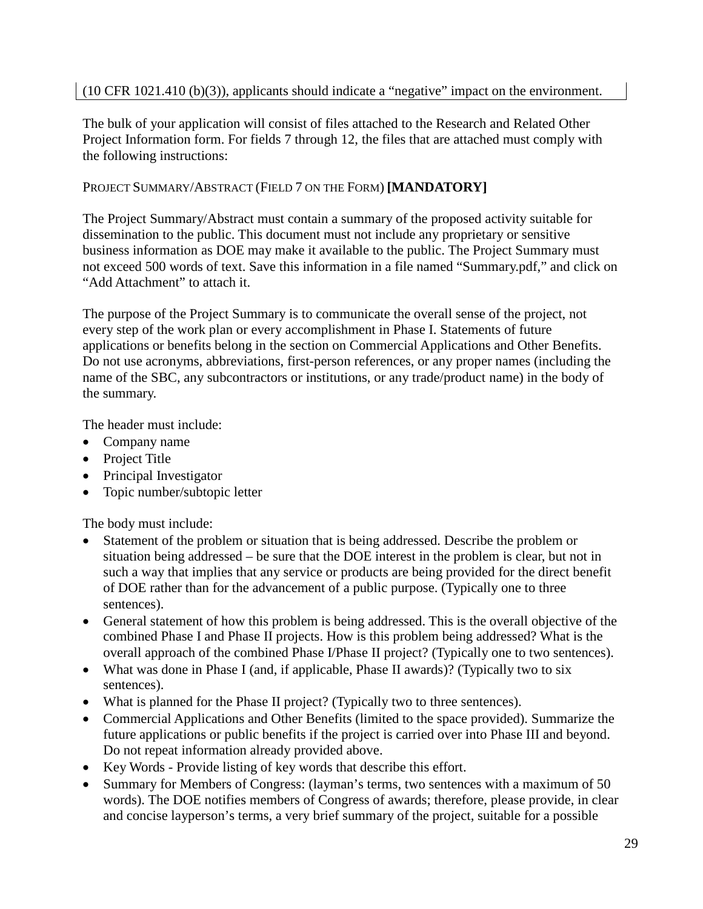(10 CFR 1021.410 (b)(3)), applicants should indicate a "negative" impact on the environment.

The bulk of your application will consist of files attached to the Research and Related Other Project Information form. For fields 7 through 12, the files that are attached must comply with the following instructions:

PROJECT SUMMARY/ABSTRACT (FIELD 7 ON THE FORM) **[MANDATORY]**

The Project Summary/Abstract must contain a summary of the proposed activity suitable for dissemination to the public. This document must not include any proprietary or sensitive business information as DOE may make it available to the public. The Project Summary must not exceed 500 words of text. Save this information in a file named "Summary.pdf," and click on "Add Attachment" to attach it.

The purpose of the Project Summary is to communicate the overall sense of the project, not every step of the work plan or every accomplishment in Phase I. Statements of future applications or benefits belong in the section on Commercial Applications and Other Benefits. Do not use acronyms, abbreviations, first-person references, or any proper names (including the name of the SBC, any subcontractors or institutions, or any trade/product name) in the body of the summary.

The header must include:

- Company name
- Project Title
- Principal Investigator
- Topic number/subtopic letter

The body must include:

- Statement of the problem or situation that is being addressed. Describe the problem or situation being addressed – be sure that the DOE interest in the problem is clear, but not in such a way that implies that any service or products are being provided for the direct benefit of DOE rather than for the advancement of a public purpose. (Typically one to three sentences).
- General statement of how this problem is being addressed. This is the overall objective of the combined Phase I and Phase II projects. How is this problem being addressed? What is the overall approach of the combined Phase I/Phase II project? (Typically one to two sentences).
- What was done in Phase I (and, if applicable, Phase II awards)? (Typically two to six sentences).
- What is planned for the Phase II project? (Typically two to three sentences).
- Commercial Applications and Other Benefits (limited to the space provided). Summarize the future applications or public benefits if the project is carried over into Phase III and beyond. Do not repeat information already provided above.
- Key Words - Provide listing of key words that describe this effort.
- Summary for Members of Congress: (layman's terms, two sentences with a maximum of 50 words). The DOE notifies members of Congress of awards; therefore, please provide, in clear and concise layperson's terms, a very brief summary of the project, suitable for a possible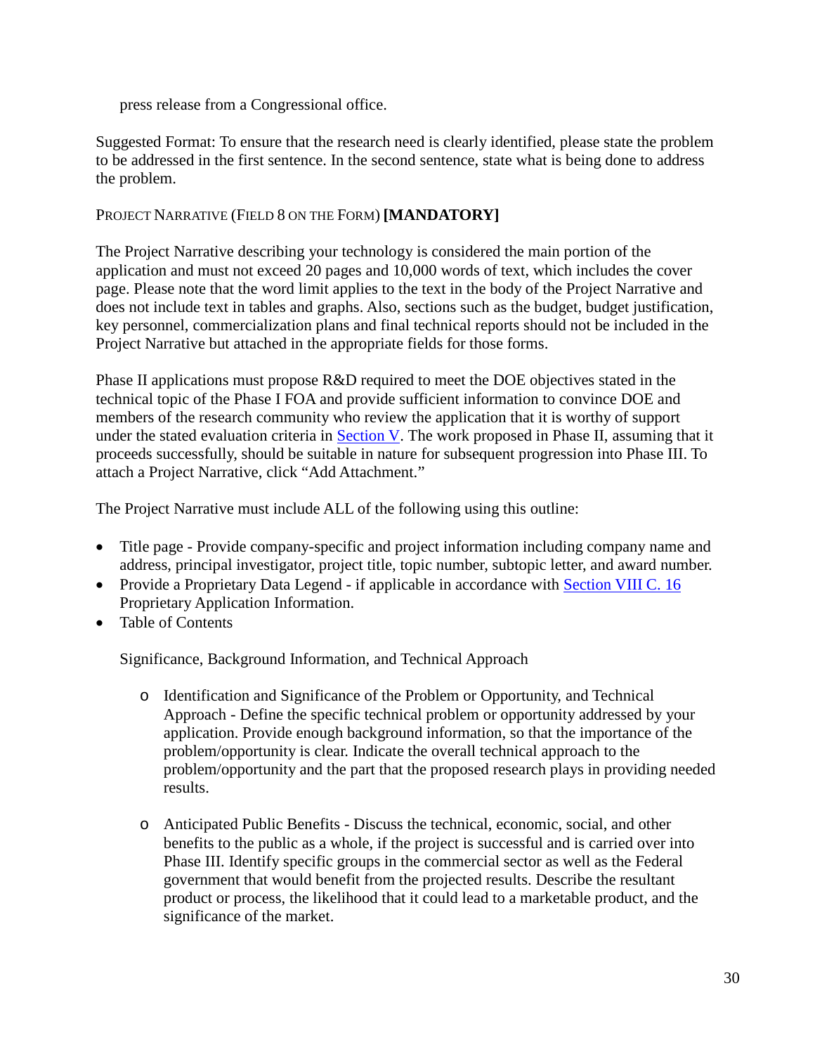press release from a Congressional office.

Suggested Format: To ensure that the research need is clearly identified, please state the problem to be addressed in the first sentence. In the second sentence, state what is being done to address the problem.

PROJECT NARRATIVE (FIELD 8 ON THE FORM) **[MANDATORY]**

The Project Narrative describing your technology is considered the main portion of the application and must not exceed 20 pages and 10,000 words of text, which includes the cover page. Please note that the word limit applies to the text in the body of the Project Narrative and does not include text in tables and graphs. Also, sections such as the budget, budget justification, key personnel, commercialization plans and final technical reports should not be included in the Project Narrative but attached in the appropriate fields for those forms.

Phase II applications must propose R&D required to meet the DOE objectives stated in the technical topic of the Phase I FOA and provide sufficient information to convince DOE and members of the research community who review the application that it is worthy of support under the stated evaluation criteria in Section V. The work proposed in Phase II, assuming that it proceeds successfully, should be suitable in nature for subsequent progression into Phase III. To attach a Project Narrative, click "Add Attachment."

The Project Narrative must include ALL of the following using this outline:

- Title page - Provide company-specific and project information including company name and address, principal investigator, project title, topic number, subtopic letter, and award number.
- Provide a Proprietary Data Legend - if applicable in accordance with Section VIII C. 16 Proprietary Application Information.
- Table of Contents

  Significance, Background Information, and Technical Approach

  - Identification and Significance of the Problem or Opportunity, and Technical Approach - Define the specific technical problem or opportunity addressed by your application. Provide enough background information, so that the importance of the problem/opportunity is clear. Indicate the overall technical approach to the problem/opportunity and the part that the proposed research plays in providing needed results.

  - Anticipated Public Benefits - Discuss the technical, economic, social, and other benefits to the public as a whole, if the project is successful and is carried over into Phase III. Identify specific groups in the commercial sector as well as the Federal government that would benefit from the projected results. Describe the resultant product or process, the likelihood that it could lead to a marketable product, and the significance of the market.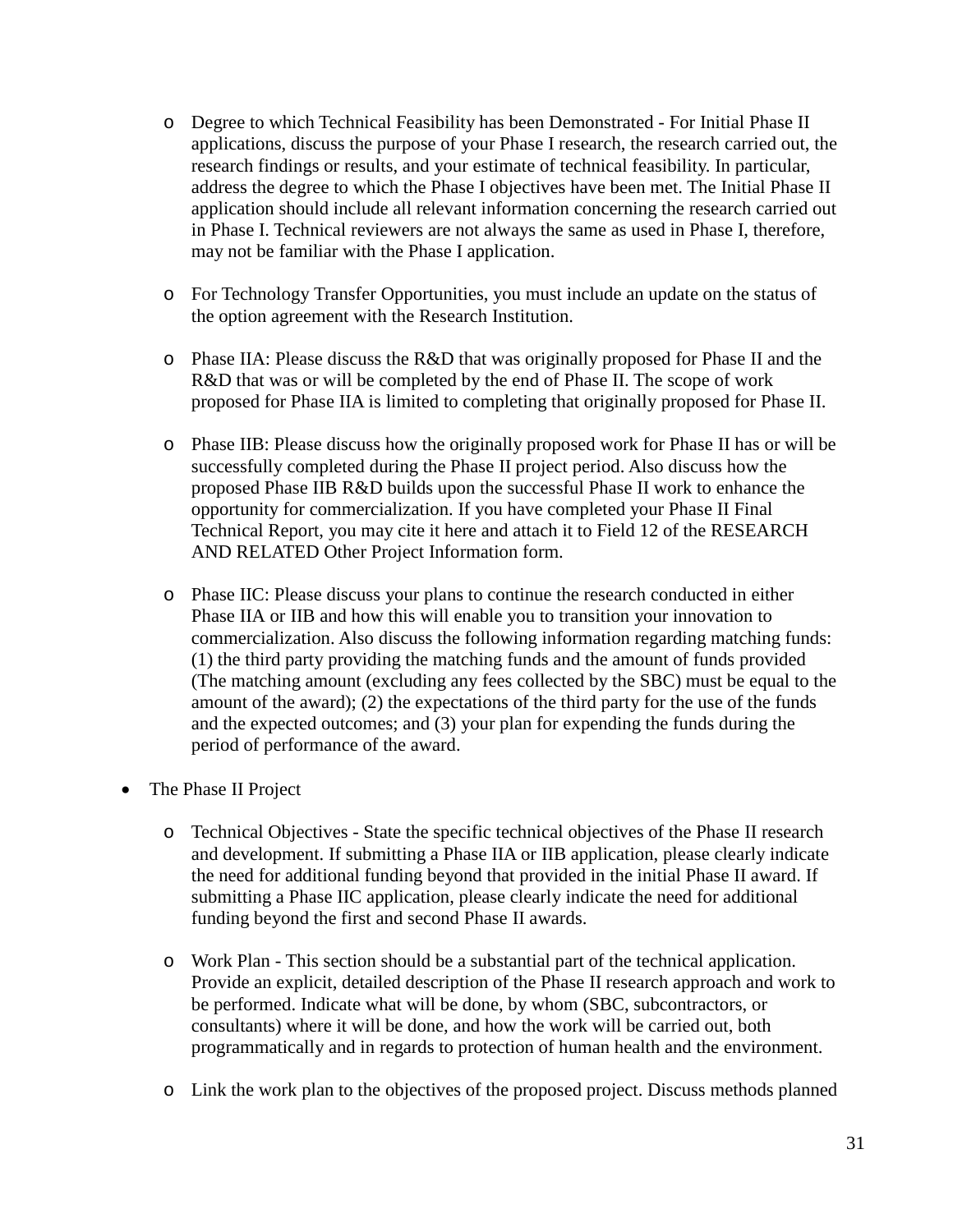- Degree to which Technical Feasibility has been Demonstrated - For Initial Phase II applications, discuss the purpose of your Phase I research, the research carried out, the research findings or results, and your estimate of technical feasibility. In particular, address the degree to which the Phase I objectives have been met. The Initial Phase II application should include all relevant information concerning the research carried out in Phase I. Technical reviewers are not always the same as used in Phase I, therefore, may not be familiar with the Phase I application.

  - For Technology Transfer Opportunities, you must include an update on the status of the option agreement with the Research Institution.

  - Phase IIA: Please discuss the R&D that was originally proposed for Phase II and the R&D that was or will be completed by the end of Phase II. The scope of work proposed for Phase IIA is limited to completing that originally proposed for Phase II.

  - Phase IIB: Please discuss how the originally proposed work for Phase II has or will be successfully completed during the Phase II project period. Also discuss how the proposed Phase IIB R&D builds upon the successful Phase II work to enhance the opportunity for commercialization. If you have completed your Phase II Final Technical Report, you may cite it here and attach it to Field 12 of the RESEARCH AND RELATED Other Project Information form.

  - Phase IIC: Please discuss your plans to continue the research conducted in either Phase IIA or IIB and how this will enable you to transition your innovation to commercialization. Also discuss the following information regarding matching funds: (1) the third party providing the matching funds and the amount of funds provided (The matching amount (excluding any fees collected by the SBC) must be equal to the amount of the award); (2) the expectations of the third party for the use of the funds and the expected outcomes; and (3) your plan for expending the funds during the period of performance of the award.

- The Phase II Project

  - Technical Objectives - State the specific technical objectives of the Phase II research and development. If submitting a Phase IIA or IIB application, please clearly indicate the need for additional funding beyond that provided in the initial Phase II award. If submitting a Phase IIC application, please clearly indicate the need for additional funding beyond the first and second Phase II awards.

  - Work Plan - This section should be a substantial part of the technical application. Provide an explicit, detailed description of the Phase II research approach and work to be performed. Indicate what will be done, by whom (SBC, subcontractors, or consultants) where it will be done, and how the work will be carried out, both programmatically and in regards to protection of human health and the environment.

  - Link the work plan to the objectives of the proposed project. Discuss methods planned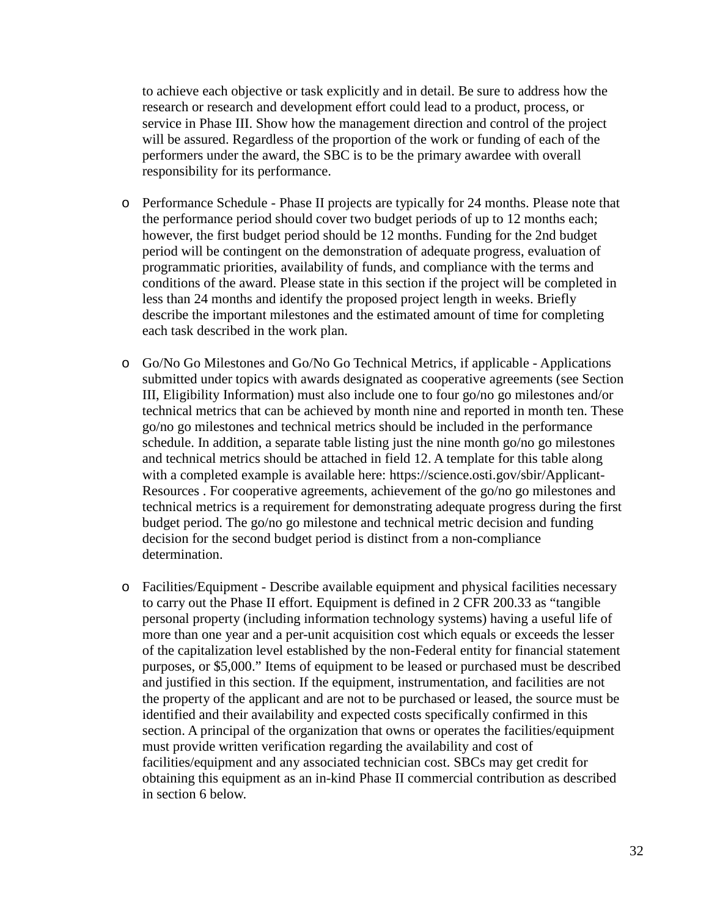to achieve each objective or task explicitly and in detail. Be sure to address how the research or research and development effort could lead to a product, process, or service in Phase III. Show how the management direction and control of the project will be assured. Regardless of the proportion of the work or funding of each of the performers under the award, the SBC is to be the primary awardee with overall responsibility for its performance.

- Performance Schedule - Phase II projects are typically for 24 months. Please note that the performance period should cover two budget periods of up to 12 months each; however, the first budget period should be 12 months. Funding for the 2nd budget period will be contingent on the demonstration of adequate progress, evaluation of programmatic priorities, availability of funds, and compliance with the terms and conditions of the award. Please state in this section if the project will be completed in less than 24 months and identify the proposed project length in weeks. Briefly describe the important milestones and the estimated amount of time for completing each task described in the work plan.

- Go/No Go Milestones and Go/No Go Technical Metrics, if applicable - Applications submitted under topics with awards designated as cooperative agreements (see Section III, Eligibility Information) must also include one to four go/no go milestones and/or technical metrics that can be achieved by month nine and reported in month ten. These go/no go milestones and technical metrics should be included in the performance schedule. In addition, a separate table listing just the nine month go/no go milestones and technical metrics should be attached in field 12. A template for this table along with a completed example is available here: https://science.osti.gov/sbir/Applicant-Resources . For cooperative agreements, achievement of the go/no go milestones and technical metrics is a requirement for demonstrating adequate progress during the first budget period. The go/no go milestone and technical metric decision and funding decision for the second budget period is distinct from a non-compliance determination.

- Facilities/Equipment - Describe available equipment and physical facilities necessary to carry out the Phase II effort. Equipment is defined in 2 CFR 200.33 as "tangible personal property (including information technology systems) having a useful life of more than one year and a per-unit acquisition cost which equals or exceeds the lesser of the capitalization level established by the non-Federal entity for financial statement purposes, or $5,000." Items of equipment to be leased or purchased must be described and justified in this section. If the equipment, instrumentation, and facilities are not the property of the applicant and are not to be purchased or leased, the source must be identified and their availability and expected costs specifically confirmed in this section. A principal of the organization that owns or operates the facilities/equipment must provide written verification regarding the availability and cost of facilities/equipment and any associated technician cost. SBCs may get credit for obtaining this equipment as an in-kind Phase II commercial contribution as described in section 6 below.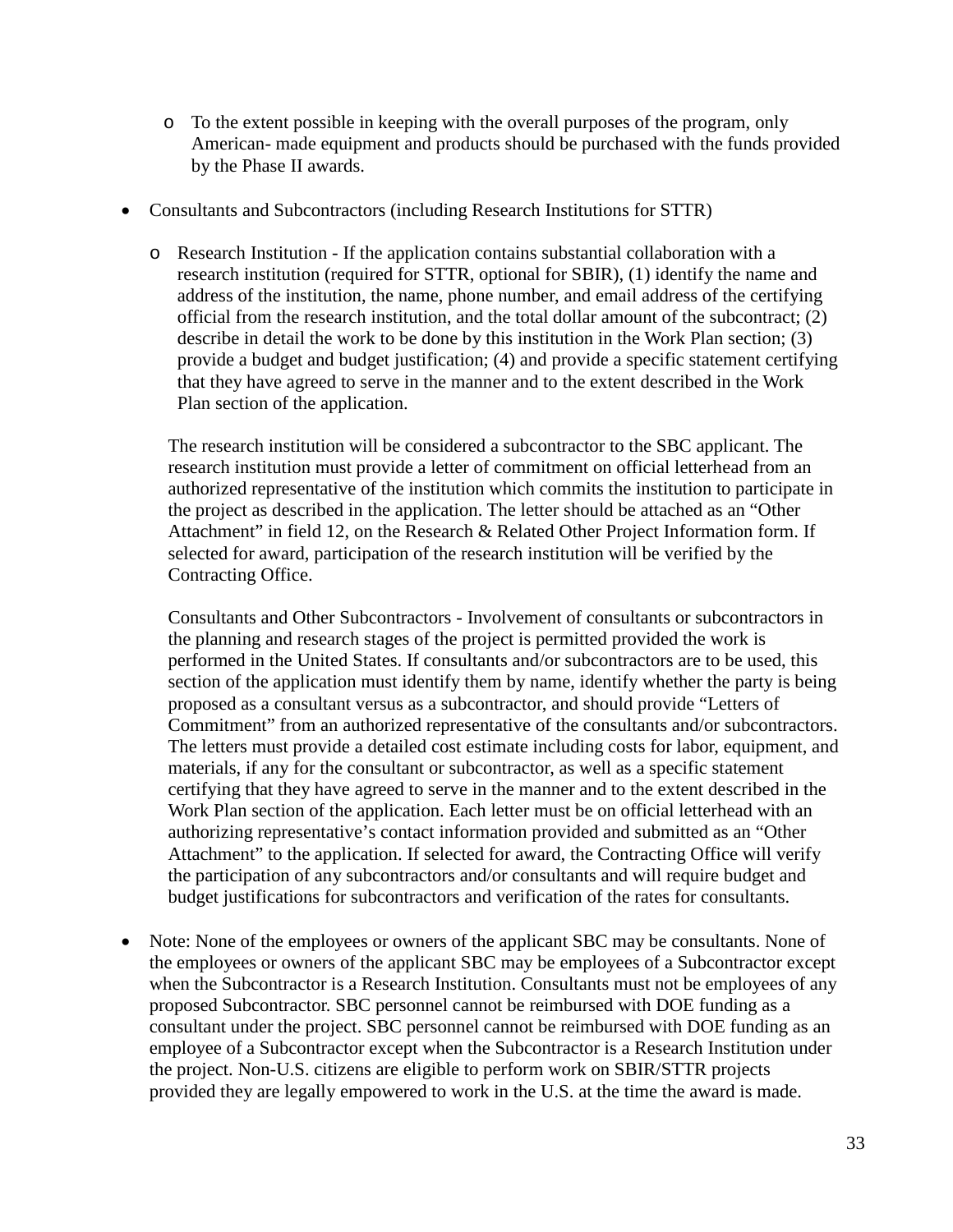- To the extent possible in keeping with the overall purposes of the program, only American- made equipment and products should be purchased with the funds provided by the Phase II awards.

- Consultants and Subcontractors (including Research Institutions for STTR)

  - Research Institution - If the application contains substantial collaboration with a research institution (required for STTR, optional for SBIR), (1) identify the name and address of the institution, the name, phone number, and email address of the certifying official from the research institution, and the total dollar amount of the subcontract; (2) describe in detail the work to be done by this institution in the Work Plan section; (3) provide a budget and budget justification; (4) and provide a specific statement certifying that they have agreed to serve in the manner and to the extent described in the Work Plan section of the application.

    The research institution will be considered a subcontractor to the SBC applicant. The research institution must provide a letter of commitment on official letterhead from an authorized representative of the institution which commits the institution to participate in the project as described in the application. The letter should be attached as an "Other Attachment" in field 12, on the Research & Related Other Project Information form. If selected for award, participation of the research institution will be verified by the Contracting Office.

    Consultants and Other Subcontractors - Involvement of consultants or subcontractors in the planning and research stages of the project is permitted provided the work is performed in the United States. If consultants and/or subcontractors are to be used, this section of the application must identify them by name, identify whether the party is being proposed as a consultant versus as a subcontractor, and should provide "Letters of Commitment" from an authorized representative of the consultants and/or subcontractors. The letters must provide a detailed cost estimate including costs for labor, equipment, and materials, if any for the consultant or subcontractor, as well as a specific statement certifying that they have agreed to serve in the manner and to the extent described in the Work Plan section of the application. Each letter must be on official letterhead with an authorizing representative's contact information provided and submitted as an "Other Attachment" to the application. If selected for award, the Contracting Office will verify the participation of any subcontractors and/or consultants and will require budget and budget justifications for subcontractors and verification of the rates for consultants.

- Note: None of the employees or owners of the applicant SBC may be consultants. None of the employees or owners of the applicant SBC may be employees of a Subcontractor except when the Subcontractor is a Research Institution. Consultants must not be employees of any proposed Subcontractor. SBC personnel cannot be reimbursed with DOE funding as a consultant under the project. SBC personnel cannot be reimbursed with DOE funding as an employee of a Subcontractor except when the Subcontractor is a Research Institution under the project. Non-U.S. citizens are eligible to perform work on SBIR/STTR projects provided they are legally empowered to work in the U.S. at the time the award is made.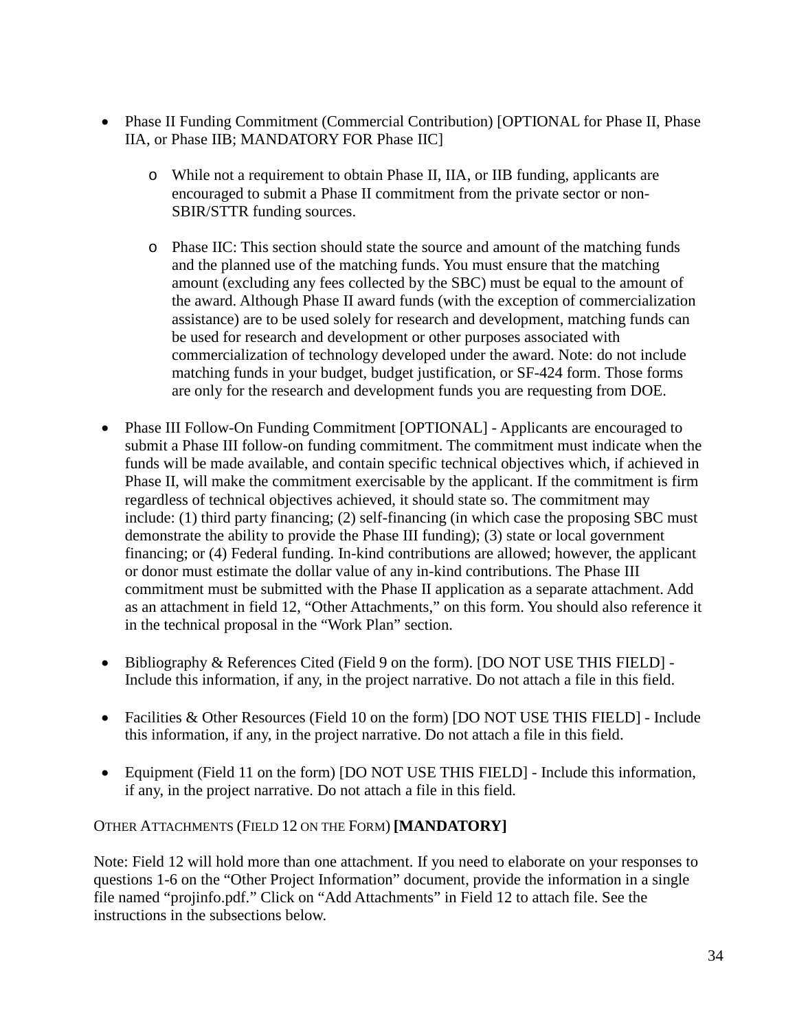- Phase II Funding Commitment (Commercial Contribution) [OPTIONAL for Phase II, Phase IIA, or Phase IIB; MANDATORY FOR Phase IIC]
  - While not a requirement to obtain Phase II, IIA, or IIB funding, applicants are encouraged to submit a Phase II commitment from the private sector or non-SBIR/STTR funding sources.
  - Phase IIC: This section should state the source and amount of the matching funds and the planned use of the matching funds. You must ensure that the matching amount (excluding any fees collected by the SBC) must be equal to the amount of the award. Although Phase II award funds (with the exception of commercialization assistance) are to be used solely for research and development, matching funds can be used for research and development or other purposes associated with commercialization of technology developed under the award. Note: do not include matching funds in your budget, budget justification, or SF-424 form. Those forms are only for the research and development funds you are requesting from DOE.
- Phase III Follow-On Funding Commitment [OPTIONAL] - Applicants are encouraged to submit a Phase III follow-on funding commitment. The commitment must indicate when the funds will be made available, and contain specific technical objectives which, if achieved in Phase II, will make the commitment exercisable by the applicant. If the commitment is firm regardless of technical objectives achieved, it should state so. The commitment may include: (1) third party financing; (2) self-financing (in which case the proposing SBC must demonstrate the ability to provide the Phase III funding); (3) state or local government financing; or (4) Federal funding. In-kind contributions are allowed; however, the applicant or donor must estimate the dollar value of any in-kind contributions. The Phase III commitment must be submitted with the Phase II application as a separate attachment. Add as an attachment in field 12, "Other Attachments," on this form. You should also reference it in the technical proposal in the "Work Plan" section.
- Bibliography & References Cited (Field 9 on the form). [DO NOT USE THIS FIELD] - Include this information, if any, in the project narrative. Do not attach a file in this field.
- Facilities & Other Resources (Field 10 on the form) [DO NOT USE THIS FIELD] - Include this information, if any, in the project narrative. Do not attach a file in this field.
- Equipment (Field 11 on the form) [DO NOT USE THIS FIELD] - Include this information, if any, in the project narrative. Do not attach a file in this field.

OTHER ATTACHMENTS (FIELD 12 ON THE FORM) **[MANDATORY]**

Note: Field 12 will hold more than one attachment. If you need to elaborate on your responses to questions 1-6 on the "Other Project Information" document, provide the information in a single file named "projinfo.pdf." Click on "Add Attachments" in Field 12 to attach file. See the instructions in the subsections below.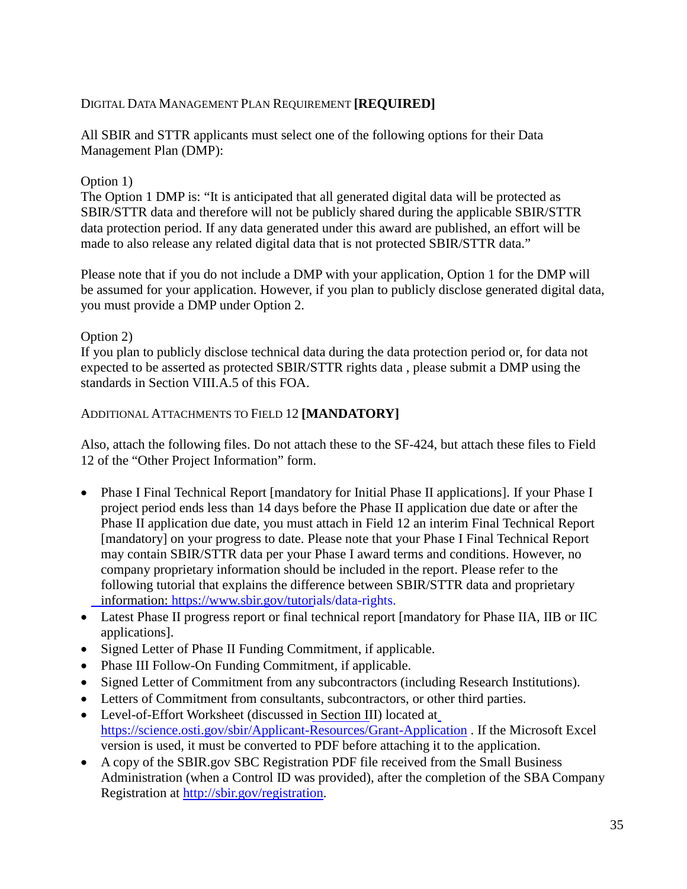### Digital Data Management Plan Requirement **[REQUIRED]**

All SBIR and STTR applicants must select one of the following options for their Data Management Plan (DMP):

Option 1)
The Option 1 DMP is: "It is anticipated that all generated digital data will be protected as SBIR/STTR data and therefore will not be publicly shared during the applicable SBIR/STTR data protection period. If any data generated under this award are published, an effort will be made to also release any related digital data that is not protected SBIR/STTR data."

Please note that if you do not include a DMP with your application, Option 1 for the DMP will be assumed for your application. However, if you plan to publicly disclose generated digital data, you must provide a DMP under Option 2.

Option 2)
If you plan to publicly disclose technical data during the data protection period or, for data not expected to be asserted as protected SBIR/STTR rights data , please submit a DMP using the standards in Section VIII.A.5 of this FOA.

### Additional Attachments to Field 12 **[MANDATORY]**

Also, attach the following files. Do not attach these to the SF-424, but attach these files to Field 12 of the "Other Project Information" form.

- Phase I Final Technical Report [mandatory for Initial Phase II applications]. If your Phase I project period ends less than 14 days before the Phase II application due date or after the Phase II application due date, you must attach in Field 12 an interim Final Technical Report [mandatory] on your progress to date. Please note that your Phase I Final Technical Report may contain SBIR/STTR data per your Phase I award terms and conditions. However, no company proprietary information should be included in the report. Please refer to the following tutorial that explains the difference between SBIR/STTR data and proprietary information: https://www.sbir.gov/tutorials/data-rights.
- Latest Phase II progress report or final technical report [mandatory for Phase IIA, IIB or IIC applications].
- Signed Letter of Phase II Funding Commitment, if applicable.
- Phase III Follow-On Funding Commitment, if applicable.
- Signed Letter of Commitment from any subcontractors (including Research Institutions).
- Letters of Commitment from consultants, subcontractors, or other third parties.
- Level-of-Effort Worksheet (discussed in Section III) located at https://science.osti.gov/sbir/Applicant-Resources/Grant-Application . If the Microsoft Excel version is used, it must be converted to PDF before attaching it to the application.
- A copy of the SBIR.gov SBC Registration PDF file received from the Small Business Administration (when a Control ID was provided), after the completion of the SBA Company Registration at http://sbir.gov/registration.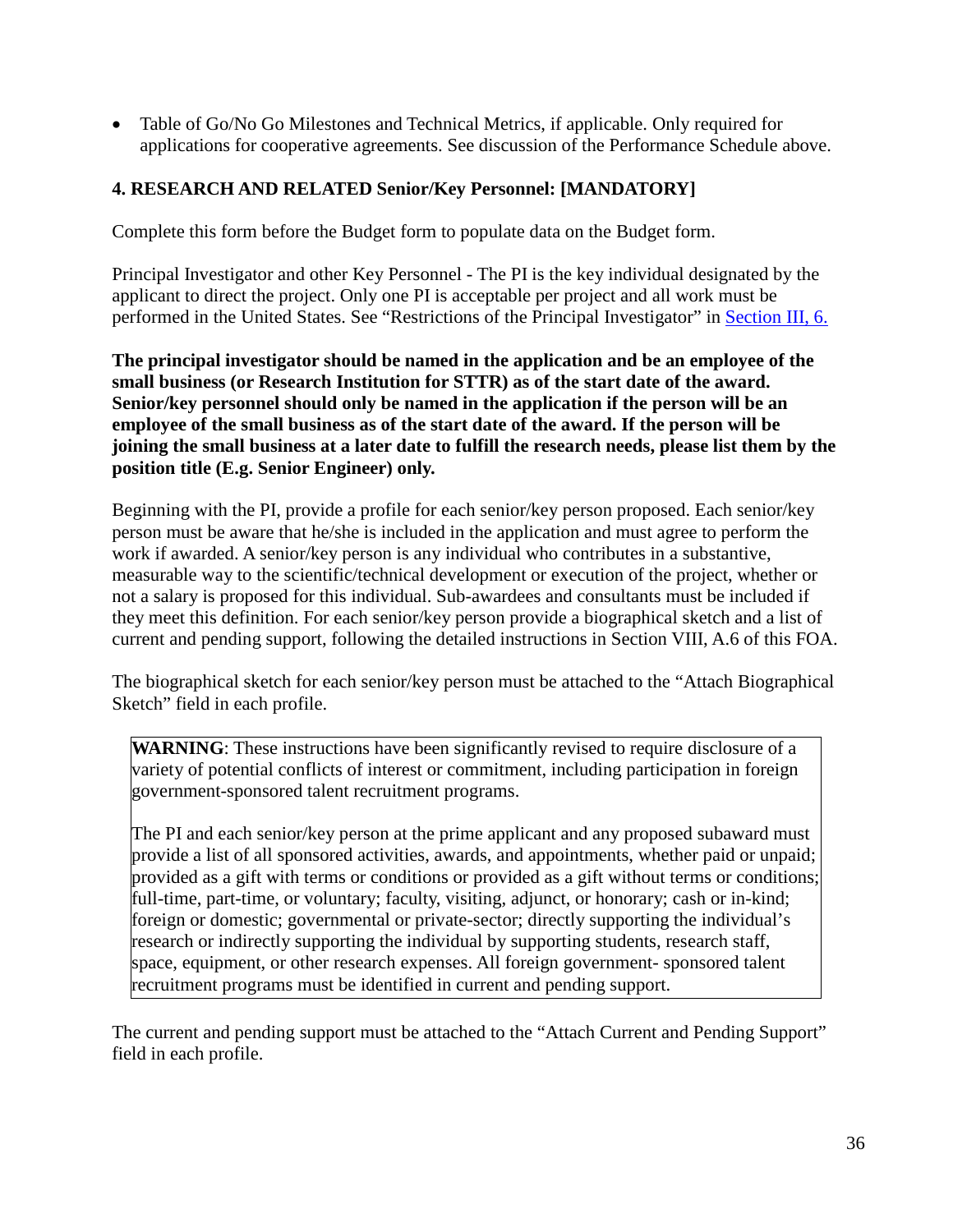- Table of Go/No Go Milestones and Technical Metrics, if applicable. Only required for applications for cooperative agreements. See discussion of the Performance Schedule above.

### 4. RESEARCH AND RELATED Senior/Key Personnel: [MANDATORY]

Complete this form before the Budget form to populate data on the Budget form.

Principal Investigator and other Key Personnel - The PI is the key individual designated by the applicant to direct the project. Only one PI is acceptable per project and all work must be performed in the United States. See "Restrictions of the Principal Investigator" in Section III, 6.

**The principal investigator should be named in the application and be an employee of the small business (or Research Institution for STTR) as of the start date of the award. Senior/key personnel should only be named in the application if the person will be an employee of the small business as of the start date of the award. If the person will be joining the small business at a later date to fulfill the research needs, please list them by the position title (E.g. Senior Engineer) only.**

Beginning with the PI, provide a profile for each senior/key person proposed. Each senior/key person must be aware that he/she is included in the application and must agree to perform the work if awarded. A senior/key person is any individual who contributes in a substantive, measurable way to the scientific/technical development or execution of the project, whether or not a salary is proposed for this individual. Sub-awardees and consultants must be included if they meet this definition. For each senior/key person provide a biographical sketch and a list of current and pending support, following the detailed instructions in Section VIII, A.6 of this FOA.

The biographical sketch for each senior/key person must be attached to the "Attach Biographical Sketch" field in each profile.

> **WARNING**: These instructions have been significantly revised to require disclosure of a variety of potential conflicts of interest or commitment, including participation in foreign government-sponsored talent recruitment programs.
>
> The PI and each senior/key person at the prime applicant and any proposed subaward must provide a list of all sponsored activities, awards, and appointments, whether paid or unpaid; provided as a gift with terms or conditions or provided as a gift without terms or conditions; full-time, part-time, or voluntary; faculty, visiting, adjunct, or honorary; cash or in-kind; foreign or domestic; governmental or private-sector; directly supporting the individual's research or indirectly supporting the individual by supporting students, research staff, space, equipment, or other research expenses. All foreign government- sponsored talent recruitment programs must be identified in current and pending support.

The current and pending support must be attached to the "Attach Current and Pending Support" field in each profile.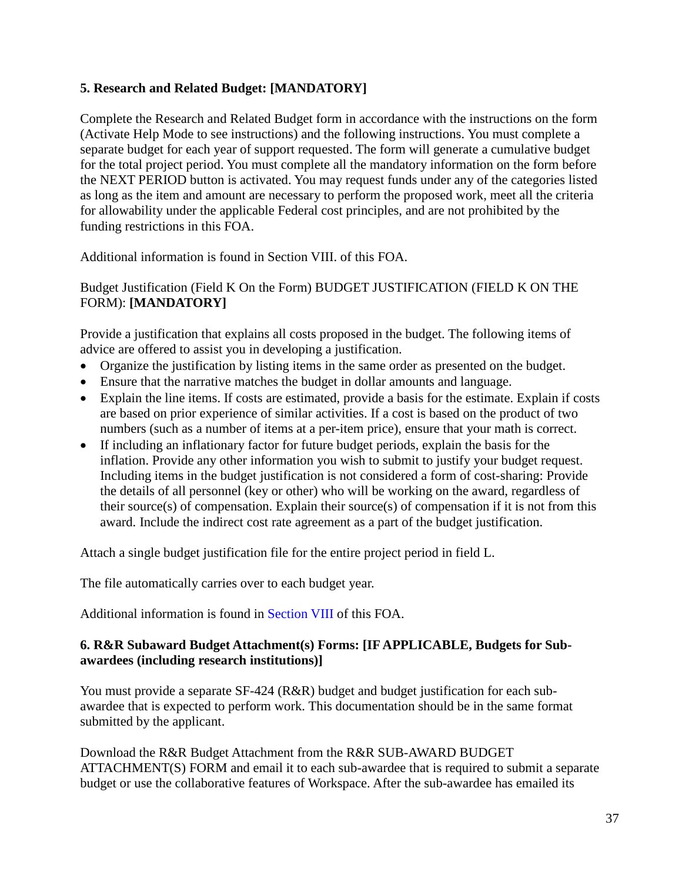**5. Research and Related Budget: [MANDATORY]**

Complete the Research and Related Budget form in accordance with the instructions on the form (Activate Help Mode to see instructions) and the following instructions. You must complete a separate budget for each year of support requested. The form will generate a cumulative budget for the total project period. You must complete all the mandatory information on the form before the NEXT PERIOD button is activated. You may request funds under any of the categories listed as long as the item and amount are necessary to perform the proposed work, meet all the criteria for allowability under the applicable Federal cost principles, and are not prohibited by the funding restrictions in this FOA.

Additional information is found in Section VIII. of this FOA.

Budget Justification (Field K On the Form) BUDGET JUSTIFICATION (FIELD K ON THE FORM): **[MANDATORY]**

Provide a justification that explains all costs proposed in the budget. The following items of advice are offered to assist you in developing a justification.

- Organize the justification by listing items in the same order as presented on the budget.
- Ensure that the narrative matches the budget in dollar amounts and language.
- Explain the line items. If costs are estimated, provide a basis for the estimate. Explain if costs are based on prior experience of similar activities. If a cost is based on the product of two numbers (such as a number of items at a per-item price), ensure that your math is correct.
- If including an inflationary factor for future budget periods, explain the basis for the inflation. Provide any other information you wish to submit to justify your budget request. Including items in the budget justification is not considered a form of cost-sharing: Provide the details of all personnel (key or other) who will be working on the award, regardless of their source(s) of compensation. Explain their source(s) of compensation if it is not from this award. Include the indirect cost rate agreement as a part of the budget justification.

Attach a single budget justification file for the entire project period in field L.

The file automatically carries over to each budget year.

Additional information is found in Section VIII of this FOA.

**6. R&R Subaward Budget Attachment(s) Forms: [IF APPLICABLE, Budgets for Sub-awardees (including research institutions)]**

You must provide a separate SF-424 (R&R) budget and budget justification for each sub-awardee that is expected to perform work. This documentation should be in the same format submitted by the applicant.

Download the R&R Budget Attachment from the R&R SUB-AWARD BUDGET ATTACHMENT(S) FORM and email it to each sub-awardee that is required to submit a separate budget or use the collaborative features of Workspace. After the sub-awardee has emailed its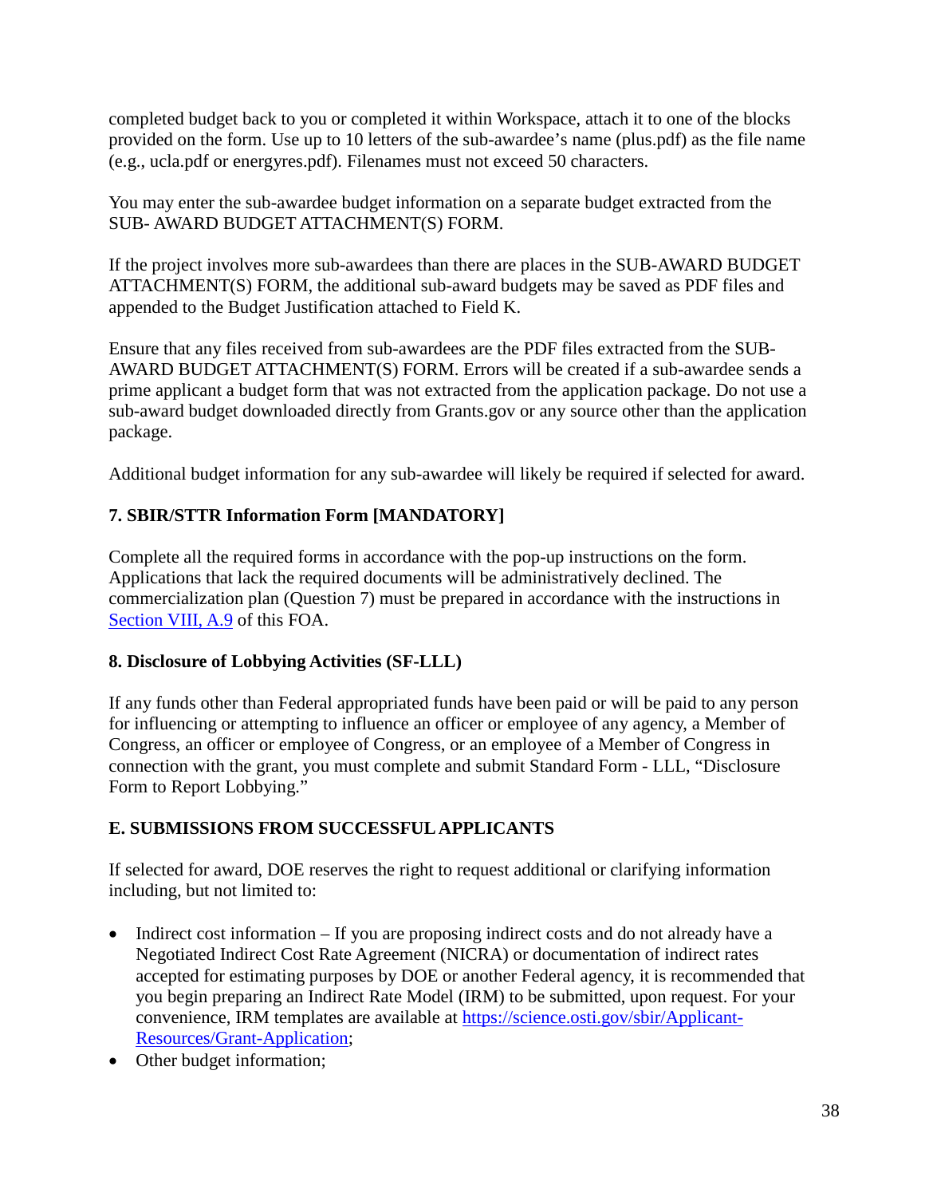completed budget back to you or completed it within Workspace, attach it to one of the blocks provided on the form. Use up to 10 letters of the sub-awardee's name (plus.pdf) as the file name (e.g., ucla.pdf or energyres.pdf). Filenames must not exceed 50 characters.

You may enter the sub-awardee budget information on a separate budget extracted from the SUB- AWARD BUDGET ATTACHMENT(S) FORM.

If the project involves more sub-awardees than there are places in the SUB-AWARD BUDGET ATTACHMENT(S) FORM, the additional sub-award budgets may be saved as PDF files and appended to the Budget Justification attached to Field K.

Ensure that any files received from sub-awardees are the PDF files extracted from the SUB-AWARD BUDGET ATTACHMENT(S) FORM. Errors will be created if a sub-awardee sends a prime applicant a budget form that was not extracted from the application package. Do not use a sub-award budget downloaded directly from Grants.gov or any source other than the application package.

Additional budget information for any sub-awardee will likely be required if selected for award.

**7. SBIR/STTR Information Form [MANDATORY]**

Complete all the required forms in accordance with the pop-up instructions on the form. Applications that lack the required documents will be administratively declined. The commercialization plan (Question 7) must be prepared in accordance with the instructions in Section VIII, A.9 of this FOA.

**8. Disclosure of Lobbying Activities (SF-LLL)**

If any funds other than Federal appropriated funds have been paid or will be paid to any person for influencing or attempting to influence an officer or employee of any agency, a Member of Congress, an officer or employee of Congress, or an employee of a Member of Congress in connection with the grant, you must complete and submit Standard Form - LLL, "Disclosure Form to Report Lobbying."

**E. SUBMISSIONS FROM SUCCESSFUL APPLICANTS**

If selected for award, DOE reserves the right to request additional or clarifying information including, but not limited to:

- Indirect cost information – If you are proposing indirect costs and do not already have a Negotiated Indirect Cost Rate Agreement (NICRA) or documentation of indirect rates accepted for estimating purposes by DOE or another Federal agency, it is recommended that you begin preparing an Indirect Rate Model (IRM) to be submitted, upon request. For your convenience, IRM templates are available at https://science.osti.gov/sbir/Applicant-Resources/Grant-Application;
- Other budget information;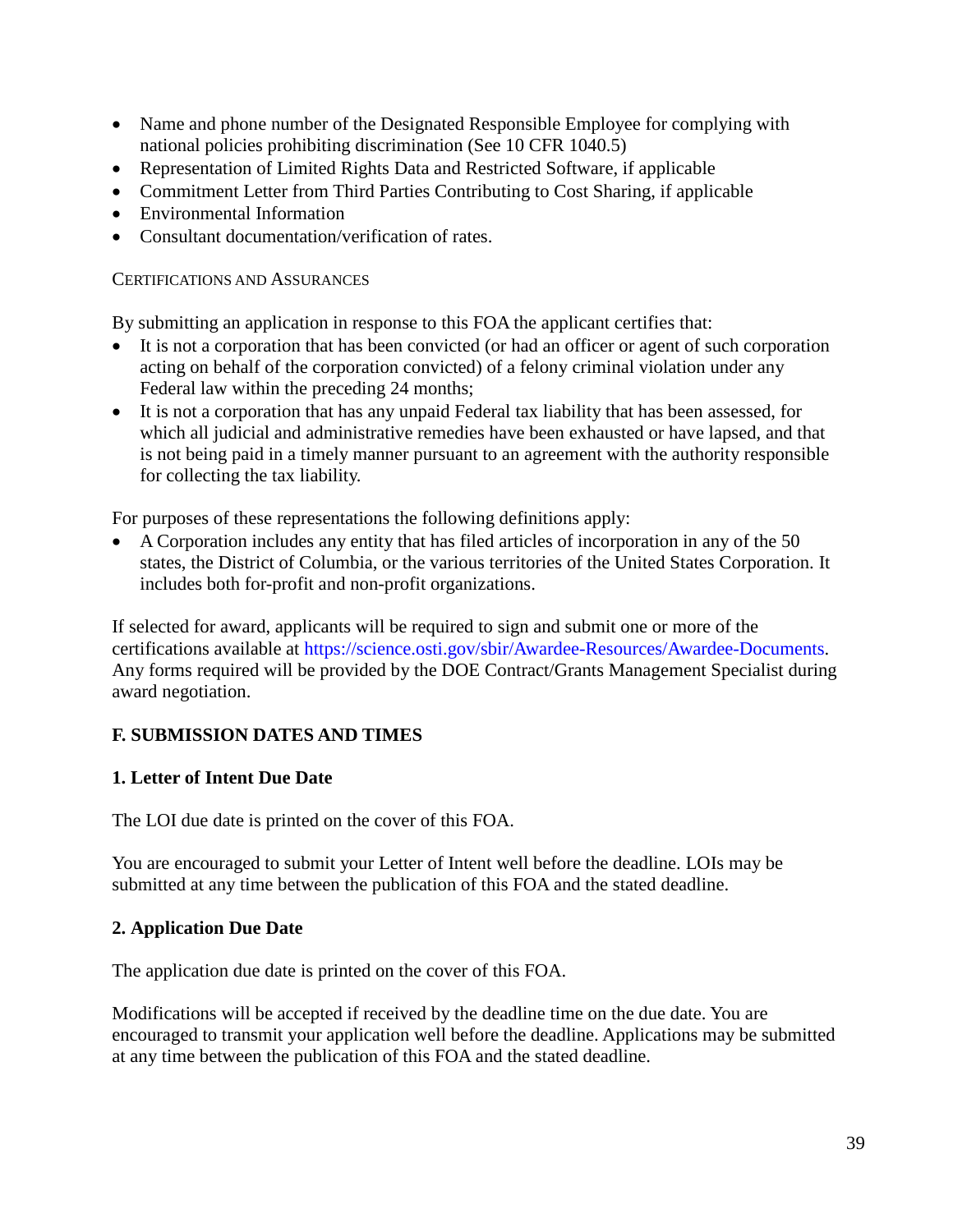- Name and phone number of the Designated Responsible Employee for complying with national policies prohibiting discrimination (See 10 CFR 1040.5)
- Representation of Limited Rights Data and Restricted Software, if applicable
- Commitment Letter from Third Parties Contributing to Cost Sharing, if applicable
- Environmental Information
- Consultant documentation/verification of rates.

CERTIFICATIONS AND ASSURANCES

By submitting an application in response to this FOA the applicant certifies that:

- It is not a corporation that has been convicted (or had an officer or agent of such corporation acting on behalf of the corporation convicted) of a felony criminal violation under any Federal law within the preceding 24 months;
- It is not a corporation that has any unpaid Federal tax liability that has been assessed, for which all judicial and administrative remedies have been exhausted or have lapsed, and that is not being paid in a timely manner pursuant to an agreement with the authority responsible for collecting the tax liability.

For purposes of these representations the following definitions apply:

- A Corporation includes any entity that has filed articles of incorporation in any of the 50 states, the District of Columbia, or the various territories of the United States Corporation. It includes both for-profit and non-profit organizations.

If selected for award, applicants will be required to sign and submit one or more of the certifications available at https://science.osti.gov/sbir/Awardee-Resources/Awardee-Documents. Any forms required will be provided by the DOE Contract/Grants Management Specialist during award negotiation.

## F. SUBMISSION DATES AND TIMES

### 1. Letter of Intent Due Date

The LOI due date is printed on the cover of this FOA.

You are encouraged to submit your Letter of Intent well before the deadline. LOIs may be submitted at any time between the publication of this FOA and the stated deadline.

### 2. Application Due Date

The application due date is printed on the cover of this FOA.

Modifications will be accepted if received by the deadline time on the due date. You are encouraged to transmit your application well before the deadline. Applications may be submitted at any time between the publication of this FOA and the stated deadline.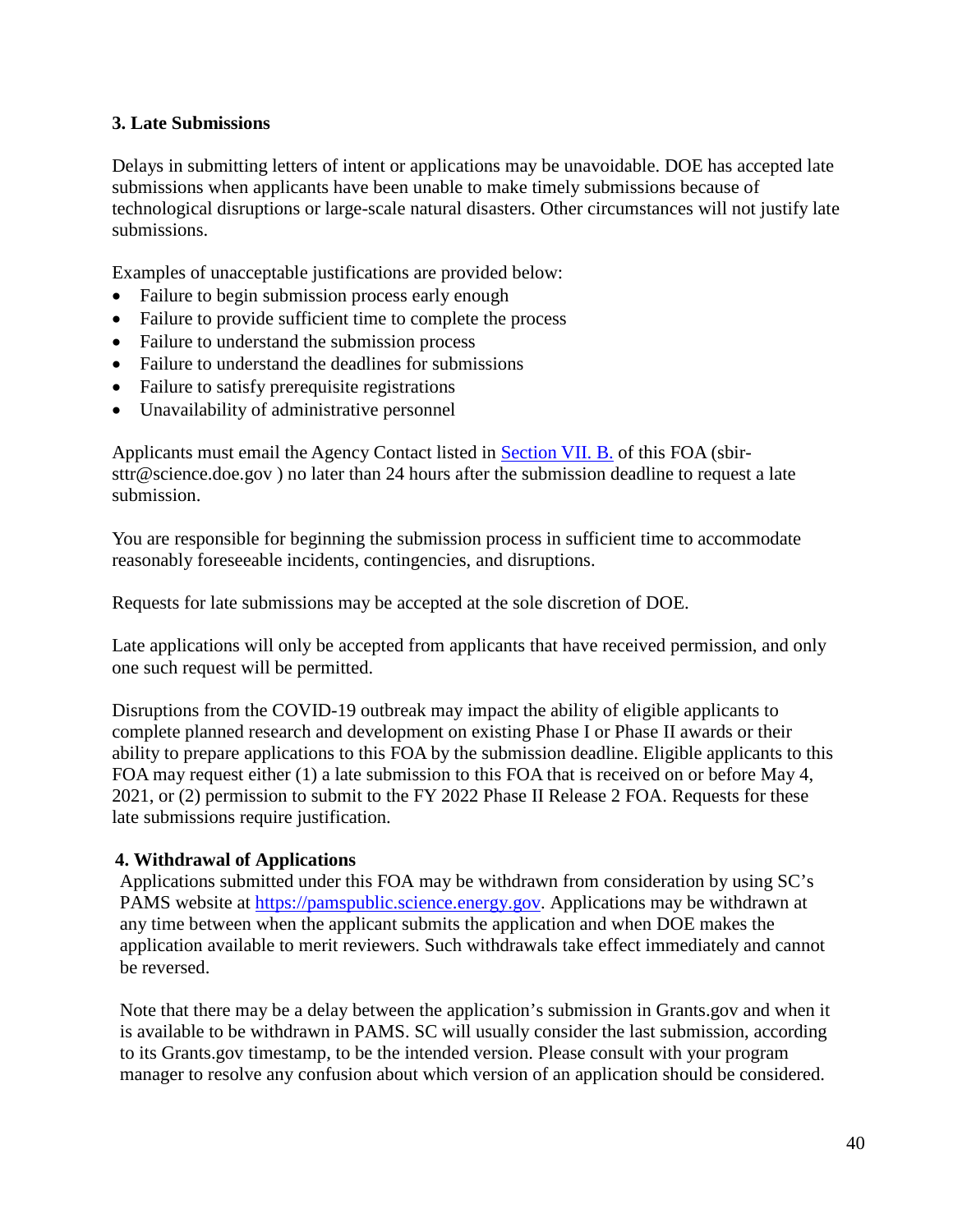### 3. Late Submissions

Delays in submitting letters of intent or applications may be unavoidable. DOE has accepted late submissions when applicants have been unable to make timely submissions because of technological disruptions or large-scale natural disasters. Other circumstances will not justify late submissions.

Examples of unacceptable justifications are provided below:

- Failure to begin submission process early enough
- Failure to provide sufficient time to complete the process
- Failure to understand the submission process
- Failure to understand the deadlines for submissions
- Failure to satisfy prerequisite registrations
- Unavailability of administrative personnel

Applicants must email the Agency Contact listed in Section VII. B. of this FOA (sbir-sttr@science.doe.gov ) no later than 24 hours after the submission deadline to request a late submission.

You are responsible for beginning the submission process in sufficient time to accommodate reasonably foreseeable incidents, contingencies, and disruptions.

Requests for late submissions may be accepted at the sole discretion of DOE.

Late applications will only be accepted from applicants that have received permission, and only one such request will be permitted.

Disruptions from the COVID-19 outbreak may impact the ability of eligible applicants to complete planned research and development on existing Phase I or Phase II awards or their ability to prepare applications to this FOA by the submission deadline. Eligible applicants to this FOA may request either (1) a late submission to this FOA that is received on or before May 4, 2021, or (2) permission to submit to the FY 2022 Phase II Release 2 FOA. Requests for these late submissions require justification.

### 4. Withdrawal of Applications

Applications submitted under this FOA may be withdrawn from consideration by using SC's PAMS website at https://pamspublic.science.energy.gov. Applications may be withdrawn at any time between when the applicant submits the application and when DOE makes the application available to merit reviewers. Such withdrawals take effect immediately and cannot be reversed.

Note that there may be a delay between the application's submission in Grants.gov and when it is available to be withdrawn in PAMS. SC will usually consider the last submission, according to its Grants.gov timestamp, to be the intended version. Please consult with your program manager to resolve any confusion about which version of an application should be considered.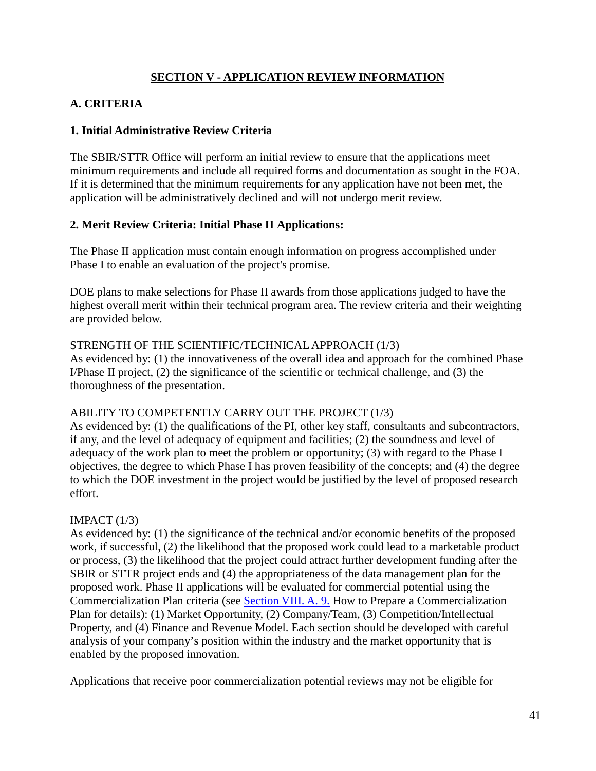## SECTION V - APPLICATION REVIEW INFORMATION

### A. CRITERIA

#### 1. Initial Administrative Review Criteria

The SBIR/STTR Office will perform an initial review to ensure that the applications meet minimum requirements and include all required forms and documentation as sought in the FOA. If it is determined that the minimum requirements for any application have not been met, the application will be administratively declined and will not undergo merit review.

#### 2. Merit Review Criteria: Initial Phase II Applications:

The Phase II application must contain enough information on progress accomplished under Phase I to enable an evaluation of the project's promise.

DOE plans to make selections for Phase II awards from those applications judged to have the highest overall merit within their technical program area. The review criteria and their weighting are provided below.

STRENGTH OF THE SCIENTIFIC/TECHNICAL APPROACH (1/3)
As evidenced by: (1) the innovativeness of the overall idea and approach for the combined Phase I/Phase II project, (2) the significance of the scientific or technical challenge, and (3) the thoroughness of the presentation.

ABILITY TO COMPETENTLY CARRY OUT THE PROJECT (1/3)
As evidenced by: (1) the qualifications of the PI, other key staff, consultants and subcontractors, if any, and the level of adequacy of equipment and facilities; (2) the soundness and level of adequacy of the work plan to meet the problem or opportunity; (3) with regard to the Phase I objectives, the degree to which Phase I has proven feasibility of the concepts; and (4) the degree to which the DOE investment in the project would be justified by the level of proposed research effort.

IMPACT (1/3)
As evidenced by: (1) the significance of the technical and/or economic benefits of the proposed work, if successful, (2) the likelihood that the proposed work could lead to a marketable product or process, (3) the likelihood that the project could attract further development funding after the SBIR or STTR project ends and (4) the appropriateness of the data management plan for the proposed work. Phase II applications will be evaluated for commercial potential using the Commercialization Plan criteria (see Section VIII. A. 9. How to Prepare a Commercialization Plan for details): (1) Market Opportunity, (2) Company/Team, (3) Competition/Intellectual Property, and (4) Finance and Revenue Model. Each section should be developed with careful analysis of your company's position within the industry and the market opportunity that is enabled by the proposed innovation.

Applications that receive poor commercialization potential reviews may not be eligible for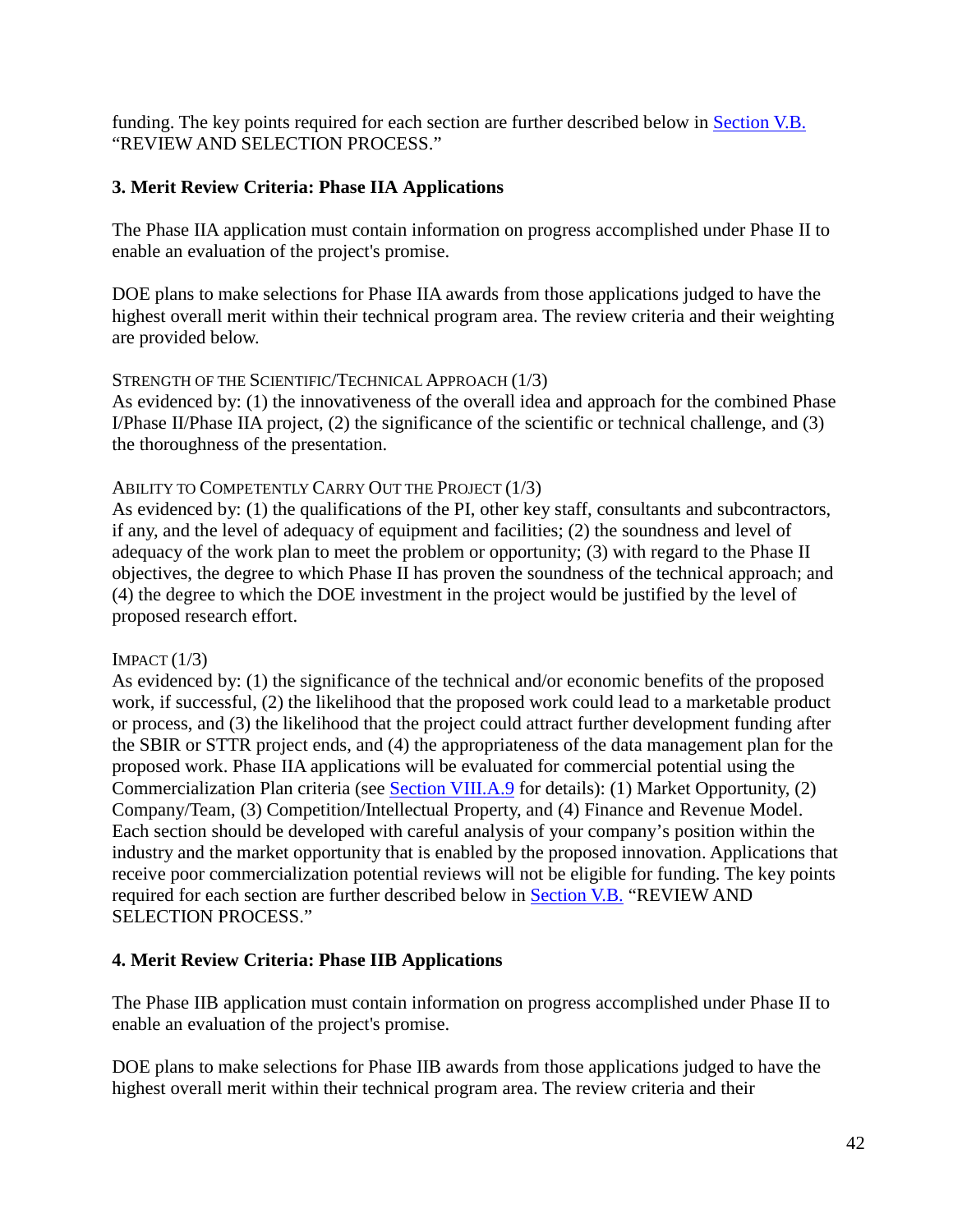funding. The key points required for each section are further described below in [Section V.B.](#) "REVIEW AND SELECTION PROCESS."

### 3. Merit Review Criteria: Phase IIA Applications

The Phase IIA application must contain information on progress accomplished under Phase II to enable an evaluation of the project's promise.

DOE plans to make selections for Phase IIA awards from those applications judged to have the highest overall merit within their technical program area. The review criteria and their weighting are provided below.

STRENGTH OF THE SCIENTIFIC/TECHNICAL APPROACH (1/3)
As evidenced by: (1) the innovativeness of the overall idea and approach for the combined Phase I/Phase II/Phase IIA project, (2) the significance of the scientific or technical challenge, and (3) the thoroughness of the presentation.

ABILITY TO COMPETENTLY CARRY OUT THE PROJECT (1/3)
As evidenced by: (1) the qualifications of the PI, other key staff, consultants and subcontractors, if any, and the level of adequacy of equipment and facilities; (2) the soundness and level of adequacy of the work plan to meet the problem or opportunity; (3) with regard to the Phase II objectives, the degree to which Phase II has proven the soundness of the technical approach; and (4) the degree to which the DOE investment in the project would be justified by the level of proposed research effort.

IMPACT (1/3)
As evidenced by: (1) the significance of the technical and/or economic benefits of the proposed work, if successful, (2) the likelihood that the proposed work could lead to a marketable product or process, and (3) the likelihood that the project could attract further development funding after the SBIR or STTR project ends, and (4) the appropriateness of the data management plan for the proposed work. Phase IIA applications will be evaluated for commercial potential using the Commercialization Plan criteria (see [Section VIII.A.9](#) for details): (1) Market Opportunity, (2) Company/Team, (3) Competition/Intellectual Property, and (4) Finance and Revenue Model. Each section should be developed with careful analysis of your company's position within the industry and the market opportunity that is enabled by the proposed innovation. Applications that receive poor commercialization potential reviews will not be eligible for funding. The key points required for each section are further described below in [Section V.B.](#) "REVIEW AND SELECTION PROCESS."

### 4. Merit Review Criteria: Phase IIB Applications

The Phase IIB application must contain information on progress accomplished under Phase II to enable an evaluation of the project's promise.

DOE plans to make selections for Phase IIB awards from those applications judged to have the highest overall merit within their technical program area. The review criteria and their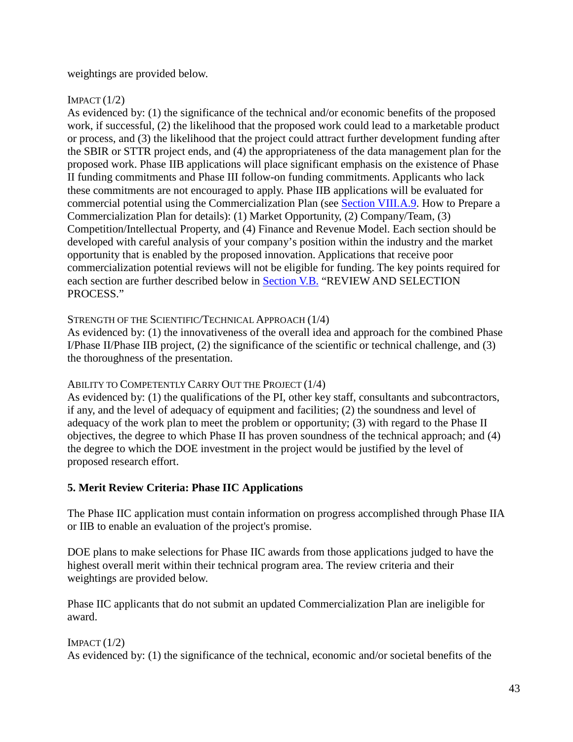weightings are provided below.

IMPACT (1/2)
As evidenced by: (1) the significance of the technical and/or economic benefits of the proposed work, if successful, (2) the likelihood that the proposed work could lead to a marketable product or process, and (3) the likelihood that the project could attract further development funding after the SBIR or STTR project ends, and (4) the appropriateness of the data management plan for the proposed work. Phase IIB applications will place significant emphasis on the existence of Phase II funding commitments and Phase III follow-on funding commitments. Applicants who lack these commitments are not encouraged to apply. Phase IIB applications will be evaluated for commercial potential using the Commercialization Plan (see Section VIII.A.9. How to Prepare a Commercialization Plan for details): (1) Market Opportunity, (2) Company/Team, (3) Competition/Intellectual Property, and (4) Finance and Revenue Model. Each section should be developed with careful analysis of your company's position within the industry and the market opportunity that is enabled by the proposed innovation. Applications that receive poor commercialization potential reviews will not be eligible for funding. The key points required for each section are further described below in Section V.B. "REVIEW AND SELECTION PROCESS."

STRENGTH OF THE SCIENTIFIC/TECHNICAL APPROACH (1/4)
As evidenced by: (1) the innovativeness of the overall idea and approach for the combined Phase I/Phase II/Phase IIB project, (2) the significance of the scientific or technical challenge, and (3) the thoroughness of the presentation.

ABILITY TO COMPETENTLY CARRY OUT THE PROJECT (1/4)
As evidenced by: (1) the qualifications of the PI, other key staff, consultants and subcontractors, if any, and the level of adequacy of equipment and facilities; (2) the soundness and level of adequacy of the work plan to meet the problem or opportunity; (3) with regard to the Phase II objectives, the degree to which Phase II has proven soundness of the technical approach; and (4) the degree to which the DOE investment in the project would be justified by the level of proposed research effort.

**5. Merit Review Criteria: Phase IIC Applications**

The Phase IIC application must contain information on progress accomplished through Phase IIA or IIB to enable an evaluation of the project's promise.

DOE plans to make selections for Phase IIC awards from those applications judged to have the highest overall merit within their technical program area. The review criteria and their weightings are provided below.

Phase IIC applicants that do not submit an updated Commercialization Plan are ineligible for award.

IMPACT (1/2)
As evidenced by: (1) the significance of the technical, economic and/or societal benefits of the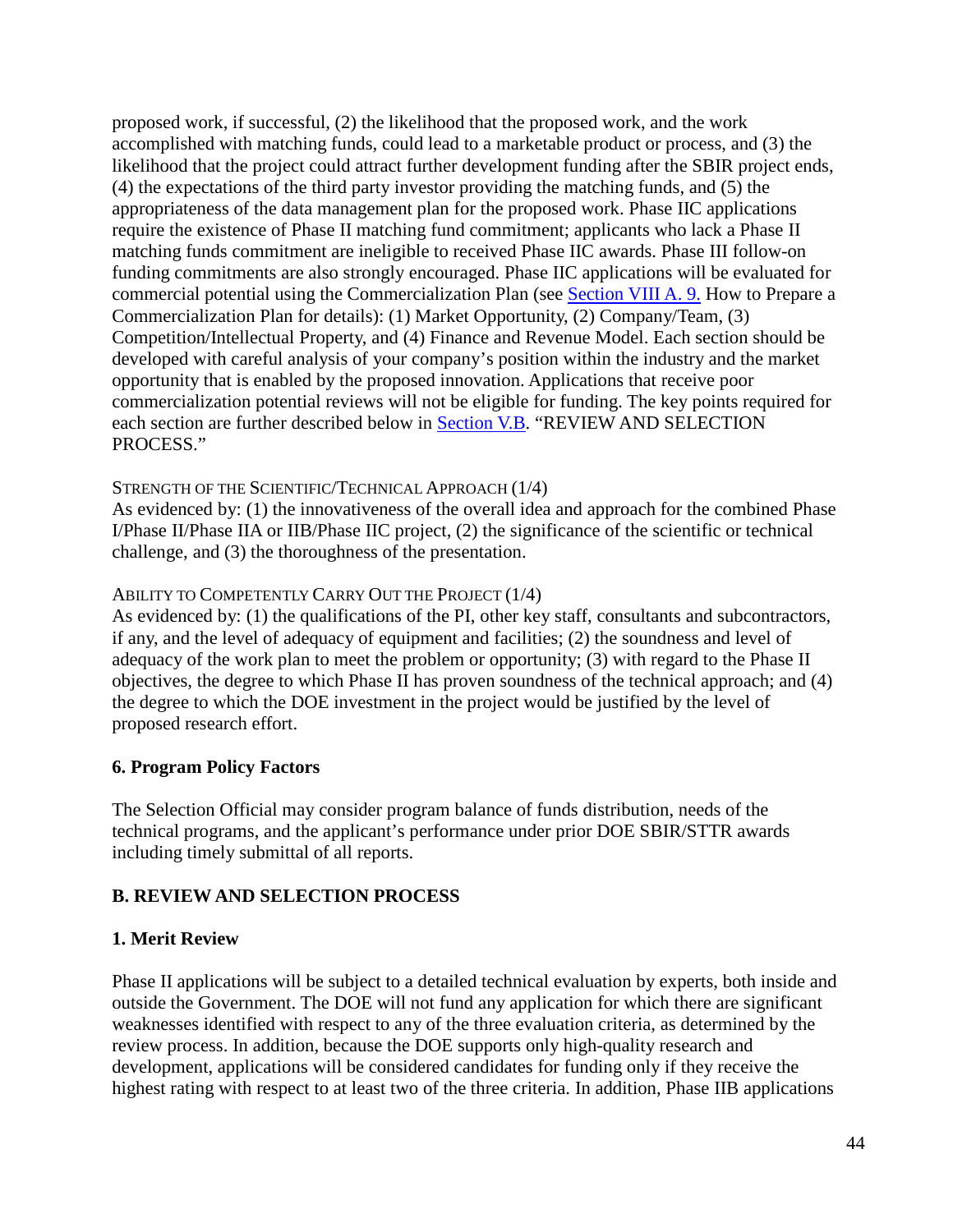proposed work, if successful, (2) the likelihood that the proposed work, and the work accomplished with matching funds, could lead to a marketable product or process, and (3) the likelihood that the project could attract further development funding after the SBIR project ends, (4) the expectations of the third party investor providing the matching funds, and (5) the appropriateness of the data management plan for the proposed work. Phase IIC applications require the existence of Phase II matching fund commitment; applicants who lack a Phase II matching funds commitment are ineligible to received Phase IIC awards. Phase III follow-on funding commitments are also strongly encouraged. Phase IIC applications will be evaluated for commercial potential using the Commercialization Plan (see Section VIII A. 9. How to Prepare a Commercialization Plan for details): (1) Market Opportunity, (2) Company/Team, (3) Competition/Intellectual Property, and (4) Finance and Revenue Model. Each section should be developed with careful analysis of your company's position within the industry and the market opportunity that is enabled by the proposed innovation. Applications that receive poor commercialization potential reviews will not be eligible for funding. The key points required for each section are further described below in Section V.B. "REVIEW AND SELECTION PROCESS."

STRENGTH OF THE SCIENTIFIC/TECHNICAL APPROACH (1/4)
As evidenced by: (1) the innovativeness of the overall idea and approach for the combined Phase I/Phase II/Phase IIA or IIB/Phase IIC project, (2) the significance of the scientific or technical challenge, and (3) the thoroughness of the presentation.

ABILITY TO COMPETENTLY CARRY OUT THE PROJECT (1/4)
As evidenced by: (1) the qualifications of the PI, other key staff, consultants and subcontractors, if any, and the level of adequacy of equipment and facilities; (2) the soundness and level of adequacy of the work plan to meet the problem or opportunity; (3) with regard to the Phase II objectives, the degree to which Phase II has proven soundness of the technical approach; and (4) the degree to which the DOE investment in the project would be justified by the level of proposed research effort.

**6. Program Policy Factors**

The Selection Official may consider program balance of funds distribution, needs of the technical programs, and the applicant's performance under prior DOE SBIR/STTR awards including timely submittal of all reports.

## B. REVIEW AND SELECTION PROCESS

**1. Merit Review**

Phase II applications will be subject to a detailed technical evaluation by experts, both inside and outside the Government. The DOE will not fund any application for which there are significant weaknesses identified with respect to any of the three evaluation criteria, as determined by the review process. In addition, because the DOE supports only high-quality research and development, applications will be considered candidates for funding only if they receive the highest rating with respect to at least two of the three criteria. In addition, Phase IIB applications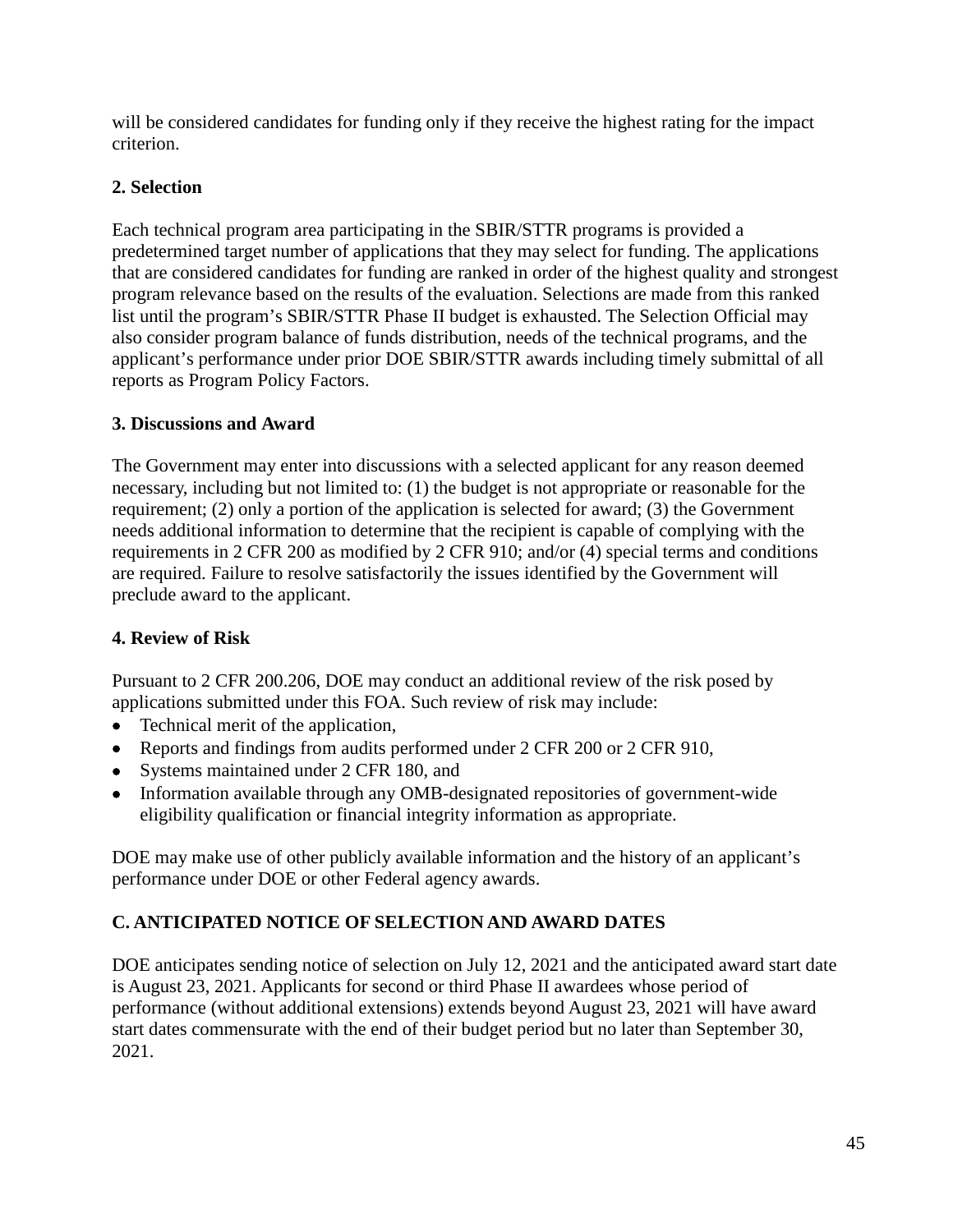will be considered candidates for funding only if they receive the highest rating for the impact criterion.

**2. Selection**

Each technical program area participating in the SBIR/STTR programs is provided a predetermined target number of applications that they may select for funding. The applications that are considered candidates for funding are ranked in order of the highest quality and strongest program relevance based on the results of the evaluation. Selections are made from this ranked list until the program's SBIR/STTR Phase II budget is exhausted. The Selection Official may also consider program balance of funds distribution, needs of the technical programs, and the applicant's performance under prior DOE SBIR/STTR awards including timely submittal of all reports as Program Policy Factors.

**3. Discussions and Award**

The Government may enter into discussions with a selected applicant for any reason deemed necessary, including but not limited to: (1) the budget is not appropriate or reasonable for the requirement; (2) only a portion of the application is selected for award; (3) the Government needs additional information to determine that the recipient is capable of complying with the requirements in 2 CFR 200 as modified by 2 CFR 910; and/or (4) special terms and conditions are required. Failure to resolve satisfactorily the issues identified by the Government will preclude award to the applicant.

**4. Review of Risk**

Pursuant to 2 CFR 200.206, DOE may conduct an additional review of the risk posed by applications submitted under this FOA. Such review of risk may include:

- Technical merit of the application,
- Reports and findings from audits performed under 2 CFR 200 or 2 CFR 910,
- Systems maintained under 2 CFR 180, and
- Information available through any OMB-designated repositories of government-wide eligibility qualification or financial integrity information as appropriate.

DOE may make use of other publicly available information and the history of an applicant's performance under DOE or other Federal agency awards.

## C. ANTICIPATED NOTICE OF SELECTION AND AWARD DATES

DOE anticipates sending notice of selection on July 12, 2021 and the anticipated award start date is August 23, 2021. Applicants for second or third Phase II awardees whose period of performance (without additional extensions) extends beyond August 23, 2021 will have award start dates commensurate with the end of their budget period but no later than September 30, 2021.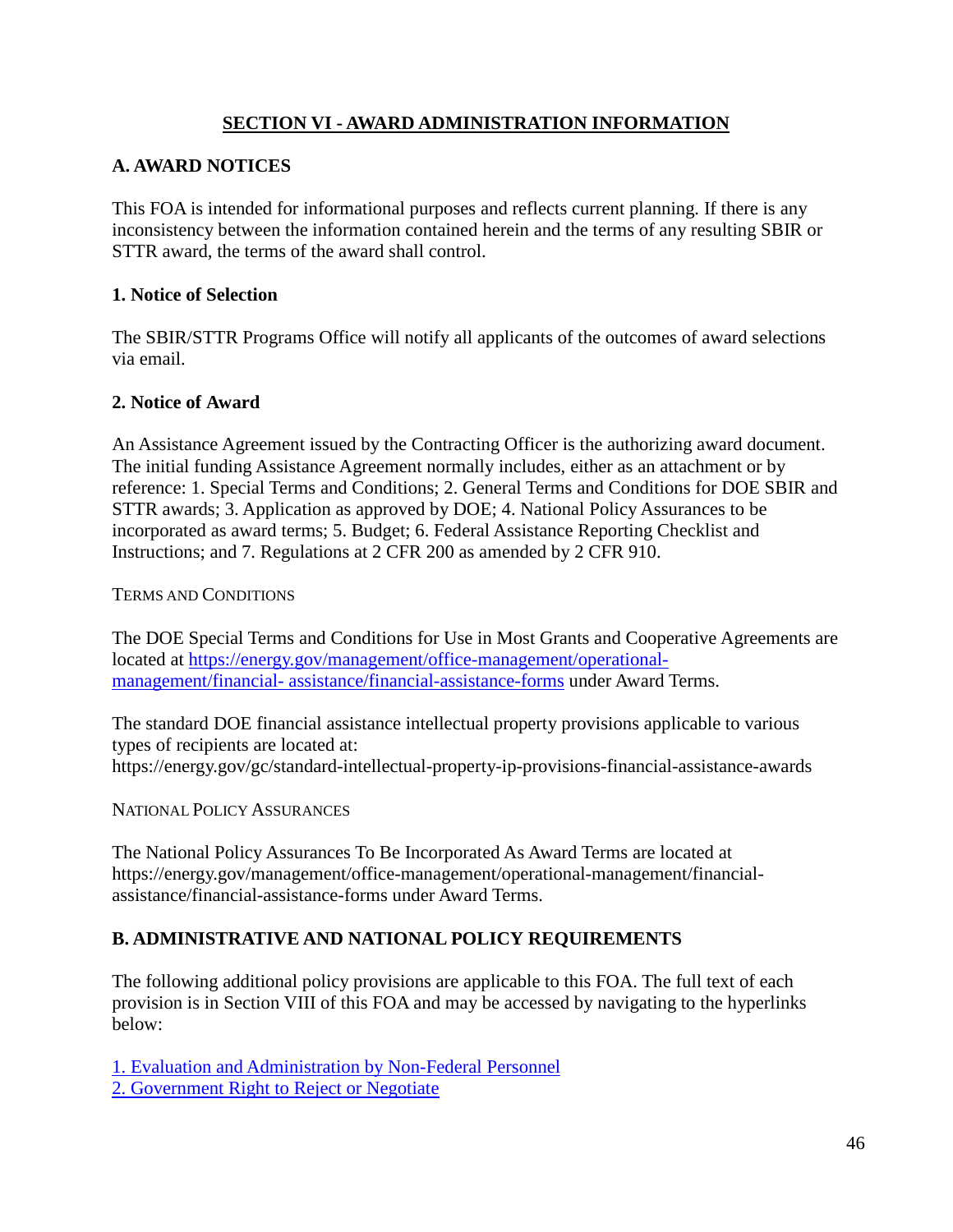## SECTION VI - AWARD ADMINISTRATION INFORMATION

### A. AWARD NOTICES

This FOA is intended for informational purposes and reflects current planning. If there is any inconsistency between the information contained herein and the terms of any resulting SBIR or STTR award, the terms of the award shall control.

#### 1. Notice of Selection

The SBIR/STTR Programs Office will notify all applicants of the outcomes of award selections via email.

#### 2. Notice of Award

An Assistance Agreement issued by the Contracting Officer is the authorizing award document. The initial funding Assistance Agreement normally includes, either as an attachment or by reference: 1. Special Terms and Conditions; 2. General Terms and Conditions for DOE SBIR and STTR awards; 3. Application as approved by DOE; 4. National Policy Assurances to be incorporated as award terms; 5. Budget; 6. Federal Assistance Reporting Checklist and Instructions; and 7. Regulations at 2 CFR 200 as amended by 2 CFR 910.

TERMS AND CONDITIONS

The DOE Special Terms and Conditions for Use in Most Grants and Cooperative Agreements are located at [https://energy.gov/management/office-management/operational-management/financial- assistance/financial-assistance-forms](https://energy.gov/management/office-management/operational-management/financial-assistance/financial-assistance-forms) under Award Terms.

The standard DOE financial assistance intellectual property provisions applicable to various types of recipients are located at:
https://energy.gov/gc/standard-intellectual-property-ip-provisions-financial-assistance-awards

NATIONAL POLICY ASSURANCES

The National Policy Assurances To Be Incorporated As Award Terms are located at https://energy.gov/management/office-management/operational-management/financial-assistance/financial-assistance-forms under Award Terms.

### B. ADMINISTRATIVE AND NATIONAL POLICY REQUIREMENTS

The following additional policy provisions are applicable to this FOA. The full text of each provision is in Section VIII of this FOA and may be accessed by navigating to the hyperlinks below:

1. Evaluation and Administration by Non-Federal Personnel
2. Government Right to Reject or Negotiate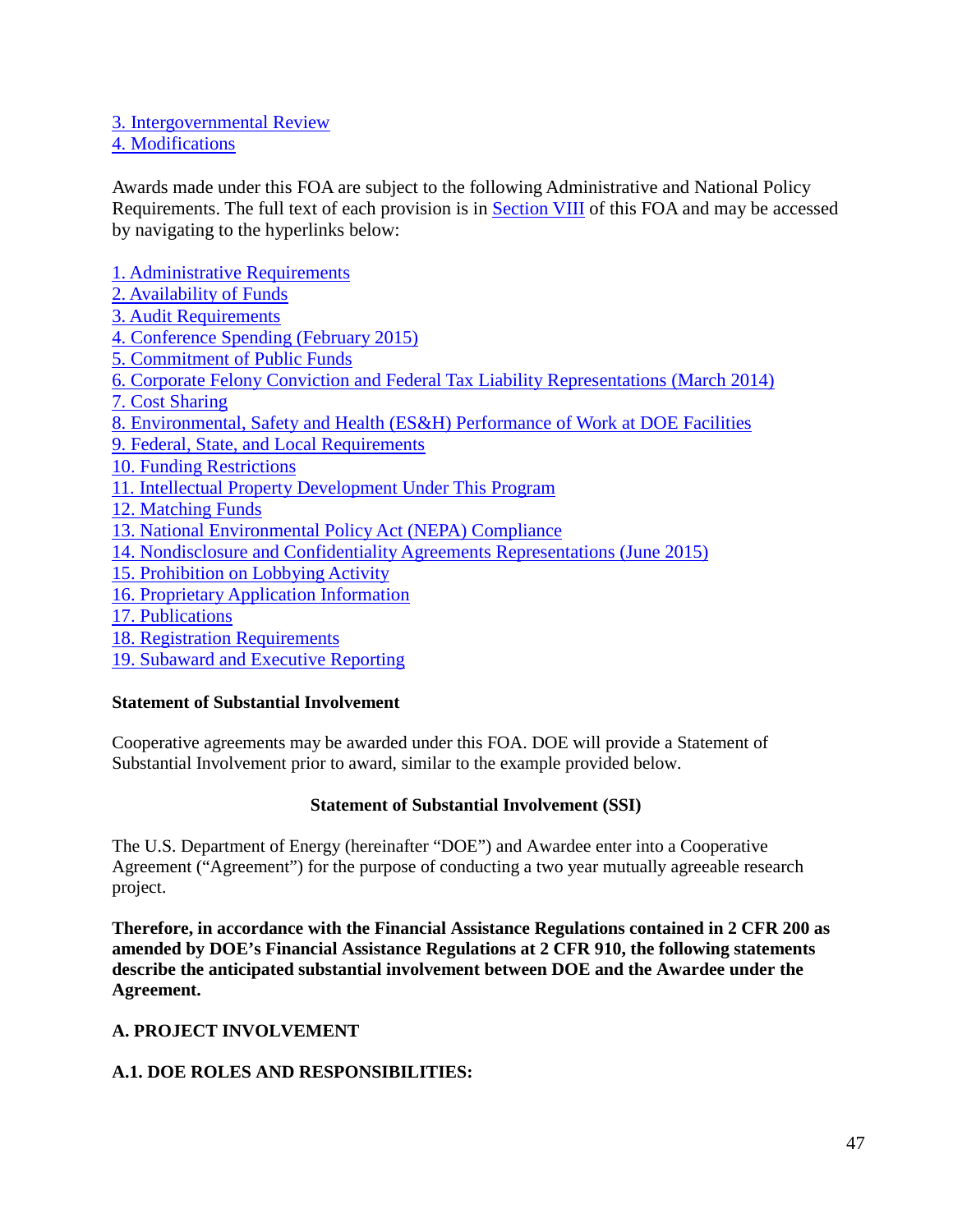3. Intergovernmental Review
4. Modifications

Awards made under this FOA are subject to the following Administrative and National Policy Requirements. The full text of each provision is in Section VIII of this FOA and may be accessed by navigating to the hyperlinks below:

1. Administrative Requirements
2. Availability of Funds
3. Audit Requirements
4. Conference Spending (February 2015)
5. Commitment of Public Funds
6. Corporate Felony Conviction and Federal Tax Liability Representations (March 2014)
7. Cost Sharing
8. Environmental, Safety and Health (ES&H) Performance of Work at DOE Facilities
9. Federal, State, and Local Requirements
10. Funding Restrictions
11. Intellectual Property Development Under This Program
12. Matching Funds
13. National Environmental Policy Act (NEPA) Compliance
14. Nondisclosure and Confidentiality Agreements Representations (June 2015)
15. Prohibition on Lobbying Activity
16. Proprietary Application Information
17. Publications
18. Registration Requirements
19. Subaward and Executive Reporting

**Statement of Substantial Involvement**

Cooperative agreements may be awarded under this FOA. DOE will provide a Statement of Substantial Involvement prior to award, similar to the example provided below.

**Statement of Substantial Involvement (SSI)**

The U.S. Department of Energy (hereinafter "DOE") and Awardee enter into a Cooperative Agreement ("Agreement") for the purpose of conducting a two year mutually agreeable research project.

**Therefore, in accordance with the Financial Assistance Regulations contained in 2 CFR 200 as amended by DOE's Financial Assistance Regulations at 2 CFR 910, the following statements describe the anticipated substantial involvement between DOE and the Awardee under the Agreement.**

**A. PROJECT INVOLVEMENT**

**A.1. DOE ROLES AND RESPONSIBILITIES:**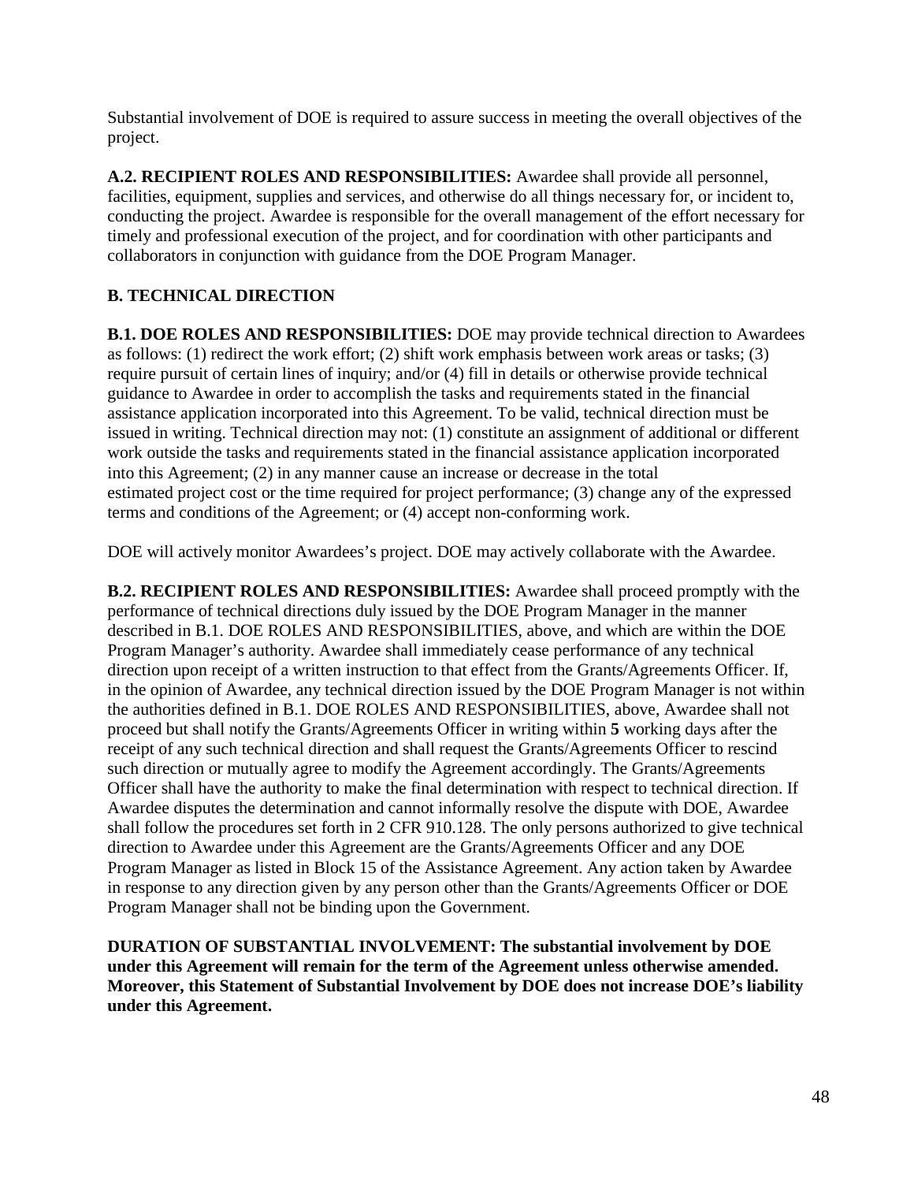Substantial involvement of DOE is required to assure success in meeting the overall objectives of the project.

**A.2. RECIPIENT ROLES AND RESPONSIBILITIES:** Awardee shall provide all personnel, facilities, equipment, supplies and services, and otherwise do all things necessary for, or incident to, conducting the project. Awardee is responsible for the overall management of the effort necessary for timely and professional execution of the project, and for coordination with other participants and collaborators in conjunction with guidance from the DOE Program Manager.

**B. TECHNICAL DIRECTION**

**B.1. DOE ROLES AND RESPONSIBILITIES:** DOE may provide technical direction to Awardees as follows: (1) redirect the work effort; (2) shift work emphasis between work areas or tasks; (3) require pursuit of certain lines of inquiry; and/or (4) fill in details or otherwise provide technical guidance to Awardee in order to accomplish the tasks and requirements stated in the financial assistance application incorporated into this Agreement. To be valid, technical direction must be issued in writing. Technical direction may not: (1) constitute an assignment of additional or different work outside the tasks and requirements stated in the financial assistance application incorporated into this Agreement; (2) in any manner cause an increase or decrease in the total estimated project cost or the time required for project performance; (3) change any of the expressed terms and conditions of the Agreement; or (4) accept non-conforming work.

DOE will actively monitor Awardees's project. DOE may actively collaborate with the Awardee.

**B.2. RECIPIENT ROLES AND RESPONSIBILITIES:** Awardee shall proceed promptly with the performance of technical directions duly issued by the DOE Program Manager in the manner described in B.1. DOE ROLES AND RESPONSIBILITIES, above, and which are within the DOE Program Manager's authority. Awardee shall immediately cease performance of any technical direction upon receipt of a written instruction to that effect from the Grants/Agreements Officer. If, in the opinion of Awardee, any technical direction issued by the DOE Program Manager is not within the authorities defined in B.1. DOE ROLES AND RESPONSIBILITIES, above, Awardee shall not proceed but shall notify the Grants/Agreements Officer in writing within **5** working days after the receipt of any such technical direction and shall request the Grants/Agreements Officer to rescind such direction or mutually agree to modify the Agreement accordingly. The Grants/Agreements Officer shall have the authority to make the final determination with respect to technical direction. If Awardee disputes the determination and cannot informally resolve the dispute with DOE, Awardee shall follow the procedures set forth in 2 CFR 910.128. The only persons authorized to give technical direction to Awardee under this Agreement are the Grants/Agreements Officer and any DOE Program Manager as listed in Block 15 of the Assistance Agreement. Any action taken by Awardee in response to any direction given by any person other than the Grants/Agreements Officer or DOE Program Manager shall not be binding upon the Government.

**DURATION OF SUBSTANTIAL INVOLVEMENT: The substantial involvement by DOE under this Agreement will remain for the term of the Agreement unless otherwise amended. Moreover, this Statement of Substantial Involvement by DOE does not increase DOE's liability under this Agreement.**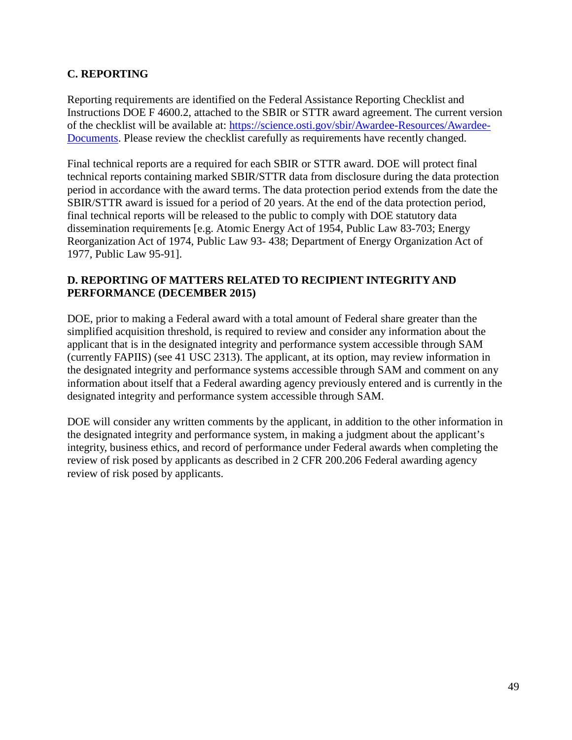## C. REPORTING

Reporting requirements are identified on the Federal Assistance Reporting Checklist and Instructions DOE F 4600.2, attached to the SBIR or STTR award agreement. The current version of the checklist will be available at: [https://science.osti.gov/sbir/Awardee-Resources/Awardee-Documents](https://science.osti.gov/sbir/Awardee-Resources/Awardee-Documents). Please review the checklist carefully as requirements have recently changed.

Final technical reports are a required for each SBIR or STTR award. DOE will protect final technical reports containing marked SBIR/STTR data from disclosure during the data protection period in accordance with the award terms. The data protection period extends from the date the SBIR/STTR award is issued for a period of 20 years. At the end of the data protection period, final technical reports will be released to the public to comply with DOE statutory data dissemination requirements [e.g. Atomic Energy Act of 1954, Public Law 83-703; Energy Reorganization Act of 1974, Public Law 93- 438; Department of Energy Organization Act of 1977, Public Law 95-91].

## D. REPORTING OF MATTERS RELATED TO RECIPIENT INTEGRITY AND PERFORMANCE (DECEMBER 2015)

DOE, prior to making a Federal award with a total amount of Federal share greater than the simplified acquisition threshold, is required to review and consider any information about the applicant that is in the designated integrity and performance system accessible through SAM (currently FAPIIS) (see 41 USC 2313). The applicant, at its option, may review information in the designated integrity and performance systems accessible through SAM and comment on any information about itself that a Federal awarding agency previously entered and is currently in the designated integrity and performance system accessible through SAM.

DOE will consider any written comments by the applicant, in addition to the other information in the designated integrity and performance system, in making a judgment about the applicant's integrity, business ethics, and record of performance under Federal awards when completing the review of risk posed by applicants as described in 2 CFR 200.206 Federal awarding agency review of risk posed by applicants.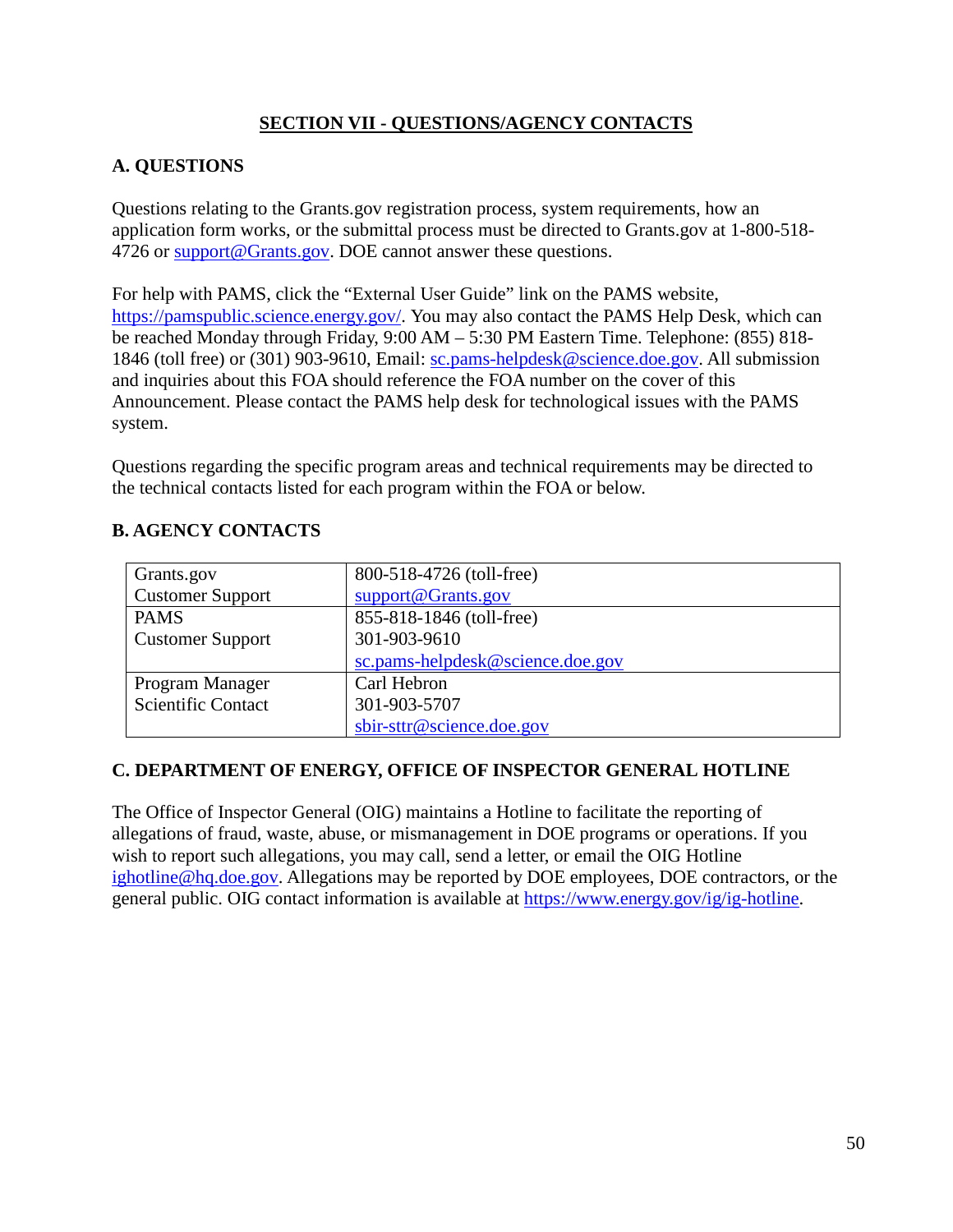## SECTION VII - QUESTIONS/AGENCY CONTACTS

### A. QUESTIONS

Questions relating to the Grants.gov registration process, system requirements, how an application form works, or the submittal process must be directed to Grants.gov at 1-800-518-4726 or support@Grants.gov. DOE cannot answer these questions.

For help with PAMS, click the "External User Guide" link on the PAMS website, https://pamspublic.science.energy.gov/. You may also contact the PAMS Help Desk, which can be reached Monday through Friday, 9:00 AM – 5:30 PM Eastern Time. Telephone: (855) 818-1846 (toll free) or (301) 903-9610, Email: sc.pams-helpdesk@science.doe.gov. All submission and inquiries about this FOA should reference the FOA number on the cover of this Announcement. Please contact the PAMS help desk for technological issues with the PAMS system.

Questions regarding the specific program areas and technical requirements may be directed to the technical contacts listed for each program within the FOA or below.

### B. AGENCY CONTACTS

| | |
|---|---|
| Grants.gov Customer Support | 800-518-4726 (toll-free)<br>support@Grants.gov |
| PAMS Customer Support | 855-818-1846 (toll-free)<br>301-903-9610<br>sc.pams-helpdesk@science.doe.gov |
| Program Manager Scientific Contact | Carl Hebron<br>301-903-5707<br>sbir-sttr@science.doe.gov |

### C. DEPARTMENT OF ENERGY, OFFICE OF INSPECTOR GENERAL HOTLINE

The Office of Inspector General (OIG) maintains a Hotline to facilitate the reporting of allegations of fraud, waste, abuse, or mismanagement in DOE programs or operations. If you wish to report such allegations, you may call, send a letter, or email the OIG Hotline ighotline@hq.doe.gov. Allegations may be reported by DOE employees, DOE contractors, or the general public. OIG contact information is available at https://www.energy.gov/ig/ig-hotline.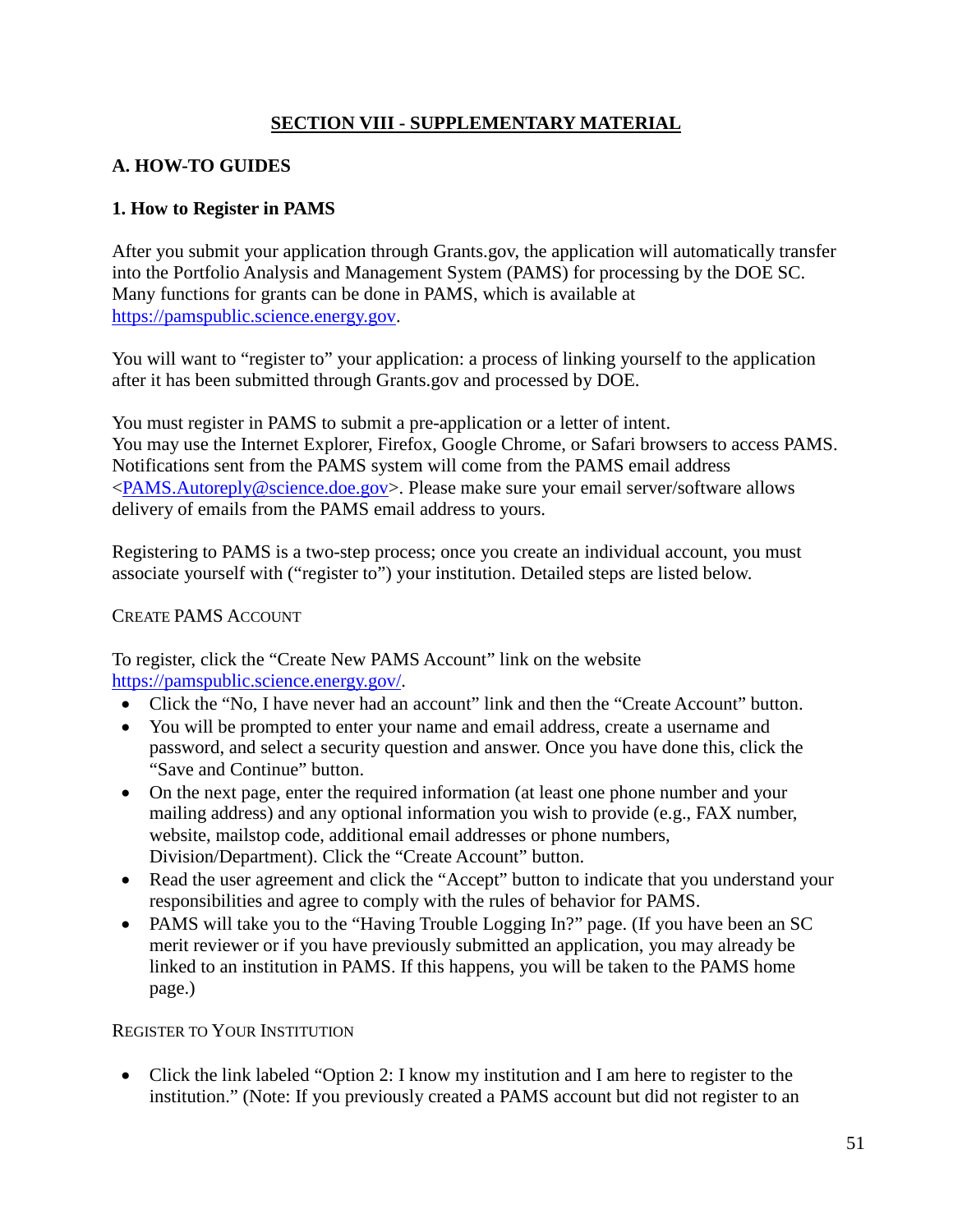# SECTION VIII - SUPPLEMENTARY MATERIAL

## A. HOW-TO GUIDES

### 1. How to Register in PAMS

After you submit your application through Grants.gov, the application will automatically transfer into the Portfolio Analysis and Management System (PAMS) for processing by the DOE SC. Many functions for grants can be done in PAMS, which is available at https://pamspublic.science.energy.gov.

You will want to "register to" your application: a process of linking yourself to the application after it has been submitted through Grants.gov and processed by DOE.

You must register in PAMS to submit a pre-application or a letter of intent.
You may use the Internet Explorer, Firefox, Google Chrome, or Safari browsers to access PAMS. Notifications sent from the PAMS system will come from the PAMS email address <PAMS.Autoreply@science.doe.gov>. Please make sure your email server/software allows delivery of emails from the PAMS email address to yours.

Registering to PAMS is a two-step process; once you create an individual account, you must associate yourself with ("register to") your institution. Detailed steps are listed below.

CREATE PAMS ACCOUNT

To register, click the "Create New PAMS Account" link on the website https://pamspublic.science.energy.gov/.

- Click the "No, I have never had an account" link and then the "Create Account" button.
- You will be prompted to enter your name and email address, create a username and password, and select a security question and answer. Once you have done this, click the "Save and Continue" button.
- On the next page, enter the required information (at least one phone number and your mailing address) and any optional information you wish to provide (e.g., FAX number, website, mailstop code, additional email addresses or phone numbers, Division/Department). Click the "Create Account" button.
- Read the user agreement and click the "Accept" button to indicate that you understand your responsibilities and agree to comply with the rules of behavior for PAMS.
- PAMS will take you to the "Having Trouble Logging In?" page. (If you have been an SC merit reviewer or if you have previously submitted an application, you may already be linked to an institution in PAMS. If this happens, you will be taken to the PAMS home page.)

REGISTER TO YOUR INSTITUTION

- Click the link labeled "Option 2: I know my institution and I am here to register to the institution." (Note: If you previously created a PAMS account but did not register to an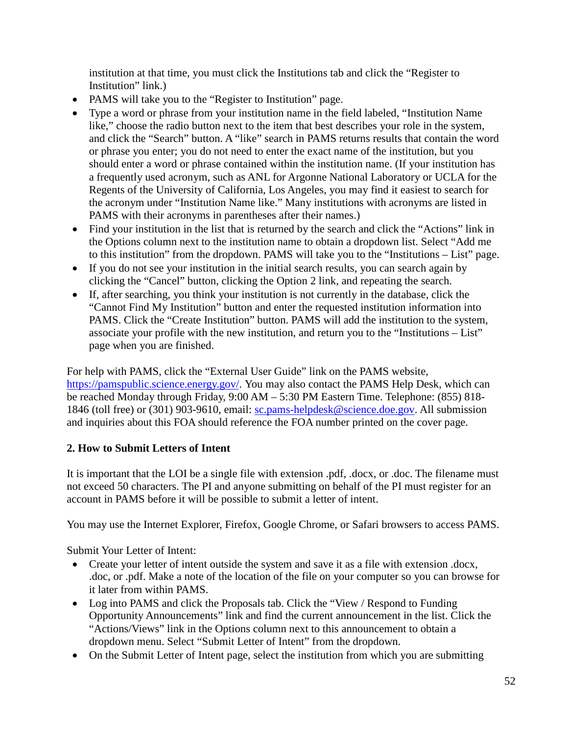institution at that time, you must click the Institutions tab and click the "Register to Institution" link.)

- PAMS will take you to the "Register to Institution" page.
- Type a word or phrase from your institution name in the field labeled, "Institution Name like," choose the radio button next to the item that best describes your role in the system, and click the "Search" button. A "like" search in PAMS returns results that contain the word or phrase you enter; you do not need to enter the exact name of the institution, but you should enter a word or phrase contained within the institution name. (If your institution has a frequently used acronym, such as ANL for Argonne National Laboratory or UCLA for the Regents of the University of California, Los Angeles, you may find it easiest to search for the acronym under "Institution Name like." Many institutions with acronyms are listed in PAMS with their acronyms in parentheses after their names.)
- Find your institution in the list that is returned by the search and click the "Actions" link in the Options column next to the institution name to obtain a dropdown list. Select "Add me to this institution" from the dropdown. PAMS will take you to the "Institutions – List" page.
- If you do not see your institution in the initial search results, you can search again by clicking the "Cancel" button, clicking the Option 2 link, and repeating the search.
- If, after searching, you think your institution is not currently in the database, click the "Cannot Find My Institution" button and enter the requested institution information into PAMS. Click the "Create Institution" button. PAMS will add the institution to the system, associate your profile with the new institution, and return you to the "Institutions – List" page when you are finished.

For help with PAMS, click the "External User Guide" link on the PAMS website, https://pamspublic.science.energy.gov/. You may also contact the PAMS Help Desk, which can be reached Monday through Friday, 9:00 AM – 5:30 PM Eastern Time. Telephone: (855) 818-1846 (toll free) or (301) 903-9610, email: sc.pams-helpdesk@science.doe.gov. All submission and inquiries about this FOA should reference the FOA number printed on the cover page.

**2. How to Submit Letters of Intent**

It is important that the LOI be a single file with extension .pdf, .docx, or .doc. The filename must not exceed 50 characters. The PI and anyone submitting on behalf of the PI must register for an account in PAMS before it will be possible to submit a letter of intent.

You may use the Internet Explorer, Firefox, Google Chrome, or Safari browsers to access PAMS.

Submit Your Letter of Intent:

- Create your letter of intent outside the system and save it as a file with extension .docx, .doc, or .pdf. Make a note of the location of the file on your computer so you can browse for it later from within PAMS.
- Log into PAMS and click the Proposals tab. Click the "View / Respond to Funding Opportunity Announcements" link and find the current announcement in the list. Click the "Actions/Views" link in the Options column next to this announcement to obtain a dropdown menu. Select "Submit Letter of Intent" from the dropdown.
- On the Submit Letter of Intent page, select the institution from which you are submitting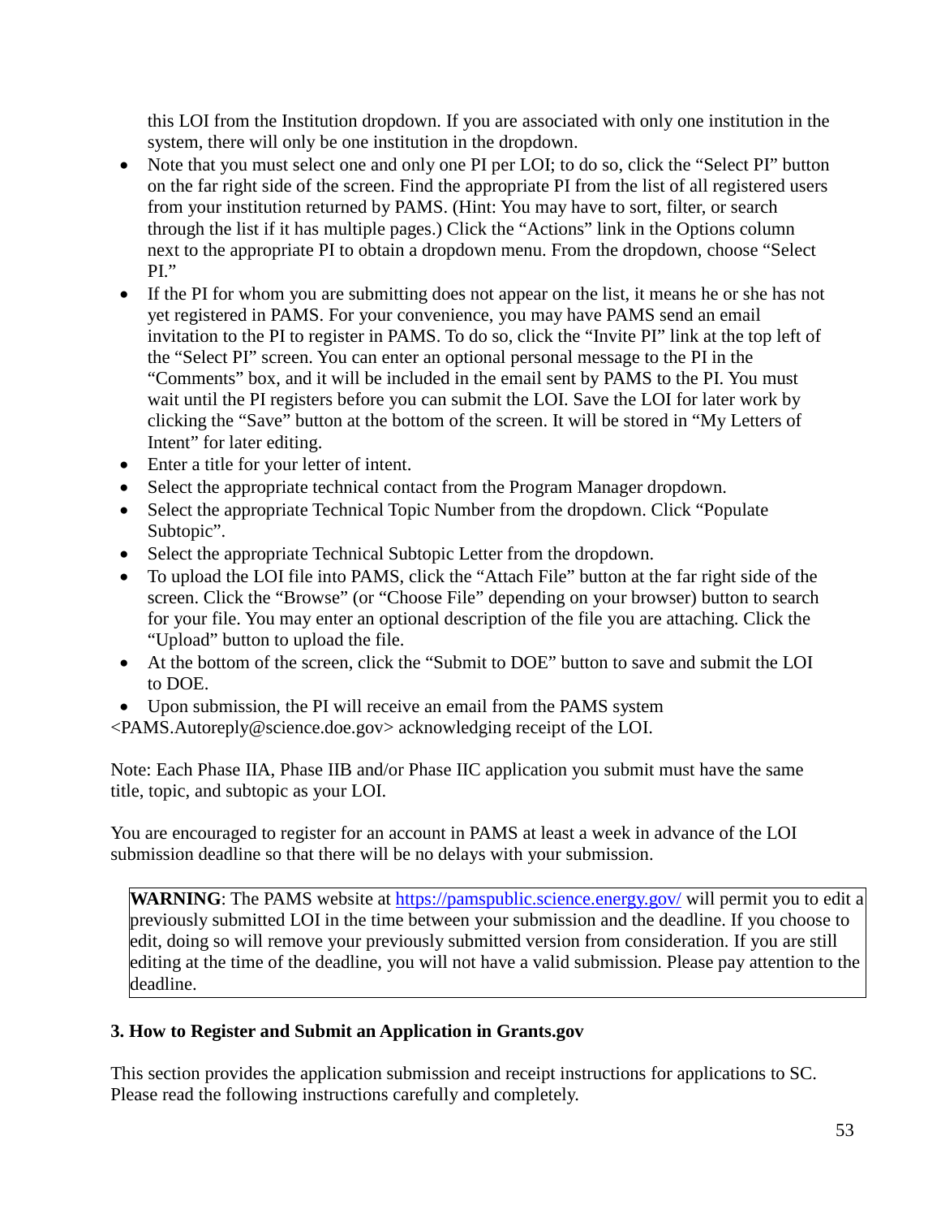this LOI from the Institution dropdown. If you are associated with only one institution in the system, there will only be one institution in the dropdown.

- Note that you must select one and only one PI per LOI; to do so, click the "Select PI" button on the far right side of the screen. Find the appropriate PI from the list of all registered users from your institution returned by PAMS. (Hint: You may have to sort, filter, or search through the list if it has multiple pages.) Click the "Actions" link in the Options column next to the appropriate PI to obtain a dropdown menu. From the dropdown, choose "Select PI."
- If the PI for whom you are submitting does not appear on the list, it means he or she has not yet registered in PAMS. For your convenience, you may have PAMS send an email invitation to the PI to register in PAMS. To do so, click the "Invite PI" link at the top left of the "Select PI" screen. You can enter an optional personal message to the PI in the "Comments" box, and it will be included in the email sent by PAMS to the PI. You must wait until the PI registers before you can submit the LOI. Save the LOI for later work by clicking the "Save" button at the bottom of the screen. It will be stored in "My Letters of Intent" for later editing.
- Enter a title for your letter of intent.
- Select the appropriate technical contact from the Program Manager dropdown.
- Select the appropriate Technical Topic Number from the dropdown. Click "Populate Subtopic".
- Select the appropriate Technical Subtopic Letter from the dropdown.
- To upload the LOI file into PAMS, click the "Attach File" button at the far right side of the screen. Click the "Browse" (or "Choose File" depending on your browser) button to search for your file. You may enter an optional description of the file you are attaching. Click the "Upload" button to upload the file.
- At the bottom of the screen, click the "Submit to DOE" button to save and submit the LOI to DOE.
- Upon submission, the PI will receive an email from the PAMS system <PAMS.Autoreply@science.doe.gov> acknowledging receipt of the LOI.

Note: Each Phase IIA, Phase IIB and/or Phase IIC application you submit must have the same title, topic, and subtopic as your LOI.

You are encouraged to register for an account in PAMS at least a week in advance of the LOI submission deadline so that there will be no delays with your submission.

> **WARNING**: The PAMS website at https://pamspublic.science.energy.gov/ will permit you to edit a previously submitted LOI in the time between your submission and the deadline. If you choose to edit, doing so will remove your previously submitted version from consideration. If you are still editing at the time of the deadline, you will not have a valid submission. Please pay attention to the deadline.

### 3. How to Register and Submit an Application in Grants.gov

This section provides the application submission and receipt instructions for applications to SC. Please read the following instructions carefully and completely.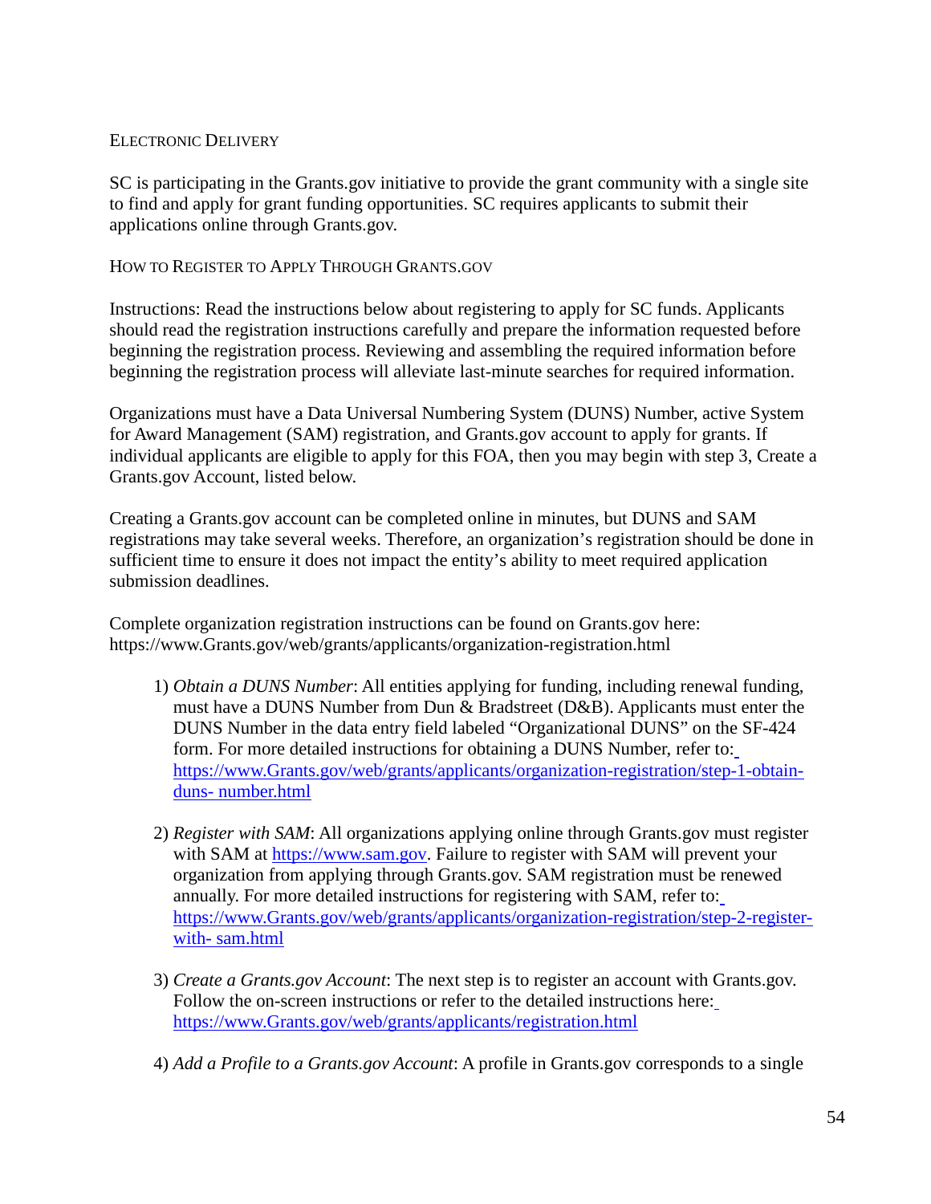### Electronic Delivery

SC is participating in the Grants.gov initiative to provide the grant community with a single site to find and apply for grant funding opportunities. SC requires applicants to submit their applications online through Grants.gov.

### How to Register to Apply Through Grants.gov

Instructions: Read the instructions below about registering to apply for SC funds. Applicants should read the registration instructions carefully and prepare the information requested before beginning the registration process. Reviewing and assembling the required information before beginning the registration process will alleviate last-minute searches for required information.

Organizations must have a Data Universal Numbering System (DUNS) Number, active System for Award Management (SAM) registration, and Grants.gov account to apply for grants. If individual applicants are eligible to apply for this FOA, then you may begin with step 3, Create a Grants.gov Account, listed below.

Creating a Grants.gov account can be completed online in minutes, but DUNS and SAM registrations may take several weeks. Therefore, an organization's registration should be done in sufficient time to ensure it does not impact the entity's ability to meet required application submission deadlines.

Complete organization registration instructions can be found on Grants.gov here: https://www.Grants.gov/web/grants/applicants/organization-registration.html

1) *Obtain a DUNS Number*: All entities applying for funding, including renewal funding, must have a DUNS Number from Dun & Bradstreet (D&B). Applicants must enter the DUNS Number in the data entry field labeled "Organizational DUNS" on the SF-424 form. For more detailed instructions for obtaining a DUNS Number, refer to: https://www.Grants.gov/web/grants/applicants/organization-registration/step-1-obtain-duns- number.html

2) *Register with SAM*: All organizations applying online through Grants.gov must register with SAM at https://www.sam.gov. Failure to register with SAM will prevent your organization from applying through Grants.gov. SAM registration must be renewed annually. For more detailed instructions for registering with SAM, refer to: https://www.Grants.gov/web/grants/applicants/organization-registration/step-2-register-with- sam.html

3) *Create a Grants.gov Account*: The next step is to register an account with Grants.gov. Follow the on-screen instructions or refer to the detailed instructions here: https://www.Grants.gov/web/grants/applicants/registration.html

4) *Add a Profile to a Grants.gov Account*: A profile in Grants.gov corresponds to a single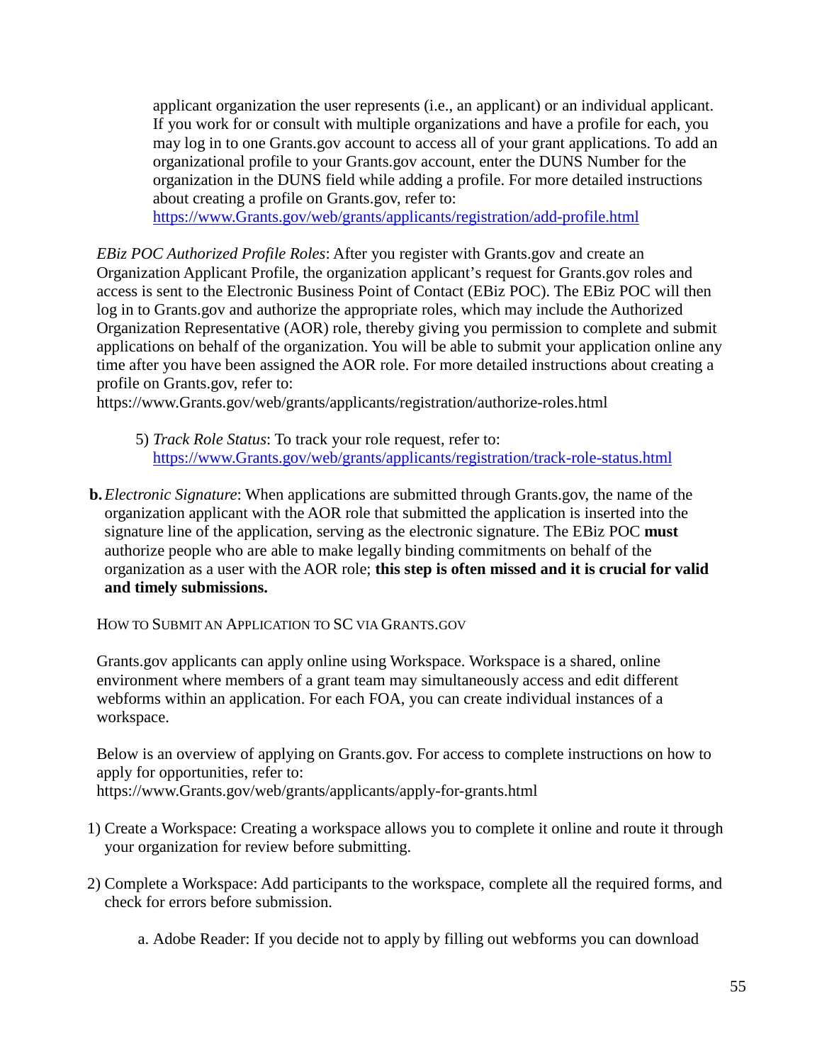applicant organization the user represents (i.e., an applicant) or an individual applicant. If you work for or consult with multiple organizations and have a profile for each, you may log in to one Grants.gov account to access all of your grant applications. To add an organizational profile to your Grants.gov account, enter the DUNS Number for the organization in the DUNS field while adding a profile. For more detailed instructions about creating a profile on Grants.gov, refer to: https://www.Grants.gov/web/grants/applicants/registration/add-profile.html

*EBiz POC Authorized Profile Roles*: After you register with Grants.gov and create an Organization Applicant Profile, the organization applicant's request for Grants.gov roles and access is sent to the Electronic Business Point of Contact (EBiz POC). The EBiz POC will then log in to Grants.gov and authorize the appropriate roles, which may include the Authorized Organization Representative (AOR) role, thereby giving you permission to complete and submit applications on behalf of the organization. You will be able to submit your application online any time after you have been assigned the AOR role. For more detailed instructions about creating a profile on Grants.gov, refer to:
https://www.Grants.gov/web/grants/applicants/registration/authorize-roles.html

5) *Track Role Status*: To track your role request, refer to: https://www.Grants.gov/web/grants/applicants/registration/track-role-status.html

**b.** *Electronic Signature*: When applications are submitted through Grants.gov, the name of the organization applicant with the AOR role that submitted the application is inserted into the signature line of the application, serving as the electronic signature. The EBiz POC **must** authorize people who are able to make legally binding commitments on behalf of the organization as a user with the AOR role; **this step is often missed and it is crucial for valid and timely submissions.**

HOW TO SUBMIT AN APPLICATION TO SC VIA GRANTS.GOV

Grants.gov applicants can apply online using Workspace. Workspace is a shared, online environment where members of a grant team may simultaneously access and edit different webforms within an application. For each FOA, you can create individual instances of a workspace.

Below is an overview of applying on Grants.gov. For access to complete instructions on how to apply for opportunities, refer to:
https://www.Grants.gov/web/grants/applicants/apply-for-grants.html

1) Create a Workspace: Creating a workspace allows you to complete it online and route it through your organization for review before submitting.

2) Complete a Workspace: Add participants to the workspace, complete all the required forms, and check for errors before submission.

   a. Adobe Reader: If you decide not to apply by filling out webforms you can download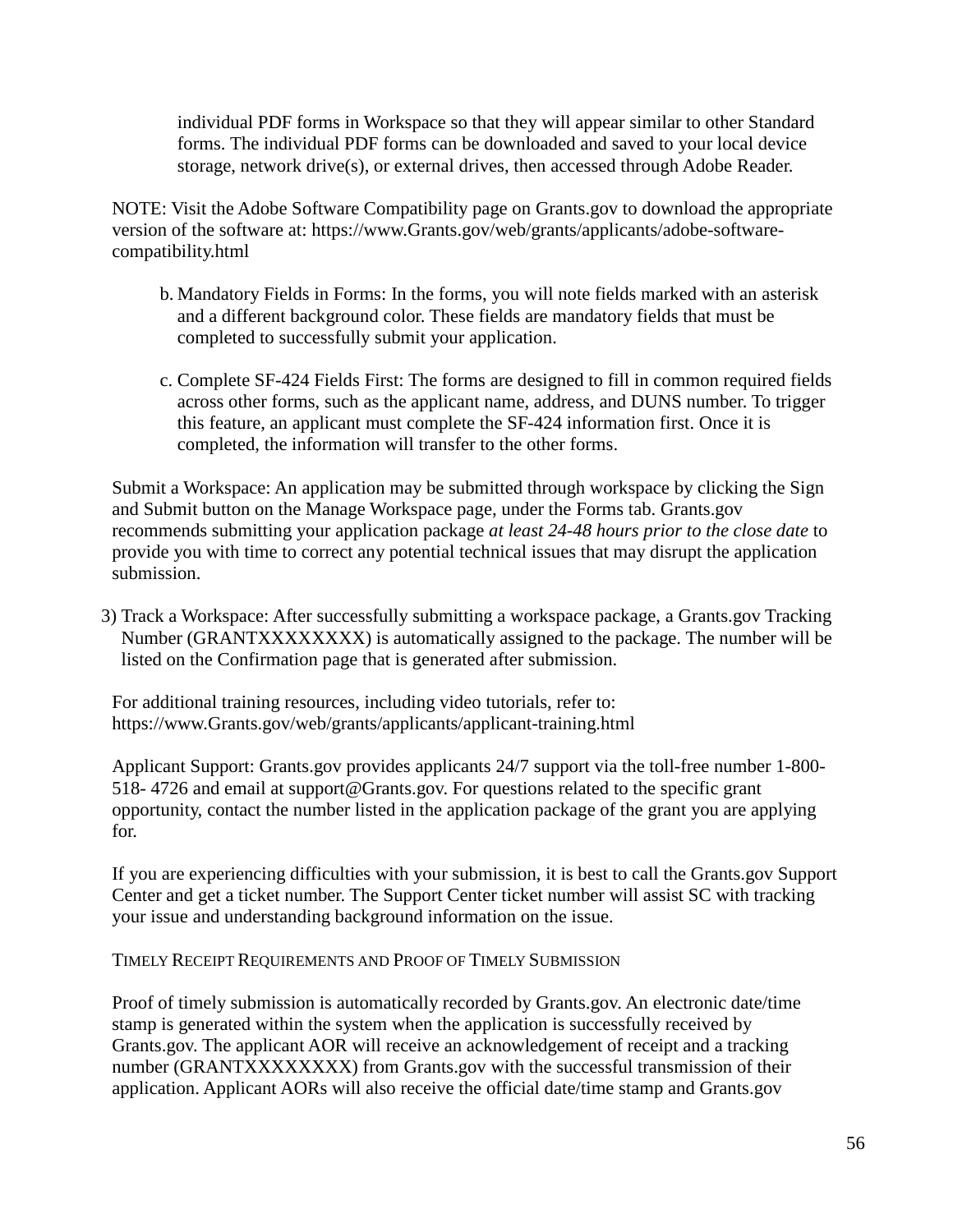individual PDF forms in Workspace so that they will appear similar to other Standard forms. The individual PDF forms can be downloaded and saved to your local device storage, network drive(s), or external drives, then accessed through Adobe Reader.

NOTE: Visit the Adobe Software Compatibility page on Grants.gov to download the appropriate version of the software at: https://www.Grants.gov/web/grants/applicants/adobe-software-compatibility.html

b. Mandatory Fields in Forms: In the forms, you will note fields marked with an asterisk and a different background color. These fields are mandatory fields that must be completed to successfully submit your application.

c. Complete SF-424 Fields First: The forms are designed to fill in common required fields across other forms, such as the applicant name, address, and DUNS number. To trigger this feature, an applicant must complete the SF-424 information first. Once it is completed, the information will transfer to the other forms.

Submit a Workspace: An application may be submitted through workspace by clicking the Sign and Submit button on the Manage Workspace page, under the Forms tab. Grants.gov recommends submitting your application package *at least 24-48 hours prior to the close date* to provide you with time to correct any potential technical issues that may disrupt the application submission.

3) Track a Workspace: After successfully submitting a workspace package, a Grants.gov Tracking Number (GRANTXXXXXXXX) is automatically assigned to the package. The number will be listed on the Confirmation page that is generated after submission.

For additional training resources, including video tutorials, refer to: https://www.Grants.gov/web/grants/applicants/applicant-training.html

Applicant Support: Grants.gov provides applicants 24/7 support via the toll-free number 1-800-518- 4726 and email at support@Grants.gov. For questions related to the specific grant opportunity, contact the number listed in the application package of the grant you are applying for.

If you are experiencing difficulties with your submission, it is best to call the Grants.gov Support Center and get a ticket number. The Support Center ticket number will assist SC with tracking your issue and understanding background information on the issue.

TIMELY RECEIPT REQUIREMENTS AND PROOF OF TIMELY SUBMISSION

Proof of timely submission is automatically recorded by Grants.gov. An electronic date/time stamp is generated within the system when the application is successfully received by Grants.gov. The applicant AOR will receive an acknowledgement of receipt and a tracking number (GRANTXXXXXXXX) from Grants.gov with the successful transmission of their application. Applicant AORs will also receive the official date/time stamp and Grants.gov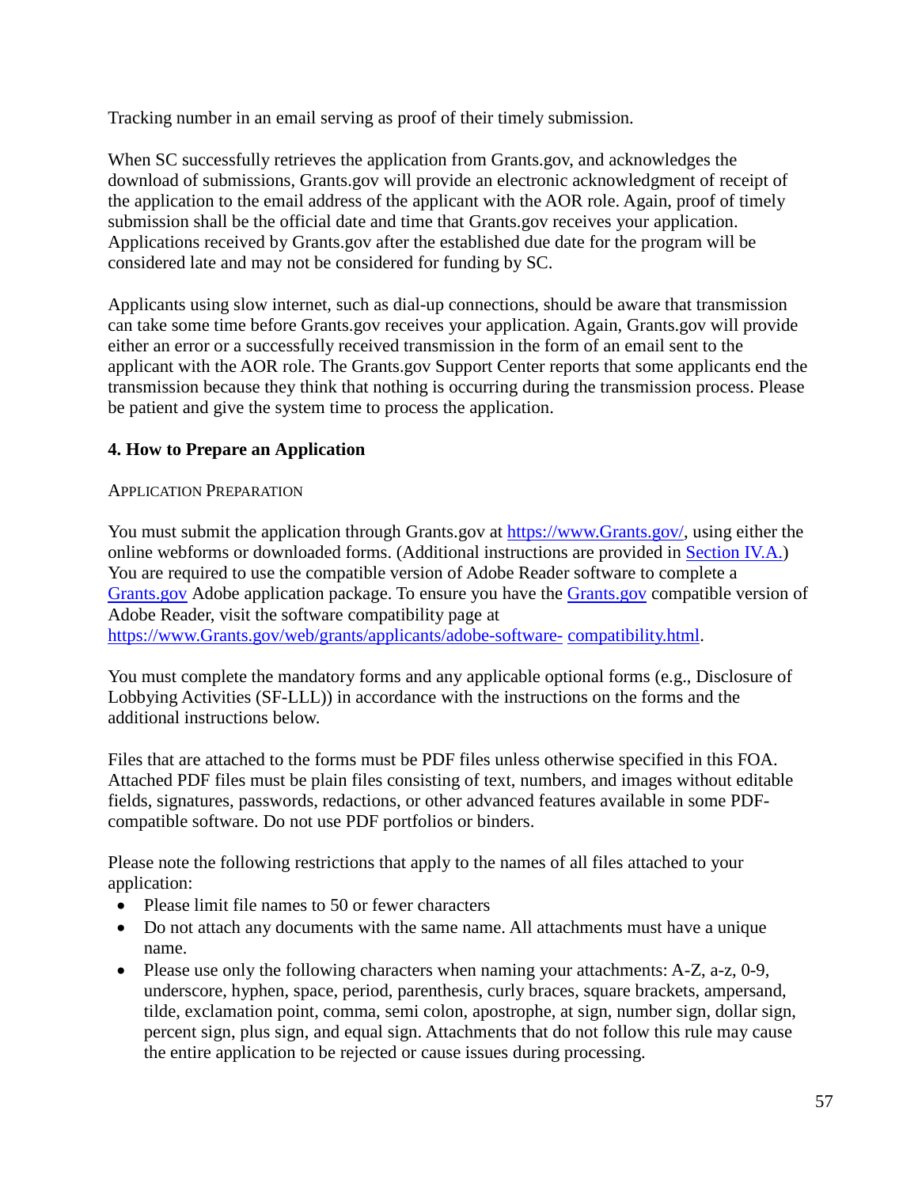Tracking number in an email serving as proof of their timely submission.

When SC successfully retrieves the application from Grants.gov, and acknowledges the download of submissions, Grants.gov will provide an electronic acknowledgment of receipt of the application to the email address of the applicant with the AOR role. Again, proof of timely submission shall be the official date and time that Grants.gov receives your application. Applications received by Grants.gov after the established due date for the program will be considered late and may not be considered for funding by SC.

Applicants using slow internet, such as dial-up connections, should be aware that transmission can take some time before Grants.gov receives your application. Again, Grants.gov will provide either an error or a successfully received transmission in the form of an email sent to the applicant with the AOR role. The Grants.gov Support Center reports that some applicants end the transmission because they think that nothing is occurring during the transmission process. Please be patient and give the system time to process the application.

### 4. How to Prepare an Application

APPLICATION PREPARATION

You must submit the application through Grants.gov at https://www.Grants.gov/, using either the online webforms or downloaded forms. (Additional instructions are provided in Section IV.A.) You are required to use the compatible version of Adobe Reader software to complete a Grants.gov Adobe application package. To ensure you have the Grants.gov compatible version of Adobe Reader, visit the software compatibility page at https://www.Grants.gov/web/grants/applicants/adobe-software-compatibility.html.

You must complete the mandatory forms and any applicable optional forms (e.g., Disclosure of Lobbying Activities (SF-LLL)) in accordance with the instructions on the forms and the additional instructions below.

Files that are attached to the forms must be PDF files unless otherwise specified in this FOA. Attached PDF files must be plain files consisting of text, numbers, and images without editable fields, signatures, passwords, redactions, or other advanced features available in some PDF-compatible software. Do not use PDF portfolios or binders.

Please note the following restrictions that apply to the names of all files attached to your application:

- Please limit file names to 50 or fewer characters
- Do not attach any documents with the same name. All attachments must have a unique name.
- Please use only the following characters when naming your attachments: A-Z, a-z, 0-9, underscore, hyphen, space, period, parenthesis, curly braces, square brackets, ampersand, tilde, exclamation point, comma, semi colon, apostrophe, at sign, number sign, dollar sign, percent sign, plus sign, and equal sign. Attachments that do not follow this rule may cause the entire application to be rejected or cause issues during processing.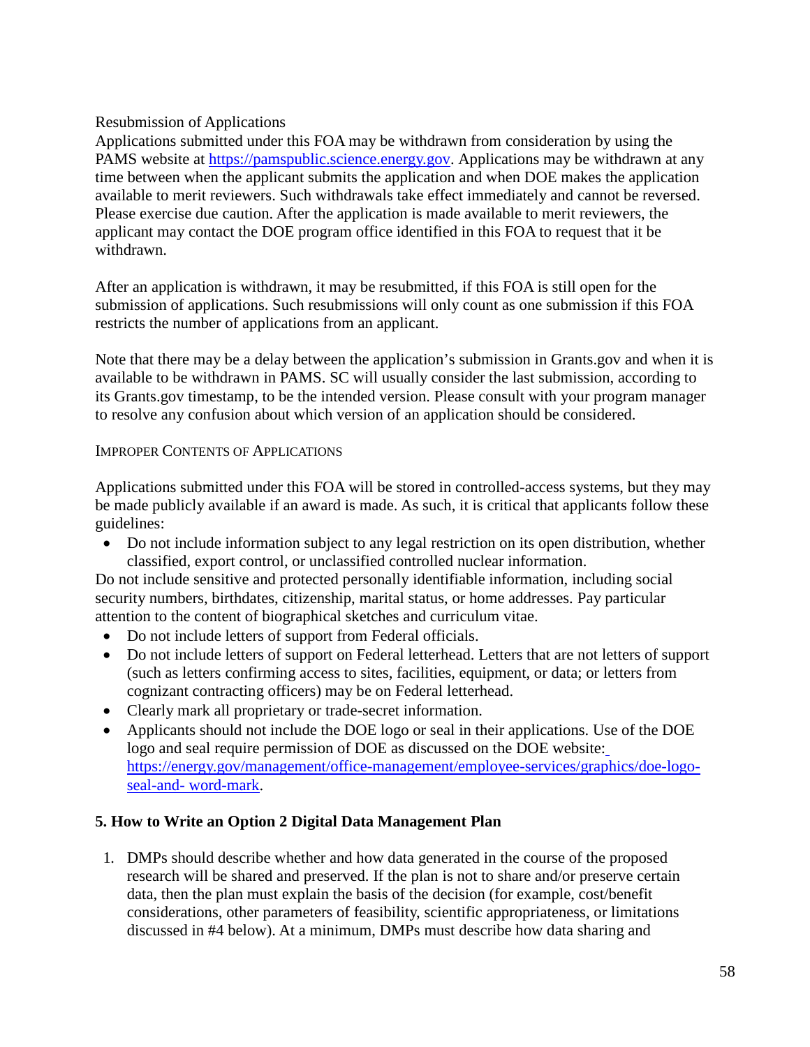Resubmission of Applications

Applications submitted under this FOA may be withdrawn from consideration by using the PAMS website at https://pamspublic.science.energy.gov. Applications may be withdrawn at any time between when the applicant submits the application and when DOE makes the application available to merit reviewers. Such withdrawals take effect immediately and cannot be reversed. Please exercise due caution. After the application is made available to merit reviewers, the applicant may contact the DOE program office identified in this FOA to request that it be withdrawn.

After an application is withdrawn, it may be resubmitted, if this FOA is still open for the submission of applications. Such resubmissions will only count as one submission if this FOA restricts the number of applications from an applicant.

Note that there may be a delay between the application's submission in Grants.gov and when it is available to be withdrawn in PAMS. SC will usually consider the last submission, according to its Grants.gov timestamp, to be the intended version. Please consult with your program manager to resolve any confusion about which version of an application should be considered.

IMPROPER CONTENTS OF APPLICATIONS

Applications submitted under this FOA will be stored in controlled-access systems, but they may be made publicly available if an award is made. As such, it is critical that applicants follow these guidelines:

- Do not include information subject to any legal restriction on its open distribution, whether classified, export control, or unclassified controlled nuclear information.

Do not include sensitive and protected personally identifiable information, including social security numbers, birthdates, citizenship, marital status, or home addresses. Pay particular attention to the content of biographical sketches and curriculum vitae.

- Do not include letters of support from Federal officials.
- Do not include letters of support on Federal letterhead. Letters that are not letters of support (such as letters confirming access to sites, facilities, equipment, or data; or letters from cognizant contracting officers) may be on Federal letterhead.
- Clearly mark all proprietary or trade-secret information.
- Applicants should not include the DOE logo or seal in their applications. Use of the DOE logo and seal require permission of DOE as discussed on the DOE website: https://energy.gov/management/office-management/employee-services/graphics/doe-logo-seal-and- word-mark.

**5. How to Write an Option 2 Digital Data Management Plan**

1. DMPs should describe whether and how data generated in the course of the proposed research will be shared and preserved. If the plan is not to share and/or preserve certain data, then the plan must explain the basis of the decision (for example, cost/benefit considerations, other parameters of feasibility, scientific appropriateness, or limitations discussed in #4 below). At a minimum, DMPs must describe how data sharing and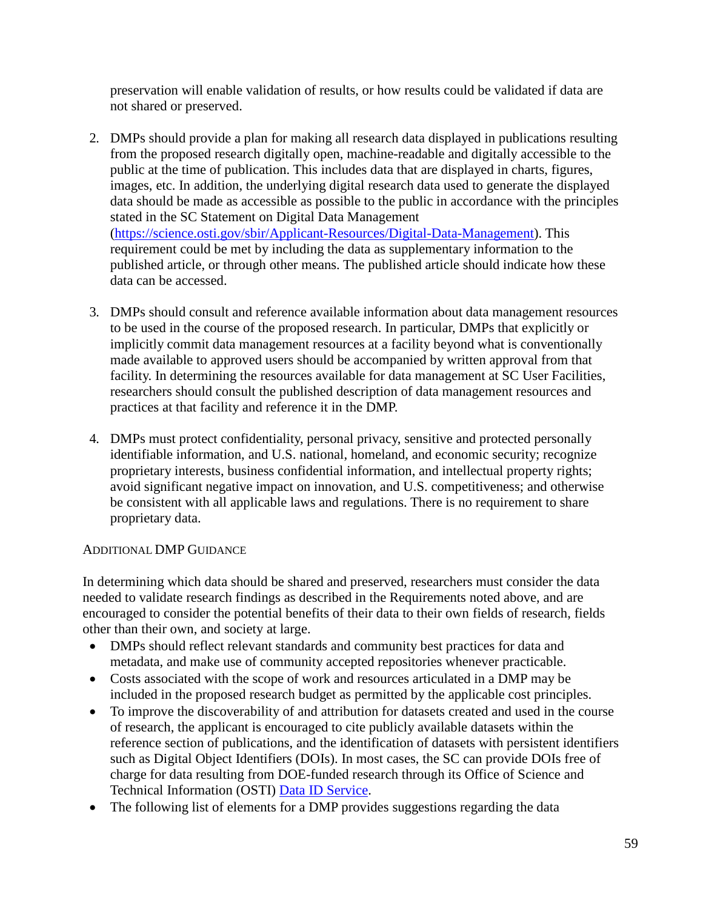preservation will enable validation of results, or how results could be validated if data are not shared or preserved.

2. DMPs should provide a plan for making all research data displayed in publications resulting from the proposed research digitally open, machine-readable and digitally accessible to the public at the time of publication. This includes data that are displayed in charts, figures, images, etc. In addition, the underlying digital research data used to generate the displayed data should be made as accessible as possible to the public in accordance with the principles stated in the SC Statement on Digital Data Management ([https://science.osti.gov/sbir/Applicant-Resources/Digital-Data-Management](https://science.osti.gov/sbir/Applicant-Resources/Digital-Data-Management)). This requirement could be met by including the data as supplementary information to the published article, or through other means. The published article should indicate how these data can be accessed.

3. DMPs should consult and reference available information about data management resources to be used in the course of the proposed research. In particular, DMPs that explicitly or implicitly commit data management resources at a facility beyond what is conventionally made available to approved users should be accompanied by written approval from that facility. In determining the resources available for data management at SC User Facilities, researchers should consult the published description of data management resources and practices at that facility and reference it in the DMP.

4. DMPs must protect confidentiality, personal privacy, sensitive and protected personally identifiable information, and U.S. national, homeland, and economic security; recognize proprietary interests, business confidential information, and intellectual property rights; avoid significant negative impact on innovation, and U.S. competitiveness; and otherwise be consistent with all applicable laws and regulations. There is no requirement to share proprietary data.

#### ADDITIONAL DMP GUIDANCE

In determining which data should be shared and preserved, researchers must consider the data needed to validate research findings as described in the Requirements noted above, and are encouraged to consider the potential benefits of their data to their own fields of research, fields other than their own, and society at large.

- DMPs should reflect relevant standards and community best practices for data and metadata, and make use of community accepted repositories whenever practicable.
- Costs associated with the scope of work and resources articulated in a DMP may be included in the proposed research budget as permitted by the applicable cost principles.
- To improve the discoverability of and attribution for datasets created and used in the course of research, the applicant is encouraged to cite publicly available datasets within the reference section of publications, and the identification of datasets with persistent identifiers such as Digital Object Identifiers (DOIs). In most cases, the SC can provide DOIs free of charge for data resulting from DOE-funded research through its Office of Science and Technical Information (OSTI) Data ID Service.
- The following list of elements for a DMP provides suggestions regarding the data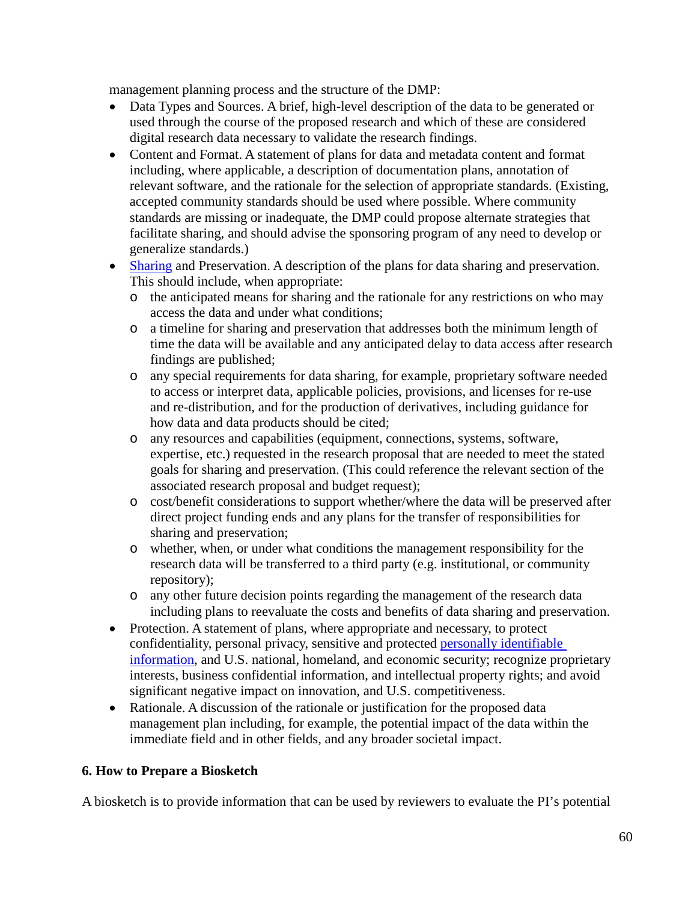management planning process and the structure of the DMP:

- Data Types and Sources. A brief, high-level description of the data to be generated or used through the course of the proposed research and which of these are considered digital research data necessary to validate the research findings.
- Content and Format. A statement of plans for data and metadata content and format including, where applicable, a description of documentation plans, annotation of relevant software, and the rationale for the selection of appropriate standards. (Existing, accepted community standards should be used where possible. Where community standards are missing or inadequate, the DMP could propose alternate strategies that facilitate sharing, and should advise the sponsoring program of any need to develop or generalize standards.)
- Sharing and Preservation. A description of the plans for data sharing and preservation. This should include, when appropriate:
  - the anticipated means for sharing and the rationale for any restrictions on who may access the data and under what conditions;
  - a timeline for sharing and preservation that addresses both the minimum length of time the data will be available and any anticipated delay to data access after research findings are published;
  - any special requirements for data sharing, for example, proprietary software needed to access or interpret data, applicable policies, provisions, and licenses for re-use and re-distribution, and for the production of derivatives, including guidance for how data and data products should be cited;
  - any resources and capabilities (equipment, connections, systems, software, expertise, etc.) requested in the research proposal that are needed to meet the stated goals for sharing and preservation. (This could reference the relevant section of the associated research proposal and budget request);
  - cost/benefit considerations to support whether/where the data will be preserved after direct project funding ends and any plans for the transfer of responsibilities for sharing and preservation;
  - whether, when, or under what conditions the management responsibility for the research data will be transferred to a third party (e.g. institutional, or community repository);
  - any other future decision points regarding the management of the research data including plans to reevaluate the costs and benefits of data sharing and preservation.
- Protection. A statement of plans, where appropriate and necessary, to protect confidentiality, personal privacy, sensitive and protected personally identifiable information, and U.S. national, homeland, and economic security; recognize proprietary interests, business confidential information, and intellectual property rights; and avoid significant negative impact on innovation, and U.S. competitiveness.
- Rationale. A discussion of the rationale or justification for the proposed data management plan including, for example, the potential impact of the data within the immediate field and in other fields, and any broader societal impact.

**6. How to Prepare a Biosketch**

A biosketch is to provide information that can be used by reviewers to evaluate the PI's potential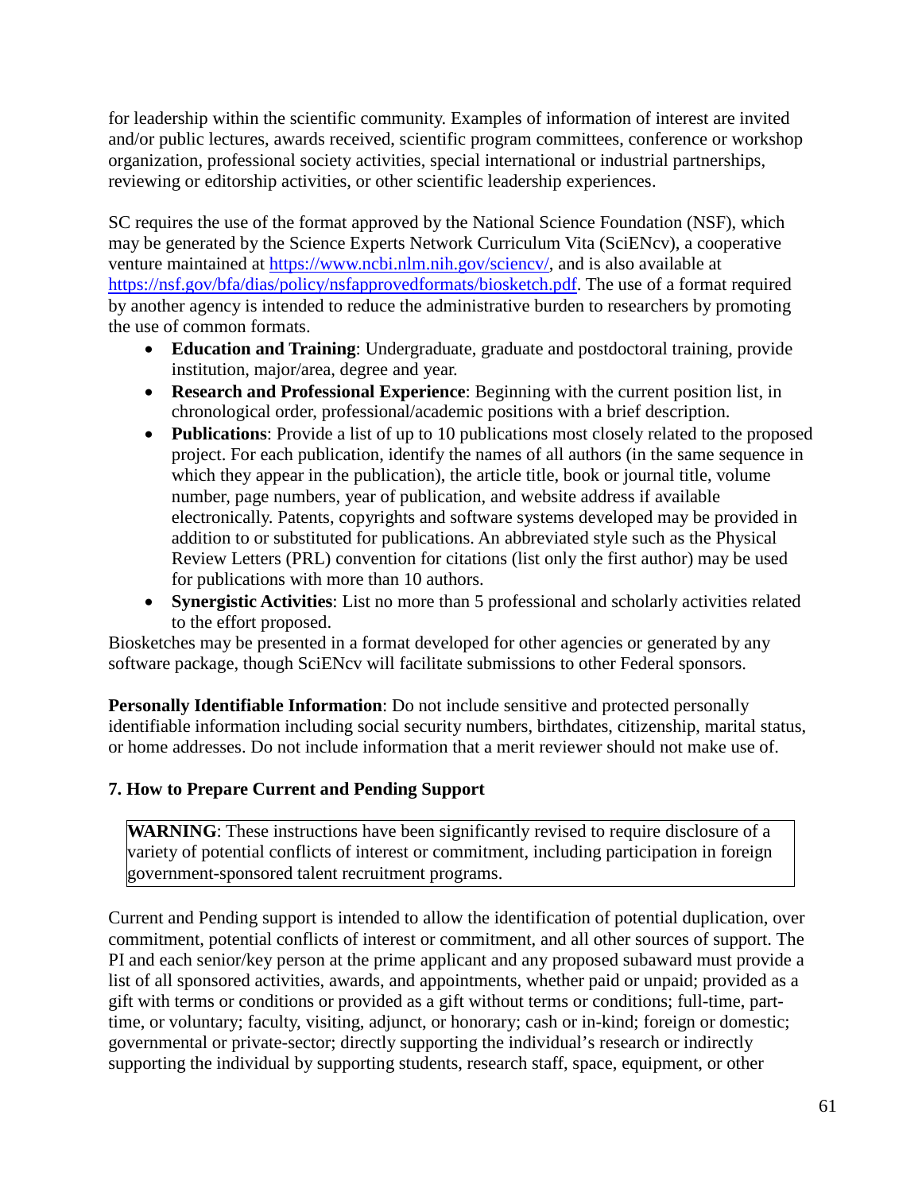for leadership within the scientific community. Examples of information of interest are invited and/or public lectures, awards received, scientific program committees, conference or workshop organization, professional society activities, special international or industrial partnerships, reviewing or editorship activities, or other scientific leadership experiences.

SC requires the use of the format approved by the National Science Foundation (NSF), which may be generated by the Science Experts Network Curriculum Vita (SciENcv), a cooperative venture maintained at https://www.ncbi.nlm.nih.gov/sciencv/, and is also available at https://nsf.gov/bfa/dias/policy/nsfapprovedformats/biosketch.pdf. The use of a format required by another agency is intended to reduce the administrative burden to researchers by promoting the use of common formats.

- **Education and Training**: Undergraduate, graduate and postdoctoral training, provide institution, major/area, degree and year.
- **Research and Professional Experience**: Beginning with the current position list, in chronological order, professional/academic positions with a brief description.
- **Publications**: Provide a list of up to 10 publications most closely related to the proposed project. For each publication, identify the names of all authors (in the same sequence in which they appear in the publication), the article title, book or journal title, volume number, page numbers, year of publication, and website address if available electronically. Patents, copyrights and software systems developed may be provided in addition to or substituted for publications. An abbreviated style such as the Physical Review Letters (PRL) convention for citations (list only the first author) may be used for publications with more than 10 authors.
- **Synergistic Activities**: List no more than 5 professional and scholarly activities related to the effort proposed.

Biosketches may be presented in a format developed for other agencies or generated by any software package, though SciENcv will facilitate submissions to other Federal sponsors.

**Personally Identifiable Information**: Do not include sensitive and protected personally identifiable information including social security numbers, birthdates, citizenship, marital status, or home addresses. Do not include information that a merit reviewer should not make use of.

### 7. How to Prepare Current and Pending Support

> **WARNING**: These instructions have been significantly revised to require disclosure of a variety of potential conflicts of interest or commitment, including participation in foreign government-sponsored talent recruitment programs.

Current and Pending support is intended to allow the identification of potential duplication, over commitment, potential conflicts of interest or commitment, and all other sources of support. The PI and each senior/key person at the prime applicant and any proposed subaward must provide a list of all sponsored activities, awards, and appointments, whether paid or unpaid; provided as a gift with terms or conditions or provided as a gift without terms or conditions; full-time, part-time, or voluntary; faculty, visiting, adjunct, or honorary; cash or in-kind; foreign or domestic; governmental or private-sector; directly supporting the individual's research or indirectly supporting the individual by supporting students, research staff, space, equipment, or other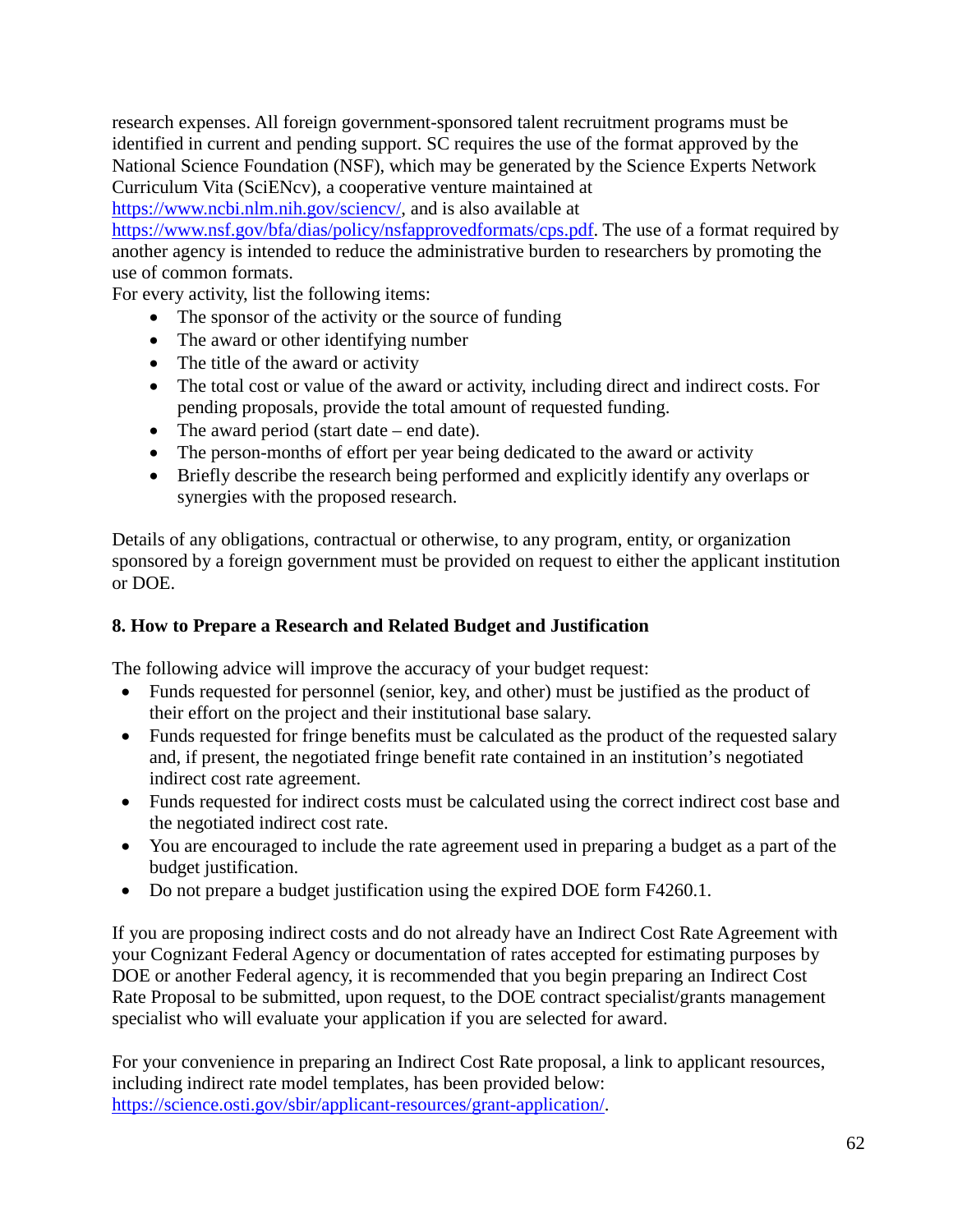research expenses. All foreign government-sponsored talent recruitment programs must be identified in current and pending support. SC requires the use of the format approved by the National Science Foundation (NSF), which may be generated by the Science Experts Network Curriculum Vita (SciENcv), a cooperative venture maintained at https://www.ncbi.nlm.nih.gov/sciencv/, and is also available at https://www.nsf.gov/bfa/dias/policy/nsfapprovedformats/cps.pdf. The use of a format required by another agency is intended to reduce the administrative burden to researchers by promoting the use of common formats.

For every activity, list the following items:

- The sponsor of the activity or the source of funding
- The award or other identifying number
- The title of the award or activity
- The total cost or value of the award or activity, including direct and indirect costs. For pending proposals, provide the total amount of requested funding.
- The award period (start date – end date).
- The person-months of effort per year being dedicated to the award or activity
- Briefly describe the research being performed and explicitly identify any overlaps or synergies with the proposed research.

Details of any obligations, contractual or otherwise, to any program, entity, or organization sponsored by a foreign government must be provided on request to either the applicant institution or DOE.

**8. How to Prepare a Research and Related Budget and Justification**

The following advice will improve the accuracy of your budget request:

- Funds requested for personnel (senior, key, and other) must be justified as the product of their effort on the project and their institutional base salary.
- Funds requested for fringe benefits must be calculated as the product of the requested salary and, if present, the negotiated fringe benefit rate contained in an institution's negotiated indirect cost rate agreement.
- Funds requested for indirect costs must be calculated using the correct indirect cost base and the negotiated indirect cost rate.
- You are encouraged to include the rate agreement used in preparing a budget as a part of the budget justification.
- Do not prepare a budget justification using the expired DOE form F4260.1.

If you are proposing indirect costs and do not already have an Indirect Cost Rate Agreement with your Cognizant Federal Agency or documentation of rates accepted for estimating purposes by DOE or another Federal agency, it is recommended that you begin preparing an Indirect Cost Rate Proposal to be submitted, upon request, to the DOE contract specialist/grants management specialist who will evaluate your application if you are selected for award.

For your convenience in preparing an Indirect Cost Rate proposal, a link to applicant resources, including indirect rate model templates, has been provided below: https://science.osti.gov/sbir/applicant-resources/grant-application/.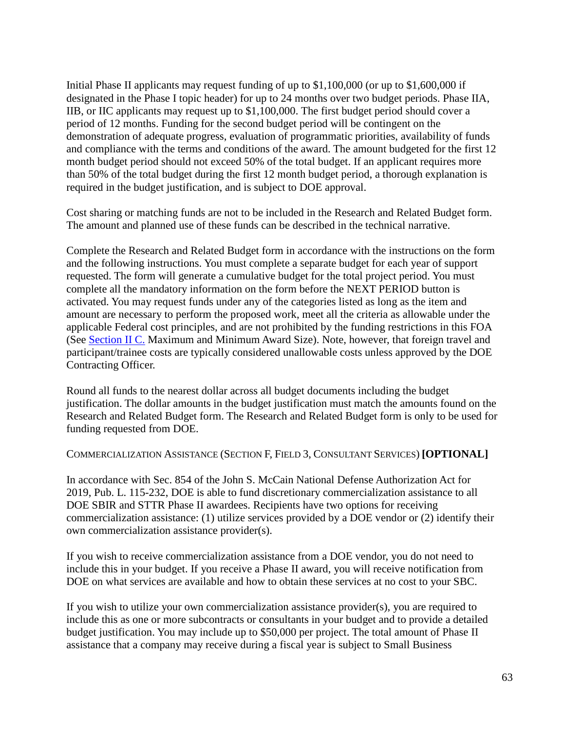Initial Phase II applicants may request funding of up to $1,100,000 (or up to $1,600,000 if designated in the Phase I topic header) for up to 24 months over two budget periods. Phase IIA, IIB, or IIC applicants may request up to $1,100,000. The first budget period should cover a period of 12 months. Funding for the second budget period will be contingent on the demonstration of adequate progress, evaluation of programmatic priorities, availability of funds and compliance with the terms and conditions of the award. The amount budgeted for the first 12 month budget period should not exceed 50% of the total budget. If an applicant requires more than 50% of the total budget during the first 12 month budget period, a thorough explanation is required in the budget justification, and is subject to DOE approval.

Cost sharing or matching funds are not to be included in the Research and Related Budget form. The amount and planned use of these funds can be described in the technical narrative.

Complete the Research and Related Budget form in accordance with the instructions on the form and the following instructions. You must complete a separate budget for each year of support requested. The form will generate a cumulative budget for the total project period. You must complete all the mandatory information on the form before the NEXT PERIOD button is activated. You may request funds under any of the categories listed as long as the item and amount are necessary to perform the proposed work, meet all the criteria as allowable under the applicable Federal cost principles, and are not prohibited by the funding restrictions in this FOA (See Section II C. Maximum and Minimum Award Size). Note, however, that foreign travel and participant/trainee costs are typically considered unallowable costs unless approved by the DOE Contracting Officer.

Round all funds to the nearest dollar across all budget documents including the budget justification. The dollar amounts in the budget justification must match the amounts found on the Research and Related Budget form. The Research and Related Budget form is only to be used for funding requested from DOE.

COMMERCIALIZATION ASSISTANCE (SECTION F, FIELD 3, CONSULTANT SERVICES) **[OPTIONAL]**

In accordance with Sec. 854 of the John S. McCain National Defense Authorization Act for 2019, Pub. L. 115-232, DOE is able to fund discretionary commercialization assistance to all DOE SBIR and STTR Phase II awardees. Recipients have two options for receiving commercialization assistance: (1) utilize services provided by a DOE vendor or (2) identify their own commercialization assistance provider(s).

If you wish to receive commercialization assistance from a DOE vendor, you do not need to include this in your budget. If you receive a Phase II award, you will receive notification from DOE on what services are available and how to obtain these services at no cost to your SBC.

If you wish to utilize your own commercialization assistance provider(s), you are required to include this as one or more subcontracts or consultants in your budget and to provide a detailed budget justification. You may include up to $50,000 per project. The total amount of Phase II assistance that a company may receive during a fiscal year is subject to Small Business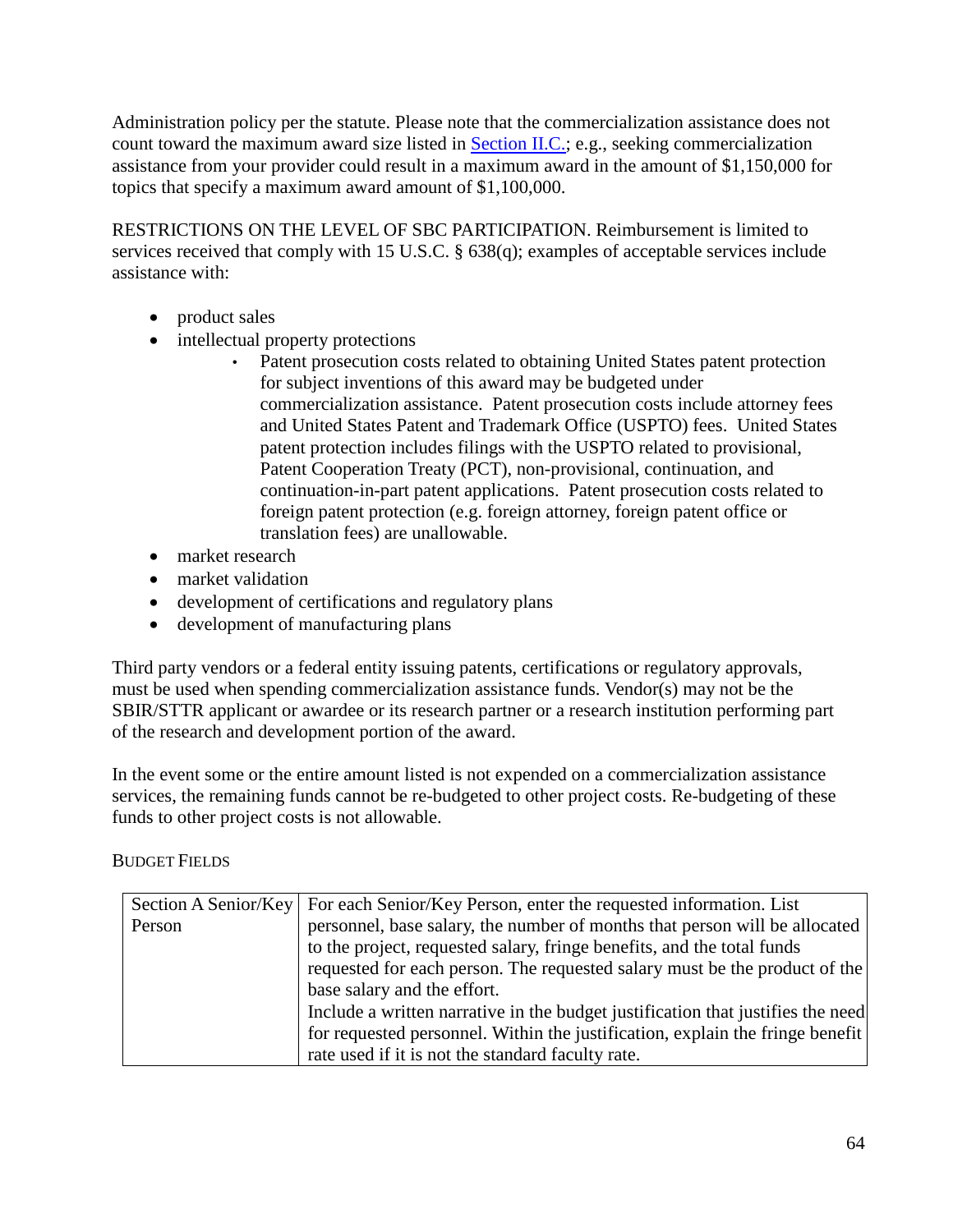Administration policy per the statute. Please note that the commercialization assistance does not count toward the maximum award size listed in Section II.C.; e.g., seeking commercialization assistance from your provider could result in a maximum award in the amount of $1,150,000 for topics that specify a maximum award amount of $1,100,000.

RESTRICTIONS ON THE LEVEL OF SBC PARTICIPATION. Reimbursement is limited to services received that comply with 15 U.S.C. § 638(q); examples of acceptable services include assistance with:

- product sales
- intellectual property protections
  - Patent prosecution costs related to obtaining United States patent protection for subject inventions of this award may be budgeted under commercialization assistance. Patent prosecution costs include attorney fees and United States Patent and Trademark Office (USPTO) fees. United States patent protection includes filings with the USPTO related to provisional, Patent Cooperation Treaty (PCT), non-provisional, continuation, and continuation-in-part patent applications. Patent prosecution costs related to foreign patent protection (e.g. foreign attorney, foreign patent office or translation fees) are unallowable.
- market research
- market validation
- development of certifications and regulatory plans
- development of manufacturing plans

Third party vendors or a federal entity issuing patents, certifications or regulatory approvals, must be used when spending commercialization assistance funds. Vendor(s) may not be the SBIR/STTR applicant or awardee or its research partner or a research institution performing part of the research and development portion of the award.

In the event some or the entire amount listed is not expended on a commercialization assistance services, the remaining funds cannot be re-budgeted to other project costs. Re-budgeting of these funds to other project costs is not allowable.

BUDGET FIELDS

| | |
|---|---|
| Section A Senior/Key Person | For each Senior/Key Person, enter the requested information. List personnel, base salary, the number of months that person will be allocated to the project, requested salary, fringe benefits, and the total funds requested for each person. The requested salary must be the product of the base salary and the effort.<br>Include a written narrative in the budget justification that justifies the need for requested personnel. Within the justification, explain the fringe benefit rate used if it is not the standard faculty rate. |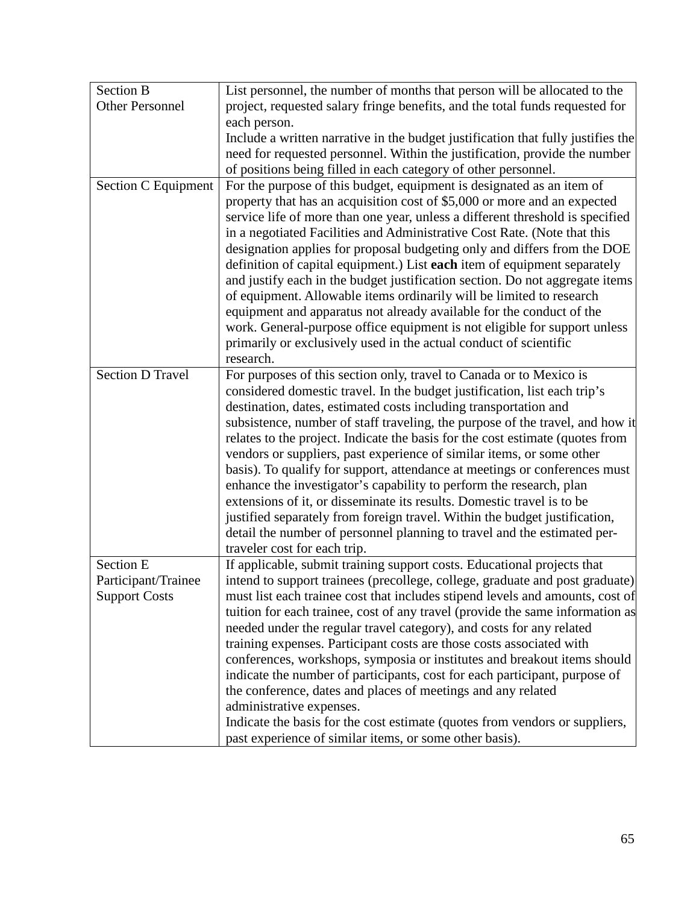| | |
|---|---|
| Section B<br>Other Personnel | List personnel, the number of months that person will be allocated to the project, requested salary fringe benefits, and the total funds requested for each person.<br>Include a written narrative in the budget justification that fully justifies the need for requested personnel. Within the justification, provide the number of positions being filled in each category of other personnel. |
| Section C Equipment | For the purpose of this budget, equipment is designated as an item of property that has an acquisition cost of $5,000 or more and an expected service life of more than one year, unless a different threshold is specified in a negotiated Facilities and Administrative Cost Rate. (Note that this designation applies for proposal budgeting only and differs from the DOE definition of capital equipment.) List **each** item of equipment separately and justify each in the budget justification section. Do not aggregate items of equipment. Allowable items ordinarily will be limited to research equipment and apparatus not already available for the conduct of the work. General-purpose office equipment is not eligible for support unless primarily or exclusively used in the actual conduct of scientific research. |
| Section D Travel | For purposes of this section only, travel to Canada or to Mexico is considered domestic travel. In the budget justification, list each trip's destination, dates, estimated costs including transportation and subsistence, number of staff traveling, the purpose of the travel, and how it relates to the project. Indicate the basis for the cost estimate (quotes from vendors or suppliers, past experience of similar items, or some other basis). To qualify for support, attendance at meetings or conferences must enhance the investigator's capability to perform the research, plan extensions of it, or disseminate its results. Domestic travel is to be justified separately from foreign travel. Within the budget justification, detail the number of personnel planning to travel and the estimated per-traveler cost for each trip. |
| Section E<br>Participant/Trainee<br>Support Costs | If applicable, submit training support costs. Educational projects that intend to support trainees (precollege, college, graduate and post graduate) must list each trainee cost that includes stipend levels and amounts, cost of tuition for each trainee, cost of any travel (provide the same information as needed under the regular travel category), and costs for any related training expenses. Participant costs are those costs associated with conferences, workshops, symposia or institutes and breakout items should indicate the number of participants, cost for each participant, purpose of the conference, dates and places of meetings and any related administrative expenses.<br>Indicate the basis for the cost estimate (quotes from vendors or suppliers, past experience of similar items, or some other basis). |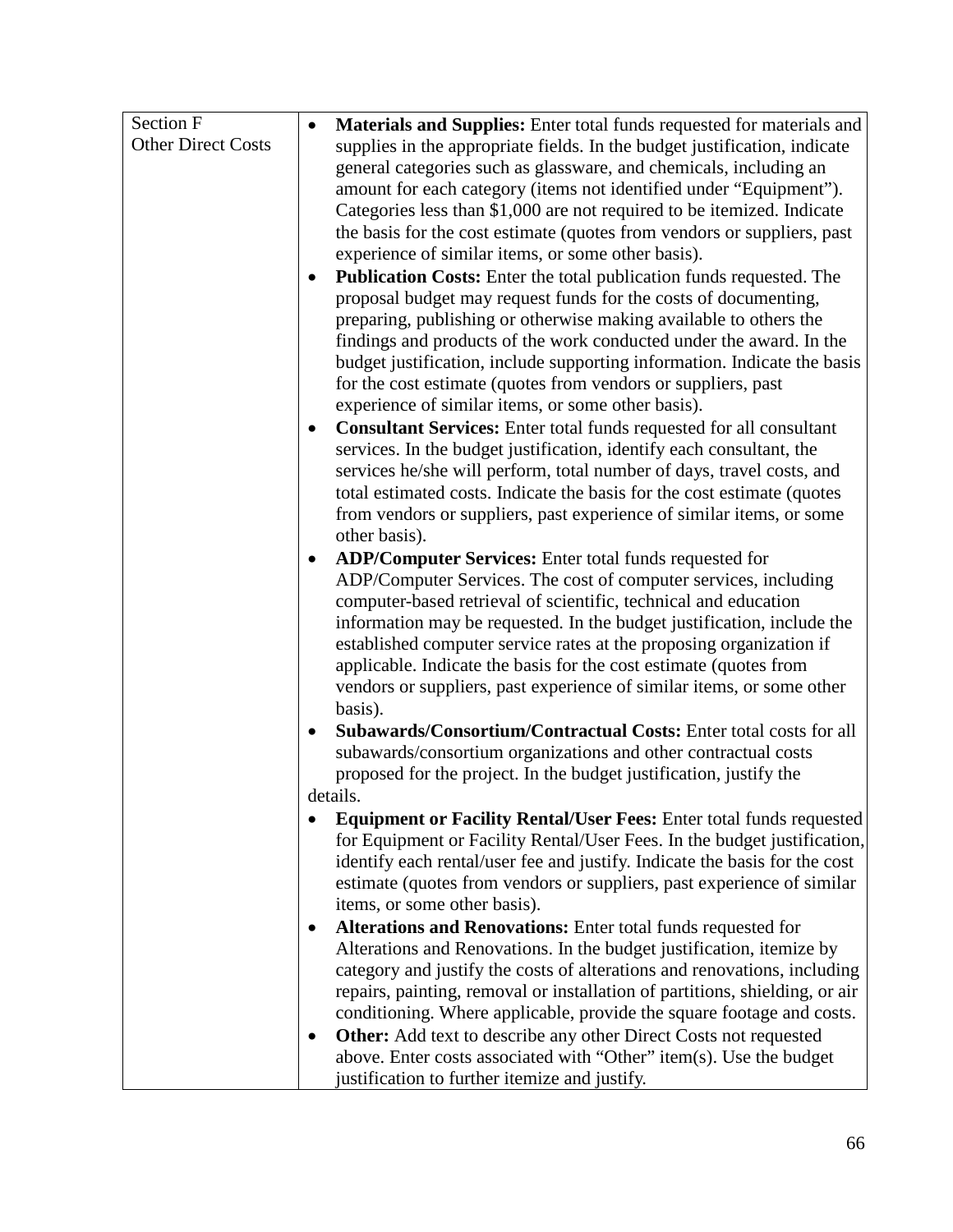| Section F<br>Other Direct Costs | • **Materials and Supplies:** Enter total funds requested for materials and supplies in the appropriate fields. In the budget justification, indicate general categories such as glassware, and chemicals, including an amount for each category (items not identified under "Equipment"). Categories less than $1,000 are not required to be itemized. Indicate the basis for the cost estimate (quotes from vendors or suppliers, past experience of similar items, or some other basis).<br>• **Publication Costs:** Enter the total publication funds requested. The proposal budget may request funds for the costs of documenting, preparing, publishing or otherwise making available to others the findings and products of the work conducted under the award. In the budget justification, include supporting information. Indicate the basis for the cost estimate (quotes from vendors or suppliers, past experience of similar items, or some other basis).<br>• **Consultant Services:** Enter total funds requested for all consultant services. In the budget justification, identify each consultant, the services he/she will perform, total number of days, travel costs, and total estimated costs. Indicate the basis for the cost estimate (quotes from vendors or suppliers, past experience of similar items, or some other basis).<br>• **ADP/Computer Services:** Enter total funds requested for ADP/Computer Services. The cost of computer services, including computer-based retrieval of scientific, technical and education information may be requested. In the budget justification, include the established computer service rates at the proposing organization if applicable. Indicate the basis for the cost estimate (quotes from vendors or suppliers, past experience of similar items, or some other basis).<br>• **Subawards/Consortium/Contractual Costs:** Enter total costs for all subawards/consortium organizations and other contractual costs proposed for the project. In the budget justification, justify the details.<br>• **Equipment or Facility Rental/User Fees:** Enter total funds requested for Equipment or Facility Rental/User Fees. In the budget justification, identify each rental/user fee and justify. Indicate the basis for the cost estimate (quotes from vendors or suppliers, past experience of similar items, or some other basis).<br>• **Alterations and Renovations:** Enter total funds requested for Alterations and Renovations. In the budget justification, itemize by category and justify the costs of alterations and renovations, including repairs, painting, removal or installation of partitions, shielding, or air conditioning. Where applicable, provide the square footage and costs.<br>• **Other:** Add text to describe any other Direct Costs not requested above. Enter costs associated with "Other" item(s). Use the budget justification to further itemize and justify. |
|---|---|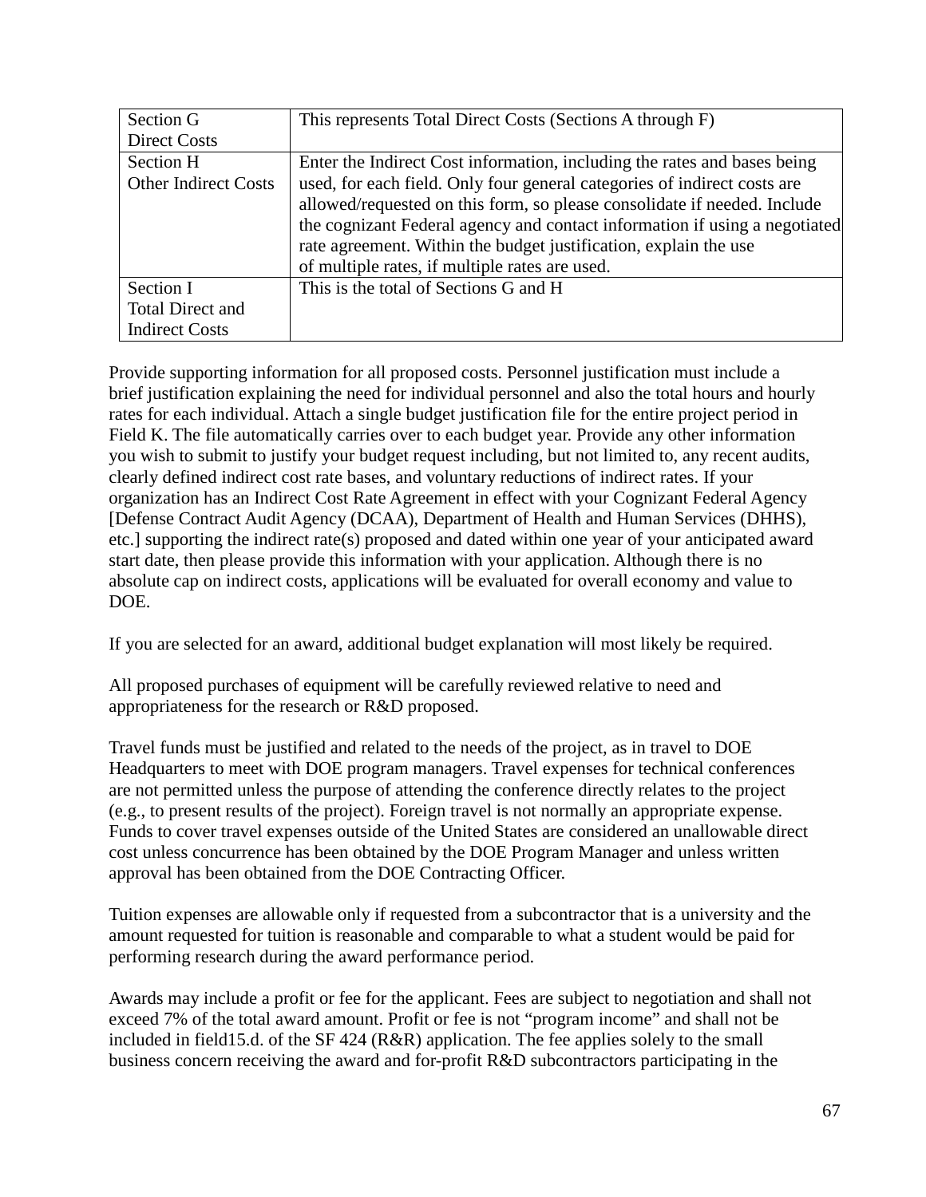| | |
|---|---|
| Section G<br>Direct Costs | This represents Total Direct Costs (Sections A through F) |
| Section H<br>Other Indirect Costs | Enter the Indirect Cost information, including the rates and bases being used, for each field. Only four general categories of indirect costs are allowed/requested on this form, so please consolidate if needed. Include the cognizant Federal agency and contact information if using a negotiated rate agreement. Within the budget justification, explain the use of multiple rates, if multiple rates are used. |
| Section I<br>Total Direct and Indirect Costs | This is the total of Sections G and H |

Provide supporting information for all proposed costs. Personnel justification must include a brief justification explaining the need for individual personnel and also the total hours and hourly rates for each individual. Attach a single budget justification file for the entire project period in Field K. The file automatically carries over to each budget year. Provide any other information you wish to submit to justify your budget request including, but not limited to, any recent audits, clearly defined indirect cost rate bases, and voluntary reductions of indirect rates. If your organization has an Indirect Cost Rate Agreement in effect with your Cognizant Federal Agency [Defense Contract Audit Agency (DCAA), Department of Health and Human Services (DHHS), etc.] supporting the indirect rate(s) proposed and dated within one year of your anticipated award start date, then please provide this information with your application. Although there is no absolute cap on indirect costs, applications will be evaluated for overall economy and value to DOE.

If you are selected for an award, additional budget explanation will most likely be required.

All proposed purchases of equipment will be carefully reviewed relative to need and appropriateness for the research or R&D proposed.

Travel funds must be justified and related to the needs of the project, as in travel to DOE Headquarters to meet with DOE program managers. Travel expenses for technical conferences are not permitted unless the purpose of attending the conference directly relates to the project (e.g., to present results of the project). Foreign travel is not normally an appropriate expense. Funds to cover travel expenses outside of the United States are considered an unallowable direct cost unless concurrence has been obtained by the DOE Program Manager and unless written approval has been obtained from the DOE Contracting Officer.

Tuition expenses are allowable only if requested from a subcontractor that is a university and the amount requested for tuition is reasonable and comparable to what a student would be paid for performing research during the award performance period.

Awards may include a profit or fee for the applicant. Fees are subject to negotiation and shall not exceed 7% of the total award amount. Profit or fee is not “program income” and shall not be included in field15.d. of the SF 424 (R&R) application. The fee applies solely to the small business concern receiving the award and for-profit R&D subcontractors participating in the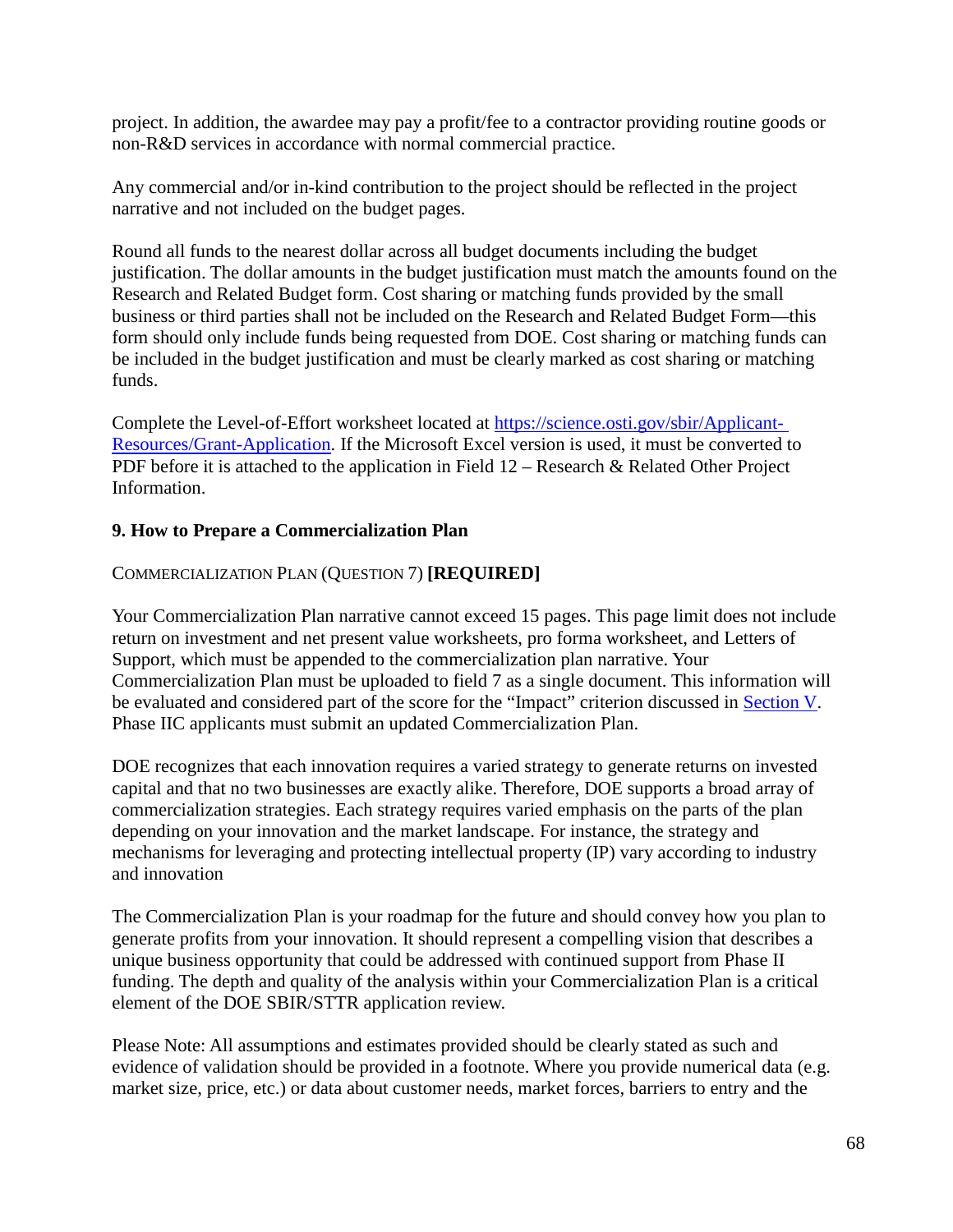project. In addition, the awardee may pay a profit/fee to a contractor providing routine goods or non-R&D services in accordance with normal commercial practice.

Any commercial and/or in-kind contribution to the project should be reflected in the project narrative and not included on the budget pages.

Round all funds to the nearest dollar across all budget documents including the budget justification. The dollar amounts in the budget justification must match the amounts found on the Research and Related Budget form. Cost sharing or matching funds provided by the small business or third parties shall not be included on the Research and Related Budget Form—this form should only include funds being requested from DOE. Cost sharing or matching funds can be included in the budget justification and must be clearly marked as cost sharing or matching funds.

Complete the Level-of-Effort worksheet located at [https://science.osti.gov/sbir/Applicant-Resources/Grant-Application](https://science.osti.gov/sbir/Applicant-Resources/Grant-Application). If the Microsoft Excel version is used, it must be converted to PDF before it is attached to the application in Field 12 – Research & Related Other Project Information.

### 9. How to Prepare a Commercialization Plan

COMMERCIALIZATION PLAN (QUESTION 7) **[REQUIRED]**

Your Commercialization Plan narrative cannot exceed 15 pages. This page limit does not include return on investment and net present value worksheets, pro forma worksheet, and Letters of Support, which must be appended to the commercialization plan narrative. Your Commercialization Plan must be uploaded to field 7 as a single document. This information will be evaluated and considered part of the score for the "Impact" criterion discussed in Section V. Phase IIC applicants must submit an updated Commercialization Plan.

DOE recognizes that each innovation requires a varied strategy to generate returns on invested capital and that no two businesses are exactly alike. Therefore, DOE supports a broad array of commercialization strategies. Each strategy requires varied emphasis on the parts of the plan depending on your innovation and the market landscape. For instance, the strategy and mechanisms for leveraging and protecting intellectual property (IP) vary according to industry and innovation

The Commercialization Plan is your roadmap for the future and should convey how you plan to generate profits from your innovation. It should represent a compelling vision that describes a unique business opportunity that could be addressed with continued support from Phase II funding. The depth and quality of the analysis within your Commercialization Plan is a critical element of the DOE SBIR/STTR application review.

Please Note: All assumptions and estimates provided should be clearly stated as such and evidence of validation should be provided in a footnote. Where you provide numerical data (e.g. market size, price, etc.) or data about customer needs, market forces, barriers to entry and the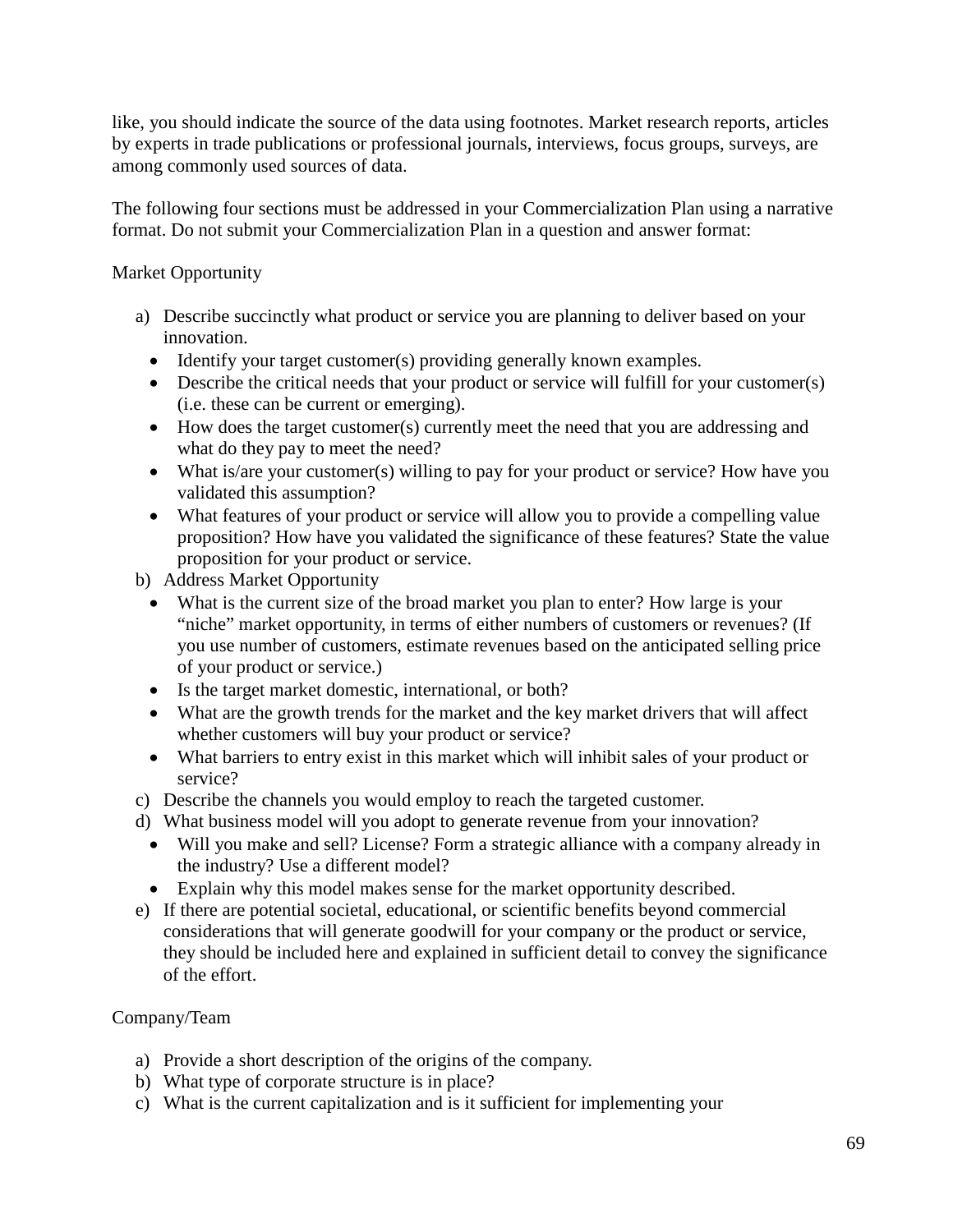like, you should indicate the source of the data using footnotes. Market research reports, articles by experts in trade publications or professional journals, interviews, focus groups, surveys, are among commonly used sources of data.

The following four sections must be addressed in your Commercialization Plan using a narrative format. Do not submit your Commercialization Plan in a question and answer format:

Market Opportunity

a) Describe succinctly what product or service you are planning to deliver based on your innovation.
   - Identify your target customer(s) providing generally known examples.
   - Describe the critical needs that your product or service will fulfill for your customer(s) (i.e. these can be current or emerging).
   - How does the target customer(s) currently meet the need that you are addressing and what do they pay to meet the need?
   - What is/are your customer(s) willing to pay for your product or service? How have you validated this assumption?
   - What features of your product or service will allow you to provide a compelling value proposition? How have you validated the significance of these features? State the value proposition for your product or service.
b) Address Market Opportunity
   - What is the current size of the broad market you plan to enter? How large is your "niche" market opportunity, in terms of either numbers of customers or revenues? (If you use number of customers, estimate revenues based on the anticipated selling price of your product or service.)
   - Is the target market domestic, international, or both?
   - What are the growth trends for the market and the key market drivers that will affect whether customers will buy your product or service?
   - What barriers to entry exist in this market which will inhibit sales of your product or service?
c) Describe the channels you would employ to reach the targeted customer.
d) What business model will you adopt to generate revenue from your innovation?
   - Will you make and sell? License? Form a strategic alliance with a company already in the industry? Use a different model?
   - Explain why this model makes sense for the market opportunity described.
e) If there are potential societal, educational, or scientific benefits beyond commercial considerations that will generate goodwill for your company or the product or service, they should be included here and explained in sufficient detail to convey the significance of the effort.

Company/Team

a) Provide a short description of the origins of the company.
b) What type of corporate structure is in place?
c) What is the current capitalization and is it sufficient for implementing your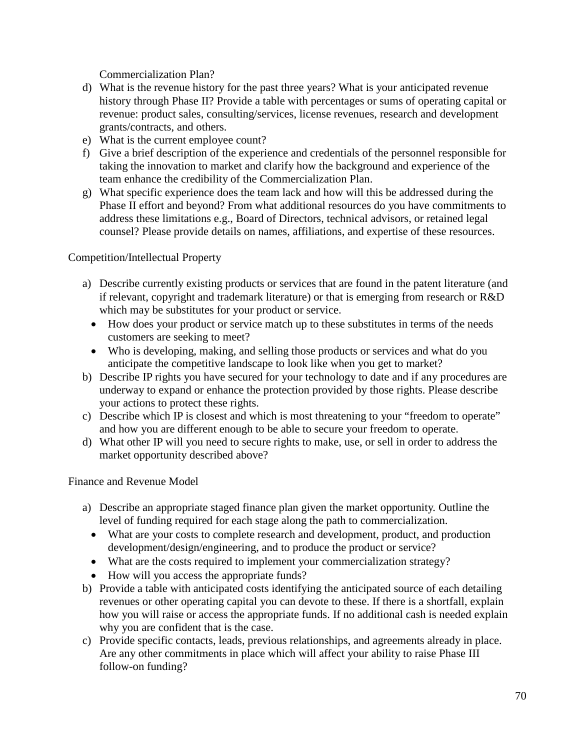Commercialization Plan?

d) What is the revenue history for the past three years? What is your anticipated revenue history through Phase II? Provide a table with percentages or sums of operating capital or revenue: product sales, consulting/services, license revenues, research and development grants/contracts, and others.
e) What is the current employee count?
f) Give a brief description of the experience and credentials of the personnel responsible for taking the innovation to market and clarify how the background and experience of the team enhance the credibility of the Commercialization Plan.
g) What specific experience does the team lack and how will this be addressed during the Phase II effort and beyond? From what additional resources do you have commitments to address these limitations e.g., Board of Directors, technical advisors, or retained legal counsel? Please provide details on names, affiliations, and expertise of these resources.

Competition/Intellectual Property

a) Describe currently existing products or services that are found in the patent literature (and if relevant, copyright and trademark literature) or that is emerging from research or R&D which may be substitutes for your product or service.
   - How does your product or service match up to these substitutes in terms of the needs customers are seeking to meet?
   - Who is developing, making, and selling those products or services and what do you anticipate the competitive landscape to look like when you get to market?
b) Describe IP rights you have secured for your technology to date and if any procedures are underway to expand or enhance the protection provided by those rights. Please describe your actions to protect these rights.
c) Describe which IP is closest and which is most threatening to your "freedom to operate" and how you are different enough to be able to secure your freedom to operate.
d) What other IP will you need to secure rights to make, use, or sell in order to address the market opportunity described above?

Finance and Revenue Model

a) Describe an appropriate staged finance plan given the market opportunity. Outline the level of funding required for each stage along the path to commercialization.
   - What are your costs to complete research and development, product, and production development/design/engineering, and to produce the product or service?
   - What are the costs required to implement your commercialization strategy?
   - How will you access the appropriate funds?
b) Provide a table with anticipated costs identifying the anticipated source of each detailing revenues or other operating capital you can devote to these. If there is a shortfall, explain how you will raise or access the appropriate funds. If no additional cash is needed explain why you are confident that is the case.
c) Provide specific contacts, leads, previous relationships, and agreements already in place. Are any other commitments in place which will affect your ability to raise Phase III follow-on funding?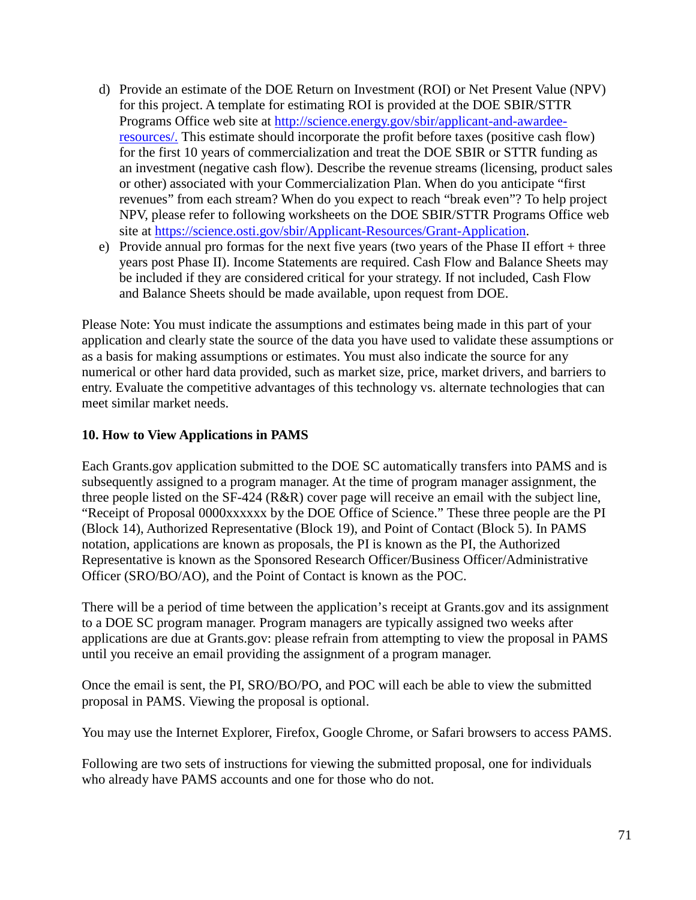d) Provide an estimate of the DOE Return on Investment (ROI) or Net Present Value (NPV) for this project. A template for estimating ROI is provided at the DOE SBIR/STTR Programs Office web site at http://science.energy.gov/sbir/applicant-and-awardee-resources/. This estimate should incorporate the profit before taxes (positive cash flow) for the first 10 years of commercialization and treat the DOE SBIR or STTR funding as an investment (negative cash flow). Describe the revenue streams (licensing, product sales or other) associated with your Commercialization Plan. When do you anticipate "first revenues" from each stream? When do you expect to reach "break even"? To help project NPV, please refer to following worksheets on the DOE SBIR/STTR Programs Office web site at https://science.osti.gov/sbir/Applicant-Resources/Grant-Application.

e) Provide annual pro formas for the next five years (two years of the Phase II effort + three years post Phase II). Income Statements are required. Cash Flow and Balance Sheets may be included if they are considered critical for your strategy. If not included, Cash Flow and Balance Sheets should be made available, upon request from DOE.

Please Note: You must indicate the assumptions and estimates being made in this part of your application and clearly state the source of the data you have used to validate these assumptions or as a basis for making assumptions or estimates. You must also indicate the source for any numerical or other hard data provided, such as market size, price, market drivers, and barriers to entry. Evaluate the competitive advantages of this technology vs. alternate technologies that can meet similar market needs.

## 10. How to View Applications in PAMS

Each Grants.gov application submitted to the DOE SC automatically transfers into PAMS and is subsequently assigned to a program manager. At the time of program manager assignment, the three people listed on the SF-424 (R&R) cover page will receive an email with the subject line, "Receipt of Proposal 0000xxxxxx by the DOE Office of Science." These three people are the PI (Block 14), Authorized Representative (Block 19), and Point of Contact (Block 5). In PAMS notation, applications are known as proposals, the PI is known as the PI, the Authorized Representative is known as the Sponsored Research Officer/Business Officer/Administrative Officer (SRO/BO/AO), and the Point of Contact is known as the POC.

There will be a period of time between the application's receipt at Grants.gov and its assignment to a DOE SC program manager. Program managers are typically assigned two weeks after applications are due at Grants.gov: please refrain from attempting to view the proposal in PAMS until you receive an email providing the assignment of a program manager.

Once the email is sent, the PI, SRO/BO/PO, and POC will each be able to view the submitted proposal in PAMS. Viewing the proposal is optional.

You may use the Internet Explorer, Firefox, Google Chrome, or Safari browsers to access PAMS.

Following are two sets of instructions for viewing the submitted proposal, one for individuals who already have PAMS accounts and one for those who do not.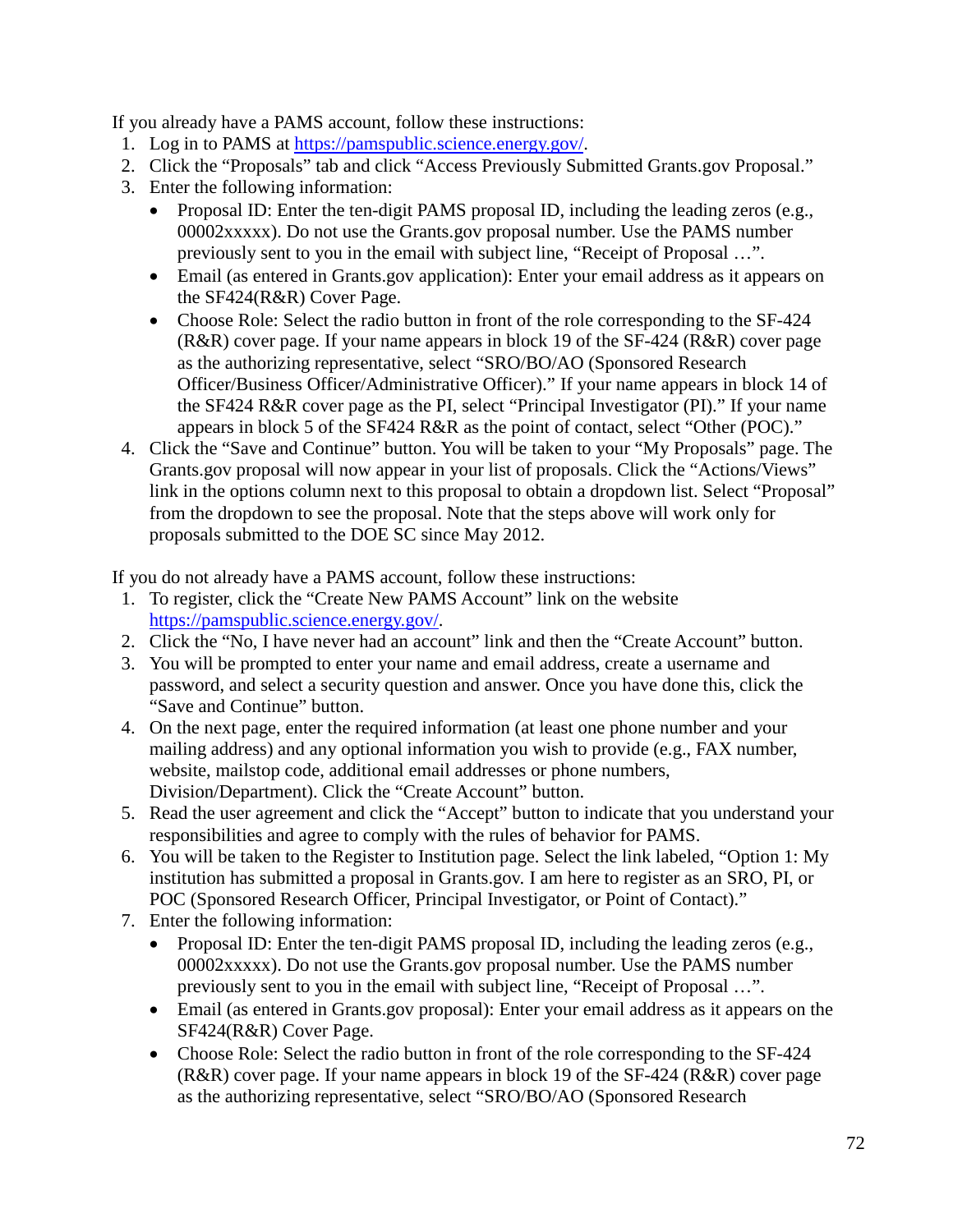If you already have a PAMS account, follow these instructions:

1. Log in to PAMS at https://pamspublic.science.energy.gov/.
2. Click the "Proposals" tab and click "Access Previously Submitted Grants.gov Proposal."
3. Enter the following information:
   - Proposal ID: Enter the ten-digit PAMS proposal ID, including the leading zeros (e.g., 00002xxxxx). Do not use the Grants.gov proposal number. Use the PAMS number previously sent to you in the email with subject line, "Receipt of Proposal …".
   - Email (as entered in Grants.gov application): Enter your email address as it appears on the SF424(R&R) Cover Page.
   - Choose Role: Select the radio button in front of the role corresponding to the SF-424 (R&R) cover page. If your name appears in block 19 of the SF-424 (R&R) cover page as the authorizing representative, select "SRO/BO/AO (Sponsored Research Officer/Business Officer/Administrative Officer)." If your name appears in block 14 of the SF424 R&R cover page as the PI, select "Principal Investigator (PI)." If your name appears in block 5 of the SF424 R&R as the point of contact, select "Other (POC)."
4. Click the "Save and Continue" button. You will be taken to your "My Proposals" page. The Grants.gov proposal will now appear in your list of proposals. Click the "Actions/Views" link in the options column next to this proposal to obtain a dropdown list. Select "Proposal" from the dropdown to see the proposal. Note that the steps above will work only for proposals submitted to the DOE SC since May 2012.

If you do not already have a PAMS account, follow these instructions:

1. To register, click the "Create New PAMS Account" link on the website https://pamspublic.science.energy.gov/.
2. Click the "No, I have never had an account" link and then the "Create Account" button.
3. You will be prompted to enter your name and email address, create a username and password, and select a security question and answer. Once you have done this, click the "Save and Continue" button.
4. On the next page, enter the required information (at least one phone number and your mailing address) and any optional information you wish to provide (e.g., FAX number, website, mailstop code, additional email addresses or phone numbers, Division/Department). Click the "Create Account" button.
5. Read the user agreement and click the "Accept" button to indicate that you understand your responsibilities and agree to comply with the rules of behavior for PAMS.
6. You will be taken to the Register to Institution page. Select the link labeled, "Option 1: My institution has submitted a proposal in Grants.gov. I am here to register as an SRO, PI, or POC (Sponsored Research Officer, Principal Investigator, or Point of Contact)."
7. Enter the following information:
   - Proposal ID: Enter the ten-digit PAMS proposal ID, including the leading zeros (e.g., 00002xxxxx). Do not use the Grants.gov proposal number. Use the PAMS number previously sent to you in the email with subject line, "Receipt of Proposal …".
   - Email (as entered in Grants.gov proposal): Enter your email address as it appears on the SF424(R&R) Cover Page.
   - Choose Role: Select the radio button in front of the role corresponding to the SF-424 (R&R) cover page. If your name appears in block 19 of the SF-424 (R&R) cover page as the authorizing representative, select "SRO/BO/AO (Sponsored Research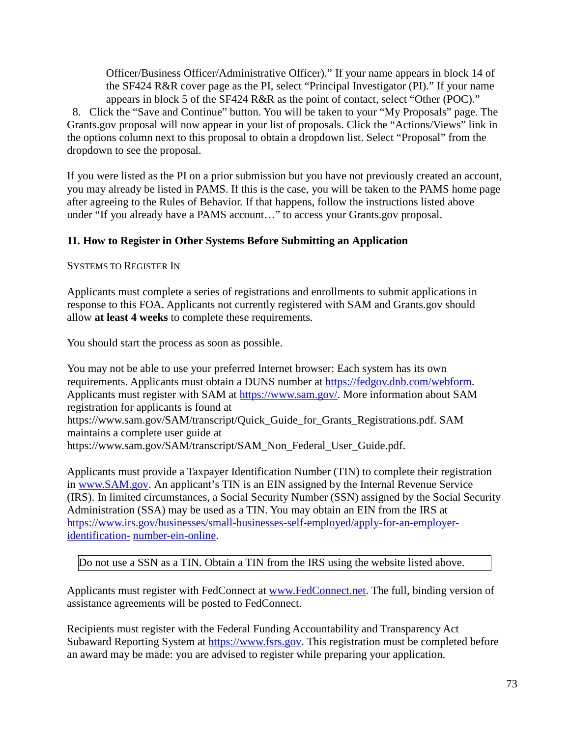Officer/Business Officer/Administrative Officer)." If your name appears in block 14 of the SF424 R&R cover page as the PI, select "Principal Investigator (PI)." If your name appears in block 5 of the SF424 R&R as the point of contact, select "Other (POC)."

8. Click the "Save and Continue" button. You will be taken to your "My Proposals" page. The Grants.gov proposal will now appear in your list of proposals. Click the "Actions/Views" link in the options column next to this proposal to obtain a dropdown list. Select "Proposal" from the dropdown to see the proposal.

If you were listed as the PI on a prior submission but you have not previously created an account, you may already be listed in PAMS. If this is the case, you will be taken to the PAMS home page after agreeing to the Rules of Behavior. If that happens, follow the instructions listed above under "If you already have a PAMS account…" to access your Grants.gov proposal.

### 11. How to Register in Other Systems Before Submitting an Application

SYSTEMS TO REGISTER IN

Applicants must complete a series of registrations and enrollments to submit applications in response to this FOA. Applicants not currently registered with SAM and Grants.gov should allow **at least 4 weeks** to complete these requirements.

You should start the process as soon as possible.

You may not be able to use your preferred Internet browser: Each system has its own requirements. Applicants must obtain a DUNS number at https://fedgov.dnb.com/webform. Applicants must register with SAM at https://www.sam.gov/. More information about SAM registration for applicants is found at https://www.sam.gov/SAM/transcript/Quick_Guide_for_Grants_Registrations.pdf. SAM maintains a complete user guide at https://www.sam.gov/SAM/transcript/SAM_Non_Federal_User_Guide.pdf.

Applicants must provide a Taxpayer Identification Number (TIN) to complete their registration in www.SAM.gov. An applicant's TIN is an EIN assigned by the Internal Revenue Service (IRS). In limited circumstances, a Social Security Number (SSN) assigned by the Social Security Administration (SSA) may be used as a TIN. You may obtain an EIN from the IRS at https://www.irs.gov/businesses/small-businesses-self-employed/apply-for-an-employer-identification- number-ein-online.

| Do not use a SSN as a TIN. Obtain a TIN from the IRS using the website listed above. |
|---|

Applicants must register with FedConnect at www.FedConnect.net. The full, binding version of assistance agreements will be posted to FedConnect.

Recipients must register with the Federal Funding Accountability and Transparency Act Subaward Reporting System at https://www.fsrs.gov. This registration must be completed before an award may be made: you are advised to register while preparing your application.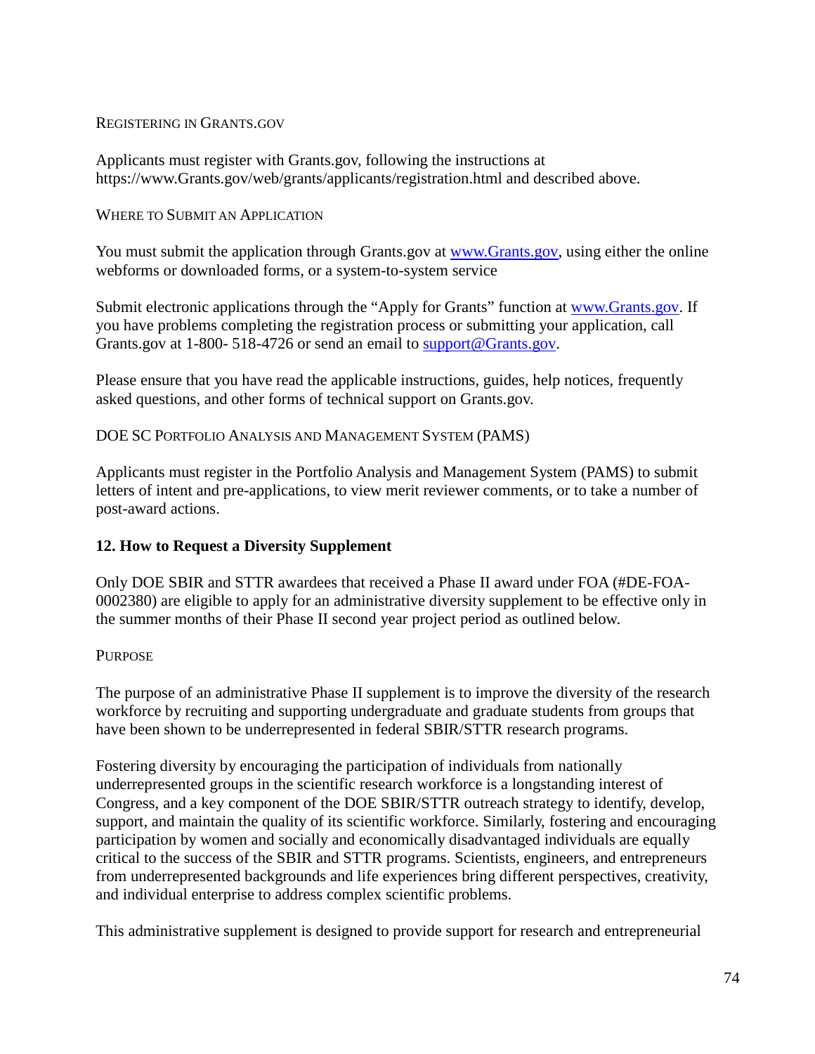#### Registering in Grants.gov

Applicants must register with Grants.gov, following the instructions at https://www.Grants.gov/web/grants/applicants/registration.html and described above.

#### Where to Submit an Application

You must submit the application through Grants.gov at [www.Grants.gov](www.Grants.gov), using either the online webforms or downloaded forms, or a system-to-system service

Submit electronic applications through the "Apply for Grants" function at [www.Grants.gov](www.Grants.gov). If you have problems completing the registration process or submitting your application, call Grants.gov at 1-800- 518-4726 or send an email to [support@Grants.gov](mailto:support@Grants.gov).

Please ensure that you have read the applicable instructions, guides, help notices, frequently asked questions, and other forms of technical support on Grants.gov.

#### DOE SC Portfolio Analysis and Management System (PAMS)

Applicants must register in the Portfolio Analysis and Management System (PAMS) to submit letters of intent and pre-applications, to view merit reviewer comments, or to take a number of post-award actions.

### 12. How to Request a Diversity Supplement

Only DOE SBIR and STTR awardees that received a Phase II award under FOA (#DE-FOA-0002380) are eligible to apply for an administrative diversity supplement to be effective only in the summer months of their Phase II second year project period as outlined below.

#### Purpose

The purpose of an administrative Phase II supplement is to improve the diversity of the research workforce by recruiting and supporting undergraduate and graduate students from groups that have been shown to be underrepresented in federal SBIR/STTR research programs.

Fostering diversity by encouraging the participation of individuals from nationally underrepresented groups in the scientific research workforce is a longstanding interest of Congress, and a key component of the DOE SBIR/STTR outreach strategy to identify, develop, support, and maintain the quality of its scientific workforce. Similarly, fostering and encouraging participation by women and socially and economically disadvantaged individuals are equally critical to the success of the SBIR and STTR programs. Scientists, engineers, and entrepreneurs from underrepresented backgrounds and life experiences bring different perspectives, creativity, and individual enterprise to address complex scientific problems.

This administrative supplement is designed to provide support for research and entrepreneurial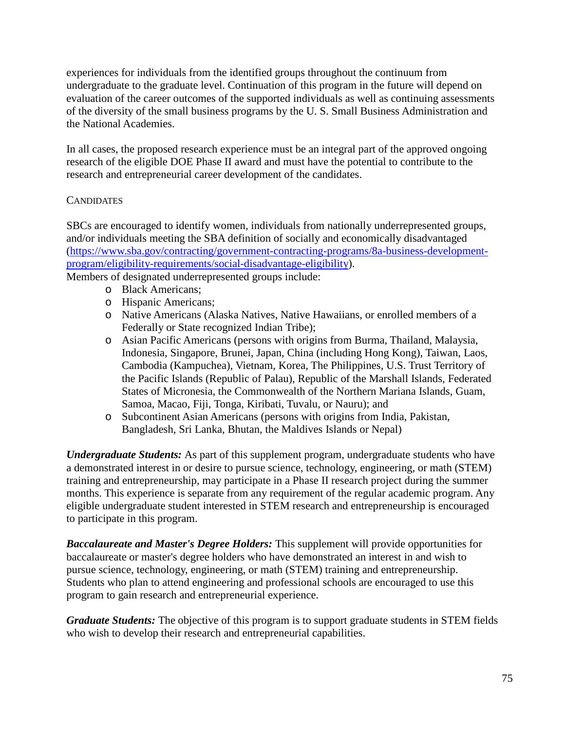experiences for individuals from the identified groups throughout the continuum from undergraduate to the graduate level. Continuation of this program in the future will depend on evaluation of the career outcomes of the supported individuals as well as continuing assessments of the diversity of the small business programs by the U. S. Small Business Administration and the National Academies.

In all cases, the proposed research experience must be an integral part of the approved ongoing research of the eligible DOE Phase II award and must have the potential to contribute to the research and entrepreneurial career development of the candidates.

### CANDIDATES

SBCs are encouraged to identify women, individuals from nationally underrepresented groups, and/or individuals meeting the SBA definition of socially and economically disadvantaged ([https://www.sba.gov/contracting/government-contracting-programs/8a-business-development-program/eligibility-requirements/social-disadvantage-eligibility](https://www.sba.gov/contracting/government-contracting-programs/8a-business-development-program/eligibility-requirements/social-disadvantage-eligibility)).
Members of designated underrepresented groups include:

- Black Americans;
- Hispanic Americans;
- Native Americans (Alaska Natives, Native Hawaiians, or enrolled members of a Federally or State recognized Indian Tribe);
- Asian Pacific Americans (persons with origins from Burma, Thailand, Malaysia, Indonesia, Singapore, Brunei, Japan, China (including Hong Kong), Taiwan, Laos, Cambodia (Kampuchea), Vietnam, Korea, The Philippines, U.S. Trust Territory of the Pacific Islands (Republic of Palau), Republic of the Marshall Islands, Federated States of Micronesia, the Commonwealth of the Northern Mariana Islands, Guam, Samoa, Macao, Fiji, Tonga, Kiribati, Tuvalu, or Nauru); and
- Subcontinent Asian Americans (persons with origins from India, Pakistan, Bangladesh, Sri Lanka, Bhutan, the Maldives Islands or Nepal)

***Undergraduate Students:*** As part of this supplement program, undergraduate students who have a demonstrated interest in or desire to pursue science, technology, engineering, or math (STEM) training and entrepreneurship, may participate in a Phase II research project during the summer months. This experience is separate from any requirement of the regular academic program. Any eligible undergraduate student interested in STEM research and entrepreneurship is encouraged to participate in this program.

***Baccalaureate and Master's Degree Holders:*** This supplement will provide opportunities for baccalaureate or master's degree holders who have demonstrated an interest in and wish to pursue science, technology, engineering, or math (STEM) training and entrepreneurship. Students who plan to attend engineering and professional schools are encouraged to use this program to gain research and entrepreneurial experience.

***Graduate Students:*** The objective of this program is to support graduate students in STEM fields who wish to develop their research and entrepreneurial capabilities.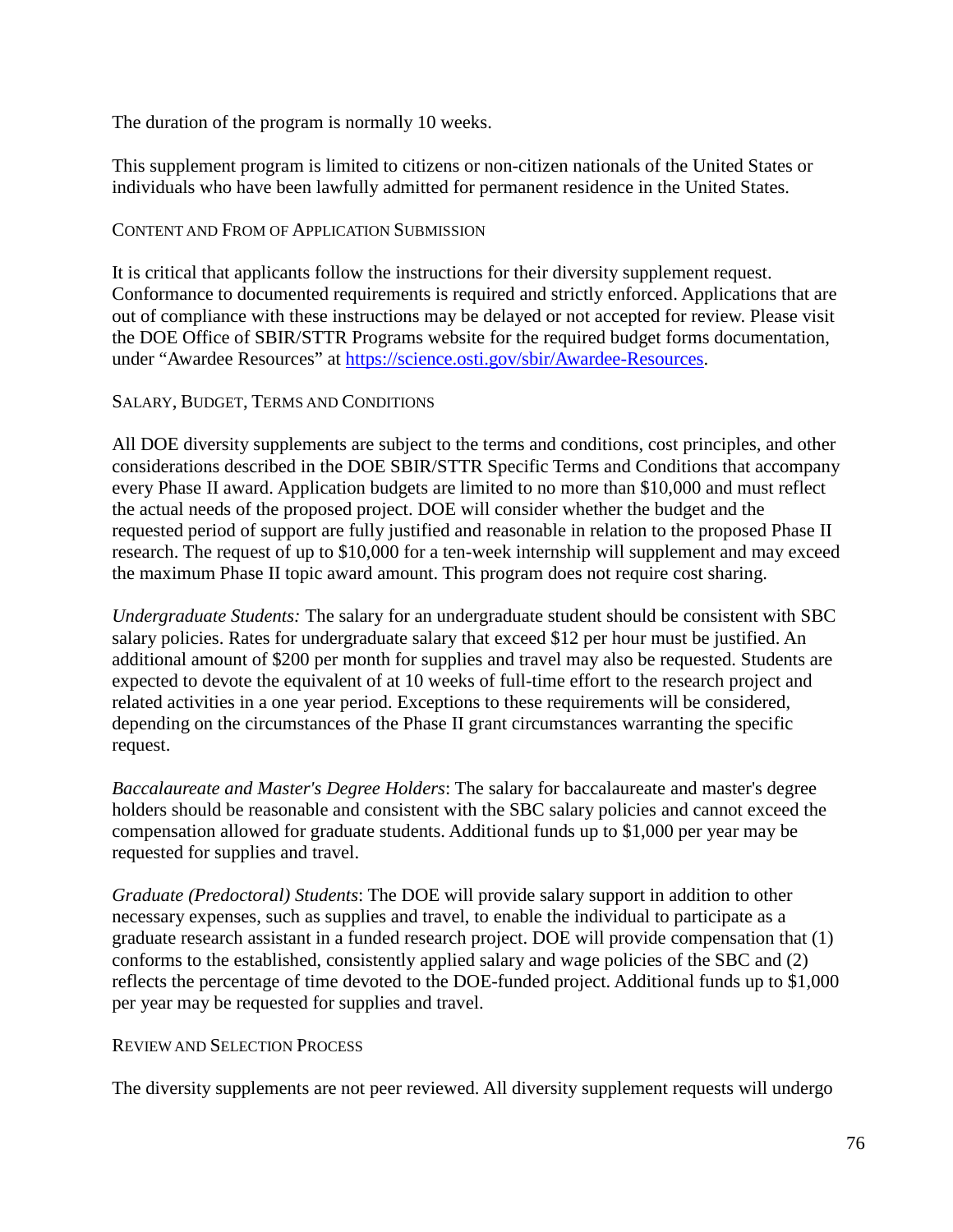The duration of the program is normally 10 weeks.

This supplement program is limited to citizens or non-citizen nationals of the United States or individuals who have been lawfully admitted for permanent residence in the United States.

### CONTENT AND FROM OF APPLICATION SUBMISSION

It is critical that applicants follow the instructions for their diversity supplement request. Conformance to documented requirements is required and strictly enforced. Applications that are out of compliance with these instructions may be delayed or not accepted for review. Please visit the DOE Office of SBIR/STTR Programs website for the required budget forms documentation, under "Awardee Resources" at https://science.osti.gov/sbir/Awardee-Resources.

### SALARY, BUDGET, TERMS AND CONDITIONS

All DOE diversity supplements are subject to the terms and conditions, cost principles, and other considerations described in the DOE SBIR/STTR Specific Terms and Conditions that accompany every Phase II award. Application budgets are limited to no more than $10,000 and must reflect the actual needs of the proposed project. DOE will consider whether the budget and the requested period of support are fully justified and reasonable in relation to the proposed Phase II research. The request of up to $10,000 for a ten-week internship will supplement and may exceed the maximum Phase II topic award amount. This program does not require cost sharing.

*Undergraduate Students:* The salary for an undergraduate student should be consistent with SBC salary policies. Rates for undergraduate salary that exceed $12 per hour must be justified. An additional amount of $200 per month for supplies and travel may also be requested. Students are expected to devote the equivalent of at 10 weeks of full-time effort to the research project and related activities in a one year period. Exceptions to these requirements will be considered, depending on the circumstances of the Phase II grant circumstances warranting the specific request.

*Baccalaureate and Master's Degree Holders*: The salary for baccalaureate and master's degree holders should be reasonable and consistent with the SBC salary policies and cannot exceed the compensation allowed for graduate students. Additional funds up to $1,000 per year may be requested for supplies and travel.

*Graduate (Predoctoral) Students*: The DOE will provide salary support in addition to other necessary expenses, such as supplies and travel, to enable the individual to participate as a graduate research assistant in a funded research project. DOE will provide compensation that (1) conforms to the established, consistently applied salary and wage policies of the SBC and (2) reflects the percentage of time devoted to the DOE-funded project. Additional funds up to $1,000 per year may be requested for supplies and travel.

### REVIEW AND SELECTION PROCESS

The diversity supplements are not peer reviewed. All diversity supplement requests will undergo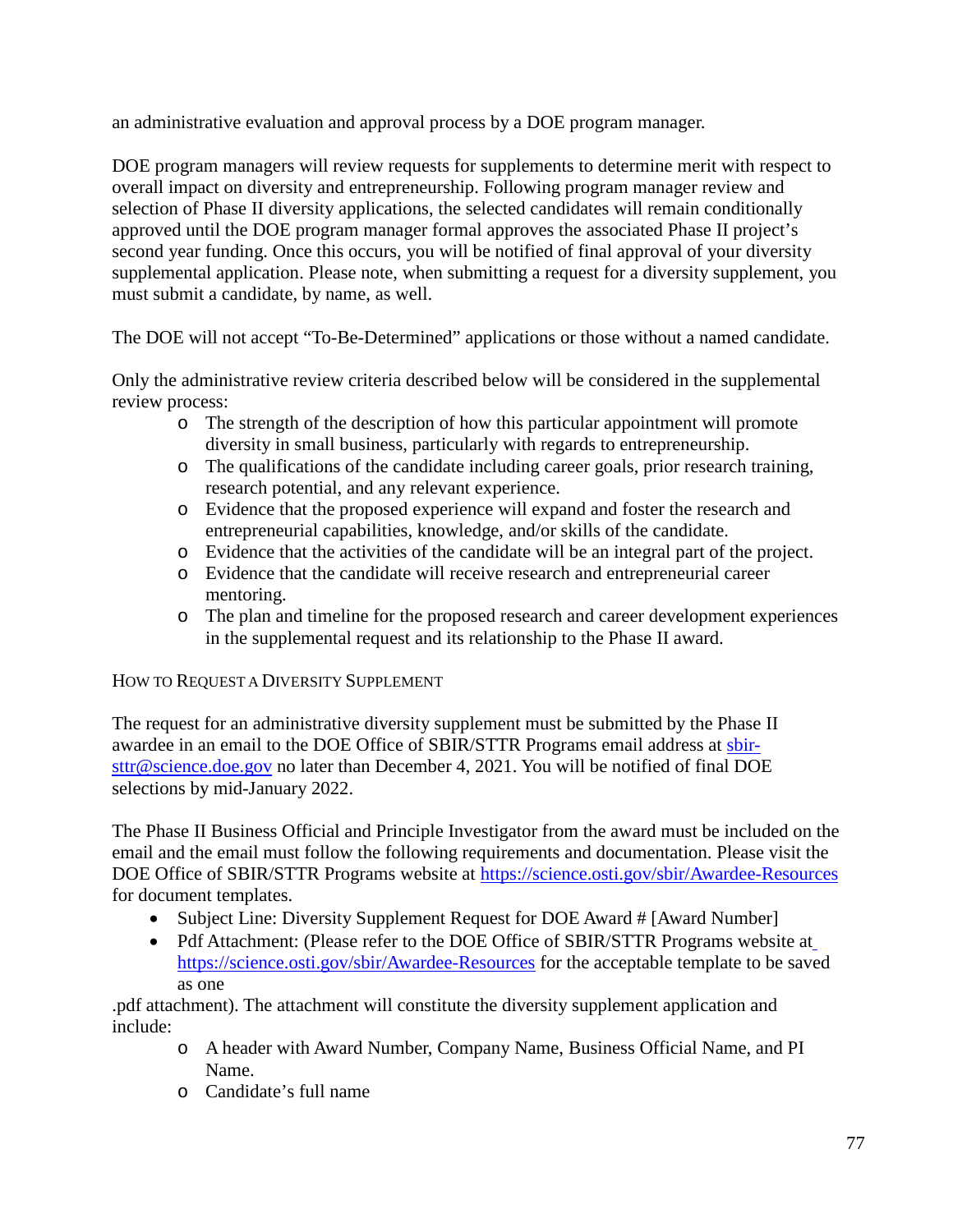an administrative evaluation and approval process by a DOE program manager.

DOE program managers will review requests for supplements to determine merit with respect to overall impact on diversity and entrepreneurship. Following program manager review and selection of Phase II diversity applications, the selected candidates will remain conditionally approved until the DOE program manager formal approves the associated Phase II project's second year funding. Once this occurs, you will be notified of final approval of your diversity supplemental application. Please note, when submitting a request for a diversity supplement, you must submit a candidate, by name, as well.

The DOE will not accept "To-Be-Determined" applications or those without a named candidate.

Only the administrative review criteria described below will be considered in the supplemental review process:

- The strength of the description of how this particular appointment will promote diversity in small business, particularly with regards to entrepreneurship.
- The qualifications of the candidate including career goals, prior research training, research potential, and any relevant experience.
- Evidence that the proposed experience will expand and foster the research and entrepreneurial capabilities, knowledge, and/or skills of the candidate.
- Evidence that the activities of the candidate will be an integral part of the project.
- Evidence that the candidate will receive research and entrepreneurial career mentoring.
- The plan and timeline for the proposed research and career development experiences in the supplemental request and its relationship to the Phase II award.

### How to Request a Diversity Supplement

The request for an administrative diversity supplement must be submitted by the Phase II awardee in an email to the DOE Office of SBIR/STTR Programs email address at sbir-sttr@science.doe.gov no later than December 4, 2021. You will be notified of final DOE selections by mid-January 2022.

The Phase II Business Official and Principle Investigator from the award must be included on the email and the email must follow the following requirements and documentation. Please visit the DOE Office of SBIR/STTR Programs website at https://science.osti.gov/sbir/Awardee-Resources for document templates.

- Subject Line: Diversity Supplement Request for DOE Award # [Award Number]
- Pdf Attachment: (Please refer to the DOE Office of SBIR/STTR Programs website at https://science.osti.gov/sbir/Awardee-Resources for the acceptable template to be saved as one

.pdf attachment). The attachment will constitute the diversity supplement application and include:

- A header with Award Number, Company Name, Business Official Name, and PI Name.
- Candidate's full name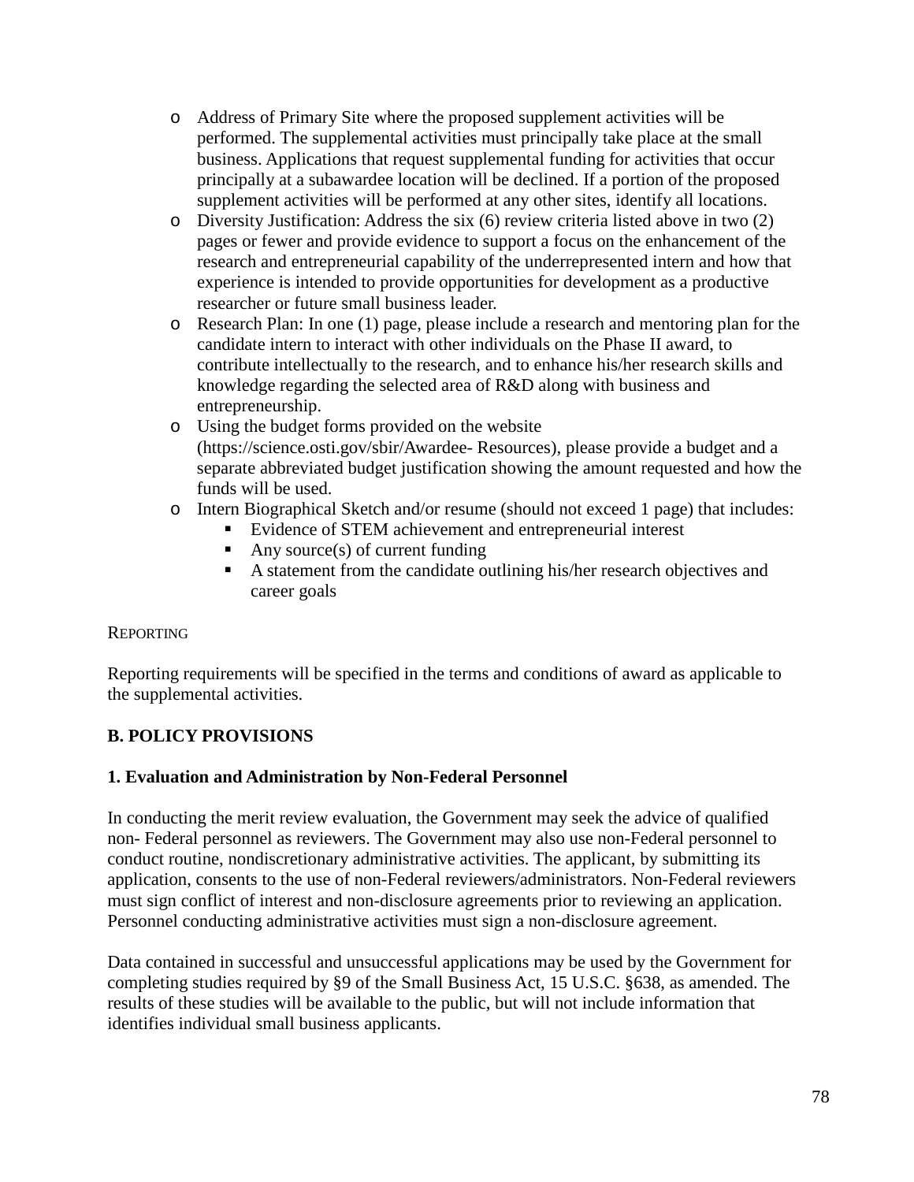- Address of Primary Site where the proposed supplement activities will be performed. The supplemental activities must principally take place at the small business. Applications that request supplemental funding for activities that occur principally at a subawardee location will be declined. If a portion of the proposed supplement activities will be performed at any other sites, identify all locations.
- Diversity Justification: Address the six (6) review criteria listed above in two (2) pages or fewer and provide evidence to support a focus on the enhancement of the research and entrepreneurial capability of the underrepresented intern and how that experience is intended to provide opportunities for development as a productive researcher or future small business leader.
- Research Plan: In one (1) page, please include a research and mentoring plan for the candidate intern to interact with other individuals on the Phase II award, to contribute intellectually to the research, and to enhance his/her research skills and knowledge regarding the selected area of R&D along with business and entrepreneurship.
- Using the budget forms provided on the website (https://science.osti.gov/sbir/Awardee- Resources), please provide a budget and a separate abbreviated budget justification showing the amount requested and how the funds will be used.
- Intern Biographical Sketch and/or resume (should not exceed 1 page) that includes:
  - Evidence of STEM achievement and entrepreneurial interest
  - Any source(s) of current funding
  - A statement from the candidate outlining his/her research objectives and career goals

REPORTING

Reporting requirements will be specified in the terms and conditions of award as applicable to the supplemental activities.

## B. POLICY PROVISIONS

### 1. Evaluation and Administration by Non-Federal Personnel

In conducting the merit review evaluation, the Government may seek the advice of qualified non- Federal personnel as reviewers. The Government may also use non-Federal personnel to conduct routine, nondiscretionary administrative activities. The applicant, by submitting its application, consents to the use of non-Federal reviewers/administrators. Non-Federal reviewers must sign conflict of interest and non-disclosure agreements prior to reviewing an application. Personnel conducting administrative activities must sign a non-disclosure agreement.

Data contained in successful and unsuccessful applications may be used by the Government for completing studies required by §9 of the Small Business Act, 15 U.S.C. §638, as amended. The results of these studies will be available to the public, but will not include information that identifies individual small business applicants.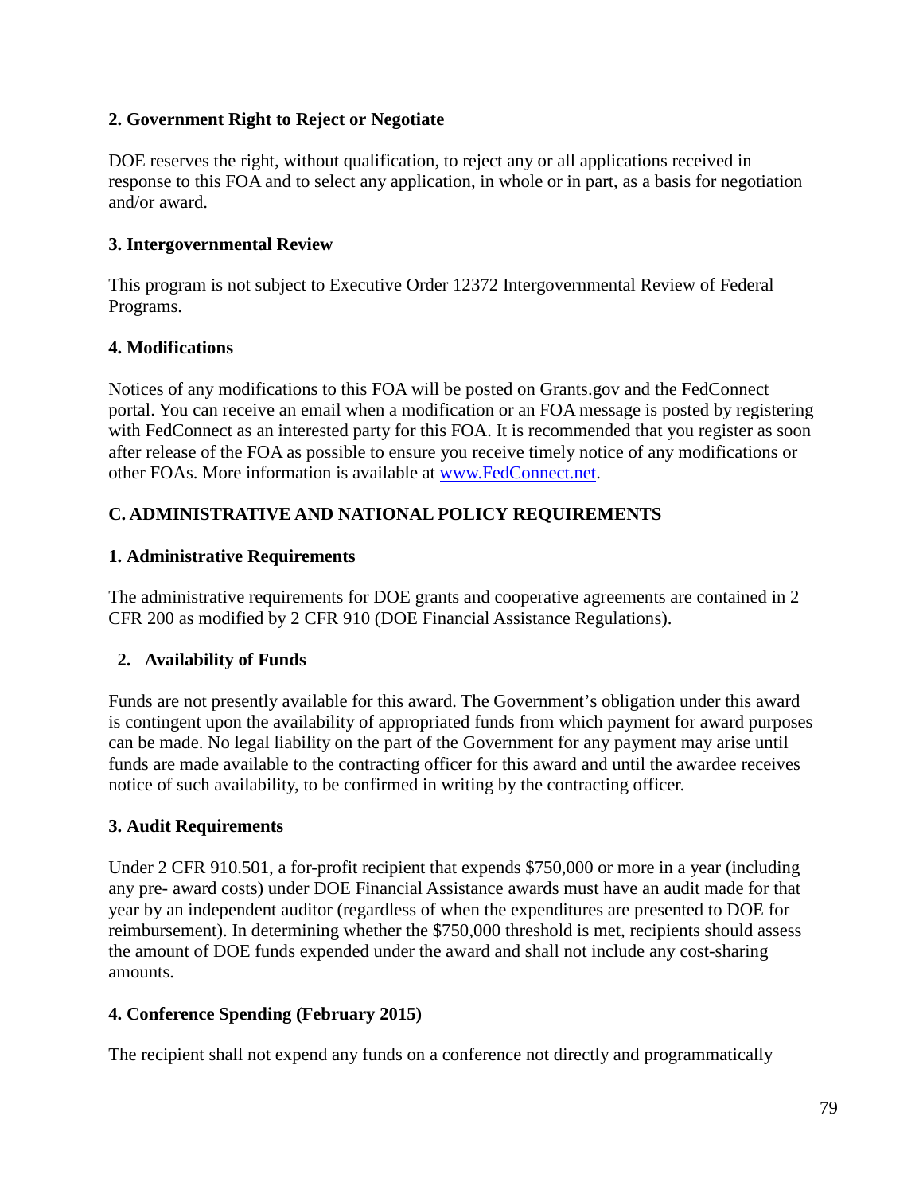**2. Government Right to Reject or Negotiate**

DOE reserves the right, without qualification, to reject any or all applications received in response to this FOA and to select any application, in whole or in part, as a basis for negotiation and/or award.

**3. Intergovernmental Review**

This program is not subject to Executive Order 12372 Intergovernmental Review of Federal Programs.

**4. Modifications**

Notices of any modifications to this FOA will be posted on Grants.gov and the FedConnect portal. You can receive an email when a modification or an FOA message is posted by registering with FedConnect as an interested party for this FOA. It is recommended that you register as soon after release of the FOA as possible to ensure you receive timely notice of any modifications or other FOAs. More information is available at [www.FedConnect.net](http://www.FedConnect.net).

## C. ADMINISTRATIVE AND NATIONAL POLICY REQUIREMENTS

**1. Administrative Requirements**

The administrative requirements for DOE grants and cooperative agreements are contained in 2 CFR 200 as modified by 2 CFR 910 (DOE Financial Assistance Regulations).

**2. Availability of Funds**

Funds are not presently available for this award. The Government's obligation under this award is contingent upon the availability of appropriated funds from which payment for award purposes can be made. No legal liability on the part of the Government for any payment may arise until funds are made available to the contracting officer for this award and until the awardee receives notice of such availability, to be confirmed in writing by the contracting officer.

**3. Audit Requirements**

Under 2 CFR 910.501, a for-profit recipient that expends $750,000 or more in a year (including any pre- award costs) under DOE Financial Assistance awards must have an audit made for that year by an independent auditor (regardless of when the expenditures are presented to DOE for reimbursement). In determining whether the $750,000 threshold is met, recipients should assess the amount of DOE funds expended under the award and shall not include any cost-sharing amounts.

**4. Conference Spending (February 2015)**

The recipient shall not expend any funds on a conference not directly and programmatically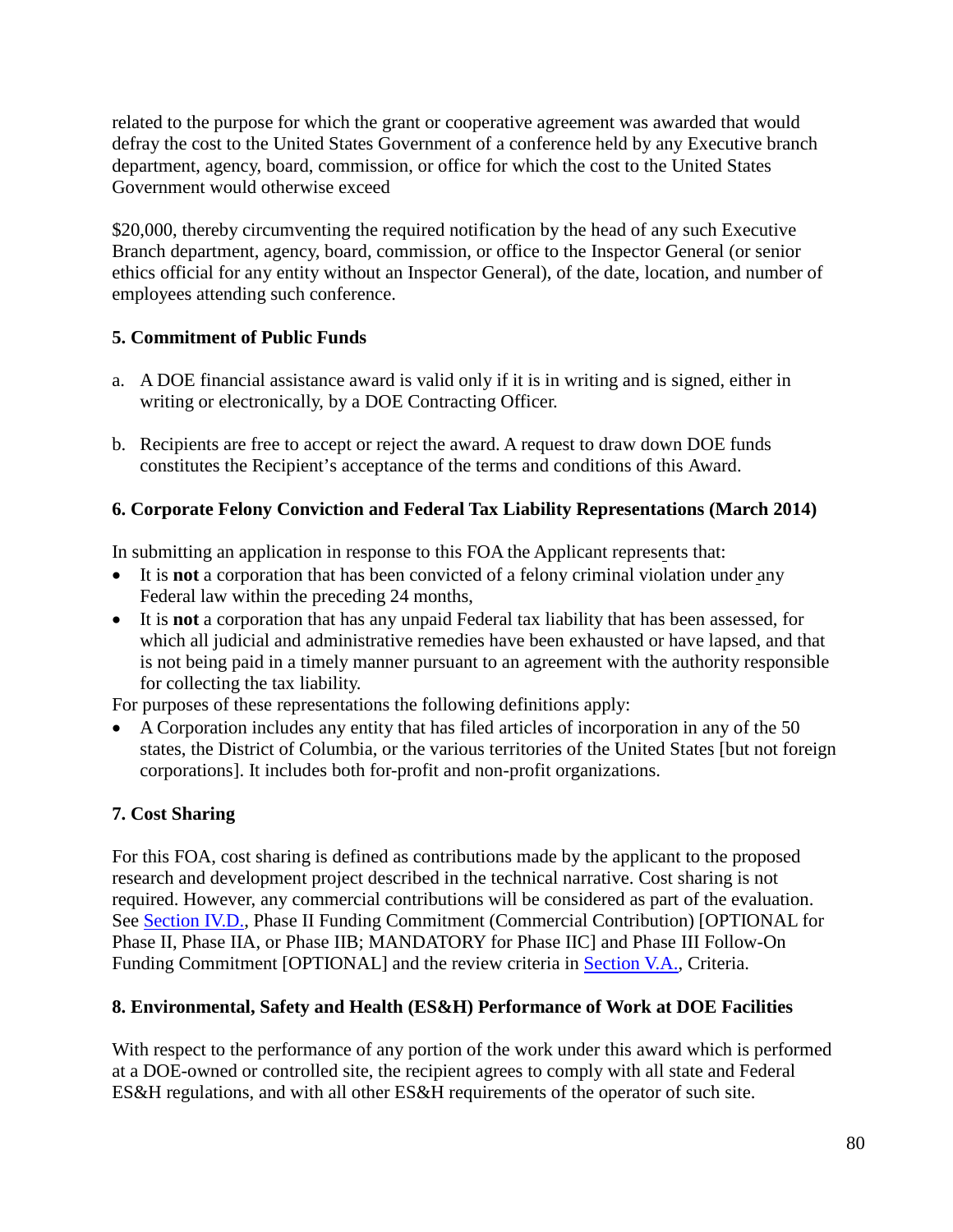related to the purpose for which the grant or cooperative agreement was awarded that would defray the cost to the United States Government of a conference held by any Executive branch department, agency, board, commission, or office for which the cost to the United States Government would otherwise exceed

$20,000, thereby circumventing the required notification by the head of any such Executive Branch department, agency, board, commission, or office to the Inspector General (or senior ethics official for any entity without an Inspector General), of the date, location, and number of employees attending such conference.

**5. Commitment of Public Funds**

a. A DOE financial assistance award is valid only if it is in writing and is signed, either in writing or electronically, by a DOE Contracting Officer.

b. Recipients are free to accept or reject the award. A request to draw down DOE funds constitutes the Recipient's acceptance of the terms and conditions of this Award.

**6. Corporate Felony Conviction and Federal Tax Liability Representations (March 2014)**

In submitting an application in response to this FOA the Applicant represents that:

- It is **not** a corporation that has been convicted of a felony criminal violation under any Federal law within the preceding 24 months,
- It is **not** a corporation that has any unpaid Federal tax liability that has been assessed, for which all judicial and administrative remedies have been exhausted or have lapsed, and that is not being paid in a timely manner pursuant to an agreement with the authority responsible for collecting the tax liability.

For purposes of these representations the following definitions apply:

- A Corporation includes any entity that has filed articles of incorporation in any of the 50 states, the District of Columbia, or the various territories of the United States [but not foreign corporations]. It includes both for-profit and non-profit organizations.

**7. Cost Sharing**

For this FOA, cost sharing is defined as contributions made by the applicant to the proposed research and development project described in the technical narrative. Cost sharing is not required. However, any commercial contributions will be considered as part of the evaluation. See Section IV.D., Phase II Funding Commitment (Commercial Contribution) [OPTIONAL for Phase II, Phase IIA, or Phase IIB; MANDATORY for Phase IIC] and Phase III Follow-On Funding Commitment [OPTIONAL] and the review criteria in Section V.A., Criteria.

**8. Environmental, Safety and Health (ES&H) Performance of Work at DOE Facilities**

With respect to the performance of any portion of the work under this award which is performed at a DOE-owned or controlled site, the recipient agrees to comply with all state and Federal ES&H regulations, and with all other ES&H requirements of the operator of such site.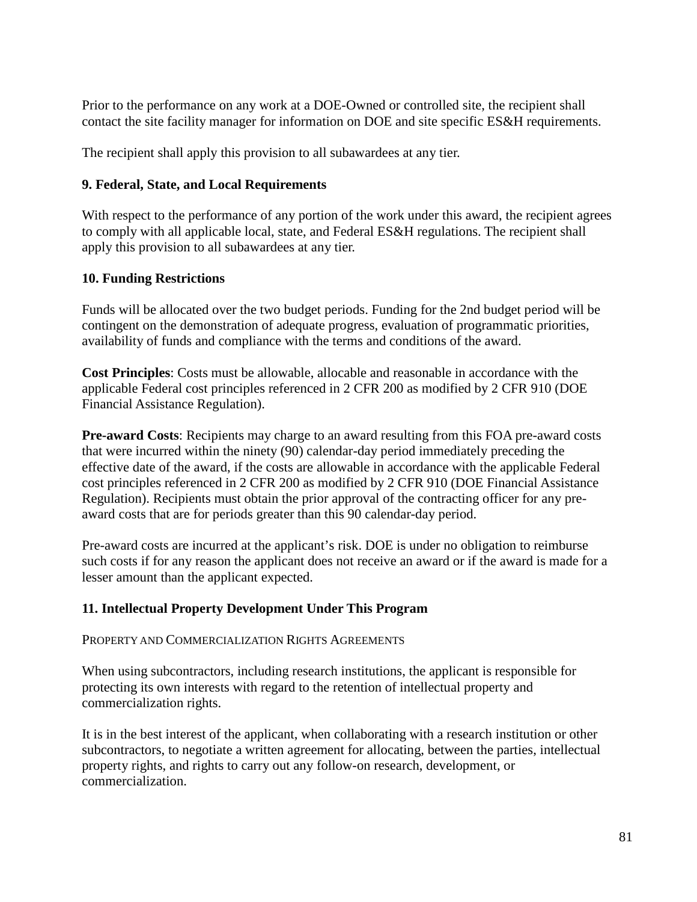Prior to the performance on any work at a DOE-Owned or controlled site, the recipient shall contact the site facility manager for information on DOE and site specific ES&H requirements.

The recipient shall apply this provision to all subawardees at any tier.

### 9. Federal, State, and Local Requirements

With respect to the performance of any portion of the work under this award, the recipient agrees to comply with all applicable local, state, and Federal ES&H regulations. The recipient shall apply this provision to all subawardees at any tier.

### 10. Funding Restrictions

Funds will be allocated over the two budget periods. Funding for the 2nd budget period will be contingent on the demonstration of adequate progress, evaluation of programmatic priorities, availability of funds and compliance with the terms and conditions of the award.

**Cost Principles**: Costs must be allowable, allocable and reasonable in accordance with the applicable Federal cost principles referenced in 2 CFR 200 as modified by 2 CFR 910 (DOE Financial Assistance Regulation).

**Pre-award Costs**: Recipients may charge to an award resulting from this FOA pre-award costs that were incurred within the ninety (90) calendar-day period immediately preceding the effective date of the award, if the costs are allowable in accordance with the applicable Federal cost principles referenced in 2 CFR 200 as modified by 2 CFR 910 (DOE Financial Assistance Regulation). Recipients must obtain the prior approval of the contracting officer for any pre-award costs that are for periods greater than this 90 calendar-day period.

Pre-award costs are incurred at the applicant's risk. DOE is under no obligation to reimburse such costs if for any reason the applicant does not receive an award or if the award is made for a lesser amount than the applicant expected.

### 11. Intellectual Property Development Under This Program

PROPERTY AND COMMERCIALIZATION RIGHTS AGREEMENTS

When using subcontractors, including research institutions, the applicant is responsible for protecting its own interests with regard to the retention of intellectual property and commercialization rights.

It is in the best interest of the applicant, when collaborating with a research institution or other subcontractors, to negotiate a written agreement for allocating, between the parties, intellectual property rights, and rights to carry out any follow-on research, development, or commercialization.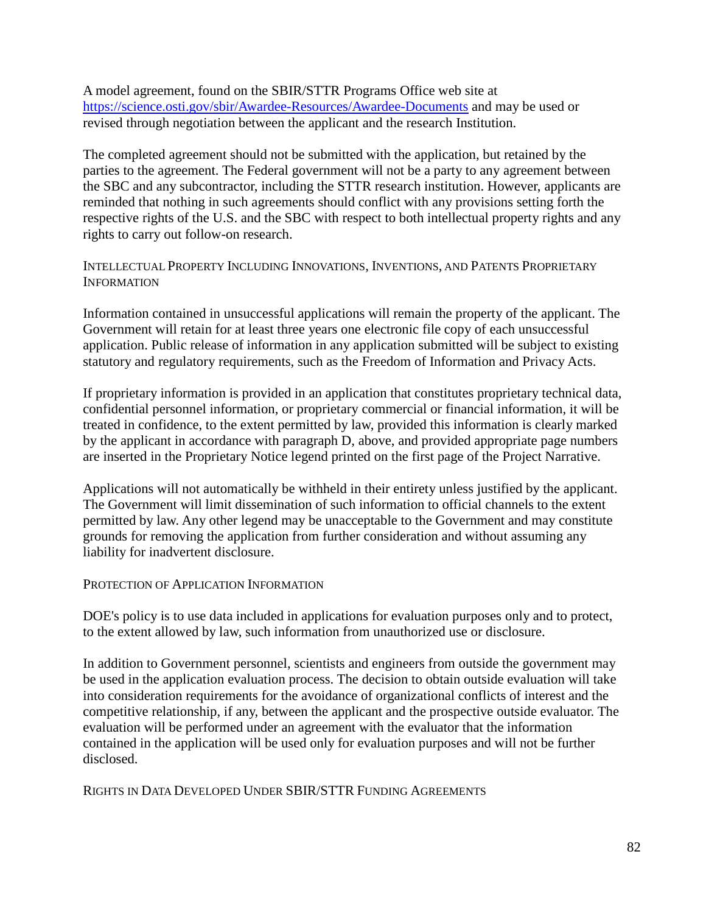A model agreement, found on the SBIR/STTR Programs Office web site at https://science.osti.gov/sbir/Awardee-Resources/Awardee-Documents and may be used or revised through negotiation between the applicant and the research Institution.

The completed agreement should not be submitted with the application, but retained by the parties to the agreement. The Federal government will not be a party to any agreement between the SBC and any subcontractor, including the STTR research institution. However, applicants are reminded that nothing in such agreements should conflict with any provisions setting forth the respective rights of the U.S. and the SBC with respect to both intellectual property rights and any rights to carry out follow-on research.

### INTELLECTUAL PROPERTY INCLUDING INNOVATIONS, INVENTIONS, AND PATENTS PROPRIETARY INFORMATION

Information contained in unsuccessful applications will remain the property of the applicant. The Government will retain for at least three years one electronic file copy of each unsuccessful application. Public release of information in any application submitted will be subject to existing statutory and regulatory requirements, such as the Freedom of Information and Privacy Acts.

If proprietary information is provided in an application that constitutes proprietary technical data, confidential personnel information, or proprietary commercial or financial information, it will be treated in confidence, to the extent permitted by law, provided this information is clearly marked by the applicant in accordance with paragraph D, above, and provided appropriate page numbers are inserted in the Proprietary Notice legend printed on the first page of the Project Narrative.

Applications will not automatically be withheld in their entirety unless justified by the applicant. The Government will limit dissemination of such information to official channels to the extent permitted by law. Any other legend may be unacceptable to the Government and may constitute grounds for removing the application from further consideration and without assuming any liability for inadvertent disclosure.

### PROTECTION OF APPLICATION INFORMATION

DOE's policy is to use data included in applications for evaluation purposes only and to protect, to the extent allowed by law, such information from unauthorized use or disclosure.

In addition to Government personnel, scientists and engineers from outside the government may be used in the application evaluation process. The decision to obtain outside evaluation will take into consideration requirements for the avoidance of organizational conflicts of interest and the competitive relationship, if any, between the applicant and the prospective outside evaluator. The evaluation will be performed under an agreement with the evaluator that the information contained in the application will be used only for evaluation purposes and will not be further disclosed.

### RIGHTS IN DATA DEVELOPED UNDER SBIR/STTR FUNDING AGREEMENTS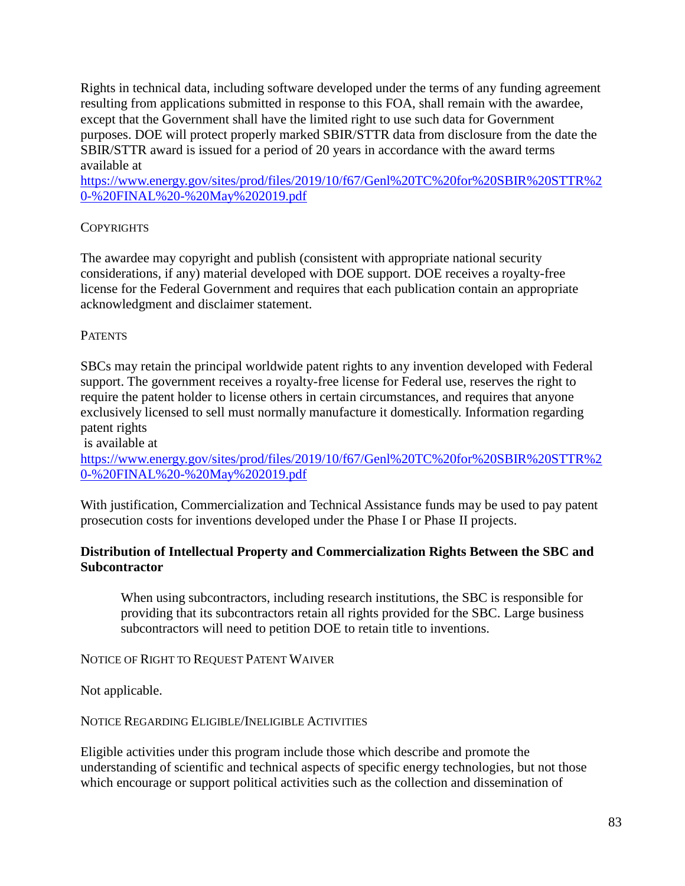Rights in technical data, including software developed under the terms of any funding agreement resulting from applications submitted in response to this FOA, shall remain with the awardee, except that the Government shall have the limited right to use such data for Government purposes. DOE will protect properly marked SBIR/STTR data from disclosure from the date the SBIR/STTR award is issued for a period of 20 years in accordance with the award terms available at
https://www.energy.gov/sites/prod/files/2019/10/f67/Genl%20TC%20for%20SBIR%20STTR%20-%20FINAL%20-%20May%202019.pdf

COPYRIGHTS

The awardee may copyright and publish (consistent with appropriate national security considerations, if any) material developed with DOE support. DOE receives a royalty-free license for the Federal Government and requires that each publication contain an appropriate acknowledgment and disclaimer statement.

PATENTS

SBCs may retain the principal worldwide patent rights to any invention developed with Federal support. The government receives a royalty-free license for Federal use, reserves the right to require the patent holder to license others in certain circumstances, and requires that anyone exclusively licensed to sell must normally manufacture it domestically. Information regarding patent rights
is available at
https://www.energy.gov/sites/prod/files/2019/10/f67/Genl%20TC%20for%20SBIR%20STTR%20-%20FINAL%20-%20May%202019.pdf

With justification, Commercialization and Technical Assistance funds may be used to pay patent prosecution costs for inventions developed under the Phase I or Phase II projects.

**Distribution of Intellectual Property and Commercialization Rights Between the SBC and Subcontractor**

> When using subcontractors, including research institutions, the SBC is responsible for providing that its subcontractors retain all rights provided for the SBC. Large business subcontractors will need to petition DOE to retain title to inventions.

NOTICE OF RIGHT TO REQUEST PATENT WAIVER

Not applicable.

NOTICE REGARDING ELIGIBLE/INELIGIBLE ACTIVITIES

Eligible activities under this program include those which describe and promote the understanding of scientific and technical aspects of specific energy technologies, but not those which encourage or support political activities such as the collection and dissemination of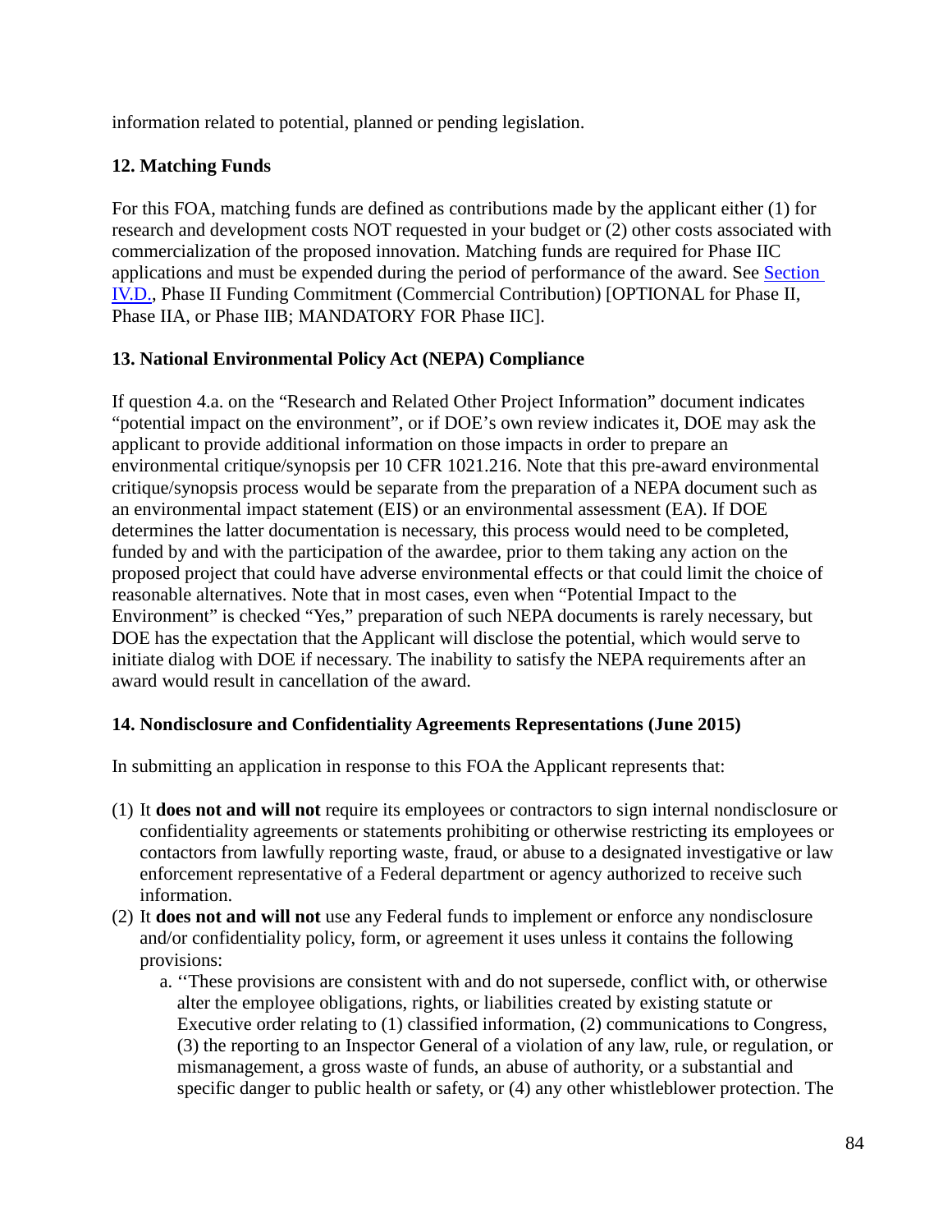information related to potential, planned or pending legislation.

### 12. Matching Funds

For this FOA, matching funds are defined as contributions made by the applicant either (1) for research and development costs NOT requested in your budget or (2) other costs associated with commercialization of the proposed innovation. Matching funds are required for Phase IIC applications and must be expended during the period of performance of the award. See Section IV.D., Phase II Funding Commitment (Commercial Contribution) [OPTIONAL for Phase II, Phase IIA, or Phase IIB; MANDATORY FOR Phase IIC].

### 13. National Environmental Policy Act (NEPA) Compliance

If question 4.a. on the "Research and Related Other Project Information" document indicates "potential impact on the environment", or if DOE's own review indicates it, DOE may ask the applicant to provide additional information on those impacts in order to prepare an environmental critique/synopsis per 10 CFR 1021.216. Note that this pre-award environmental critique/synopsis process would be separate from the preparation of a NEPA document such as an environmental impact statement (EIS) or an environmental assessment (EA). If DOE determines the latter documentation is necessary, this process would need to be completed, funded by and with the participation of the awardee, prior to them taking any action on the proposed project that could have adverse environmental effects or that could limit the choice of reasonable alternatives. Note that in most cases, even when "Potential Impact to the Environment" is checked "Yes," preparation of such NEPA documents is rarely necessary, but DOE has the expectation that the Applicant will disclose the potential, which would serve to initiate dialog with DOE if necessary. The inability to satisfy the NEPA requirements after an award would result in cancellation of the award.

### 14. Nondisclosure and Confidentiality Agreements Representations (June 2015)

In submitting an application in response to this FOA the Applicant represents that:

(1) It **does not and will not** require its employees or contractors to sign internal nondisclosure or confidentiality agreements or statements prohibiting or otherwise restricting its employees or contactors from lawfully reporting waste, fraud, or abuse to a designated investigative or law enforcement representative of a Federal department or agency authorized to receive such information.

(2) It **does not and will not** use any Federal funds to implement or enforce any nondisclosure and/or confidentiality policy, form, or agreement it uses unless it contains the following provisions:

   a. ''These provisions are consistent with and do not supersede, conflict with, or otherwise alter the employee obligations, rights, or liabilities created by existing statute or Executive order relating to (1) classified information, (2) communications to Congress, (3) the reporting to an Inspector General of a violation of any law, rule, or regulation, or mismanagement, a gross waste of funds, an abuse of authority, or a substantial and specific danger to public health or safety, or (4) any other whistleblower protection. The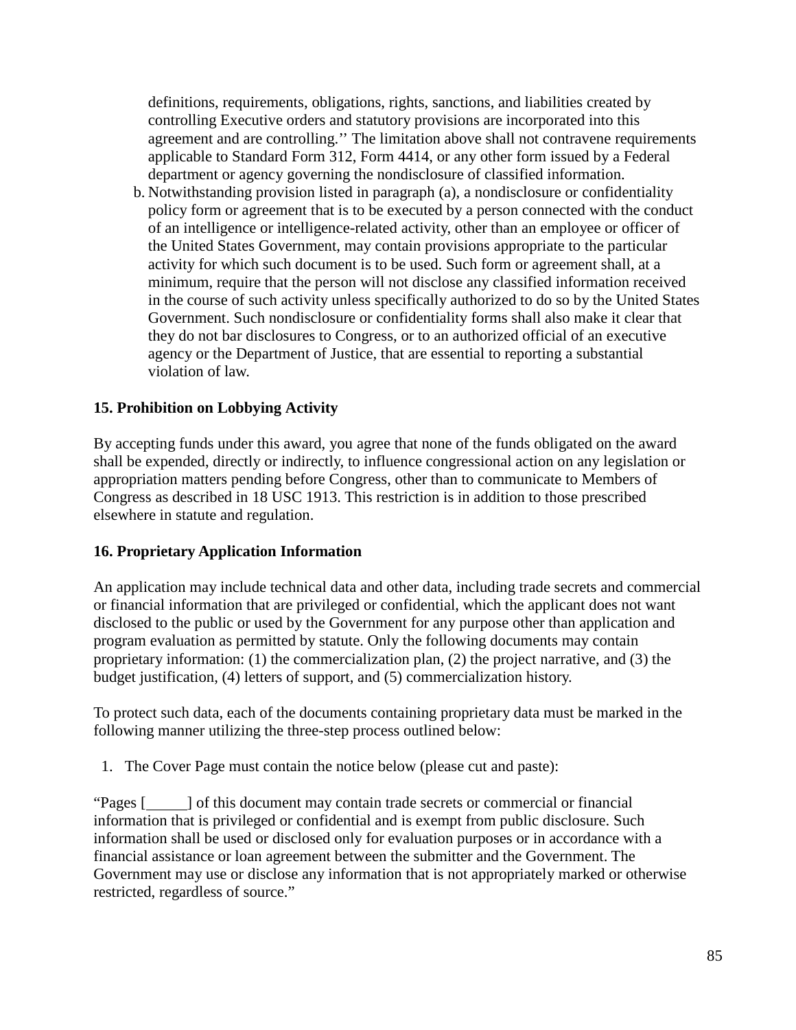definitions, requirements, obligations, rights, sanctions, and liabilities created by controlling Executive orders and statutory provisions are incorporated into this agreement and are controlling.'' The limitation above shall not contravene requirements applicable to Standard Form 312, Form 4414, or any other form issued by a Federal department or agency governing the nondisclosure of classified information.

b. Notwithstanding provision listed in paragraph (a), a nondisclosure or confidentiality policy form or agreement that is to be executed by a person connected with the conduct of an intelligence or intelligence-related activity, other than an employee or officer of the United States Government, may contain provisions appropriate to the particular activity for which such document is to be used. Such form or agreement shall, at a minimum, require that the person will not disclose any classified information received in the course of such activity unless specifically authorized to do so by the United States Government. Such nondisclosure or confidentiality forms shall also make it clear that they do not bar disclosures to Congress, or to an authorized official of an executive agency or the Department of Justice, that are essential to reporting a substantial violation of law.

**15. Prohibition on Lobbying Activity**

By accepting funds under this award, you agree that none of the funds obligated on the award shall be expended, directly or indirectly, to influence congressional action on any legislation or appropriation matters pending before Congress, other than to communicate to Members of Congress as described in 18 USC 1913. This restriction is in addition to those prescribed elsewhere in statute and regulation.

**16. Proprietary Application Information**

An application may include technical data and other data, including trade secrets and commercial or financial information that are privileged or confidential, which the applicant does not want disclosed to the public or used by the Government for any purpose other than application and program evaluation as permitted by statute. Only the following documents may contain proprietary information: (1) the commercialization plan, (2) the project narrative, and (3) the budget justification, (4) letters of support, and (5) commercialization history.

To protect such data, each of the documents containing proprietary data must be marked in the following manner utilizing the three-step process outlined below:

1. The Cover Page must contain the notice below (please cut and paste):

"Pages [_____] of this document may contain trade secrets or commercial or financial information that is privileged or confidential and is exempt from public disclosure. Such information shall be used or disclosed only for evaluation purposes or in accordance with a financial assistance or loan agreement between the submitter and the Government. The Government may use or disclose any information that is not appropriately marked or otherwise restricted, regardless of source."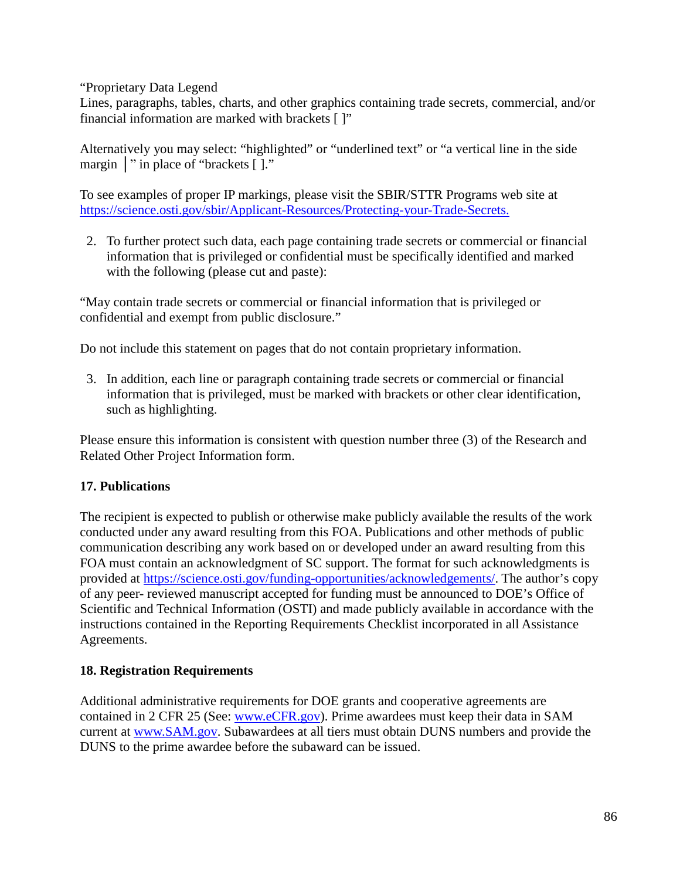“Proprietary Data Legend
Lines, paragraphs, tables, charts, and other graphics containing trade secrets, commercial, and/or financial information are marked with brackets [ ]”

Alternatively you may select: “highlighted” or “underlined text” or “a vertical line in the side margin │” in place of “brackets [ ].”

To see examples of proper IP markings, please visit the SBIR/STTR Programs web site at [https://science.osti.gov/sbir/Applicant-Resources/Protecting-your-Trade-Secrets.](https://science.osti.gov/sbir/Applicant-Resources/Protecting-your-Trade-Secrets.)

2. To further protect such data, each page containing trade secrets or commercial or financial information that is privileged or confidential must be specifically identified and marked with the following (please cut and paste):

“May contain trade secrets or commercial or financial information that is privileged or confidential and exempt from public disclosure.”

Do not include this statement on pages that do not contain proprietary information.

3. In addition, each line or paragraph containing trade secrets or commercial or financial information that is privileged, must be marked with brackets or other clear identification, such as highlighting.

Please ensure this information is consistent with question number three (3) of the Research and Related Other Project Information form.

**17. Publications**

The recipient is expected to publish or otherwise make publicly available the results of the work conducted under any award resulting from this FOA. Publications and other methods of public communication describing any work based on or developed under an award resulting from this FOA must contain an acknowledgment of SC support. The format for such acknowledgments is provided at [https://science.osti.gov/funding-opportunities/acknowledgements/](https://science.osti.gov/funding-opportunities/acknowledgements/). The author’s copy of any peer- reviewed manuscript accepted for funding must be announced to DOE’s Office of Scientific and Technical Information (OSTI) and made publicly available in accordance with the instructions contained in the Reporting Requirements Checklist incorporated in all Assistance Agreements.

**18. Registration Requirements**

Additional administrative requirements for DOE grants and cooperative agreements are contained in 2 CFR 25 (See: [www.eCFR.gov](http://www.eCFR.gov)). Prime awardees must keep their data in SAM current at [www.SAM.gov](http://www.SAM.gov). Subawardees at all tiers must obtain DUNS numbers and provide the DUNS to the prime awardee before the subaward can be issued.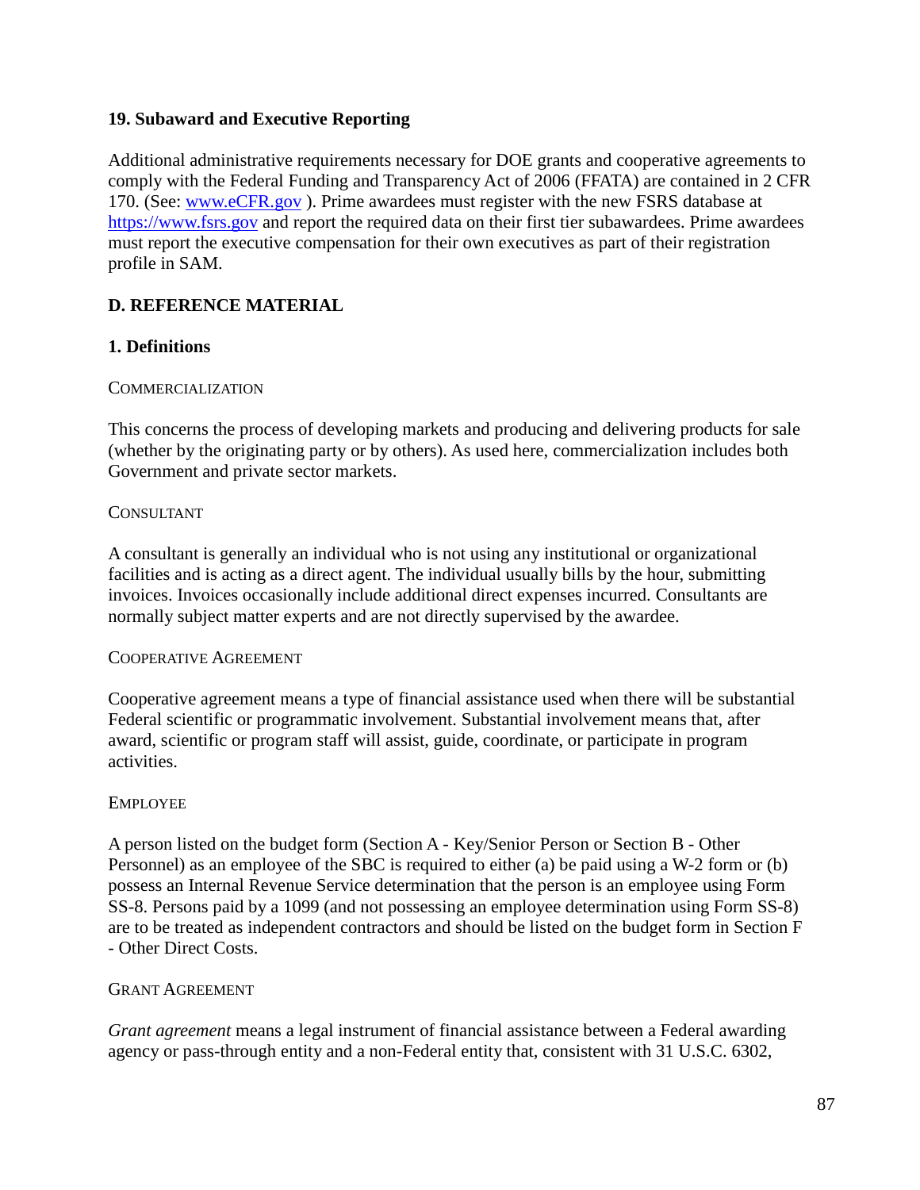### 19. Subaward and Executive Reporting

Additional administrative requirements necessary for DOE grants and cooperative agreements to comply with the Federal Funding and Transparency Act of 2006 (FFATA) are contained in 2 CFR 170. (See: [www.eCFR.gov](http://www.eCFR.gov) ). Prime awardees must register with the new FSRS database at [https://www.fsrs.gov](https://www.fsrs.gov) and report the required data on their first tier subawardees. Prime awardees must report the executive compensation for their own executives as part of their registration profile in SAM.

## D. REFERENCE MATERIAL

### 1. Definitions

COMMERCIALIZATION

This concerns the process of developing markets and producing and delivering products for sale (whether by the originating party or by others). As used here, commercialization includes both Government and private sector markets.

CONSULTANT

A consultant is generally an individual who is not using any institutional or organizational facilities and is acting as a direct agent. The individual usually bills by the hour, submitting invoices. Invoices occasionally include additional direct expenses incurred. Consultants are normally subject matter experts and are not directly supervised by the awardee.

COOPERATIVE AGREEMENT

Cooperative agreement means a type of financial assistance used when there will be substantial Federal scientific or programmatic involvement. Substantial involvement means that, after award, scientific or program staff will assist, guide, coordinate, or participate in program activities.

EMPLOYEE

A person listed on the budget form (Section A - Key/Senior Person or Section B - Other Personnel) as an employee of the SBC is required to either (a) be paid using a W-2 form or (b) possess an Internal Revenue Service determination that the person is an employee using Form SS-8. Persons paid by a 1099 (and not possessing an employee determination using Form SS-8) are to be treated as independent contractors and should be listed on the budget form in Section F - Other Direct Costs.

GRANT AGREEMENT

*Grant agreement* means a legal instrument of financial assistance between a Federal awarding agency or pass-through entity and a non-Federal entity that, consistent with 31 U.S.C. 6302,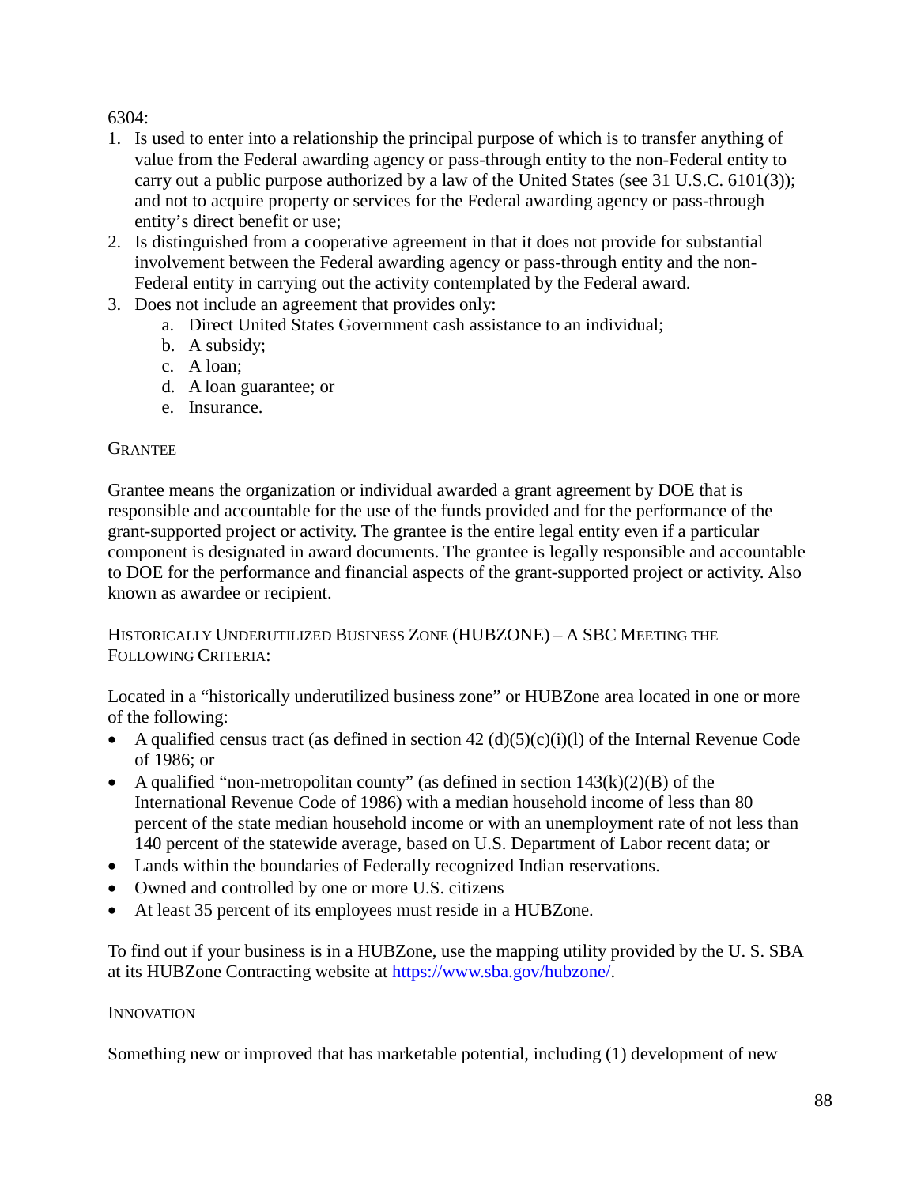6304:

1. Is used to enter into a relationship the principal purpose of which is to transfer anything of value from the Federal awarding agency or pass-through entity to the non-Federal entity to carry out a public purpose authorized by a law of the United States (see 31 U.S.C. 6101(3)); and not to acquire property or services for the Federal awarding agency or pass-through entity's direct benefit or use;
2. Is distinguished from a cooperative agreement in that it does not provide for substantial involvement between the Federal awarding agency or pass-through entity and the non-Federal entity in carrying out the activity contemplated by the Federal award.
3. Does not include an agreement that provides only:
   a. Direct United States Government cash assistance to an individual;
   b. A subsidy;
   c. A loan;
   d. A loan guarantee; or
   e. Insurance.

#### GRANTEE

Grantee means the organization or individual awarded a grant agreement by DOE that is responsible and accountable for the use of the funds provided and for the performance of the grant-supported project or activity. The grantee is the entire legal entity even if a particular component is designated in award documents. The grantee is legally responsible and accountable to DOE for the performance and financial aspects of the grant-supported project or activity. Also known as awardee or recipient.

#### HISTORICALLY UNDERUTILIZED BUSINESS ZONE (HUBZONE) – A SBC MEETING THE FOLLOWING CRITERIA:

Located in a "historically underutilized business zone" or HUBZone area located in one or more of the following:

- A qualified census tract (as defined in section 42 (d)(5)(c)(i)(l) of the Internal Revenue Code of 1986; or
- A qualified "non-metropolitan county" (as defined in section 143(k)(2)(B) of the International Revenue Code of 1986) with a median household income of less than 80 percent of the state median household income or with an unemployment rate of not less than 140 percent of the statewide average, based on U.S. Department of Labor recent data; or
- Lands within the boundaries of Federally recognized Indian reservations.
- Owned and controlled by one or more U.S. citizens
- At least 35 percent of its employees must reside in a HUBZone.

To find out if your business is in a HUBZone, use the mapping utility provided by the U. S. SBA at its HUBZone Contracting website at https://www.sba.gov/hubzone/.

#### INNOVATION

Something new or improved that has marketable potential, including (1) development of new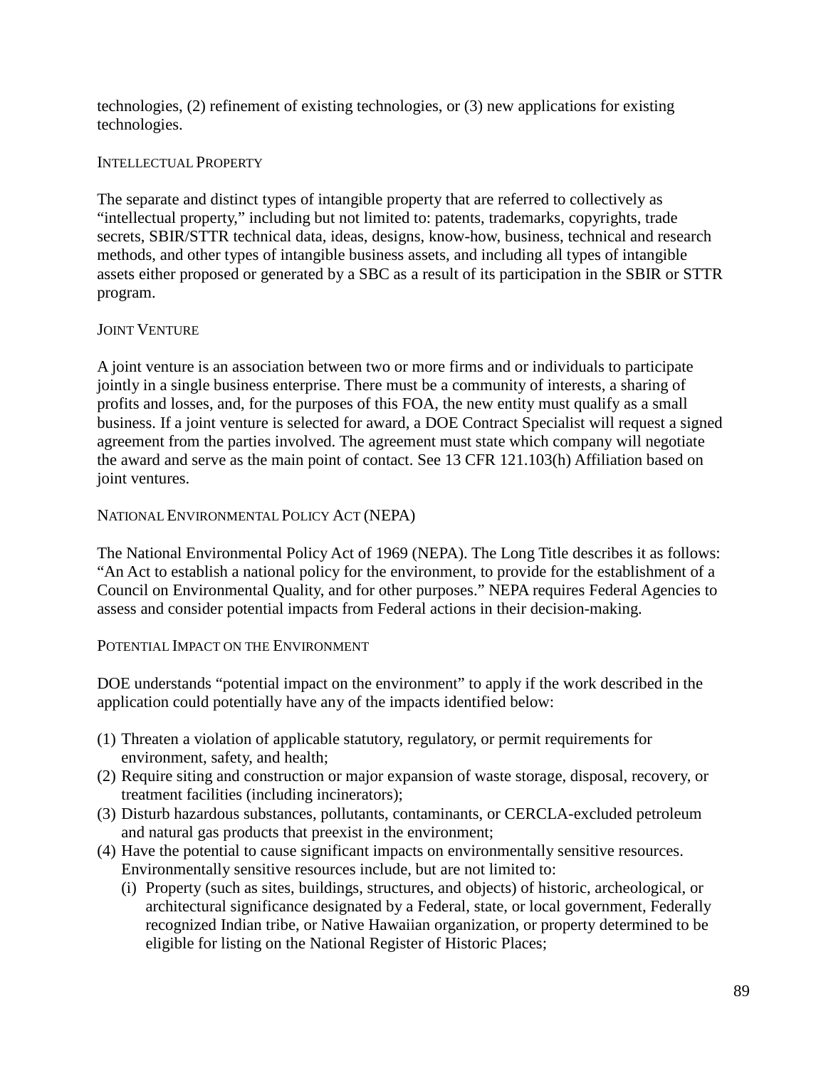technologies, (2) refinement of existing technologies, or (3) new applications for existing technologies.

### INTELLECTUAL PROPERTY

The separate and distinct types of intangible property that are referred to collectively as "intellectual property," including but not limited to: patents, trademarks, copyrights, trade secrets, SBIR/STTR technical data, ideas, designs, know-how, business, technical and research methods, and other types of intangible business assets, and including all types of intangible assets either proposed or generated by a SBC as a result of its participation in the SBIR or STTR program.

### JOINT VENTURE

A joint venture is an association between two or more firms and or individuals to participate jointly in a single business enterprise. There must be a community of interests, a sharing of profits and losses, and, for the purposes of this FOA, the new entity must qualify as a small business. If a joint venture is selected for award, a DOE Contract Specialist will request a signed agreement from the parties involved. The agreement must state which company will negotiate the award and serve as the main point of contact. See 13 CFR 121.103(h) Affiliation based on joint ventures.

### NATIONAL ENVIRONMENTAL POLICY ACT (NEPA)

The National Environmental Policy Act of 1969 (NEPA). The Long Title describes it as follows: "An Act to establish a national policy for the environment, to provide for the establishment of a Council on Environmental Quality, and for other purposes." NEPA requires Federal Agencies to assess and consider potential impacts from Federal actions in their decision-making.

### POTENTIAL IMPACT ON THE ENVIRONMENT

DOE understands "potential impact on the environment" to apply if the work described in the application could potentially have any of the impacts identified below:

(1) Threaten a violation of applicable statutory, regulatory, or permit requirements for environment, safety, and health;
(2) Require siting and construction or major expansion of waste storage, disposal, recovery, or treatment facilities (including incinerators);
(3) Disturb hazardous substances, pollutants, contaminants, or CERCLA-excluded petroleum and natural gas products that preexist in the environment;
(4) Have the potential to cause significant impacts on environmentally sensitive resources. Environmentally sensitive resources include, but are not limited to:
    (i) Property (such as sites, buildings, structures, and objects) of historic, archeological, or architectural significance designated by a Federal, state, or local government, Federally recognized Indian tribe, or Native Hawaiian organization, or property determined to be eligible for listing on the National Register of Historic Places;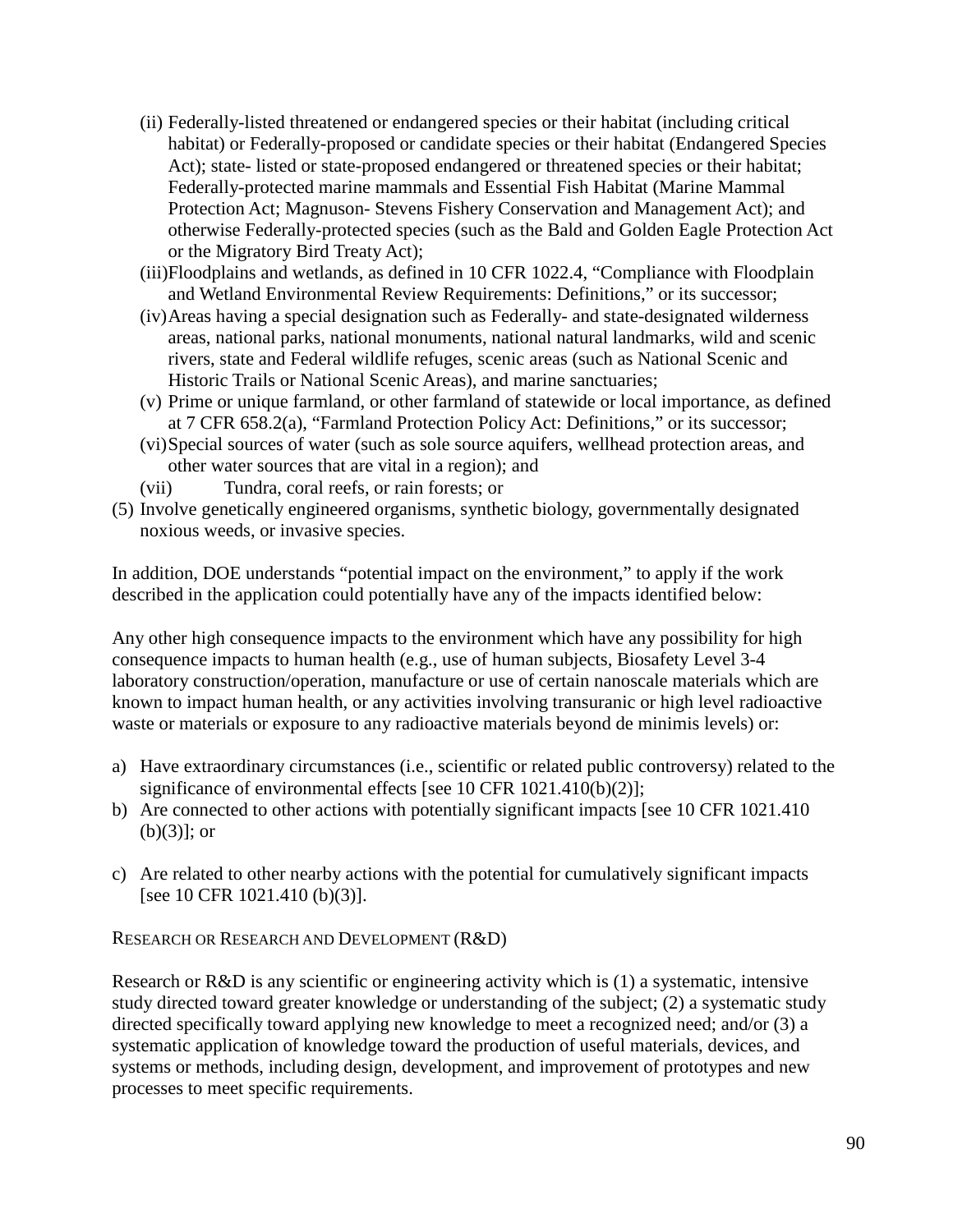(ii) Federally-listed threatened or endangered species or their habitat (including critical habitat) or Federally-proposed or candidate species or their habitat (Endangered Species Act); state- listed or state-proposed endangered or threatened species or their habitat; Federally-protected marine mammals and Essential Fish Habitat (Marine Mammal Protection Act; Magnuson- Stevens Fishery Conservation and Management Act); and otherwise Federally-protected species (such as the Bald and Golden Eagle Protection Act or the Migratory Bird Treaty Act);

(iii) Floodplains and wetlands, as defined in 10 CFR 1022.4, "Compliance with Floodplain and Wetland Environmental Review Requirements: Definitions," or its successor;

(iv) Areas having a special designation such as Federally- and state-designated wilderness areas, national parks, national monuments, national natural landmarks, wild and scenic rivers, state and Federal wildlife refuges, scenic areas (such as National Scenic and Historic Trails or National Scenic Areas), and marine sanctuaries;

(v) Prime or unique farmland, or other farmland of statewide or local importance, as defined at 7 CFR 658.2(a), "Farmland Protection Policy Act: Definitions," or its successor;

(vi) Special sources of water (such as sole source aquifers, wellhead protection areas, and other water sources that are vital in a region); and

(vii) Tundra, coral reefs, or rain forests; or

(5) Involve genetically engineered organisms, synthetic biology, governmentally designated noxious weeds, or invasive species.

In addition, DOE understands "potential impact on the environment," to apply if the work described in the application could potentially have any of the impacts identified below:

Any other high consequence impacts to the environment which have any possibility for high consequence impacts to human health (e.g., use of human subjects, Biosafety Level 3-4 laboratory construction/operation, manufacture or use of certain nanoscale materials which are known to impact human health, or any activities involving transuranic or high level radioactive waste or materials or exposure to any radioactive materials beyond de minimis levels) or:

a) Have extraordinary circumstances (i.e., scientific or related public controversy) related to the significance of environmental effects [see 10 CFR 1021.410(b)(2)];
b) Are connected to other actions with potentially significant impacts [see 10 CFR 1021.410 (b)(3)]; or
c) Are related to other nearby actions with the potential for cumulatively significant impacts [see 10 CFR 1021.410 (b)(3)].

RESEARCH OR RESEARCH AND DEVELOPMENT (R&D)

Research or R&D is any scientific or engineering activity which is (1) a systematic, intensive study directed toward greater knowledge or understanding of the subject; (2) a systematic study directed specifically toward applying new knowledge to meet a recognized need; and/or (3) a systematic application of knowledge toward the production of useful materials, devices, and systems or methods, including design, development, and improvement of prototypes and new processes to meet specific requirements.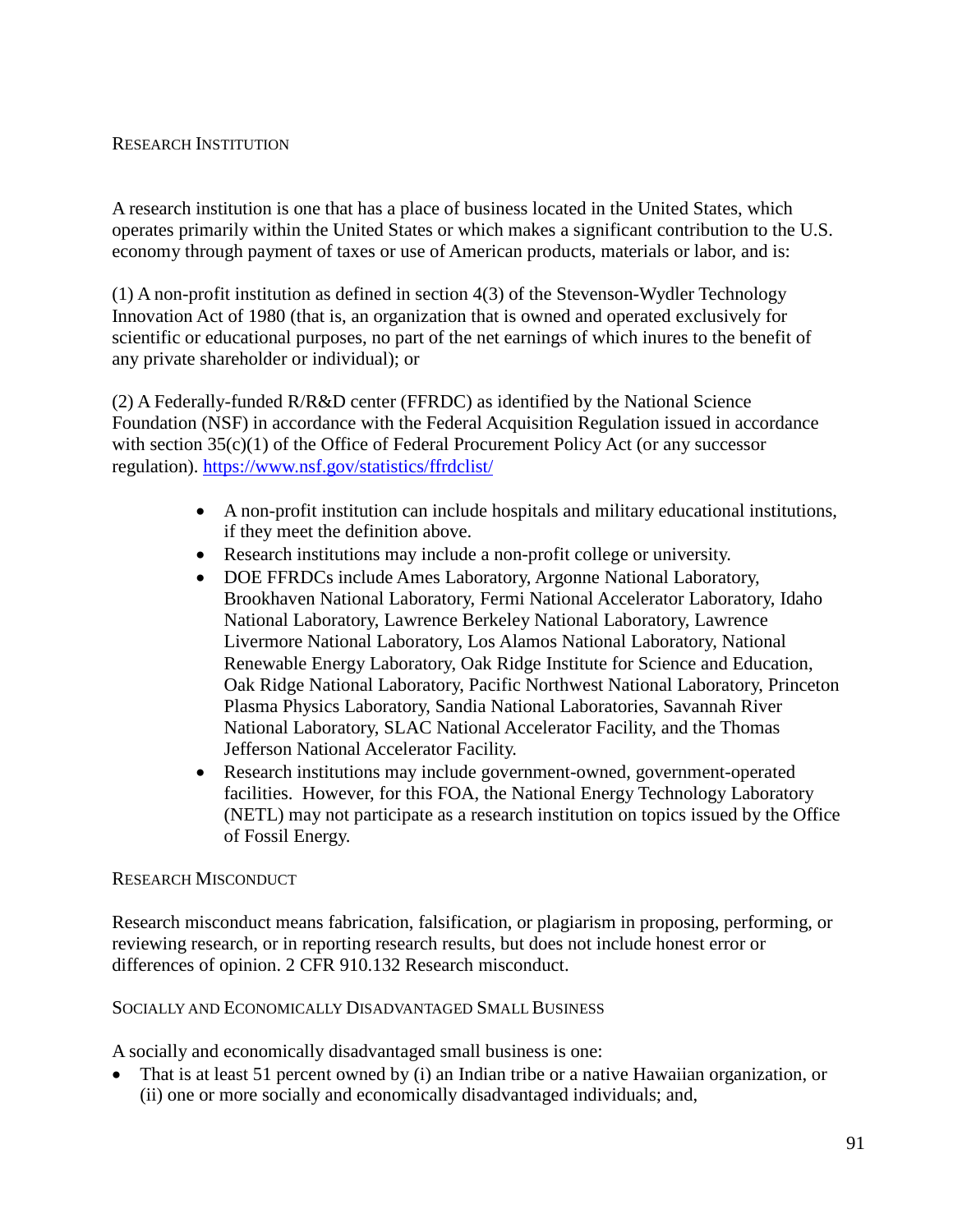### RESEARCH INSTITUTION

A research institution is one that has a place of business located in the United States, which operates primarily within the United States or which makes a significant contribution to the U.S. economy through payment of taxes or use of American products, materials or labor, and is:

(1) A non-profit institution as defined in section 4(3) of the Stevenson-Wydler Technology Innovation Act of 1980 (that is, an organization that is owned and operated exclusively for scientific or educational purposes, no part of the net earnings of which inures to the benefit of any private shareholder or individual); or

(2) A Federally-funded R/R&D center (FFRDC) as identified by the National Science Foundation (NSF) in accordance with the Federal Acquisition Regulation issued in accordance with section 35(c)(1) of the Office of Federal Procurement Policy Act (or any successor regulation). https://www.nsf.gov/statistics/ffrdclist/

- A non-profit institution can include hospitals and military educational institutions, if they meet the definition above.
- Research institutions may include a non-profit college or university.
- DOE FFRDCs include Ames Laboratory, Argonne National Laboratory, Brookhaven National Laboratory, Fermi National Accelerator Laboratory, Idaho National Laboratory, Lawrence Berkeley National Laboratory, Lawrence Livermore National Laboratory, Los Alamos National Laboratory, National Renewable Energy Laboratory, Oak Ridge Institute for Science and Education, Oak Ridge National Laboratory, Pacific Northwest National Laboratory, Princeton Plasma Physics Laboratory, Sandia National Laboratories, Savannah River National Laboratory, SLAC National Accelerator Facility, and the Thomas Jefferson National Accelerator Facility.
- Research institutions may include government-owned, government-operated facilities. However, for this FOA, the National Energy Technology Laboratory (NETL) may not participate as a research institution on topics issued by the Office of Fossil Energy.

### RESEARCH MISCONDUCT

Research misconduct means fabrication, falsification, or plagiarism in proposing, performing, or reviewing research, or in reporting research results, but does not include honest error or differences of opinion. 2 CFR 910.132 Research misconduct.

### SOCIALLY AND ECONOMICALLY DISADVANTAGED SMALL BUSINESS

A socially and economically disadvantaged small business is one:

- That is at least 51 percent owned by (i) an Indian tribe or a native Hawaiian organization, or (ii) one or more socially and economically disadvantaged individuals; and,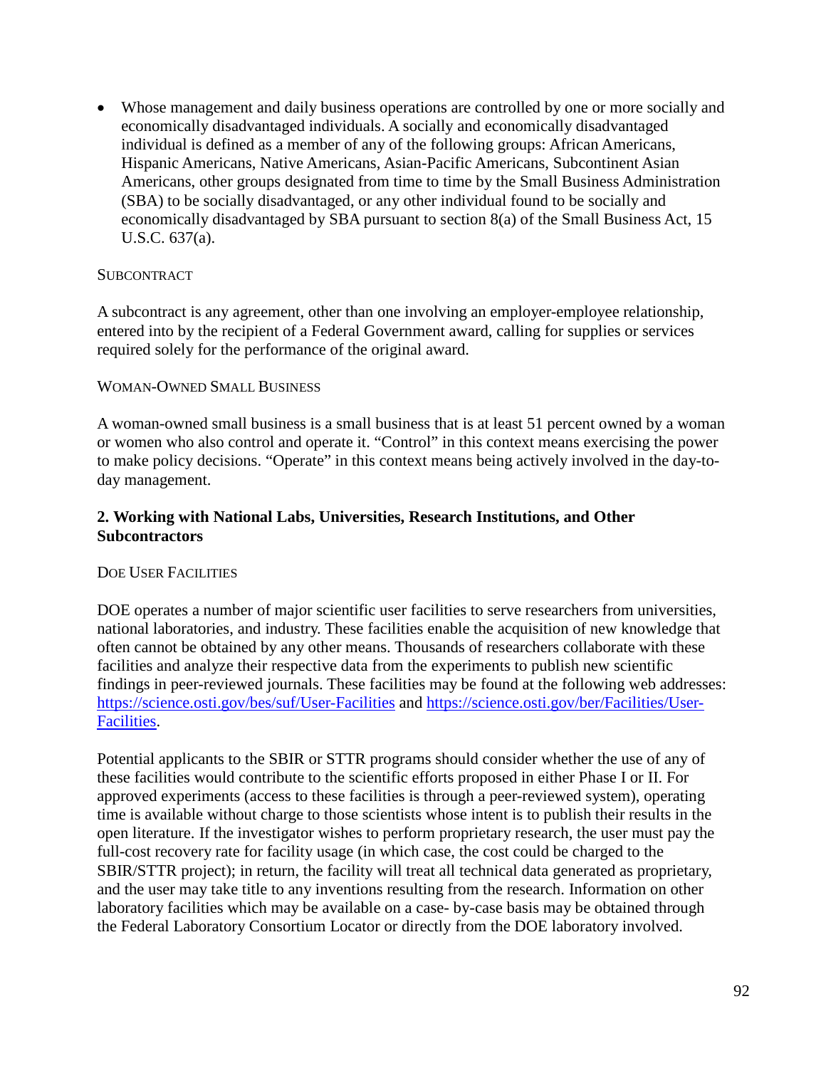- Whose management and daily business operations are controlled by one or more socially and economically disadvantaged individuals. A socially and economically disadvantaged individual is defined as a member of any of the following groups: African Americans, Hispanic Americans, Native Americans, Asian-Pacific Americans, Subcontinent Asian Americans, other groups designated from time to time by the Small Business Administration (SBA) to be socially disadvantaged, or any other individual found to be socially and economically disadvantaged by SBA pursuant to section 8(a) of the Small Business Act, 15 U.S.C. 637(a).

#### SUBCONTRACT

A subcontract is any agreement, other than one involving an employer-employee relationship, entered into by the recipient of a Federal Government award, calling for supplies or services required solely for the performance of the original award.

#### WOMAN-OWNED SMALL BUSINESS

A woman-owned small business is a small business that is at least 51 percent owned by a woman or women who also control and operate it. “Control” in this context means exercising the power to make policy decisions. “Operate” in this context means being actively involved in the day-to-day management.

### 2. Working with National Labs, Universities, Research Institutions, and Other Subcontractors

#### DOE USER FACILITIES

DOE operates a number of major scientific user facilities to serve researchers from universities, national laboratories, and industry. These facilities enable the acquisition of new knowledge that often cannot be obtained by any other means. Thousands of researchers collaborate with these facilities and analyze their respective data from the experiments to publish new scientific findings in peer-reviewed journals. These facilities may be found at the following web addresses: https://science.osti.gov/bes/suf/User-Facilities and https://science.osti.gov/ber/Facilities/User-Facilities.

Potential applicants to the SBIR or STTR programs should consider whether the use of any of these facilities would contribute to the scientific efforts proposed in either Phase I or II. For approved experiments (access to these facilities is through a peer-reviewed system), operating time is available without charge to those scientists whose intent is to publish their results in the open literature. If the investigator wishes to perform proprietary research, the user must pay the full-cost recovery rate for facility usage (in which case, the cost could be charged to the SBIR/STTR project); in return, the facility will treat all technical data generated as proprietary, and the user may take title to any inventions resulting from the research. Information on other laboratory facilities which may be available on a case- by-case basis may be obtained through the Federal Laboratory Consortium Locator or directly from the DOE laboratory involved.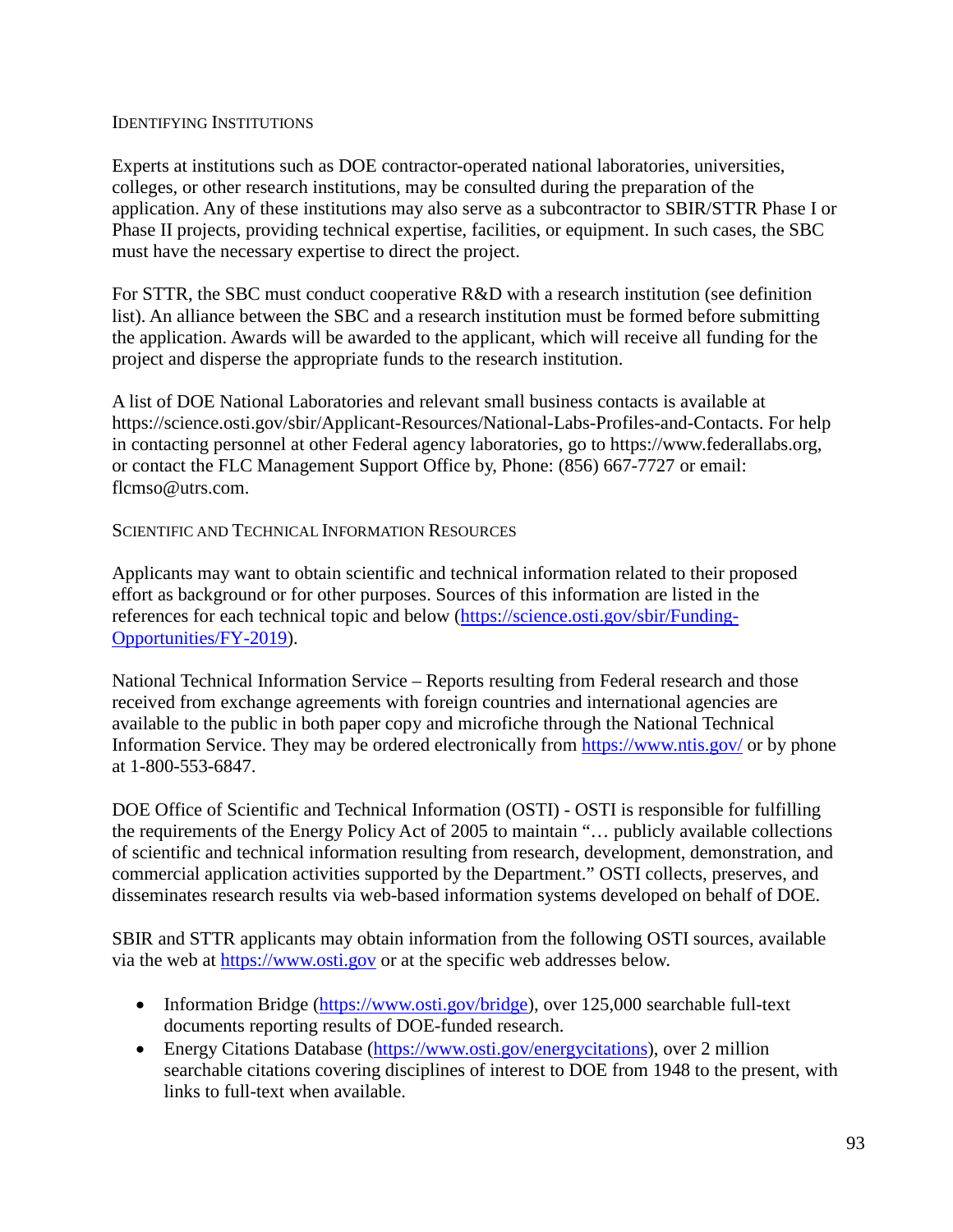### Identifying Institutions

Experts at institutions such as DOE contractor-operated national laboratories, universities, colleges, or other research institutions, may be consulted during the preparation of the application. Any of these institutions may also serve as a subcontractor to SBIR/STTR Phase I or Phase II projects, providing technical expertise, facilities, or equipment. In such cases, the SBC must have the necessary expertise to direct the project.

For STTR, the SBC must conduct cooperative R&D with a research institution (see definition list). An alliance between the SBC and a research institution must be formed before submitting the application. Awards will be awarded to the applicant, which will receive all funding for the project and disperse the appropriate funds to the research institution.

A list of DOE National Laboratories and relevant small business contacts is available at https://science.osti.gov/sbir/Applicant-Resources/National-Labs-Profiles-and-Contacts. For help in contacting personnel at other Federal agency laboratories, go to https://www.federallabs.org, or contact the FLC Management Support Office by, Phone: (856) 667-7727 or email: flcmso@utrs.com.

### Scientific and Technical Information Resources

Applicants may want to obtain scientific and technical information related to their proposed effort as background or for other purposes. Sources of this information are listed in the references for each technical topic and below (https://science.osti.gov/sbir/Funding-Opportunities/FY-2019).

National Technical Information Service – Reports resulting from Federal research and those received from exchange agreements with foreign countries and international agencies are available to the public in both paper copy and microfiche through the National Technical Information Service. They may be ordered electronically from https://www.ntis.gov/ or by phone at 1-800-553-6847.

DOE Office of Scientific and Technical Information (OSTI) - OSTI is responsible for fulfilling the requirements of the Energy Policy Act of 2005 to maintain "… publicly available collections of scientific and technical information resulting from research, development, demonstration, and commercial application activities supported by the Department." OSTI collects, preserves, and disseminates research results via web-based information systems developed on behalf of DOE.

SBIR and STTR applicants may obtain information from the following OSTI sources, available via the web at https://www.osti.gov or at the specific web addresses below.

- Information Bridge (https://www.osti.gov/bridge), over 125,000 searchable full-text documents reporting results of DOE-funded research.
- Energy Citations Database (https://www.osti.gov/energycitations), over 2 million searchable citations covering disciplines of interest to DOE from 1948 to the present, with links to full-text when available.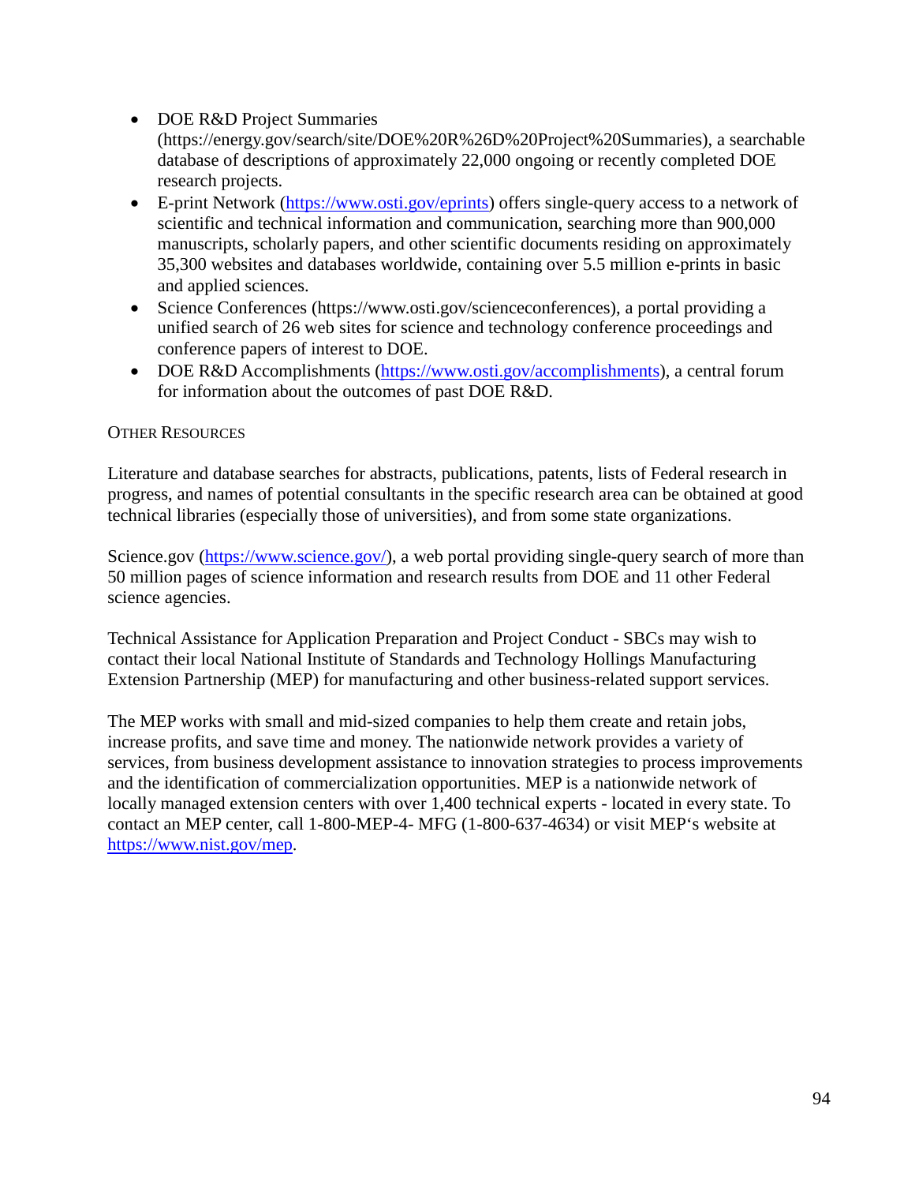- DOE R&D Project Summaries (https://energy.gov/search/site/DOE%20R%26D%20Project%20Summaries), a searchable database of descriptions of approximately 22,000 ongoing or recently completed DOE research projects.
- E-print Network (https://www.osti.gov/eprints) offers single-query access to a network of scientific and technical information and communication, searching more than 900,000 manuscripts, scholarly papers, and other scientific documents residing on approximately 35,300 websites and databases worldwide, containing over 5.5 million e-prints in basic and applied sciences.
- Science Conferences (https://www.osti.gov/scienceconferences), a portal providing a unified search of 26 web sites for science and technology conference proceedings and conference papers of interest to DOE.
- DOE R&D Accomplishments (https://www.osti.gov/accomplishments), a central forum for information about the outcomes of past DOE R&D.

OTHER RESOURCES

Literature and database searches for abstracts, publications, patents, lists of Federal research in progress, and names of potential consultants in the specific research area can be obtained at good technical libraries (especially those of universities), and from some state organizations.

Science.gov (https://www.science.gov/), a web portal providing single-query search of more than 50 million pages of science information and research results from DOE and 11 other Federal science agencies.

Technical Assistance for Application Preparation and Project Conduct - SBCs may wish to contact their local National Institute of Standards and Technology Hollings Manufacturing Extension Partnership (MEP) for manufacturing and other business-related support services.

The MEP works with small and mid-sized companies to help them create and retain jobs, increase profits, and save time and money. The nationwide network provides a variety of services, from business development assistance to innovation strategies to process improvements and the identification of commercialization opportunities. MEP is a nationwide network of locally managed extension centers with over 1,400 technical experts - located in every state. To contact an MEP center, call 1-800-MEP-4- MFG (1-800-637-4634) or visit MEP's website at https://www.nist.gov/mep.